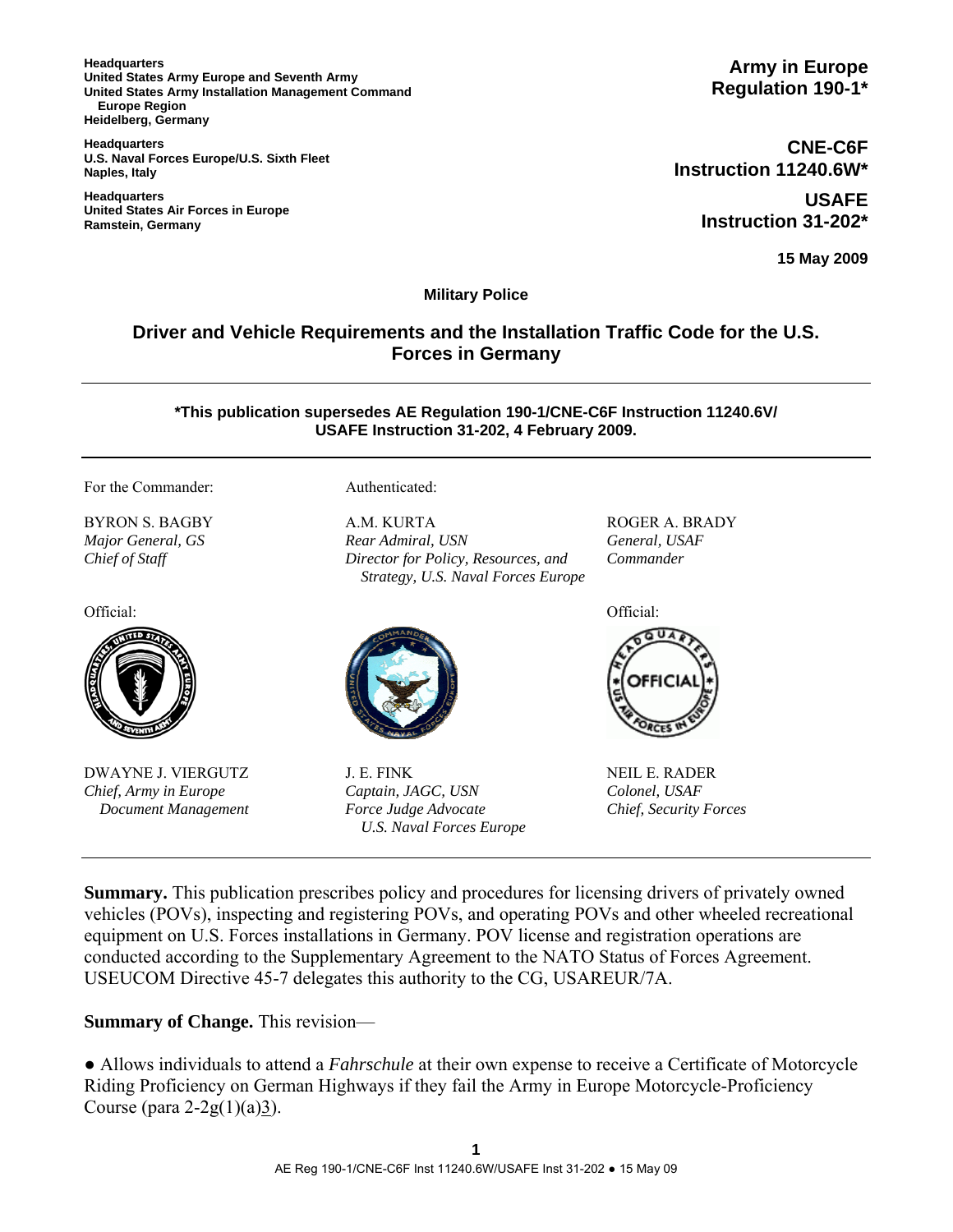**Headquarters**
**United States Army Europe and Seventh Army**
**United States Army Installation Management Command**
**Europe Region**
**Heidelberg, Germany**

**Headquarters**
**U.S. Naval Forces Europe/U.S. Sixth Fleet**
**Naples, Italy**

**Headquarters**
**United States Air Forces in Europe**
**Ramstein, Germany**

**Army in Europe**
**Regulation 190-1***

**CNE-C6F**
**Instruction 11240.6W***

**USAFE**
**Instruction 31-202***

**15 May 2009**

**Military Police**

# Driver and Vehicle Requirements and the Installation Traffic Code for the U.S. Forces in Germany

***This publication supersedes AE Regulation 190-1/CNE-C6F Instruction 11240.6V/ USAFE Instruction 31-202, 4 February 2009.**

For the Commander:

BYRON S. BAGBY
*Major General, GS*
*Chief of Staff*

Official:

DWAYNE J. VIERGUTZ
*Chief, Army in Europe*
*Document Management*

Authenticated:

A.M. KURTA
*Rear Admiral, USN*
*Director for Policy, Resources, and Strategy, U.S. Naval Forces Europe*

J. E. FINK
*Captain, JAGC, USN*
*Force Judge Advocate*
*U.S. Naval Forces Europe*

ROGER A. BRADY
*General, USAF*
*Commander*

Official:

NEIL E. RADER
*Colonel, USAF*
*Chief, Security Forces*

**Summary.** This publication prescribes policy and procedures for licensing drivers of privately owned vehicles (POVs), inspecting and registering POVs, and operating POVs and other wheeled recreational equipment on U.S. Forces installations in Germany. POV license and registration operations are conducted according to the Supplementary Agreement to the NATO Status of Forces Agreement. USEUCOM Directive 45-7 delegates this authority to the CG, USAREUR/7A.

**Summary of Change.** This revision—

● Allows individuals to attend a *Fahrschule* at their own expense to receive a Certificate of Motorcycle Riding Proficiency on German Highways if they fail the Army in Europe Motorcycle-Proficiency Course (para 2-2g(1)(a)3).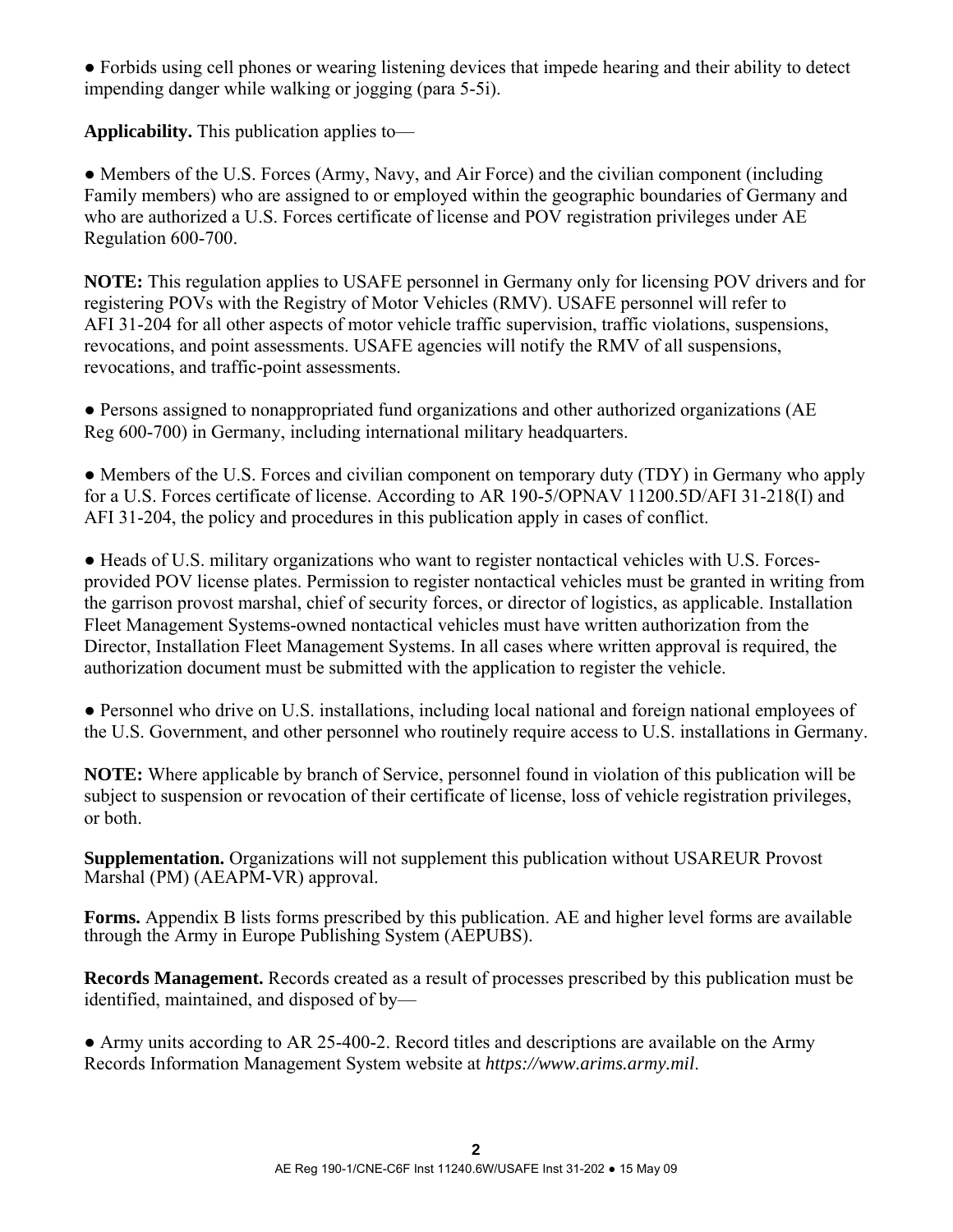● Forbids using cell phones or wearing listening devices that impede hearing and their ability to detect impending danger while walking or jogging (para 5-5i).

**Applicability.** This publication applies to—

● Members of the U.S. Forces (Army, Navy, and Air Force) and the civilian component (including Family members) who are assigned to or employed within the geographic boundaries of Germany and who are authorized a U.S. Forces certificate of license and POV registration privileges under AE Regulation 600-700.

**NOTE:** This regulation applies to USAFE personnel in Germany only for licensing POV drivers and for registering POVs with the Registry of Motor Vehicles (RMV). USAFE personnel will refer to AFI 31-204 for all other aspects of motor vehicle traffic supervision, traffic violations, suspensions, revocations, and point assessments. USAFE agencies will notify the RMV of all suspensions, revocations, and traffic-point assessments.

● Persons assigned to nonappropriated fund organizations and other authorized organizations (AE Reg 600-700) in Germany, including international military headquarters.

● Members of the U.S. Forces and civilian component on temporary duty (TDY) in Germany who apply for a U.S. Forces certificate of license. According to AR 190-5/OPNAV 11200.5D/AFI 31-218(I) and AFI 31-204, the policy and procedures in this publication apply in cases of conflict.

● Heads of U.S. military organizations who want to register nontactical vehicles with U.S. Forces-provided POV license plates. Permission to register nontactical vehicles must be granted in writing from the garrison provost marshal, chief of security forces, or director of logistics, as applicable. Installation Fleet Management Systems-owned nontactical vehicles must have written authorization from the Director, Installation Fleet Management Systems. In all cases where written approval is required, the authorization document must be submitted with the application to register the vehicle.

● Personnel who drive on U.S. installations, including local national and foreign national employees of the U.S. Government, and other personnel who routinely require access to U.S. installations in Germany.

**NOTE:** Where applicable by branch of Service, personnel found in violation of this publication will be subject to suspension or revocation of their certificate of license, loss of vehicle registration privileges, or both.

**Supplementation.** Organizations will not supplement this publication without USAREUR Provost Marshal (PM) (AEAPM-VR) approval.

**Forms.** Appendix B lists forms prescribed by this publication. AE and higher level forms are available through the Army in Europe Publishing System (AEPUBS).

**Records Management.** Records created as a result of processes prescribed by this publication must be identified, maintained, and disposed of by—

● Army units according to AR 25-400-2. Record titles and descriptions are available on the Army Records Information Management System website at *https://www.arims.army.mil*.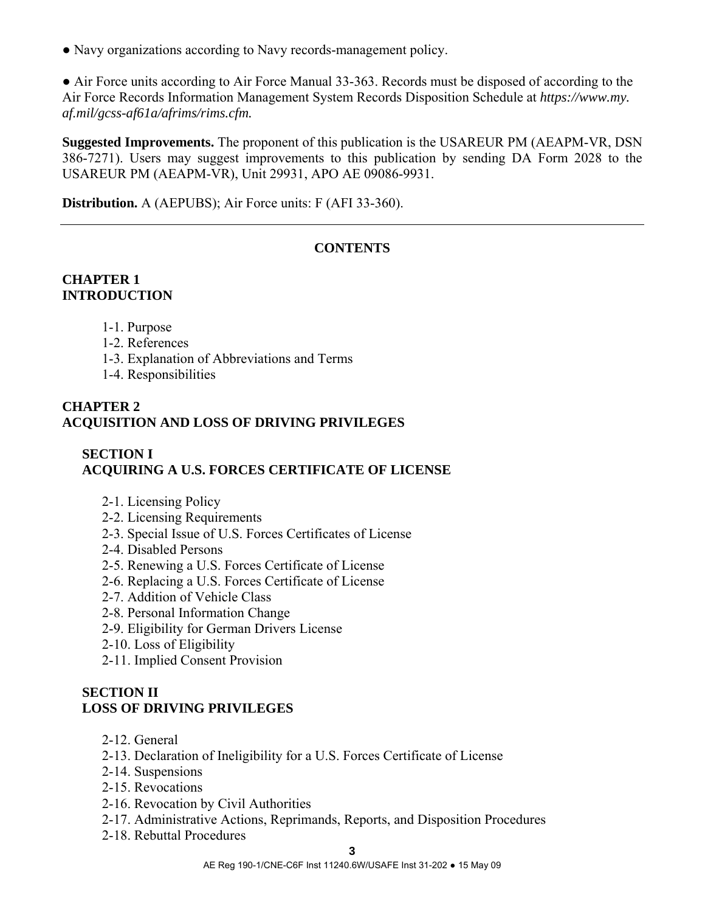● Navy organizations according to Navy records-management policy.

● Air Force units according to Air Force Manual 33-363. Records must be disposed of according to the Air Force Records Information Management System Records Disposition Schedule at *https://www.my.af.mil/gcss-af61a/afrims/rims.cfm.*

**Suggested Improvements.** The proponent of this publication is the USAREUR PM (AEAPM-VR, DSN 386-7271). Users may suggest improvements to this publication by sending DA Form 2028 to the USAREUR PM (AEAPM-VR), Unit 29931, APO AE 09086-9931.

**Distribution.** A (AEPUBS); Air Force units: F (AFI 33-360).

---

## CONTENTS

**CHAPTER 1**
**INTRODUCTION**

1-1. Purpose
1-2. References
1-3. Explanation of Abbreviations and Terms
1-4. Responsibilities

**CHAPTER 2**
**ACQUISITION AND LOSS OF DRIVING PRIVILEGES**

**SECTION I**
**ACQUIRING A U.S. FORCES CERTIFICATE OF LICENSE**

2-1. Licensing Policy
2-2. Licensing Requirements
2-3. Special Issue of U.S. Forces Certificates of License
2-4. Disabled Persons
2-5. Renewing a U.S. Forces Certificate of License
2-6. Replacing a U.S. Forces Certificate of License
2-7. Addition of Vehicle Class
2-8. Personal Information Change
2-9. Eligibility for German Drivers License
2-10. Loss of Eligibility
2-11. Implied Consent Provision

**SECTION II**
**LOSS OF DRIVING PRIVILEGES**

2-12. General
2-13. Declaration of Ineligibility for a U.S. Forces Certificate of License
2-14. Suspensions
2-15. Revocations
2-16. Revocation by Civil Authorities
2-17. Administrative Actions, Reprimands, Reports, and Disposition Procedures
2-18. Rebuttal Procedures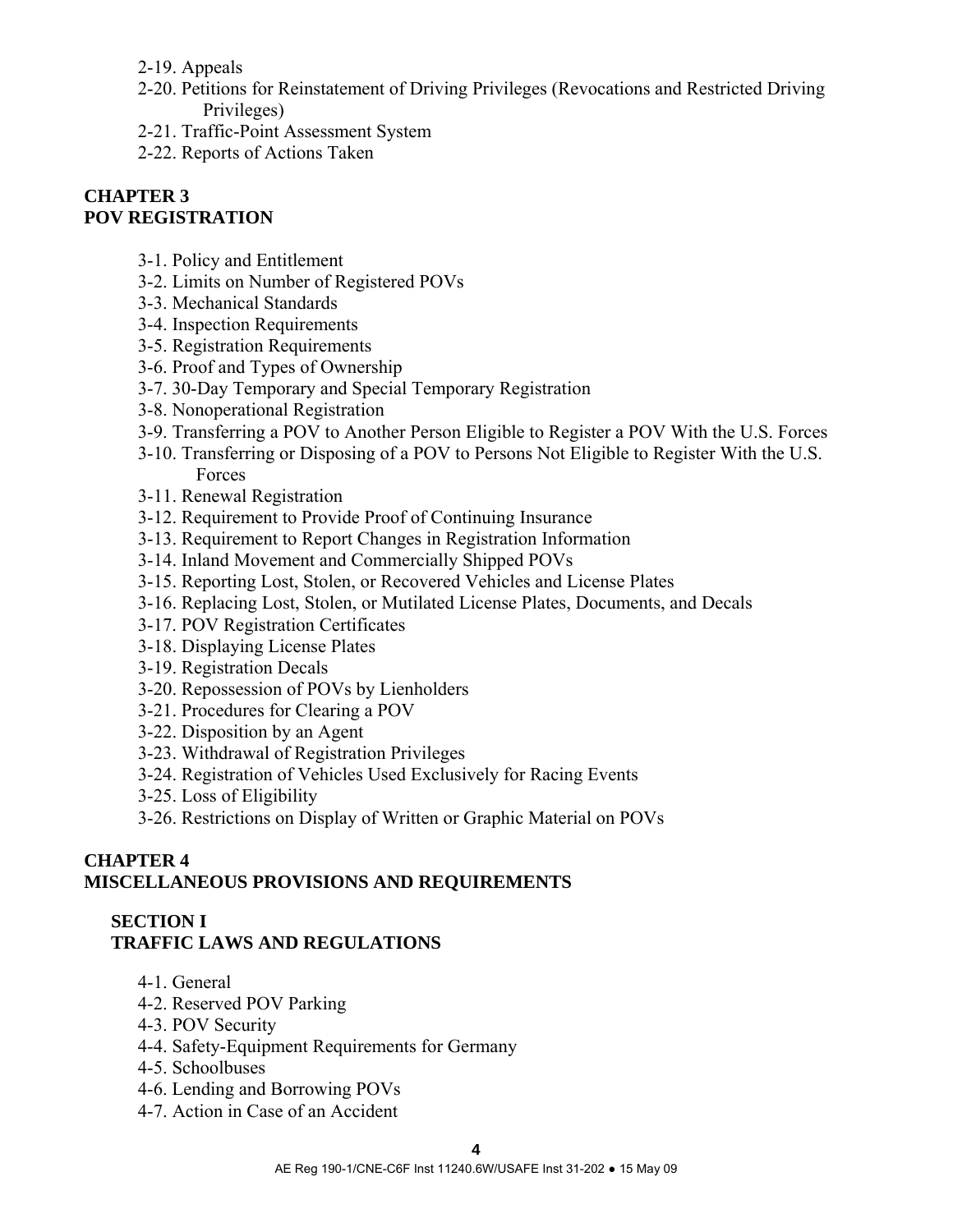2-19. Appeals
2-20. Petitions for Reinstatement of Driving Privileges (Revocations and Restricted Driving Privileges)
2-21. Traffic-Point Assessment System
2-22. Reports of Actions Taken

## CHAPTER 3
## POV REGISTRATION

3-1. Policy and Entitlement
3-2. Limits on Number of Registered POVs
3-3. Mechanical Standards
3-4. Inspection Requirements
3-5. Registration Requirements
3-6. Proof and Types of Ownership
3-7. 30-Day Temporary and Special Temporary Registration
3-8. Nonoperational Registration
3-9. Transferring a POV to Another Person Eligible to Register a POV With the U.S. Forces
3-10. Transferring or Disposing of a POV to Persons Not Eligible to Register With the U.S. Forces
3-11. Renewal Registration
3-12. Requirement to Provide Proof of Continuing Insurance
3-13. Requirement to Report Changes in Registration Information
3-14. Inland Movement and Commercially Shipped POVs
3-15. Reporting Lost, Stolen, or Recovered Vehicles and License Plates
3-16. Replacing Lost, Stolen, or Mutilated License Plates, Documents, and Decals
3-17. POV Registration Certificates
3-18. Displaying License Plates
3-19. Registration Decals
3-20. Repossession of POVs by Lienholders
3-21. Procedures for Clearing a POV
3-22. Disposition by an Agent
3-23. Withdrawal of Registration Privileges
3-24. Registration of Vehicles Used Exclusively for Racing Events
3-25. Loss of Eligibility
3-26. Restrictions on Display of Written or Graphic Material on POVs

## CHAPTER 4
## MISCELLANEOUS PROVISIONS AND REQUIREMENTS

### SECTION I
### TRAFFIC LAWS AND REGULATIONS

4-1. General
4-2. Reserved POV Parking
4-3. POV Security
4-4. Safety-Equipment Requirements for Germany
4-5. Schoolbuses
4-6. Lending and Borrowing POVs
4-7. Action in Case of an Accident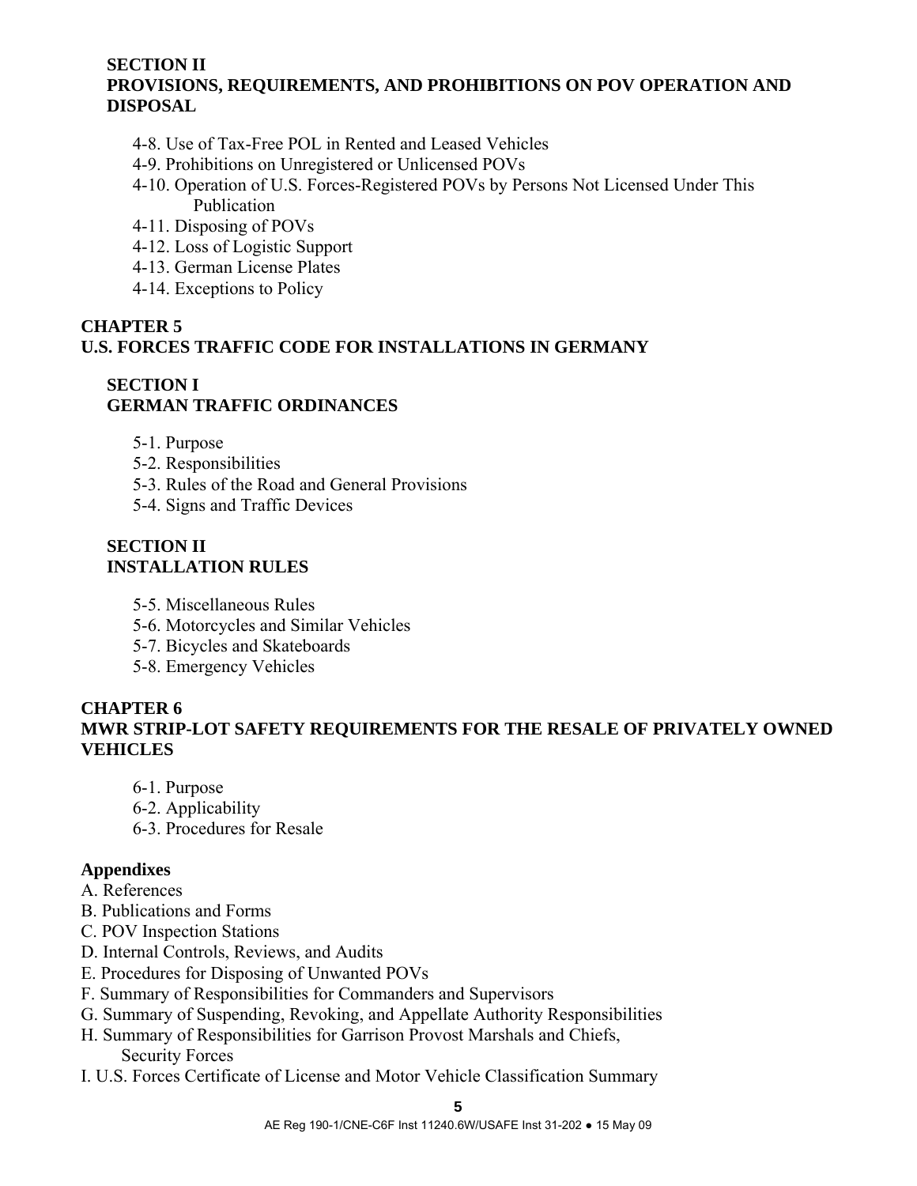### SECTION II
### PROVISIONS, REQUIREMENTS, AND PROHIBITIONS ON POV OPERATION AND DISPOSAL

- 4-8. Use of Tax-Free POL in Rented and Leased Vehicles
- 4-9. Prohibitions on Unregistered or Unlicensed POVs
- 4-10. Operation of U.S. Forces-Registered POVs by Persons Not Licensed Under This Publication
- 4-11. Disposing of POVs
- 4-12. Loss of Logistic Support
- 4-13. German License Plates
- 4-14. Exceptions to Policy

## CHAPTER 5
## U.S. FORCES TRAFFIC CODE FOR INSTALLATIONS IN GERMANY

### SECTION I
### GERMAN TRAFFIC ORDINANCES

- 5-1. Purpose
- 5-2. Responsibilities
- 5-3. Rules of the Road and General Provisions
- 5-4. Signs and Traffic Devices

### SECTION II
### INSTALLATION RULES

- 5-5. Miscellaneous Rules
- 5-6. Motorcycles and Similar Vehicles
- 5-7. Bicycles and Skateboards
- 5-8. Emergency Vehicles

## CHAPTER 6
## MWR STRIP-LOT SAFETY REQUIREMENTS FOR THE RESALE OF PRIVATELY OWNED VEHICLES

- 6-1. Purpose
- 6-2. Applicability
- 6-3. Procedures for Resale

**Appendixes**

A. References
B. Publications and Forms
C. POV Inspection Stations
D. Internal Controls, Reviews, and Audits
E. Procedures for Disposing of Unwanted POVs
F. Summary of Responsibilities for Commanders and Supervisors
G. Summary of Suspending, Revoking, and Appellate Authority Responsibilities
H. Summary of Responsibilities for Garrison Provost Marshals and Chiefs, Security Forces
I. U.S. Forces Certificate of License and Motor Vehicle Classification Summary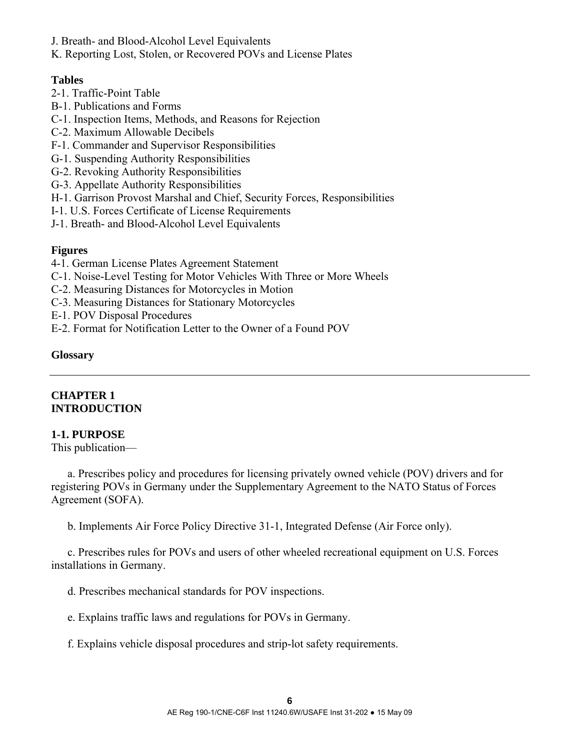J. Breath- and Blood-Alcohol Level Equivalents
K. Reporting Lost, Stolen, or Recovered POVs and License Plates

**Tables**

2-1. Traffic-Point Table
B-1. Publications and Forms
C-1. Inspection Items, Methods, and Reasons for Rejection
C-2. Maximum Allowable Decibels
F-1. Commander and Supervisor Responsibilities
G-1. Suspending Authority Responsibilities
G-2. Revoking Authority Responsibilities
G-3. Appellate Authority Responsibilities
H-1. Garrison Provost Marshal and Chief, Security Forces, Responsibilities
I-1. U.S. Forces Certificate of License Requirements
J-1. Breath- and Blood-Alcohol Level Equivalents

**Figures**

4-1. German License Plates Agreement Statement
C-1. Noise-Level Testing for Motor Vehicles With Three or More Wheels
C-2. Measuring Distances for Motorcycles in Motion
C-3. Measuring Distances for Stationary Motorcycles
E-1. POV Disposal Procedures
E-2. Format for Notification Letter to the Owner of a Found POV

**Glossary**

---

# CHAPTER 1
# INTRODUCTION

## 1-1. PURPOSE

This publication—

a. Prescribes policy and procedures for licensing privately owned vehicle (POV) drivers and for registering POVs in Germany under the Supplementary Agreement to the NATO Status of Forces Agreement (SOFA).

b. Implements Air Force Policy Directive 31-1, Integrated Defense (Air Force only).

c. Prescribes rules for POVs and users of other wheeled recreational equipment on U.S. Forces installations in Germany.

d. Prescribes mechanical standards for POV inspections.

e. Explains traffic laws and regulations for POVs in Germany.

f. Explains vehicle disposal procedures and strip-lot safety requirements.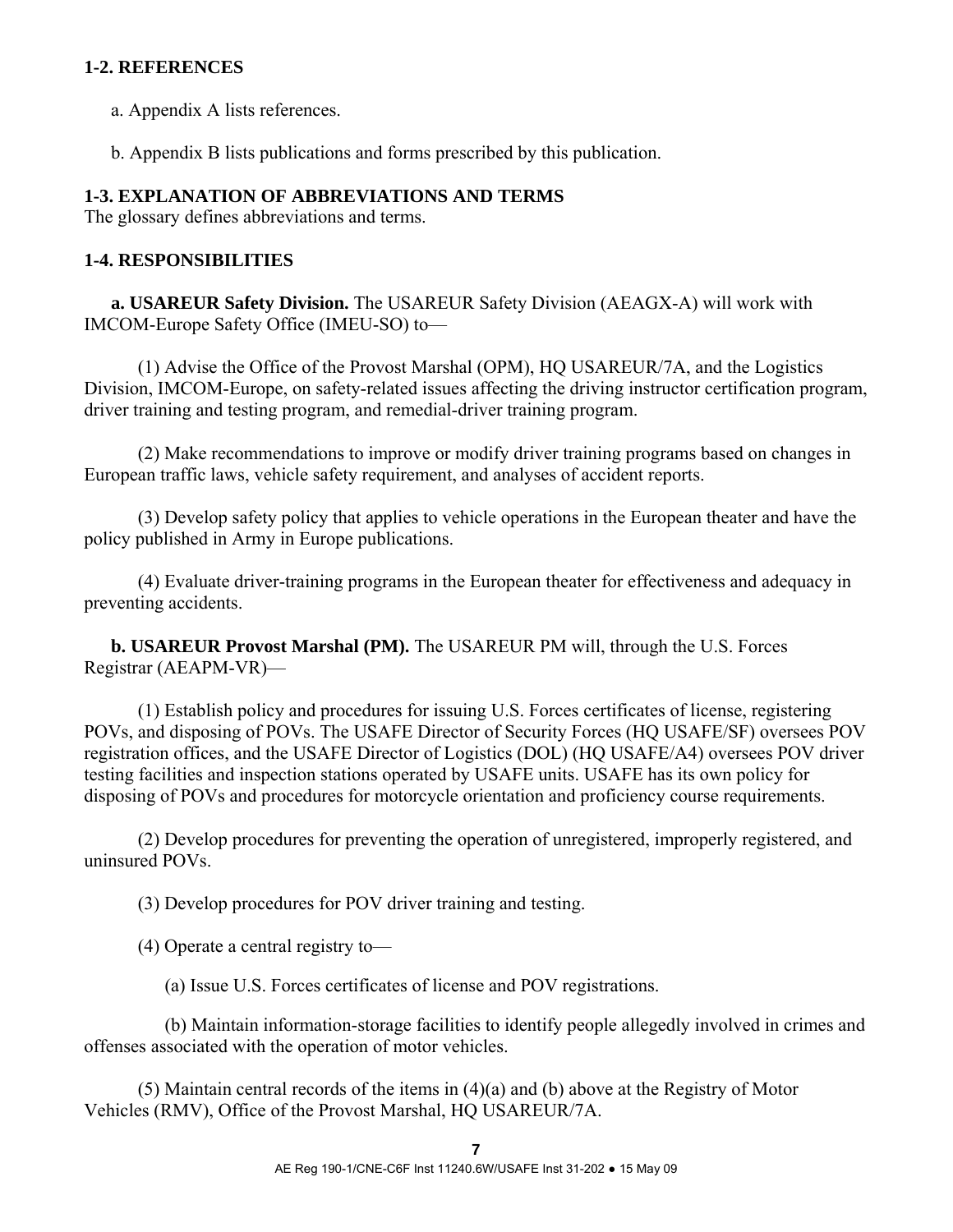## 1-2. REFERENCES

a. Appendix A lists references.

b. Appendix B lists publications and forms prescribed by this publication.

## 1-3. EXPLANATION OF ABBREVIATIONS AND TERMS

The glossary defines abbreviations and terms.

## 1-4. RESPONSIBILITIES

**a. USAREUR Safety Division.** The USAREUR Safety Division (AEAGX-A) will work with IMCOM-Europe Safety Office (IMEU-SO) to—

(1) Advise the Office of the Provost Marshal (OPM), HQ USAREUR/7A, and the Logistics Division, IMCOM-Europe, on safety-related issues affecting the driving instructor certification program, driver training and testing program, and remedial-driver training program.

(2) Make recommendations to improve or modify driver training programs based on changes in European traffic laws, vehicle safety requirement, and analyses of accident reports.

(3) Develop safety policy that applies to vehicle operations in the European theater and have the policy published in Army in Europe publications.

(4) Evaluate driver-training programs in the European theater for effectiveness and adequacy in preventing accidents.

**b. USAREUR Provost Marshal (PM).** The USAREUR PM will, through the U.S. Forces Registrar (AEAPM-VR)—

(1) Establish policy and procedures for issuing U.S. Forces certificates of license, registering POVs, and disposing of POVs. The USAFE Director of Security Forces (HQ USAFE/SF) oversees POV registration offices, and the USAFE Director of Logistics (DOL) (HQ USAFE/A4) oversees POV driver testing facilities and inspection stations operated by USAFE units. USAFE has its own policy for disposing of POVs and procedures for motorcycle orientation and proficiency course requirements.

(2) Develop procedures for preventing the operation of unregistered, improperly registered, and uninsured POVs.

(3) Develop procedures for POV driver training and testing.

(4) Operate a central registry to—

(a) Issue U.S. Forces certificates of license and POV registrations.

(b) Maintain information-storage facilities to identify people allegedly involved in crimes and offenses associated with the operation of motor vehicles.

(5) Maintain central records of the items in (4)(a) and (b) above at the Registry of Motor Vehicles (RMV), Office of the Provost Marshal, HQ USAREUR/7A.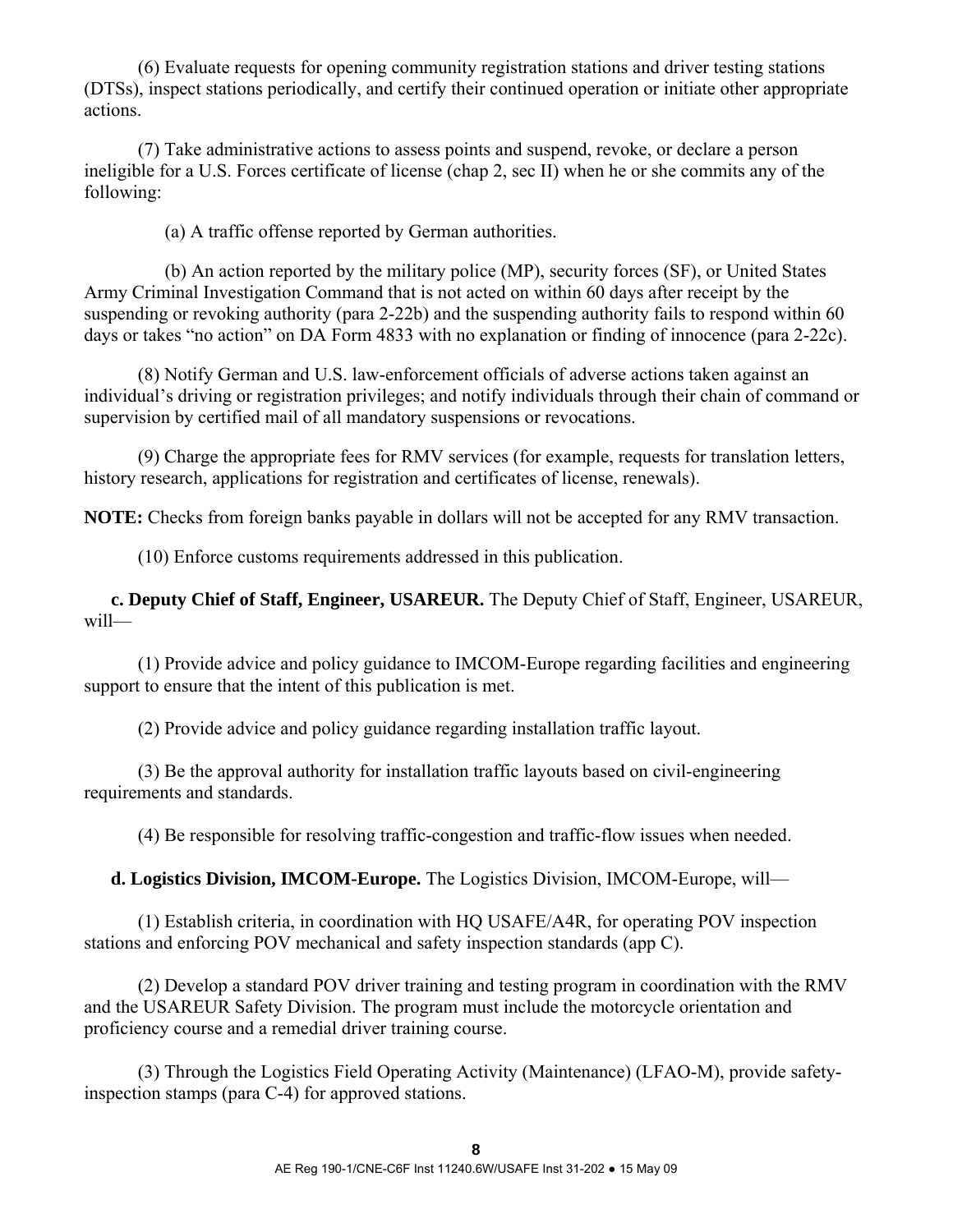(6) Evaluate requests for opening community registration stations and driver testing stations (DTSs), inspect stations periodically, and certify their continued operation or initiate other appropriate actions.

(7) Take administrative actions to assess points and suspend, revoke, or declare a person ineligible for a U.S. Forces certificate of license (chap 2, sec II) when he or she commits any of the following:

(a) A traffic offense reported by German authorities.

(b) An action reported by the military police (MP), security forces (SF), or United States Army Criminal Investigation Command that is not acted on within 60 days after receipt by the suspending or revoking authority (para 2-22b) and the suspending authority fails to respond within 60 days or takes “no action” on DA Form 4833 with no explanation or finding of innocence (para 2-22c).

(8) Notify German and U.S. law-enforcement officials of adverse actions taken against an individual’s driving or registration privileges; and notify individuals through their chain of command or supervision by certified mail of all mandatory suspensions or revocations.

(9) Charge the appropriate fees for RMV services (for example, requests for translation letters, history research, applications for registration and certificates of license, renewals).

**NOTE:** Checks from foreign banks payable in dollars will not be accepted for any RMV transaction.

(10) Enforce customs requirements addressed in this publication.

**c. Deputy Chief of Staff, Engineer, USAREUR.** The Deputy Chief of Staff, Engineer, USAREUR, will—

(1) Provide advice and policy guidance to IMCOM-Europe regarding facilities and engineering support to ensure that the intent of this publication is met.

(2) Provide advice and policy guidance regarding installation traffic layout.

(3) Be the approval authority for installation traffic layouts based on civil-engineering requirements and standards.

(4) Be responsible for resolving traffic-congestion and traffic-flow issues when needed.

**d. Logistics Division, IMCOM-Europe.** The Logistics Division, IMCOM-Europe, will—

(1) Establish criteria, in coordination with HQ USAFE/A4R, for operating POV inspection stations and enforcing POV mechanical and safety inspection standards (app C).

(2) Develop a standard POV driver training and testing program in coordination with the RMV and the USAREUR Safety Division. The program must include the motorcycle orientation and proficiency course and a remedial driver training course.

(3) Through the Logistics Field Operating Activity (Maintenance) (LFAO-M), provide safety-inspection stamps (para C-4) for approved stations.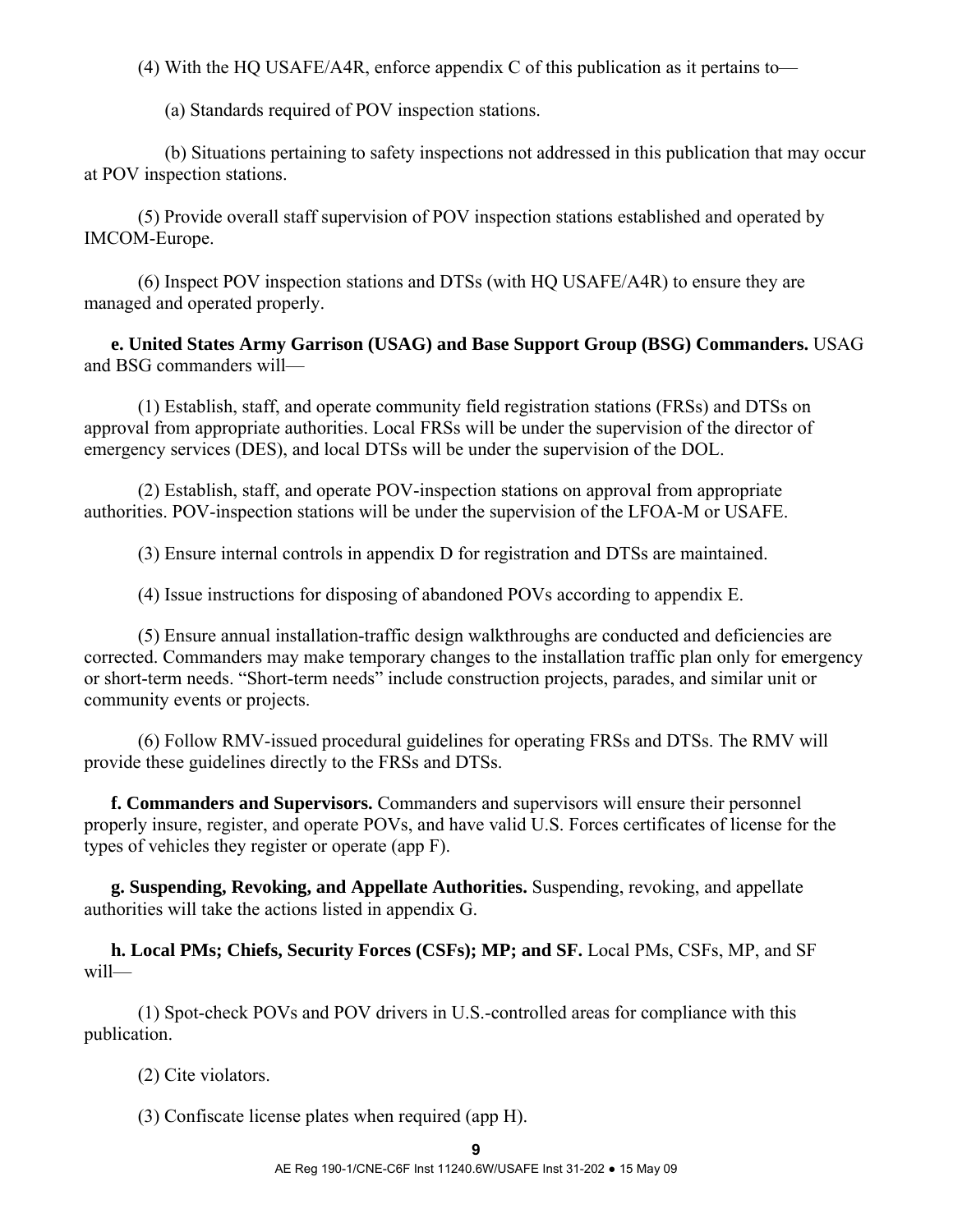(4) With the HQ USAFE/A4R, enforce appendix C of this publication as it pertains to—

(a) Standards required of POV inspection stations.

(b) Situations pertaining to safety inspections not addressed in this publication that may occur at POV inspection stations.

(5) Provide overall staff supervision of POV inspection stations established and operated by IMCOM-Europe.

(6) Inspect POV inspection stations and DTSs (with HQ USAFE/A4R) to ensure they are managed and operated properly.

**e. United States Army Garrison (USAG) and Base Support Group (BSG) Commanders.** USAG and BSG commanders will—

(1) Establish, staff, and operate community field registration stations (FRSs) and DTSs on approval from appropriate authorities. Local FRSs will be under the supervision of the director of emergency services (DES), and local DTSs will be under the supervision of the DOL.

(2) Establish, staff, and operate POV-inspection stations on approval from appropriate authorities. POV-inspection stations will be under the supervision of the LFOA-M or USAFE.

(3) Ensure internal controls in appendix D for registration and DTSs are maintained.

(4) Issue instructions for disposing of abandoned POVs according to appendix E.

(5) Ensure annual installation-traffic design walkthroughs are conducted and deficiencies are corrected. Commanders may make temporary changes to the installation traffic plan only for emergency or short-term needs. "Short-term needs" include construction projects, parades, and similar unit or community events or projects.

(6) Follow RMV-issued procedural guidelines for operating FRSs and DTSs. The RMV will provide these guidelines directly to the FRSs and DTSs.

**f. Commanders and Supervisors.** Commanders and supervisors will ensure their personnel properly insure, register, and operate POVs, and have valid U.S. Forces certificates of license for the types of vehicles they register or operate (app F).

**g. Suspending, Revoking, and Appellate Authorities.** Suspending, revoking, and appellate authorities will take the actions listed in appendix G.

**h. Local PMs; Chiefs, Security Forces (CSFs); MP; and SF.** Local PMs, CSFs, MP, and SF will—

(1) Spot-check POVs and POV drivers in U.S.-controlled areas for compliance with this publication.

(2) Cite violators.

(3) Confiscate license plates when required (app H).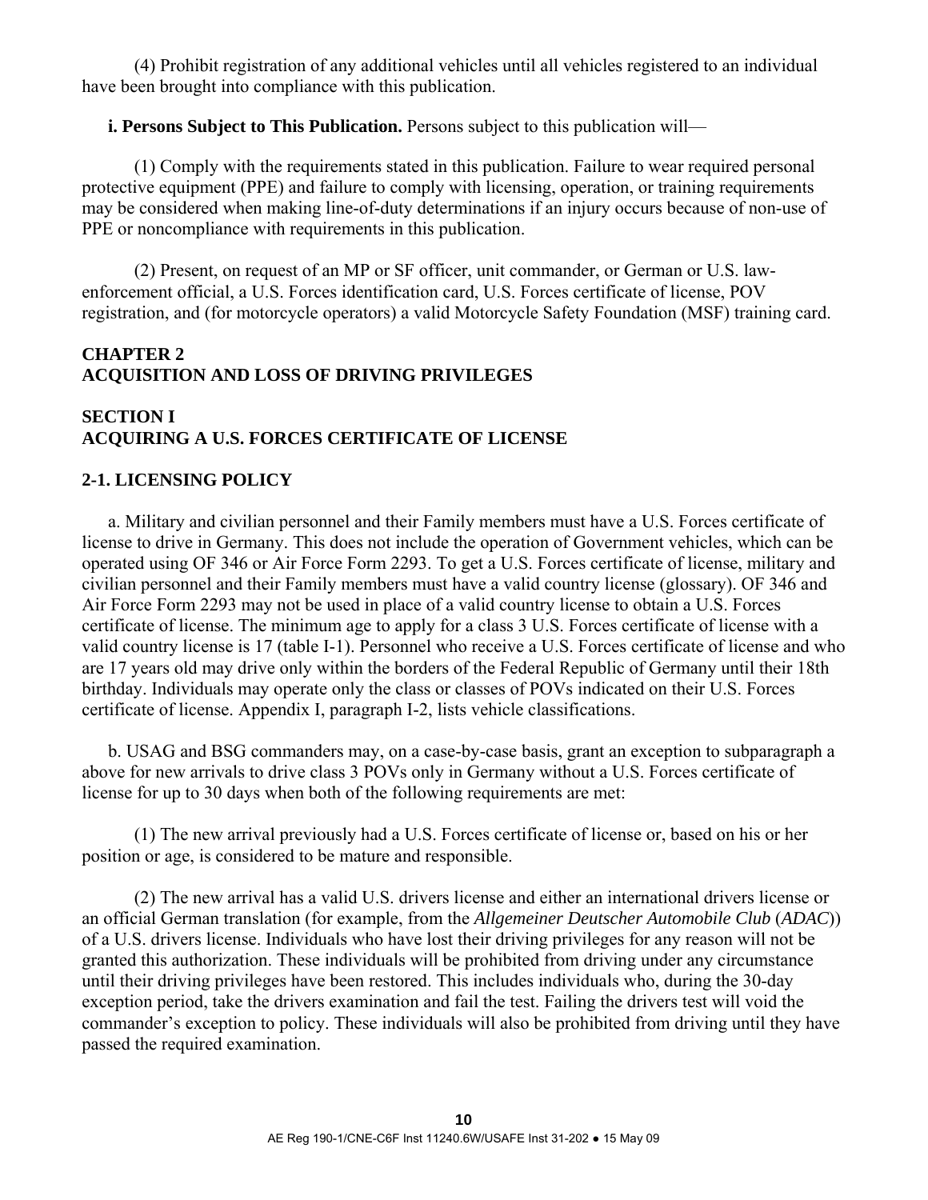(4) Prohibit registration of any additional vehicles until all vehicles registered to an individual have been brought into compliance with this publication.

**i. Persons Subject to This Publication.** Persons subject to this publication will—

(1) Comply with the requirements stated in this publication. Failure to wear required personal protective equipment (PPE) and failure to comply with licensing, operation, or training requirements may be considered when making line-of-duty determinations if an injury occurs because of non-use of PPE or noncompliance with requirements in this publication.

(2) Present, on request of an MP or SF officer, unit commander, or German or U.S. law-enforcement official, a U.S. Forces identification card, U.S. Forces certificate of license, POV registration, and (for motorcycle operators) a valid Motorcycle Safety Foundation (MSF) training card.

## CHAPTER 2
## ACQUISITION AND LOSS OF DRIVING PRIVILEGES

### SECTION I
### ACQUIRING A U.S. FORCES CERTIFICATE OF LICENSE

### 2-1. LICENSING POLICY

a. Military and civilian personnel and their Family members must have a U.S. Forces certificate of license to drive in Germany. This does not include the operation of Government vehicles, which can be operated using OF 346 or Air Force Form 2293. To get a U.S. Forces certificate of license, military and civilian personnel and their Family members must have a valid country license (glossary). OF 346 and Air Force Form 2293 may not be used in place of a valid country license to obtain a U.S. Forces certificate of license. The minimum age to apply for a class 3 U.S. Forces certificate of license with a valid country license is 17 (table I-1). Personnel who receive a U.S. Forces certificate of license and who are 17 years old may drive only within the borders of the Federal Republic of Germany until their 18th birthday. Individuals may operate only the class or classes of POVs indicated on their U.S. Forces certificate of license. Appendix I, paragraph I-2, lists vehicle classifications.

b. USAG and BSG commanders may, on a case-by-case basis, grant an exception to subparagraph a above for new arrivals to drive class 3 POVs only in Germany without a U.S. Forces certificate of license for up to 30 days when both of the following requirements are met:

(1) The new arrival previously had a U.S. Forces certificate of license or, based on his or her position or age, is considered to be mature and responsible.

(2) The new arrival has a valid U.S. drivers license and either an international drivers license or an official German translation (for example, from the *Allgemeiner Deutscher Automobile Club* (*ADAC*)) of a U.S. drivers license. Individuals who have lost their driving privileges for any reason will not be granted this authorization. These individuals will be prohibited from driving under any circumstance until their driving privileges have been restored. This includes individuals who, during the 30-day exception period, take the drivers examination and fail the test. Failing the drivers test will void the commander's exception to policy. These individuals will also be prohibited from driving until they have passed the required examination.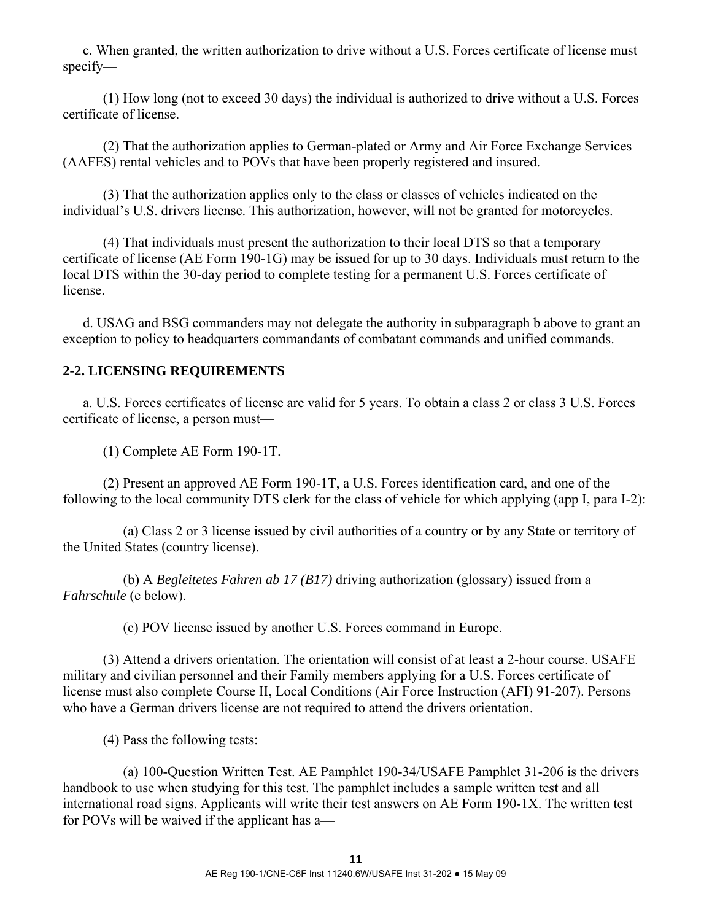c. When granted, the written authorization to drive without a U.S. Forces certificate of license must specify—

(1) How long (not to exceed 30 days) the individual is authorized to drive without a U.S. Forces certificate of license.

(2) That the authorization applies to German-plated or Army and Air Force Exchange Services (AAFES) rental vehicles and to POVs that have been properly registered and insured.

(3) That the authorization applies only to the class or classes of vehicles indicated on the individual's U.S. drivers license. This authorization, however, will not be granted for motorcycles.

(4) That individuals must present the authorization to their local DTS so that a temporary certificate of license (AE Form 190-1G) may be issued for up to 30 days. Individuals must return to the local DTS within the 30-day period to complete testing for a permanent U.S. Forces certificate of license.

d. USAG and BSG commanders may not delegate the authority in subparagraph b above to grant an exception to policy to headquarters commandants of combatant commands and unified commands.

## 2-2. LICENSING REQUIREMENTS

a. U.S. Forces certificates of license are valid for 5 years. To obtain a class 2 or class 3 U.S. Forces certificate of license, a person must—

(1) Complete AE Form 190-1T.

(2) Present an approved AE Form 190-1T, a U.S. Forces identification card, and one of the following to the local community DTS clerk for the class of vehicle for which applying (app I, para I-2):

(a) Class 2 or 3 license issued by civil authorities of a country or by any State or territory of the United States (country license).

(b) A *Begleitetes Fahren ab 17 (B17)* driving authorization (glossary) issued from a *Fahrschule* (e below).

(c) POV license issued by another U.S. Forces command in Europe.

(3) Attend a drivers orientation. The orientation will consist of at least a 2-hour course. USAFE military and civilian personnel and their Family members applying for a U.S. Forces certificate of license must also complete Course II, Local Conditions (Air Force Instruction (AFI) 91-207). Persons who have a German drivers license are not required to attend the drivers orientation.

(4) Pass the following tests:

(a) 100-Question Written Test. AE Pamphlet 190-34/USAFE Pamphlet 31-206 is the drivers handbook to use when studying for this test. The pamphlet includes a sample written test and all international road signs. Applicants will write their test answers on AE Form 190-1X. The written test for POVs will be waived if the applicant has a—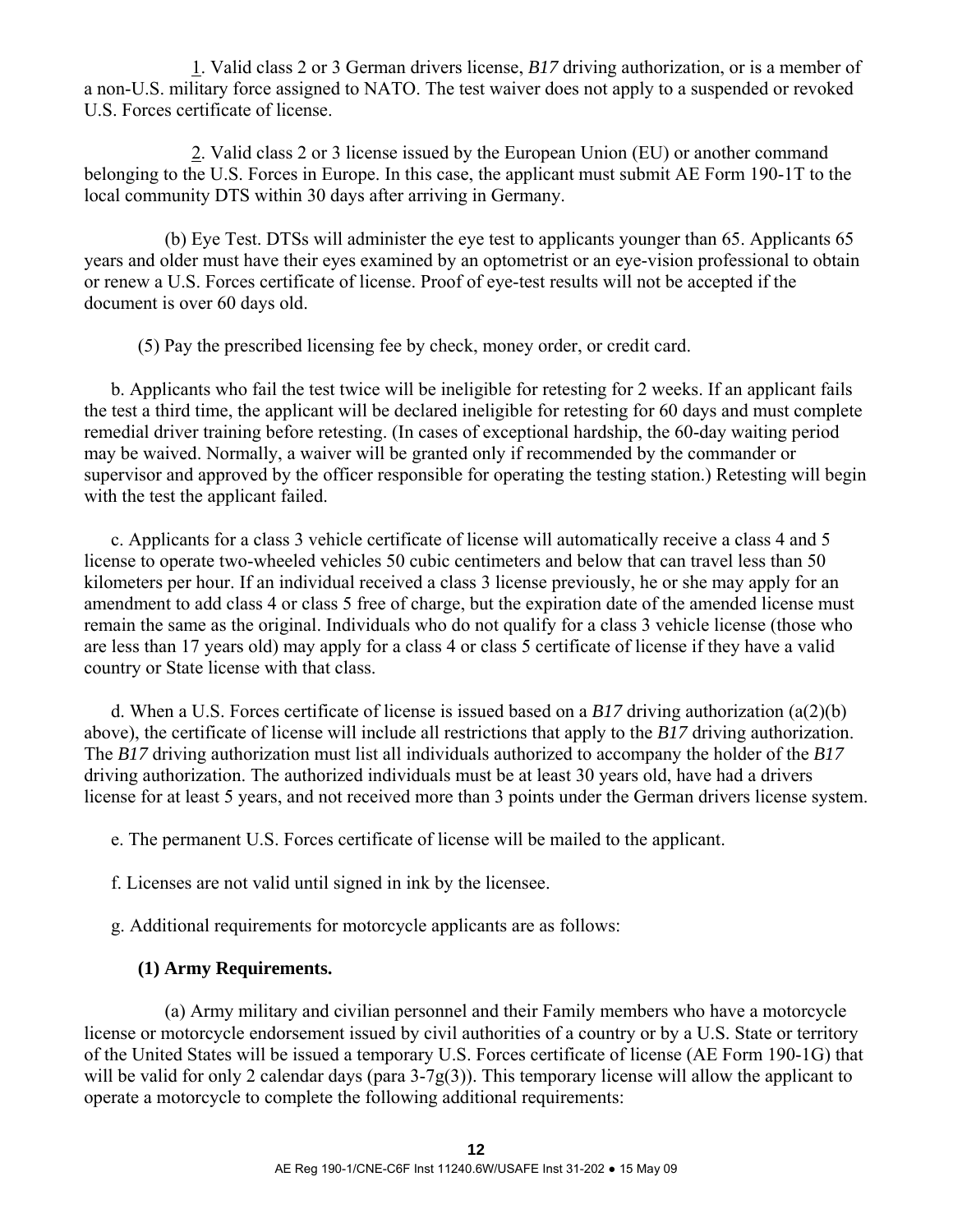1. Valid class 2 or 3 German drivers license, *B17* driving authorization, or is a member of a non-U.S. military force assigned to NATO. The test waiver does not apply to a suspended or revoked U.S. Forces certificate of license.

2. Valid class 2 or 3 license issued by the European Union (EU) or another command belonging to the U.S. Forces in Europe. In this case, the applicant must submit AE Form 190-1T to the local community DTS within 30 days after arriving in Germany.

(b) Eye Test. DTSs will administer the eye test to applicants younger than 65. Applicants 65 years and older must have their eyes examined by an optometrist or an eye-vision professional to obtain or renew a U.S. Forces certificate of license. Proof of eye-test results will not be accepted if the document is over 60 days old.

(5) Pay the prescribed licensing fee by check, money order, or credit card.

b. Applicants who fail the test twice will be ineligible for retesting for 2 weeks. If an applicant fails the test a third time, the applicant will be declared ineligible for retesting for 60 days and must complete remedial driver training before retesting. (In cases of exceptional hardship, the 60-day waiting period may be waived. Normally, a waiver will be granted only if recommended by the commander or supervisor and approved by the officer responsible for operating the testing station.) Retesting will begin with the test the applicant failed.

c. Applicants for a class 3 vehicle certificate of license will automatically receive a class 4 and 5 license to operate two-wheeled vehicles 50 cubic centimeters and below that can travel less than 50 kilometers per hour. If an individual received a class 3 license previously, he or she may apply for an amendment to add class 4 or class 5 free of charge, but the expiration date of the amended license must remain the same as the original. Individuals who do not qualify for a class 3 vehicle license (those who are less than 17 years old) may apply for a class 4 or class 5 certificate of license if they have a valid country or State license with that class.

d. When a U.S. Forces certificate of license is issued based on a *B17* driving authorization (a(2)(b) above), the certificate of license will include all restrictions that apply to the *B17* driving authorization. The *B17* driving authorization must list all individuals authorized to accompany the holder of the *B17* driving authorization. The authorized individuals must be at least 30 years old, have had a drivers license for at least 5 years, and not received more than 3 points under the German drivers license system.

e. The permanent U.S. Forces certificate of license will be mailed to the applicant.

f. Licenses are not valid until signed in ink by the licensee.

g. Additional requirements for motorcycle applicants are as follows:

**(1) Army Requirements.**

(a) Army military and civilian personnel and their Family members who have a motorcycle license or motorcycle endorsement issued by civil authorities of a country or by a U.S. State or territory of the United States will be issued a temporary U.S. Forces certificate of license (AE Form 190-1G) that will be valid for only 2 calendar days (para 3-7g(3)). This temporary license will allow the applicant to operate a motorcycle to complete the following additional requirements: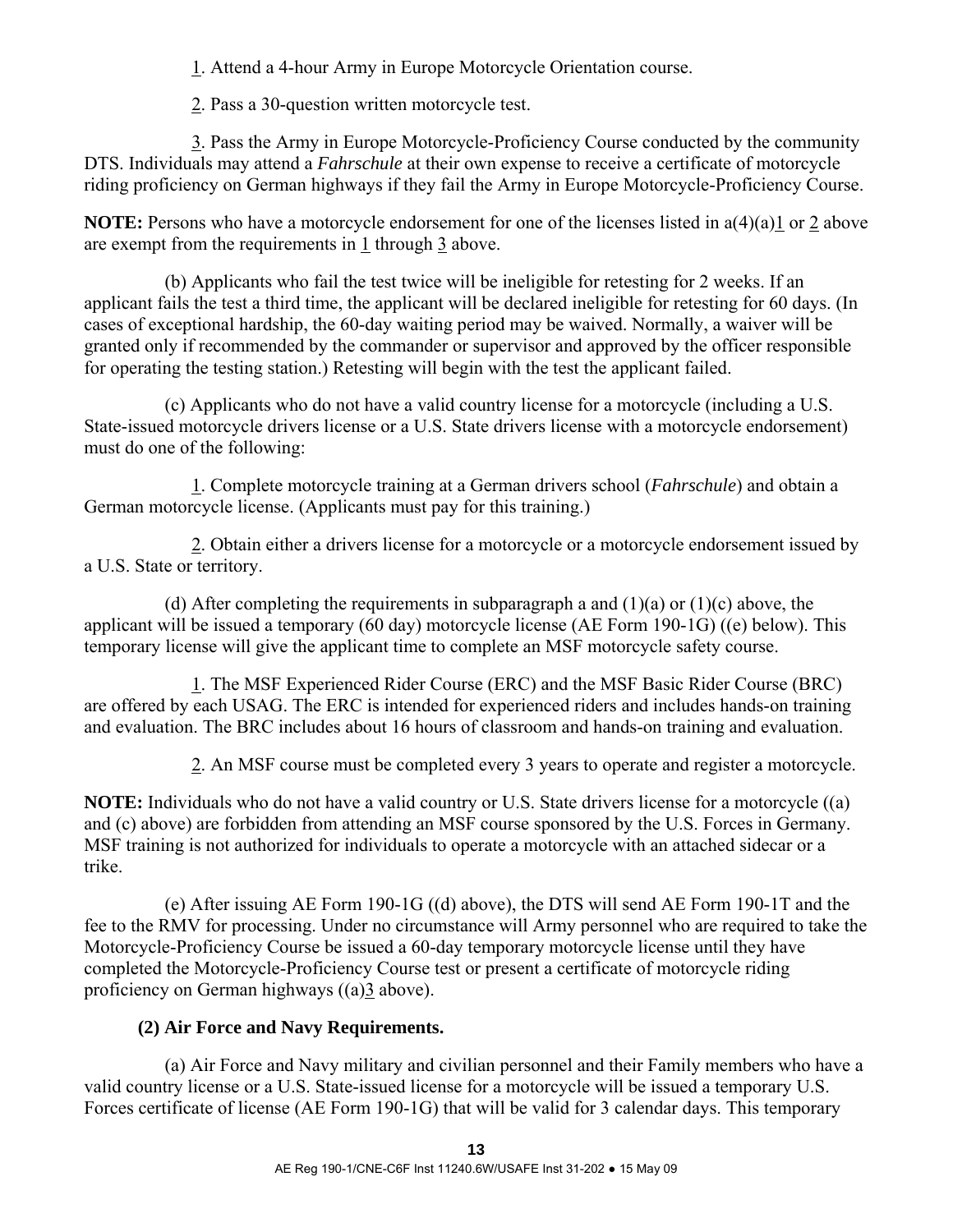1. Attend a 4-hour Army in Europe Motorcycle Orientation course.

2. Pass a 30-question written motorcycle test.

3. Pass the Army in Europe Motorcycle-Proficiency Course conducted by the community DTS. Individuals may attend a *Fahrschule* at their own expense to receive a certificate of motorcycle riding proficiency on German highways if they fail the Army in Europe Motorcycle-Proficiency Course.

**NOTE:** Persons who have a motorcycle endorsement for one of the licenses listed in a(4)(a)1 or 2 above are exempt from the requirements in 1 through 3 above.

(b) Applicants who fail the test twice will be ineligible for retesting for 2 weeks. If an applicant fails the test a third time, the applicant will be declared ineligible for retesting for 60 days. (In cases of exceptional hardship, the 60-day waiting period may be waived. Normally, a waiver will be granted only if recommended by the commander or supervisor and approved by the officer responsible for operating the testing station.) Retesting will begin with the test the applicant failed.

(c) Applicants who do not have a valid country license for a motorcycle (including a U.S. State-issued motorcycle drivers license or a U.S. State drivers license with a motorcycle endorsement) must do one of the following:

1. Complete motorcycle training at a German drivers school (*Fahrschule*) and obtain a German motorcycle license. (Applicants must pay for this training.)

2. Obtain either a drivers license for a motorcycle or a motorcycle endorsement issued by a U.S. State or territory.

(d) After completing the requirements in subparagraph a and (1)(a) or (1)(c) above, the applicant will be issued a temporary (60 day) motorcycle license (AE Form 190-1G) ((e) below). This temporary license will give the applicant time to complete an MSF motorcycle safety course.

1. The MSF Experienced Rider Course (ERC) and the MSF Basic Rider Course (BRC) are offered by each USAG. The ERC is intended for experienced riders and includes hands-on training and evaluation. The BRC includes about 16 hours of classroom and hands-on training and evaluation.

2. An MSF course must be completed every 3 years to operate and register a motorcycle.

**NOTE:** Individuals who do not have a valid country or U.S. State drivers license for a motorcycle ((a) and (c) above) are forbidden from attending an MSF course sponsored by the U.S. Forces in Germany. MSF training is not authorized for individuals to operate a motorcycle with an attached sidecar or a trike.

(e) After issuing AE Form 190-1G ((d) above), the DTS will send AE Form 190-1T and the fee to the RMV for processing. Under no circumstance will Army personnel who are required to take the Motorcycle-Proficiency Course be issued a 60-day temporary motorcycle license until they have completed the Motorcycle-Proficiency Course test or present a certificate of motorcycle riding proficiency on German highways ((a)3 above).

**(2) Air Force and Navy Requirements.**

(a) Air Force and Navy military and civilian personnel and their Family members who have a valid country license or a U.S. State-issued license for a motorcycle will be issued a temporary U.S. Forces certificate of license (AE Form 190-1G) that will be valid for 3 calendar days. This temporary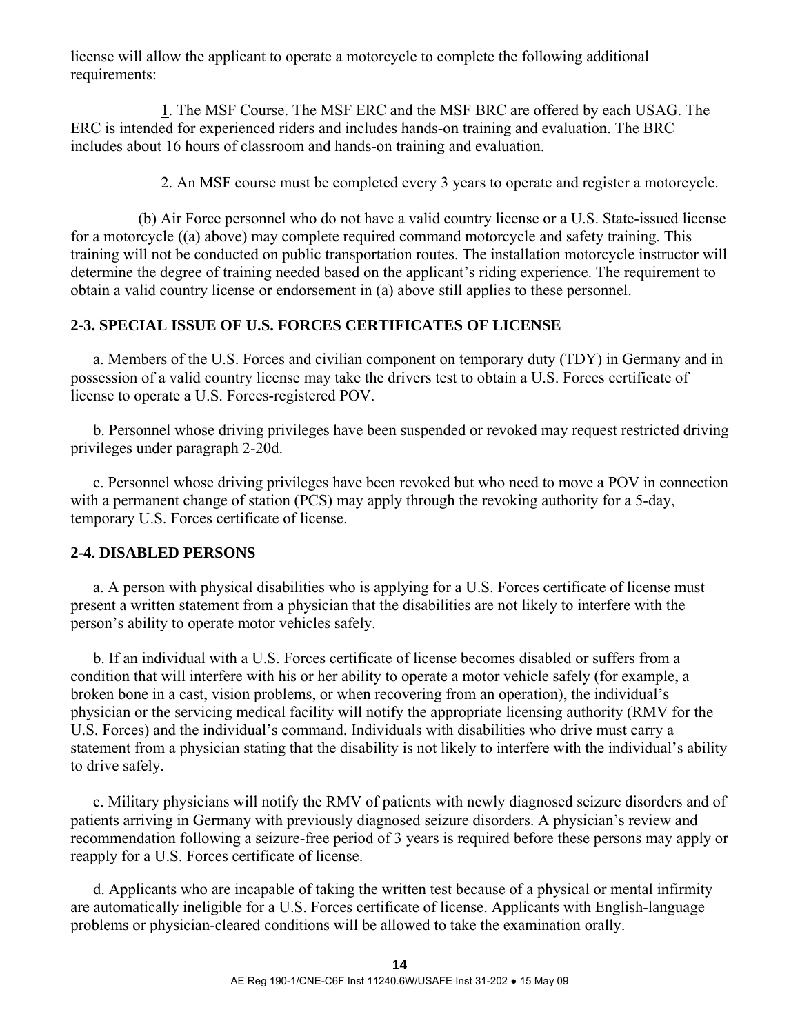license will allow the applicant to operate a motorcycle to complete the following additional requirements:

1. The MSF Course. The MSF ERC and the MSF BRC are offered by each USAG. The ERC is intended for experienced riders and includes hands-on training and evaluation. The BRC includes about 16 hours of classroom and hands-on training and evaluation.

2. An MSF course must be completed every 3 years to operate and register a motorcycle.

(b) Air Force personnel who do not have a valid country license or a U.S. State-issued license for a motorcycle ((a) above) may complete required command motorcycle and safety training. This training will not be conducted on public transportation routes. The installation motorcycle instructor will determine the degree of training needed based on the applicant's riding experience. The requirement to obtain a valid country license or endorsement in (a) above still applies to these personnel.

## 2-3. SPECIAL ISSUE OF U.S. FORCES CERTIFICATES OF LICENSE

a. Members of the U.S. Forces and civilian component on temporary duty (TDY) in Germany and in possession of a valid country license may take the drivers test to obtain a U.S. Forces certificate of license to operate a U.S. Forces-registered POV.

b. Personnel whose driving privileges have been suspended or revoked may request restricted driving privileges under paragraph 2-20d.

c. Personnel whose driving privileges have been revoked but who need to move a POV in connection with a permanent change of station (PCS) may apply through the revoking authority for a 5-day, temporary U.S. Forces certificate of license.

## 2-4. DISABLED PERSONS

a. A person with physical disabilities who is applying for a U.S. Forces certificate of license must present a written statement from a physician that the disabilities are not likely to interfere with the person's ability to operate motor vehicles safely.

b. If an individual with a U.S. Forces certificate of license becomes disabled or suffers from a condition that will interfere with his or her ability to operate a motor vehicle safely (for example, a broken bone in a cast, vision problems, or when recovering from an operation), the individual's physician or the servicing medical facility will notify the appropriate licensing authority (RMV for the U.S. Forces) and the individual's command. Individuals with disabilities who drive must carry a statement from a physician stating that the disability is not likely to interfere with the individual's ability to drive safely.

c. Military physicians will notify the RMV of patients with newly diagnosed seizure disorders and of patients arriving in Germany with previously diagnosed seizure disorders. A physician's review and recommendation following a seizure-free period of 3 years is required before these persons may apply or reapply for a U.S. Forces certificate of license.

d. Applicants who are incapable of taking the written test because of a physical or mental infirmity are automatically ineligible for a U.S. Forces certificate of license. Applicants with English-language problems or physician-cleared conditions will be allowed to take the examination orally.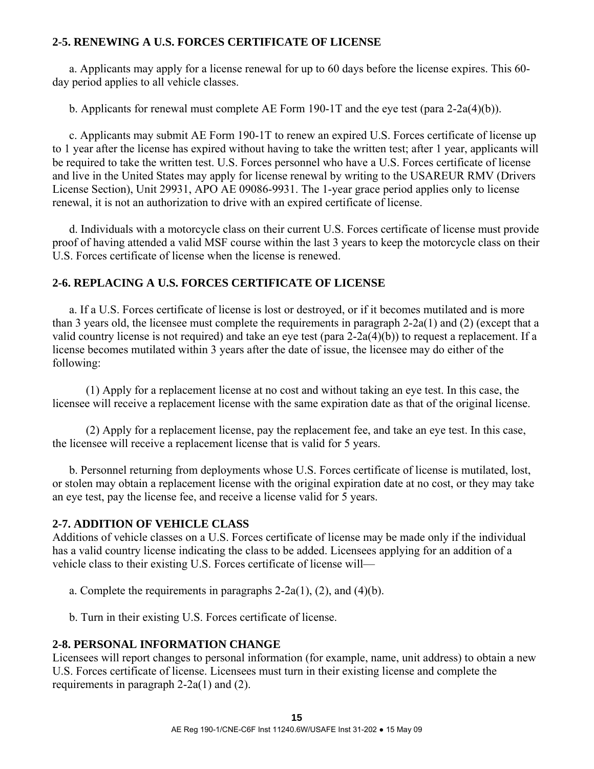**2-5. RENEWING A U.S. FORCES CERTIFICATE OF LICENSE**

a. Applicants may apply for a license renewal for up to 60 days before the license expires. This 60-day period applies to all vehicle classes.

b. Applicants for renewal must complete AE Form 190-1T and the eye test (para 2-2a(4)(b)).

c. Applicants may submit AE Form 190-1T to renew an expired U.S. Forces certificate of license up to 1 year after the license has expired without having to take the written test; after 1 year, applicants will be required to take the written test. U.S. Forces personnel who have a U.S. Forces certificate of license and live in the United States may apply for license renewal by writing to the USAREUR RMV (Drivers License Section), Unit 29931, APO AE 09086-9931. The 1-year grace period applies only to license renewal, it is not an authorization to drive with an expired certificate of license.

d. Individuals with a motorcycle class on their current U.S. Forces certificate of license must provide proof of having attended a valid MSF course within the last 3 years to keep the motorcycle class on their U.S. Forces certificate of license when the license is renewed.

**2-6. REPLACING A U.S. FORCES CERTIFICATE OF LICENSE**

a. If a U.S. Forces certificate of license is lost or destroyed, or if it becomes mutilated and is more than 3 years old, the licensee must complete the requirements in paragraph 2-2a(1) and (2) (except that a valid country license is not required) and take an eye test (para 2-2a(4)(b)) to request a replacement. If a license becomes mutilated within 3 years after the date of issue, the licensee may do either of the following:

(1) Apply for a replacement license at no cost and without taking an eye test. In this case, the licensee will receive a replacement license with the same expiration date as that of the original license.

(2) Apply for a replacement license, pay the replacement fee, and take an eye test. In this case, the licensee will receive a replacement license that is valid for 5 years.

b. Personnel returning from deployments whose U.S. Forces certificate of license is mutilated, lost, or stolen may obtain a replacement license with the original expiration date at no cost, or they may take an eye test, pay the license fee, and receive a license valid for 5 years.

**2-7. ADDITION OF VEHICLE CLASS**

Additions of vehicle classes on a U.S. Forces certificate of license may be made only if the individual has a valid country license indicating the class to be added. Licensees applying for an addition of a vehicle class to their existing U.S. Forces certificate of license will—

a. Complete the requirements in paragraphs 2-2a(1), (2), and (4)(b).

b. Turn in their existing U.S. Forces certificate of license.

**2-8. PERSONAL INFORMATION CHANGE**

Licensees will report changes to personal information (for example, name, unit address) to obtain a new U.S. Forces certificate of license. Licensees must turn in their existing license and complete the requirements in paragraph 2-2a(1) and (2).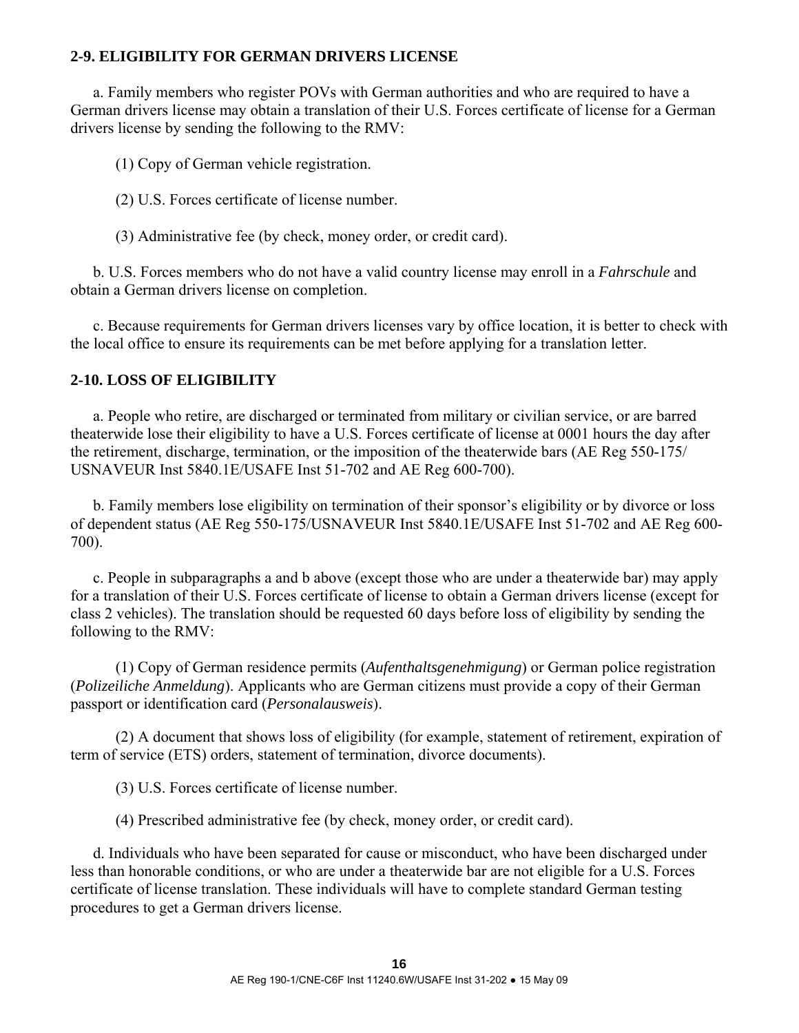## 2-9. ELIGIBILITY FOR GERMAN DRIVERS LICENSE

a. Family members who register POVs with German authorities and who are required to have a German drivers license may obtain a translation of their U.S. Forces certificate of license for a German drivers license by sending the following to the RMV:

(1) Copy of German vehicle registration.

(2) U.S. Forces certificate of license number.

(3) Administrative fee (by check, money order, or credit card).

b. U.S. Forces members who do not have a valid country license may enroll in a *Fahrschule* and obtain a German drivers license on completion.

c. Because requirements for German drivers licenses vary by office location, it is better to check with the local office to ensure its requirements can be met before applying for a translation letter.

## 2-10. LOSS OF ELIGIBILITY

a. People who retire, are discharged or terminated from military or civilian service, or are barred theaterwide lose their eligibility to have a U.S. Forces certificate of license at 0001 hours the day after the retirement, discharge, termination, or the imposition of the theaterwide bars (AE Reg 550-175/ USNAVEUR Inst 5840.1E/USAFE Inst 51-702 and AE Reg 600-700).

b. Family members lose eligibility on termination of their sponsor's eligibility or by divorce or loss of dependent status (AE Reg 550-175/USNAVEUR Inst 5840.1E/USAFE Inst 51-702 and AE Reg 600-700).

c. People in subparagraphs a and b above (except those who are under a theaterwide bar) may apply for a translation of their U.S. Forces certificate of license to obtain a German drivers license (except for class 2 vehicles). The translation should be requested 60 days before loss of eligibility by sending the following to the RMV:

(1) Copy of German residence permits (*Aufenthaltsgenehmigung*) or German police registration (*Polizeiliche Anmeldung*). Applicants who are German citizens must provide a copy of their German passport or identification card (*Personalausweis*).

(2) A document that shows loss of eligibility (for example, statement of retirement, expiration of term of service (ETS) orders, statement of termination, divorce documents).

(3) U.S. Forces certificate of license number.

(4) Prescribed administrative fee (by check, money order, or credit card).

d. Individuals who have been separated for cause or misconduct, who have been discharged under less than honorable conditions, or who are under a theaterwide bar are not eligible for a U.S. Forces certificate of license translation. These individuals will have to complete standard German testing procedures to get a German drivers license.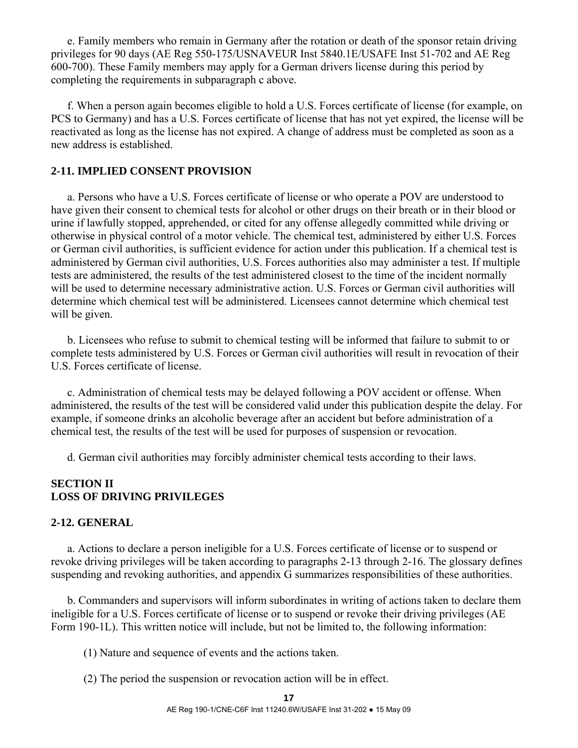e. Family members who remain in Germany after the rotation or death of the sponsor retain driving privileges for 90 days (AE Reg 550-175/USNAVEUR Inst 5840.1E/USAFE Inst 51-702 and AE Reg 600-700). These Family members may apply for a German drivers license during this period by completing the requirements in subparagraph c above.

f. When a person again becomes eligible to hold a U.S. Forces certificate of license (for example, on PCS to Germany) and has a U.S. Forces certificate of license that has not yet expired, the license will be reactivated as long as the license has not expired. A change of address must be completed as soon as a new address is established.

### 2-11. IMPLIED CONSENT PROVISION

a. Persons who have a U.S. Forces certificate of license or who operate a POV are understood to have given their consent to chemical tests for alcohol or other drugs on their breath or in their blood or urine if lawfully stopped, apprehended, or cited for any offense allegedly committed while driving or otherwise in physical control of a motor vehicle. The chemical test, administered by either U.S. Forces or German civil authorities, is sufficient evidence for action under this publication. If a chemical test is administered by German civil authorities, U.S. Forces authorities also may administer a test. If multiple tests are administered, the results of the test administered closest to the time of the incident normally will be used to determine necessary administrative action. U.S. Forces or German civil authorities will determine which chemical test will be administered. Licensees cannot determine which chemical test will be given.

b. Licensees who refuse to submit to chemical testing will be informed that failure to submit to or complete tests administered by U.S. Forces or German civil authorities will result in revocation of their U.S. Forces certificate of license.

c. Administration of chemical tests may be delayed following a POV accident or offense. When administered, the results of the test will be considered valid under this publication despite the delay. For example, if someone drinks an alcoholic beverage after an accident but before administration of a chemical test, the results of the test will be used for purposes of suspension or revocation.

d. German civil authorities may forcibly administer chemical tests according to their laws.

## SECTION II
## LOSS OF DRIVING PRIVILEGES

### 2-12. GENERAL

a. Actions to declare a person ineligible for a U.S. Forces certificate of license or to suspend or revoke driving privileges will be taken according to paragraphs 2-13 through 2-16. The glossary defines suspending and revoking authorities, and appendix G summarizes responsibilities of these authorities.

b. Commanders and supervisors will inform subordinates in writing of actions taken to declare them ineligible for a U.S. Forces certificate of license or to suspend or revoke their driving privileges (AE Form 190-1L). This written notice will include, but not be limited to, the following information:

(1) Nature and sequence of events and the actions taken.

(2) The period the suspension or revocation action will be in effect.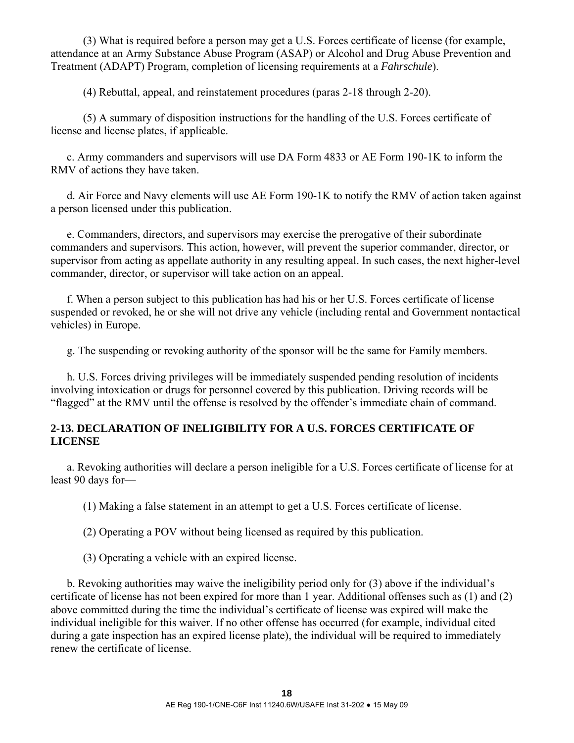(3) What is required before a person may get a U.S. Forces certificate of license (for example, attendance at an Army Substance Abuse Program (ASAP) or Alcohol and Drug Abuse Prevention and Treatment (ADAPT) Program, completion of licensing requirements at a *Fahrschule*).

(4) Rebuttal, appeal, and reinstatement procedures (paras 2-18 through 2-20).

(5) A summary of disposition instructions for the handling of the U.S. Forces certificate of license and license plates, if applicable.

c. Army commanders and supervisors will use DA Form 4833 or AE Form 190-1K to inform the RMV of actions they have taken.

d. Air Force and Navy elements will use AE Form 190-1K to notify the RMV of action taken against a person licensed under this publication.

e. Commanders, directors, and supervisors may exercise the prerogative of their subordinate commanders and supervisors. This action, however, will prevent the superior commander, director, or supervisor from acting as appellate authority in any resulting appeal. In such cases, the next higher-level commander, director, or supervisor will take action on an appeal.

f. When a person subject to this publication has had his or her U.S. Forces certificate of license suspended or revoked, he or she will not drive any vehicle (including rental and Government nontactical vehicles) in Europe.

g. The suspending or revoking authority of the sponsor will be the same for Family members.

h. U.S. Forces driving privileges will be immediately suspended pending resolution of incidents involving intoxication or drugs for personnel covered by this publication. Driving records will be "flagged" at the RMV until the offense is resolved by the offender's immediate chain of command.

## 2-13. DECLARATION OF INELIGIBILITY FOR A U.S. FORCES CERTIFICATE OF LICENSE

a. Revoking authorities will declare a person ineligible for a U.S. Forces certificate of license for at least 90 days for—

(1) Making a false statement in an attempt to get a U.S. Forces certificate of license.

(2) Operating a POV without being licensed as required by this publication.

(3) Operating a vehicle with an expired license.

b. Revoking authorities may waive the ineligibility period only for (3) above if the individual's certificate of license has not been expired for more than 1 year. Additional offenses such as (1) and (2) above committed during the time the individual's certificate of license was expired will make the individual ineligible for this waiver. If no other offense has occurred (for example, individual cited during a gate inspection has an expired license plate), the individual will be required to immediately renew the certificate of license.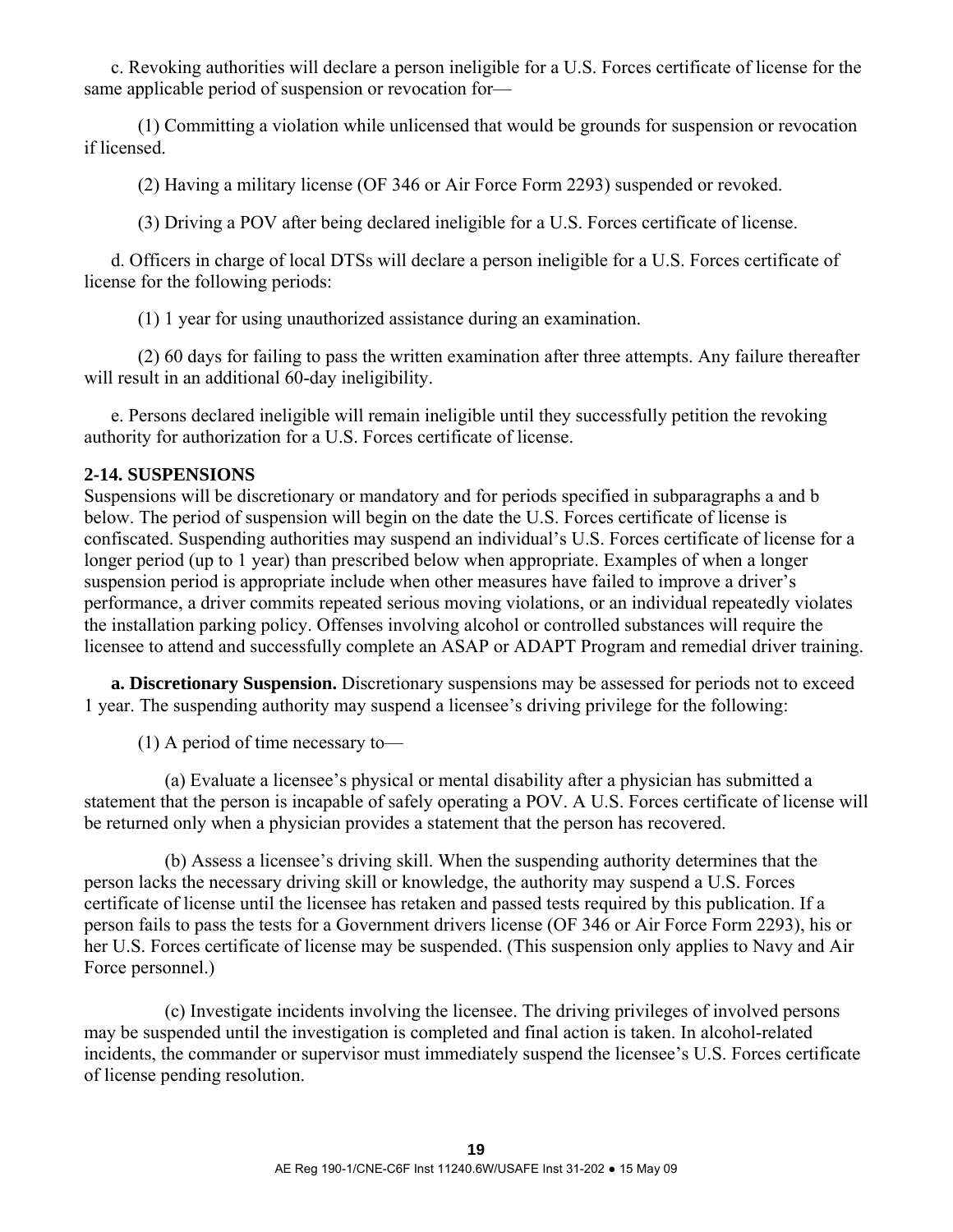c. Revoking authorities will declare a person ineligible for a U.S. Forces certificate of license for the same applicable period of suspension or revocation for—

(1) Committing a violation while unlicensed that would be grounds for suspension or revocation if licensed.

(2) Having a military license (OF 346 or Air Force Form 2293) suspended or revoked.

(3) Driving a POV after being declared ineligible for a U.S. Forces certificate of license.

d. Officers in charge of local DTSs will declare a person ineligible for a U.S. Forces certificate of license for the following periods:

(1) 1 year for using unauthorized assistance during an examination.

(2) 60 days for failing to pass the written examination after three attempts. Any failure thereafter will result in an additional 60-day ineligibility.

e. Persons declared ineligible will remain ineligible until they successfully petition the revoking authority for authorization for a U.S. Forces certificate of license.

## 2-14. SUSPENSIONS

Suspensions will be discretionary or mandatory and for periods specified in subparagraphs a and b below. The period of suspension will begin on the date the U.S. Forces certificate of license is confiscated. Suspending authorities may suspend an individual's U.S. Forces certificate of license for a longer period (up to 1 year) than prescribed below when appropriate. Examples of when a longer suspension period is appropriate include when other measures have failed to improve a driver's performance, a driver commits repeated serious moving violations, or an individual repeatedly violates the installation parking policy. Offenses involving alcohol or controlled substances will require the licensee to attend and successfully complete an ASAP or ADAPT Program and remedial driver training.

**a. Discretionary Suspension.** Discretionary suspensions may be assessed for periods not to exceed 1 year. The suspending authority may suspend a licensee's driving privilege for the following:

(1) A period of time necessary to—

(a) Evaluate a licensee's physical or mental disability after a physician has submitted a statement that the person is incapable of safely operating a POV. A U.S. Forces certificate of license will be returned only when a physician provides a statement that the person has recovered.

(b) Assess a licensee's driving skill. When the suspending authority determines that the person lacks the necessary driving skill or knowledge, the authority may suspend a U.S. Forces certificate of license until the licensee has retaken and passed tests required by this publication. If a person fails to pass the tests for a Government drivers license (OF 346 or Air Force Form 2293), his or her U.S. Forces certificate of license may be suspended. (This suspension only applies to Navy and Air Force personnel.)

(c) Investigate incidents involving the licensee. The driving privileges of involved persons may be suspended until the investigation is completed and final action is taken. In alcohol-related incidents, the commander or supervisor must immediately suspend the licensee's U.S. Forces certificate of license pending resolution.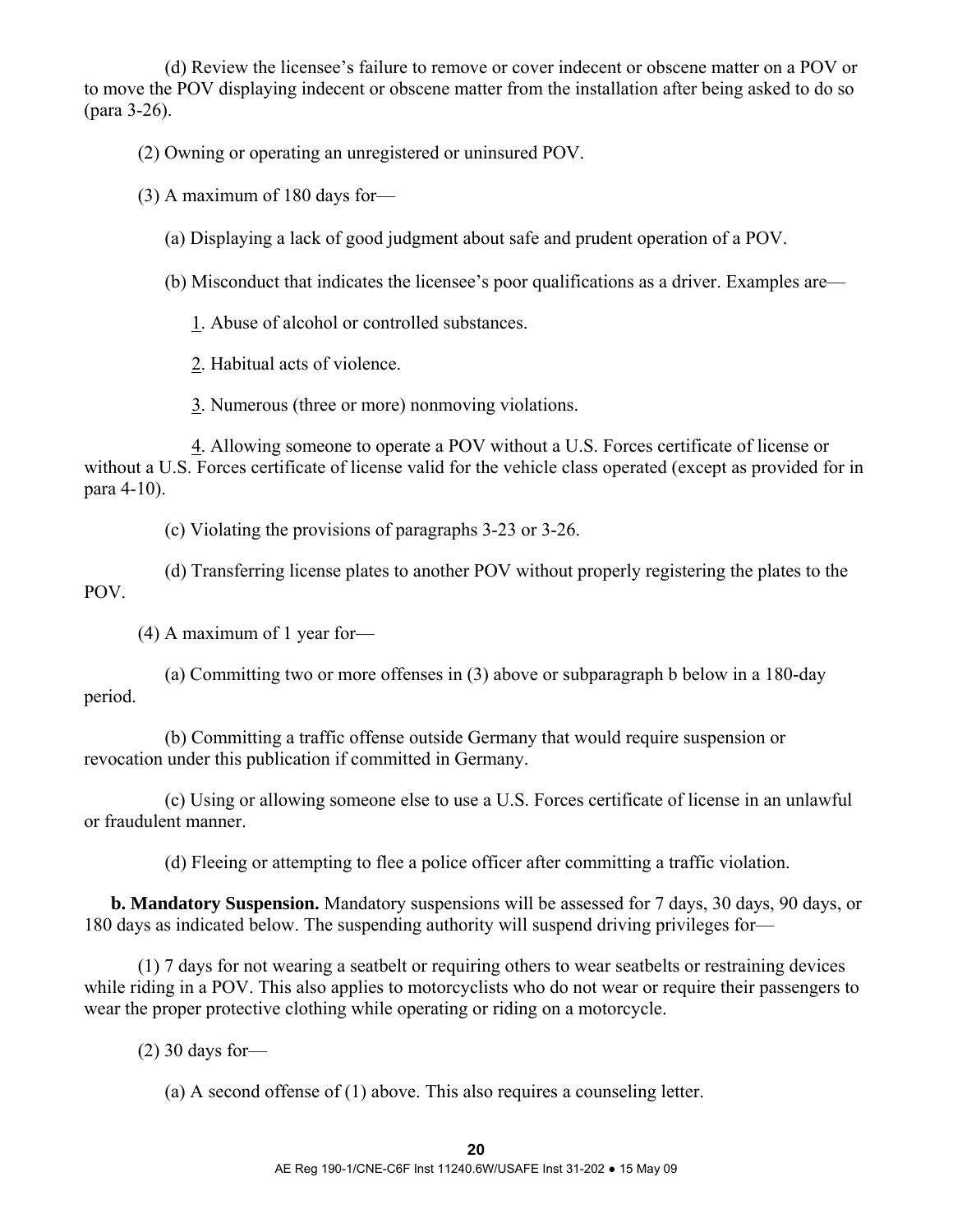(d) Review the licensee's failure to remove or cover indecent or obscene matter on a POV or to move the POV displaying indecent or obscene matter from the installation after being asked to do so (para 3-26).

(2) Owning or operating an unregistered or uninsured POV.

(3) A maximum of 180 days for—

(a) Displaying a lack of good judgment about safe and prudent operation of a POV.

(b) Misconduct that indicates the licensee's poor qualifications as a driver. Examples are—

1. Abuse of alcohol or controlled substances.

2. Habitual acts of violence.

3. Numerous (three or more) nonmoving violations.

4. Allowing someone to operate a POV without a U.S. Forces certificate of license or without a U.S. Forces certificate of license valid for the vehicle class operated (except as provided for in para 4-10).

(c) Violating the provisions of paragraphs 3-23 or 3-26.

(d) Transferring license plates to another POV without properly registering the plates to the POV.

(4) A maximum of 1 year for—

(a) Committing two or more offenses in (3) above or subparagraph b below in a 180-day period.

(b) Committing a traffic offense outside Germany that would require suspension or revocation under this publication if committed in Germany.

(c) Using or allowing someone else to use a U.S. Forces certificate of license in an unlawful or fraudulent manner.

(d) Fleeing or attempting to flee a police officer after committing a traffic violation.

**b. Mandatory Suspension.** Mandatory suspensions will be assessed for 7 days, 30 days, 90 days, or 180 days as indicated below. The suspending authority will suspend driving privileges for—

(1) 7 days for not wearing a seatbelt or requiring others to wear seatbelts or restraining devices while riding in a POV. This also applies to motorcyclists who do not wear or require their passengers to wear the proper protective clothing while operating or riding on a motorcycle.

(2) 30 days for—

(a) A second offense of (1) above. This also requires a counseling letter.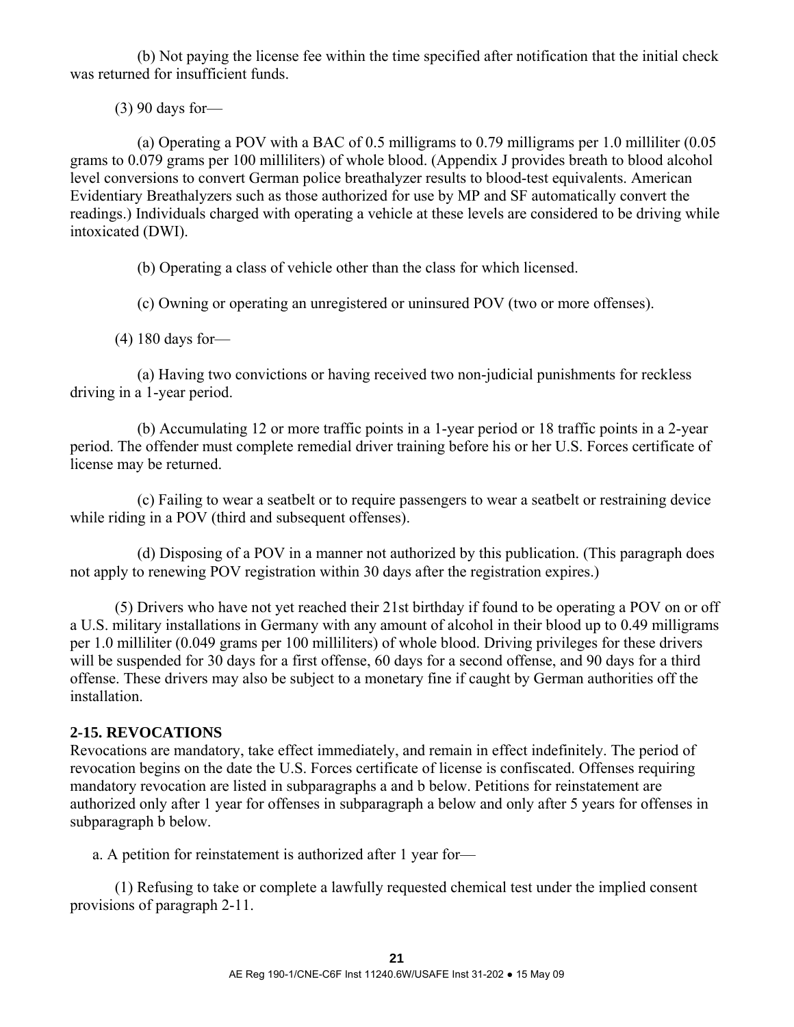(b) Not paying the license fee within the time specified after notification that the initial check was returned for insufficient funds.

(3) 90 days for—

(a) Operating a POV with a BAC of 0.5 milligrams to 0.79 milligrams per 1.0 milliliter (0.05 grams to 0.079 grams per 100 milliliters) of whole blood. (Appendix J provides breath to blood alcohol level conversions to convert German police breathalyzer results to blood-test equivalents. American Evidentiary Breathalyzers such as those authorized for use by MP and SF automatically convert the readings.) Individuals charged with operating a vehicle at these levels are considered to be driving while intoxicated (DWI).

(b) Operating a class of vehicle other than the class for which licensed.

(c) Owning or operating an unregistered or uninsured POV (two or more offenses).

(4) 180 days for—

(a) Having two convictions or having received two non-judicial punishments for reckless driving in a 1-year period.

(b) Accumulating 12 or more traffic points in a 1-year period or 18 traffic points in a 2-year period. The offender must complete remedial driver training before his or her U.S. Forces certificate of license may be returned.

(c) Failing to wear a seatbelt or to require passengers to wear a seatbelt or restraining device while riding in a POV (third and subsequent offenses).

(d) Disposing of a POV in a manner not authorized by this publication. (This paragraph does not apply to renewing POV registration within 30 days after the registration expires.)

(5) Drivers who have not yet reached their 21st birthday if found to be operating a POV on or off a U.S. military installations in Germany with any amount of alcohol in their blood up to 0.49 milligrams per 1.0 milliliter (0.049 grams per 100 milliliters) of whole blood. Driving privileges for these drivers will be suspended for 30 days for a first offense, 60 days for a second offense, and 90 days for a third offense. These drivers may also be subject to a monetary fine if caught by German authorities off the installation.

**2-15. REVOCATIONS**

Revocations are mandatory, take effect immediately, and remain in effect indefinitely. The period of revocation begins on the date the U.S. Forces certificate of license is confiscated. Offenses requiring mandatory revocation are listed in subparagraphs a and b below. Petitions for reinstatement are authorized only after 1 year for offenses in subparagraph a below and only after 5 years for offenses in subparagraph b below.

a. A petition for reinstatement is authorized after 1 year for—

(1) Refusing to take or complete a lawfully requested chemical test under the implied consent provisions of paragraph 2-11.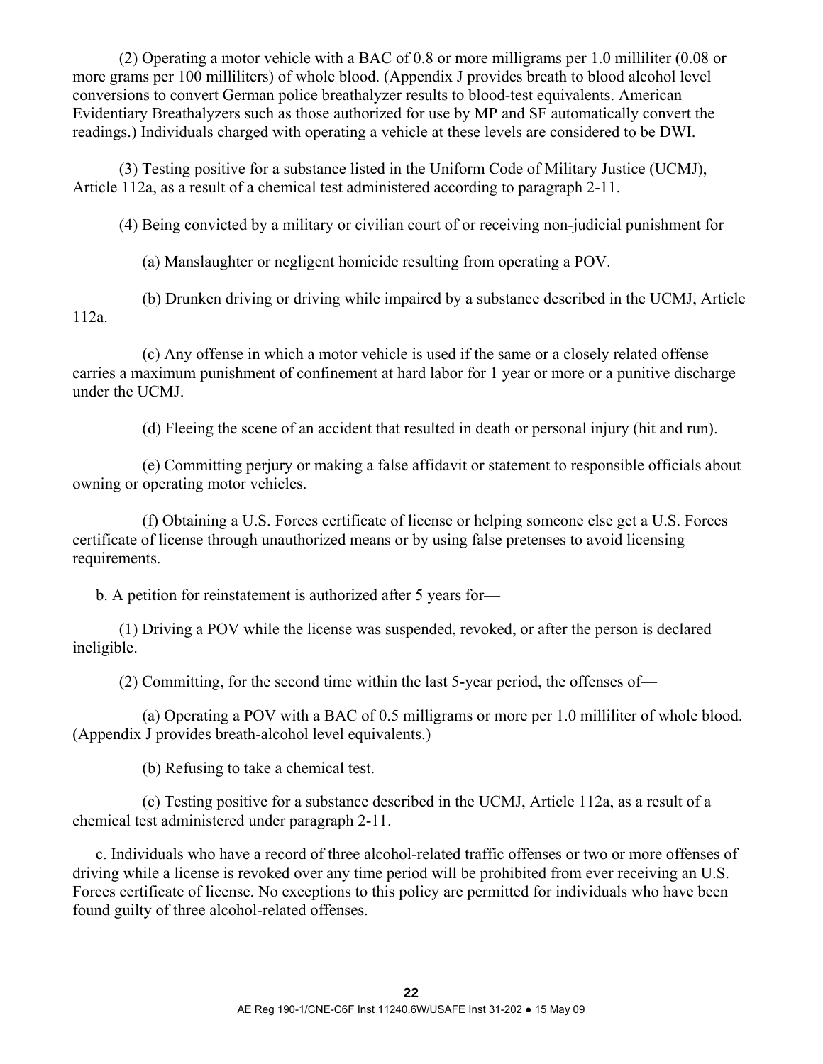(2) Operating a motor vehicle with a BAC of 0.8 or more milligrams per 1.0 milliliter (0.08 or more grams per 100 milliliters) of whole blood. (Appendix J provides breath to blood alcohol level conversions to convert German police breathalyzer results to blood-test equivalents. American Evidentiary Breathalyzers such as those authorized for use by MP and SF automatically convert the readings.) Individuals charged with operating a vehicle at these levels are considered to be DWI.

(3) Testing positive for a substance listed in the Uniform Code of Military Justice (UCMJ), Article 112a, as a result of a chemical test administered according to paragraph 2-11.

(4) Being convicted by a military or civilian court of or receiving non-judicial punishment for—

(a) Manslaughter or negligent homicide resulting from operating a POV.

(b) Drunken driving or driving while impaired by a substance described in the UCMJ, Article 112a.

(c) Any offense in which a motor vehicle is used if the same or a closely related offense carries a maximum punishment of confinement at hard labor for 1 year or more or a punitive discharge under the UCMJ.

(d) Fleeing the scene of an accident that resulted in death or personal injury (hit and run).

(e) Committing perjury or making a false affidavit or statement to responsible officials about owning or operating motor vehicles.

(f) Obtaining a U.S. Forces certificate of license or helping someone else get a U.S. Forces certificate of license through unauthorized means or by using false pretenses to avoid licensing requirements.

b. A petition for reinstatement is authorized after 5 years for—

(1) Driving a POV while the license was suspended, revoked, or after the person is declared ineligible.

(2) Committing, for the second time within the last 5-year period, the offenses of—

(a) Operating a POV with a BAC of 0.5 milligrams or more per 1.0 milliliter of whole blood. (Appendix J provides breath-alcohol level equivalents.)

(b) Refusing to take a chemical test.

(c) Testing positive for a substance described in the UCMJ, Article 112a, as a result of a chemical test administered under paragraph 2-11.

c. Individuals who have a record of three alcohol-related traffic offenses or two or more offenses of driving while a license is revoked over any time period will be prohibited from ever receiving an U.S. Forces certificate of license. No exceptions to this policy are permitted for individuals who have been found guilty of three alcohol-related offenses.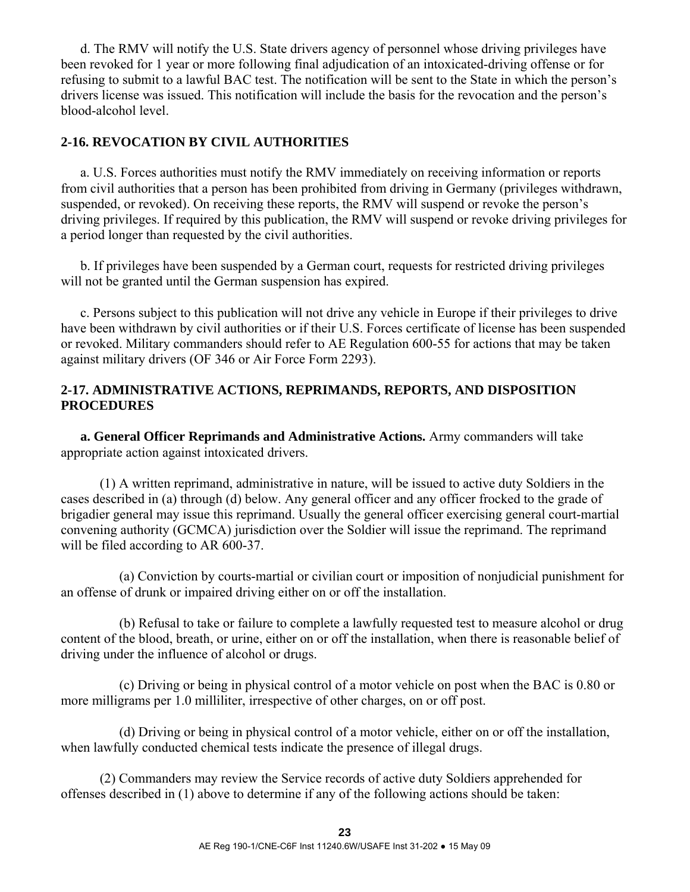d. The RMV will notify the U.S. State drivers agency of personnel whose driving privileges have been revoked for 1 year or more following final adjudication of an intoxicated-driving offense or for refusing to submit to a lawful BAC test. The notification will be sent to the State in which the person's drivers license was issued. This notification will include the basis for the revocation and the person's blood-alcohol level.

## 2-16. REVOCATION BY CIVIL AUTHORITIES

a. U.S. Forces authorities must notify the RMV immediately on receiving information or reports from civil authorities that a person has been prohibited from driving in Germany (privileges withdrawn, suspended, or revoked). On receiving these reports, the RMV will suspend or revoke the person's driving privileges. If required by this publication, the RMV will suspend or revoke driving privileges for a period longer than requested by the civil authorities.

b. If privileges have been suspended by a German court, requests for restricted driving privileges will not be granted until the German suspension has expired.

c. Persons subject to this publication will not drive any vehicle in Europe if their privileges to drive have been withdrawn by civil authorities or if their U.S. Forces certificate of license has been suspended or revoked. Military commanders should refer to AE Regulation 600-55 for actions that may be taken against military drivers (OF 346 or Air Force Form 2293).

## 2-17. ADMINISTRATIVE ACTIONS, REPRIMANDS, REPORTS, AND DISPOSITION PROCEDURES

**a. General Officer Reprimands and Administrative Actions.** Army commanders will take appropriate action against intoxicated drivers.

(1) A written reprimand, administrative in nature, will be issued to active duty Soldiers in the cases described in (a) through (d) below. Any general officer and any officer frocked to the grade of brigadier general may issue this reprimand. Usually the general officer exercising general court-martial convening authority (GCMCA) jurisdiction over the Soldier will issue the reprimand. The reprimand will be filed according to AR 600-37.

(a) Conviction by courts-martial or civilian court or imposition of nonjudicial punishment for an offense of drunk or impaired driving either on or off the installation.

(b) Refusal to take or failure to complete a lawfully requested test to measure alcohol or drug content of the blood, breath, or urine, either on or off the installation, when there is reasonable belief of driving under the influence of alcohol or drugs.

(c) Driving or being in physical control of a motor vehicle on post when the BAC is 0.80 or more milligrams per 1.0 milliliter, irrespective of other charges, on or off post.

(d) Driving or being in physical control of a motor vehicle, either on or off the installation, when lawfully conducted chemical tests indicate the presence of illegal drugs.

(2) Commanders may review the Service records of active duty Soldiers apprehended for offenses described in (1) above to determine if any of the following actions should be taken: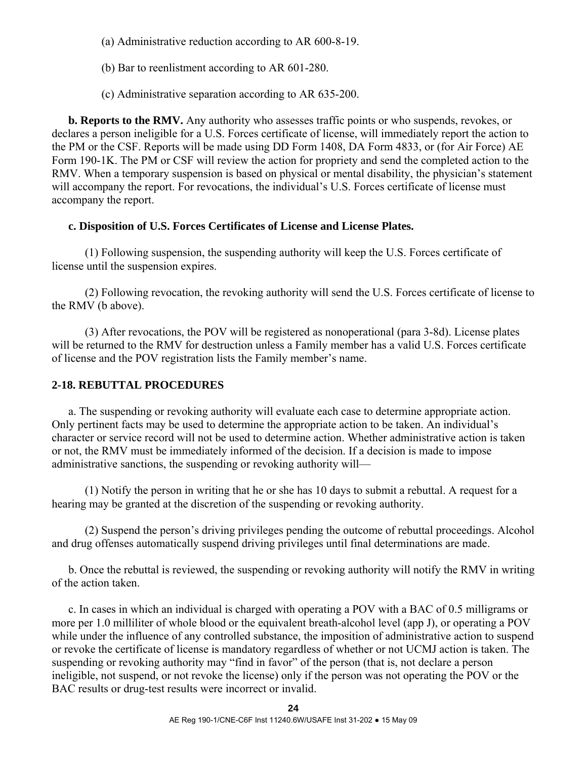(a) Administrative reduction according to AR 600-8-19.

(b) Bar to reenlistment according to AR 601-280.

(c) Administrative separation according to AR 635-200.

**b. Reports to the RMV.** Any authority who assesses traffic points or who suspends, revokes, or declares a person ineligible for a U.S. Forces certificate of license, will immediately report the action to the PM or the CSF. Reports will be made using DD Form 1408, DA Form 4833, or (for Air Force) AE Form 190-1K. The PM or CSF will review the action for propriety and send the completed action to the RMV. When a temporary suspension is based on physical or mental disability, the physician's statement will accompany the report. For revocations, the individual's U.S. Forces certificate of license must accompany the report.

**c. Disposition of U.S. Forces Certificates of License and License Plates.**

(1) Following suspension, the suspending authority will keep the U.S. Forces certificate of license until the suspension expires.

(2) Following revocation, the revoking authority will send the U.S. Forces certificate of license to the RMV (b above).

(3) After revocations, the POV will be registered as nonoperational (para 3-8d). License plates will be returned to the RMV for destruction unless a Family member has a valid U.S. Forces certificate of license and the POV registration lists the Family member's name.

## 2-18. REBUTTAL PROCEDURES

a. The suspending or revoking authority will evaluate each case to determine appropriate action. Only pertinent facts may be used to determine the appropriate action to be taken. An individual's character or service record will not be used to determine action. Whether administrative action is taken or not, the RMV must be immediately informed of the decision. If a decision is made to impose administrative sanctions, the suspending or revoking authority will—

(1) Notify the person in writing that he or she has 10 days to submit a rebuttal. A request for a hearing may be granted at the discretion of the suspending or revoking authority.

(2) Suspend the person's driving privileges pending the outcome of rebuttal proceedings. Alcohol and drug offenses automatically suspend driving privileges until final determinations are made.

b. Once the rebuttal is reviewed, the suspending or revoking authority will notify the RMV in writing of the action taken.

c. In cases in which an individual is charged with operating a POV with a BAC of 0.5 milligrams or more per 1.0 milliliter of whole blood or the equivalent breath-alcohol level (app J), or operating a POV while under the influence of any controlled substance, the imposition of administrative action to suspend or revoke the certificate of license is mandatory regardless of whether or not UCMJ action is taken. The suspending or revoking authority may "find in favor" of the person (that is, not declare a person ineligible, not suspend, or not revoke the license) only if the person was not operating the POV or the BAC results or drug-test results were incorrect or invalid.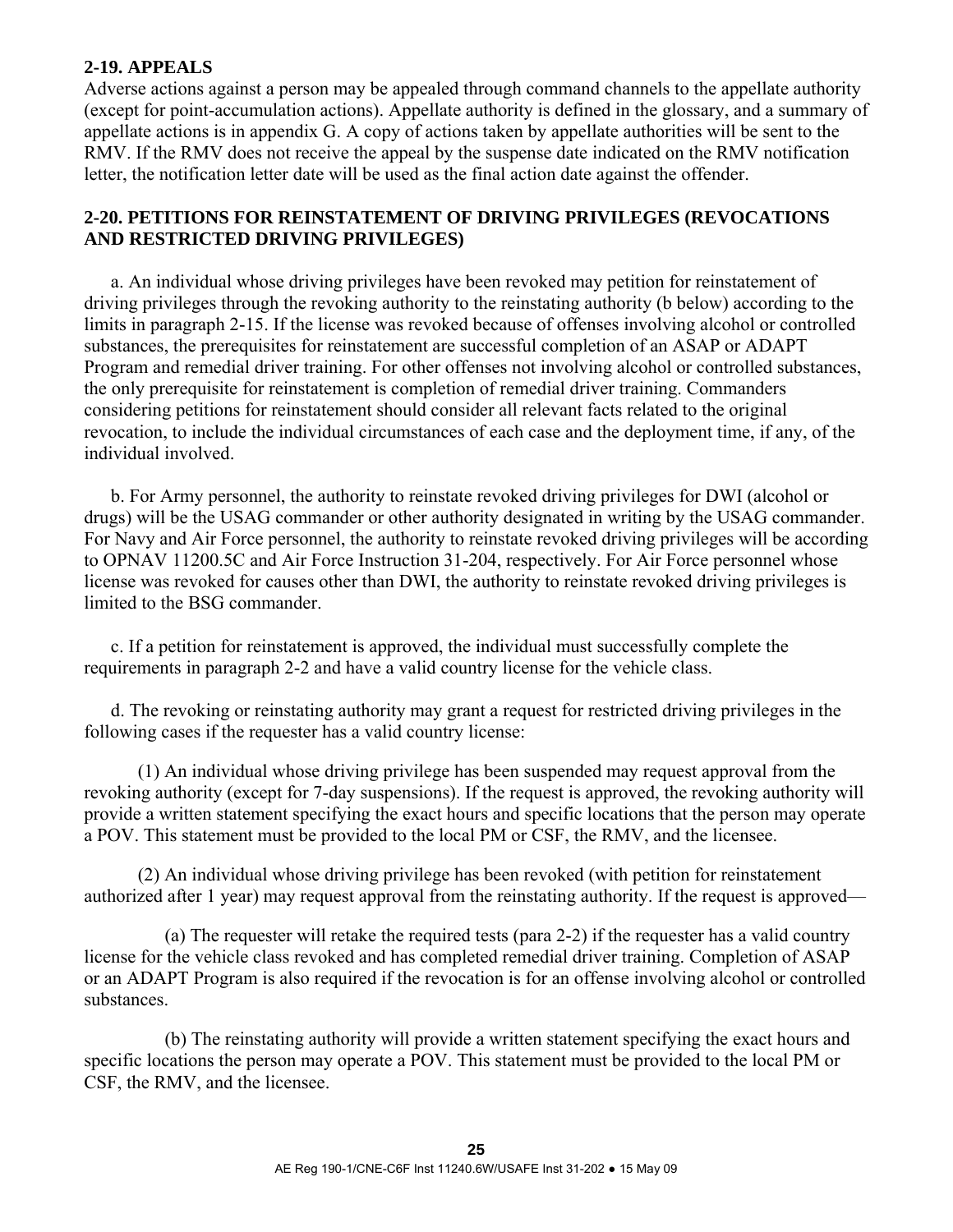## 2-19. APPEALS

Adverse actions against a person may be appealed through command channels to the appellate authority (except for point-accumulation actions). Appellate authority is defined in the glossary, and a summary of appellate actions is in appendix G. A copy of actions taken by appellate authorities will be sent to the RMV. If the RMV does not receive the appeal by the suspense date indicated on the RMV notification letter, the notification letter date will be used as the final action date against the offender.

## 2-20. PETITIONS FOR REINSTATEMENT OF DRIVING PRIVILEGES (REVOCATIONS AND RESTRICTED DRIVING PRIVILEGES)

a. An individual whose driving privileges have been revoked may petition for reinstatement of driving privileges through the revoking authority to the reinstating authority (b below) according to the limits in paragraph 2-15. If the license was revoked because of offenses involving alcohol or controlled substances, the prerequisites for reinstatement are successful completion of an ASAP or ADAPT Program and remedial driver training. For other offenses not involving alcohol or controlled substances, the only prerequisite for reinstatement is completion of remedial driver training. Commanders considering petitions for reinstatement should consider all relevant facts related to the original revocation, to include the individual circumstances of each case and the deployment time, if any, of the individual involved.

b. For Army personnel, the authority to reinstate revoked driving privileges for DWI (alcohol or drugs) will be the USAG commander or other authority designated in writing by the USAG commander. For Navy and Air Force personnel, the authority to reinstate revoked driving privileges will be according to OPNAV 11200.5C and Air Force Instruction 31-204, respectively. For Air Force personnel whose license was revoked for causes other than DWI, the authority to reinstate revoked driving privileges is limited to the BSG commander.

c. If a petition for reinstatement is approved, the individual must successfully complete the requirements in paragraph 2-2 and have a valid country license for the vehicle class.

d. The revoking or reinstating authority may grant a request for restricted driving privileges in the following cases if the requester has a valid country license:

(1) An individual whose driving privilege has been suspended may request approval from the revoking authority (except for 7-day suspensions). If the request is approved, the revoking authority will provide a written statement specifying the exact hours and specific locations that the person may operate a POV. This statement must be provided to the local PM or CSF, the RMV, and the licensee.

(2) An individual whose driving privilege has been revoked (with petition for reinstatement authorized after 1 year) may request approval from the reinstating authority. If the request is approved—

(a) The requester will retake the required tests (para 2-2) if the requester has a valid country license for the vehicle class revoked and has completed remedial driver training. Completion of ASAP or an ADAPT Program is also required if the revocation is for an offense involving alcohol or controlled substances.

(b) The reinstating authority will provide a written statement specifying the exact hours and specific locations the person may operate a POV. This statement must be provided to the local PM or CSF, the RMV, and the licensee.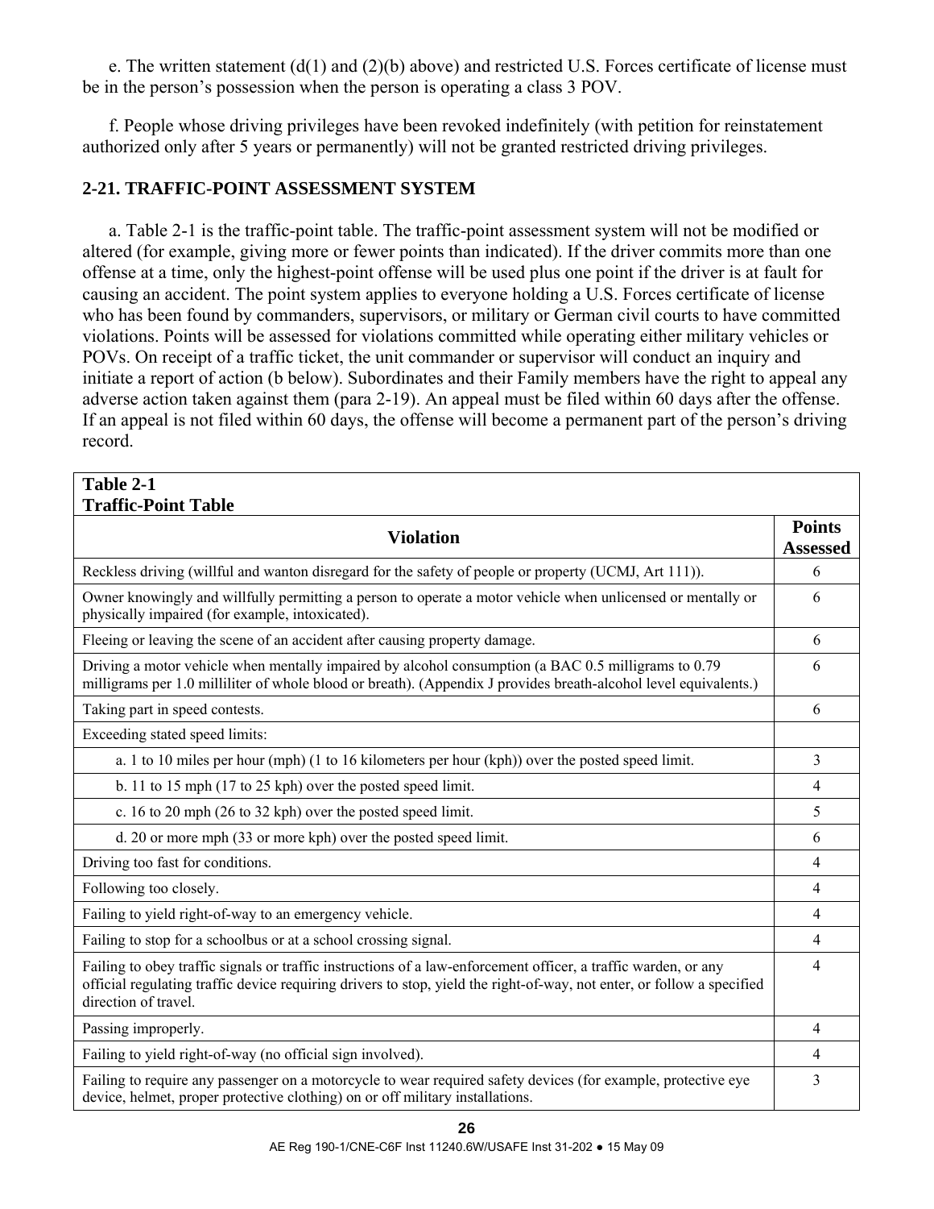e. The written statement (d(1) and (2)(b) above) and restricted U.S. Forces certificate of license must be in the person's possession when the person is operating a class 3 POV.

f. People whose driving privileges have been revoked indefinitely (with petition for reinstatement authorized only after 5 years or permanently) will not be granted restricted driving privileges.

## 2-21. TRAFFIC-POINT ASSESSMENT SYSTEM

a. Table 2-1 is the traffic-point table. The traffic-point assessment system will not be modified or altered (for example, giving more or fewer points than indicated). If the driver commits more than one offense at a time, only the highest-point offense will be used plus one point if the driver is at fault for causing an accident. The point system applies to everyone holding a U.S. Forces certificate of license who has been found by commanders, supervisors, or military or German civil courts to have committed violations. Points will be assessed for violations committed while operating either military vehicles or POVs. On receipt of a traffic ticket, the unit commander or supervisor will conduct an inquiry and initiate a report of action (b below). Subordinates and their Family members have the right to appeal any adverse action taken against them (para 2-19). An appeal must be filed within 60 days after the offense. If an appeal is not filed within 60 days, the offense will become a permanent part of the person's driving record.

**Table 2-1**
**Traffic-Point Table**

| Violation | Points Assessed |
|---|---|
| Reckless driving (willful and wanton disregard for the safety of people or property (UCMJ, Art 111)). | 6 |
| Owner knowingly and willfully permitting a person to operate a motor vehicle when unlicensed or mentally or physically impaired (for example, intoxicated). | 6 |
| Fleeing or leaving the scene of an accident after causing property damage. | 6 |
| Driving a motor vehicle when mentally impaired by alcohol consumption (a BAC 0.5 milligrams to 0.79 milligrams per 1.0 milliliter of whole blood or breath). (Appendix J provides breath-alcohol level equivalents.) | 6 |
| Taking part in speed contests. | 6 |
| Exceeding stated speed limits: | |
| a. 1 to 10 miles per hour (mph) (1 to 16 kilometers per hour (kph)) over the posted speed limit. | 3 |
| b. 11 to 15 mph (17 to 25 kph) over the posted speed limit. | 4 |
| c. 16 to 20 mph (26 to 32 kph) over the posted speed limit. | 5 |
| d. 20 or more mph (33 or more kph) over the posted speed limit. | 6 |
| Driving too fast for conditions. | 4 |
| Following too closely. | 4 |
| Failing to yield right-of-way to an emergency vehicle. | 4 |
| Failing to stop for a schoolbus or at a school crossing signal. | 4 |
| Failing to obey traffic signals or traffic instructions of a law-enforcement officer, a traffic warden, or any official regulating traffic device requiring drivers to stop, yield the right-of-way, not enter, or follow a specified direction of travel. | 4 |
| Passing improperly. | 4 |
| Failing to yield right-of-way (no official sign involved). | 4 |
| Failing to require any passenger on a motorcycle to wear required safety devices (for example, protective eye device, helmet, proper protective clothing) on or off military installations. | 3 |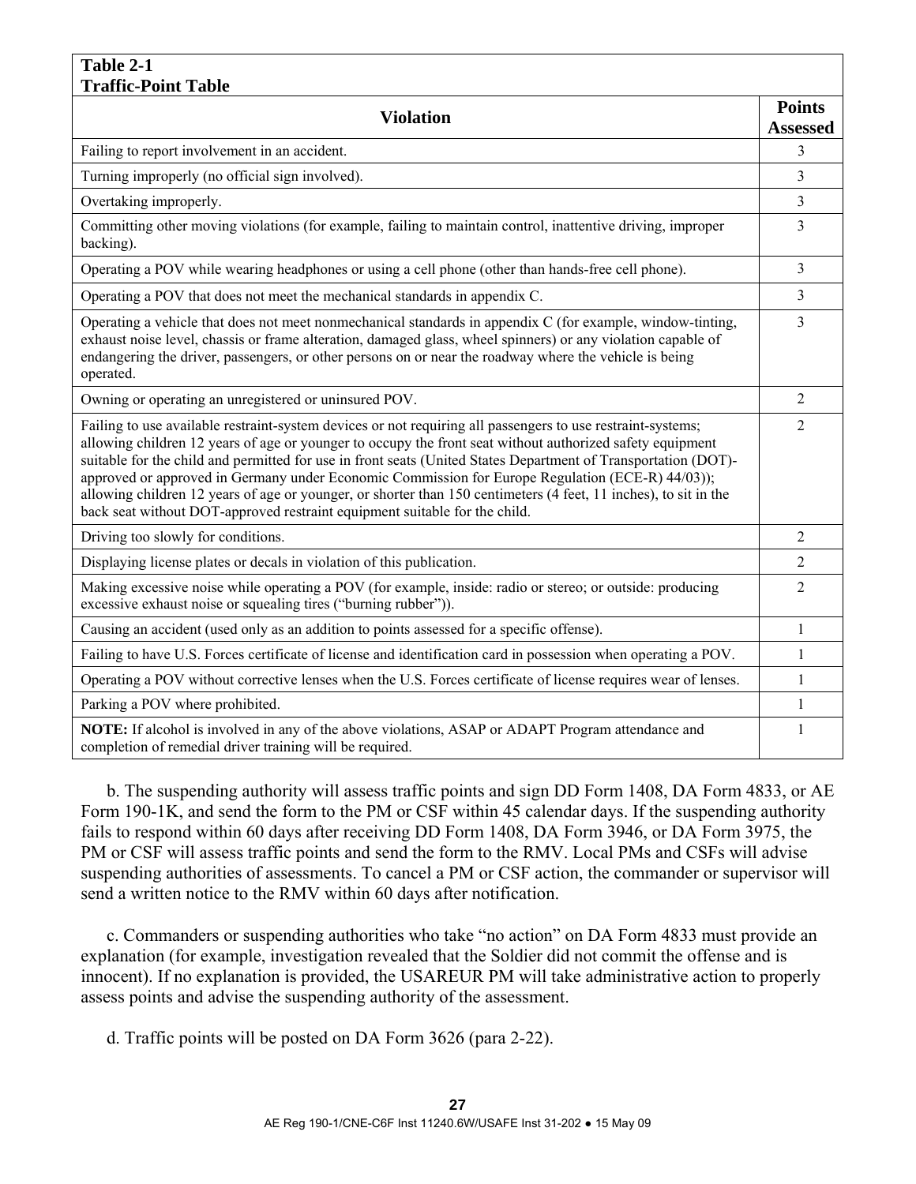**Table 2-1**
**Traffic-Point Table**

| Violation | Points Assessed |
|---|---|
| Failing to report involvement in an accident. | 3 |
| Turning improperly (no official sign involved). | 3 |
| Overtaking improperly. | 3 |
| Committing other moving violations (for example, failing to maintain control, inattentive driving, improper backing). | 3 |
| Operating a POV while wearing headphones or using a cell phone (other than hands-free cell phone). | 3 |
| Operating a POV that does not meet the mechanical standards in appendix C. | 3 |
| Operating a vehicle that does not meet nonmechanical standards in appendix C (for example, window-tinting, exhaust noise level, chassis or frame alteration, damaged glass, wheel spinners) or any violation capable of endangering the driver, passengers, or other persons on or near the roadway where the vehicle is being operated. | 3 |
| Owning or operating an unregistered or uninsured POV. | 2 |
| Failing to use available restraint-system devices or not requiring all passengers to use restraint-systems; allowing children 12 years of age or younger to occupy the front seat without authorized safety equipment suitable for the child and permitted for use in front seats (United States Department of Transportation (DOT)-approved or approved in Germany under Economic Commission for Europe Regulation (ECE-R) 44/03)); allowing children 12 years of age or younger, or shorter than 150 centimeters (4 feet, 11 inches), to sit in the back seat without DOT-approved restraint equipment suitable for the child. | 2 |
| Driving too slowly for conditions. | 2 |
| Displaying license plates or decals in violation of this publication. | 2 |
| Making excessive noise while operating a POV (for example, inside: radio or stereo; or outside: producing excessive exhaust noise or squealing tires ("burning rubber")). | 2 |
| Causing an accident (used only as an addition to points assessed for a specific offense). | 1 |
| Failing to have U.S. Forces certificate of license and identification card in possession when operating a POV. | 1 |
| Operating a POV without corrective lenses when the U.S. Forces certificate of license requires wear of lenses. | 1 |
| Parking a POV where prohibited. | 1 |
| **NOTE:** If alcohol is involved in any of the above violations, ASAP or ADAPT Program attendance and completion of remedial driver training will be required. | 1 |

b. The suspending authority will assess traffic points and sign DD Form 1408, DA Form 4833, or AE Form 190-1K, and send the form to the PM or CSF within 45 calendar days. If the suspending authority fails to respond within 60 days after receiving DD Form 1408, DA Form 3946, or DA Form 3975, the PM or CSF will assess traffic points and send the form to the RMV. Local PMs and CSFs will advise suspending authorities of assessments. To cancel a PM or CSF action, the commander or supervisor will send a written notice to the RMV within 60 days after notification.

c. Commanders or suspending authorities who take "no action" on DA Form 4833 must provide an explanation (for example, investigation revealed that the Soldier did not commit the offense and is innocent). If no explanation is provided, the USAREUR PM will take administrative action to properly assess points and advise the suspending authority of the assessment.

d. Traffic points will be posted on DA Form 3626 (para 2-22).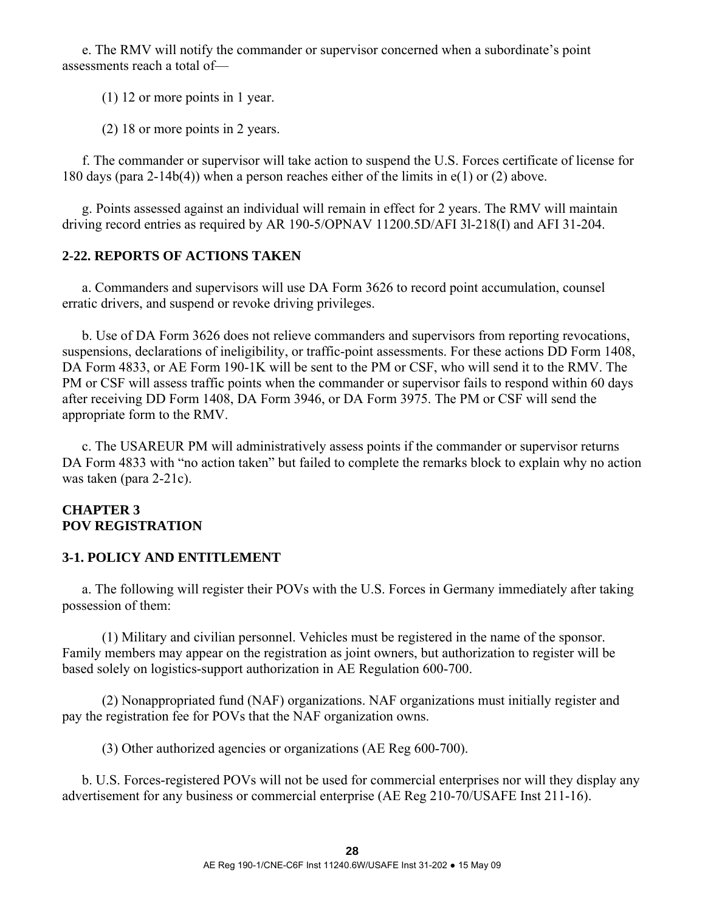e. The RMV will notify the commander or supervisor concerned when a subordinate's point assessments reach a total of—

(1) 12 or more points in 1 year.

(2) 18 or more points in 2 years.

f. The commander or supervisor will take action to suspend the U.S. Forces certificate of license for 180 days (para 2-14b(4)) when a person reaches either of the limits in e(1) or (2) above.

g. Points assessed against an individual will remain in effect for 2 years. The RMV will maintain driving record entries as required by AR 190-5/OPNAV 11200.5D/AFI 3l-218(I) and AFI 31-204.

## 2-22. REPORTS OF ACTIONS TAKEN

a. Commanders and supervisors will use DA Form 3626 to record point accumulation, counsel erratic drivers, and suspend or revoke driving privileges.

b. Use of DA Form 3626 does not relieve commanders and supervisors from reporting revocations, suspensions, declarations of ineligibility, or traffic-point assessments. For these actions DD Form 1408, DA Form 4833, or AE Form 190-1K will be sent to the PM or CSF, who will send it to the RMV. The PM or CSF will assess traffic points when the commander or supervisor fails to respond within 60 days after receiving DD Form 1408, DA Form 3946, or DA Form 3975. The PM or CSF will send the appropriate form to the RMV.

c. The USAREUR PM will administratively assess points if the commander or supervisor returns DA Form 4833 with "no action taken" but failed to complete the remarks block to explain why no action was taken (para 2-21c).

# CHAPTER 3
# POV REGISTRATION

## 3-1. POLICY AND ENTITLEMENT

a. The following will register their POVs with the U.S. Forces in Germany immediately after taking possession of them:

(1) Military and civilian personnel. Vehicles must be registered in the name of the sponsor. Family members may appear on the registration as joint owners, but authorization to register will be based solely on logistics-support authorization in AE Regulation 600-700.

(2) Nonappropriated fund (NAF) organizations. NAF organizations must initially register and pay the registration fee for POVs that the NAF organization owns.

(3) Other authorized agencies or organizations (AE Reg 600-700).

b. U.S. Forces-registered POVs will not be used for commercial enterprises nor will they display any advertisement for any business or commercial enterprise (AE Reg 210-70/USAFE Inst 211-16).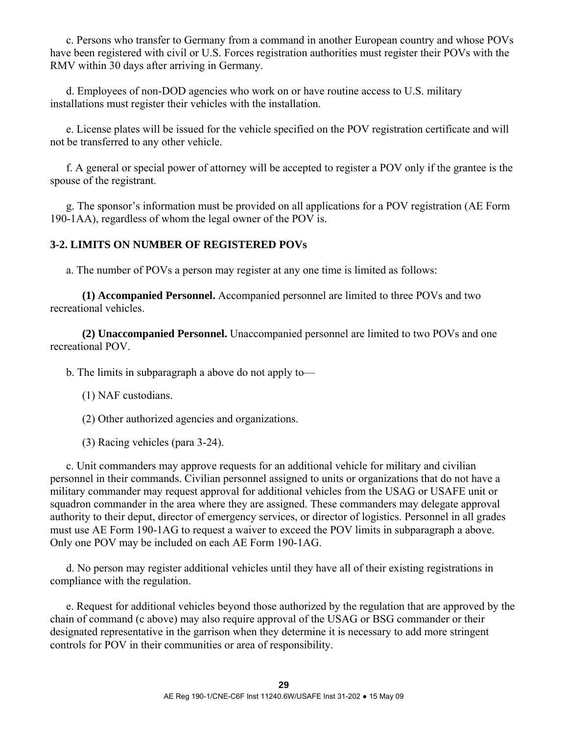c. Persons who transfer to Germany from a command in another European country and whose POVs have been registered with civil or U.S. Forces registration authorities must register their POVs with the RMV within 30 days after arriving in Germany.

d. Employees of non-DOD agencies who work on or have routine access to U.S. military installations must register their vehicles with the installation.

e. License plates will be issued for the vehicle specified on the POV registration certificate and will not be transferred to any other vehicle.

f. A general or special power of attorney will be accepted to register a POV only if the grantee is the spouse of the registrant.

g. The sponsor's information must be provided on all applications for a POV registration (AE Form 190-1AA), regardless of whom the legal owner of the POV is.

### 3-2. LIMITS ON NUMBER OF REGISTERED POVs

a. The number of POVs a person may register at any one time is limited as follows:

(1) **Accompanied Personnel.** Accompanied personnel are limited to three POVs and two recreational vehicles.

(2) **Unaccompanied Personnel.** Unaccompanied personnel are limited to two POVs and one recreational POV.

b. The limits in subparagraph a above do not apply to—

(1) NAF custodians.

(2) Other authorized agencies and organizations.

(3) Racing vehicles (para 3-24).

c. Unit commanders may approve requests for an additional vehicle for military and civilian personnel in their commands. Civilian personnel assigned to units or organizations that do not have a military commander may request approval for additional vehicles from the USAG or USAFE unit or squadron commander in the area where they are assigned. These commanders may delegate approval authority to their deput, director of emergency services, or director of logistics. Personnel in all grades must use AE Form 190-1AG to request a waiver to exceed the POV limits in subparagraph a above. Only one POV may be included on each AE Form 190-1AG.

d. No person may register additional vehicles until they have all of their existing registrations in compliance with the regulation.

e. Request for additional vehicles beyond those authorized by the regulation that are approved by the chain of command (c above) may also require approval of the USAG or BSG commander or their designated representative in the garrison when they determine it is necessary to add more stringent controls for POV in their communities or area of responsibility.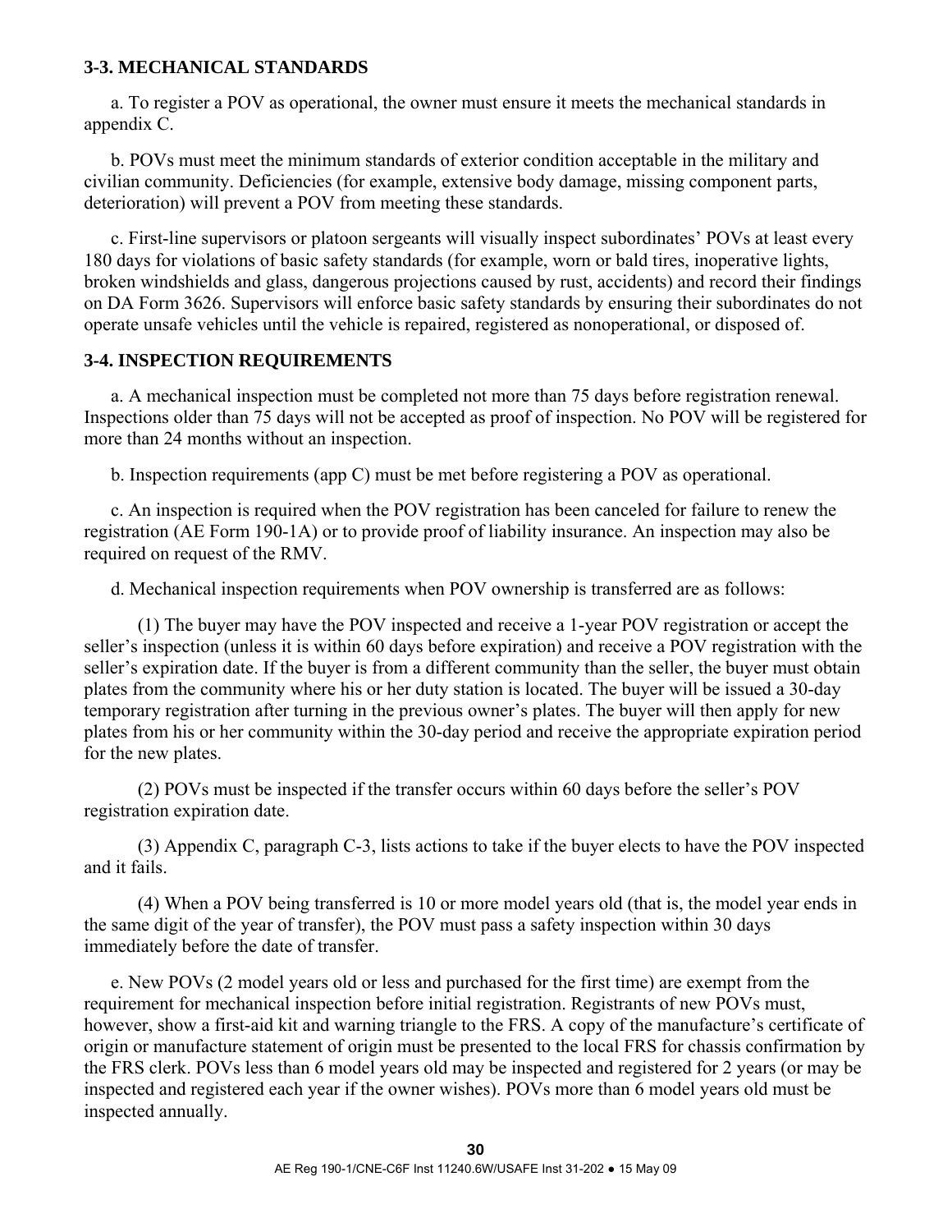### 3-3. MECHANICAL STANDARDS

a. To register a POV as operational, the owner must ensure it meets the mechanical standards in appendix C.

b. POVs must meet the minimum standards of exterior condition acceptable in the military and civilian community. Deficiencies (for example, extensive body damage, missing component parts, deterioration) will prevent a POV from meeting these standards.

c. First-line supervisors or platoon sergeants will visually inspect subordinates' POVs at least every 180 days for violations of basic safety standards (for example, worn or bald tires, inoperative lights, broken windshields and glass, dangerous projections caused by rust, accidents) and record their findings on DA Form 3626. Supervisors will enforce basic safety standards by ensuring their subordinates do not operate unsafe vehicles until the vehicle is repaired, registered as nonoperational, or disposed of.

### 3-4. INSPECTION REQUIREMENTS

a. A mechanical inspection must be completed not more than 75 days before registration renewal. Inspections older than 75 days will not be accepted as proof of inspection. No POV will be registered for more than 24 months without an inspection.

b. Inspection requirements (app C) must be met before registering a POV as operational.

c. An inspection is required when the POV registration has been canceled for failure to renew the registration (AE Form 190-1A) or to provide proof of liability insurance. An inspection may also be required on request of the RMV.

d. Mechanical inspection requirements when POV ownership is transferred are as follows:

(1) The buyer may have the POV inspected and receive a 1-year POV registration or accept the seller's inspection (unless it is within 60 days before expiration) and receive a POV registration with the seller's expiration date. If the buyer is from a different community than the seller, the buyer must obtain plates from the community where his or her duty station is located. The buyer will be issued a 30-day temporary registration after turning in the previous owner's plates. The buyer will then apply for new plates from his or her community within the 30-day period and receive the appropriate expiration period for the new plates.

(2) POVs must be inspected if the transfer occurs within 60 days before the seller's POV registration expiration date.

(3) Appendix C, paragraph C-3, lists actions to take if the buyer elects to have the POV inspected and it fails.

(4) When a POV being transferred is 10 or more model years old (that is, the model year ends in the same digit of the year of transfer), the POV must pass a safety inspection within 30 days immediately before the date of transfer.

e. New POVs (2 model years old or less and purchased for the first time) are exempt from the requirement for mechanical inspection before initial registration. Registrants of new POVs must, however, show a first-aid kit and warning triangle to the FRS. A copy of the manufacture's certificate of origin or manufacture statement of origin must be presented to the local FRS for chassis confirmation by the FRS clerk. POVs less than 6 model years old may be inspected and registered for 2 years (or may be inspected and registered each year if the owner wishes). POVs more than 6 model years old must be inspected annually.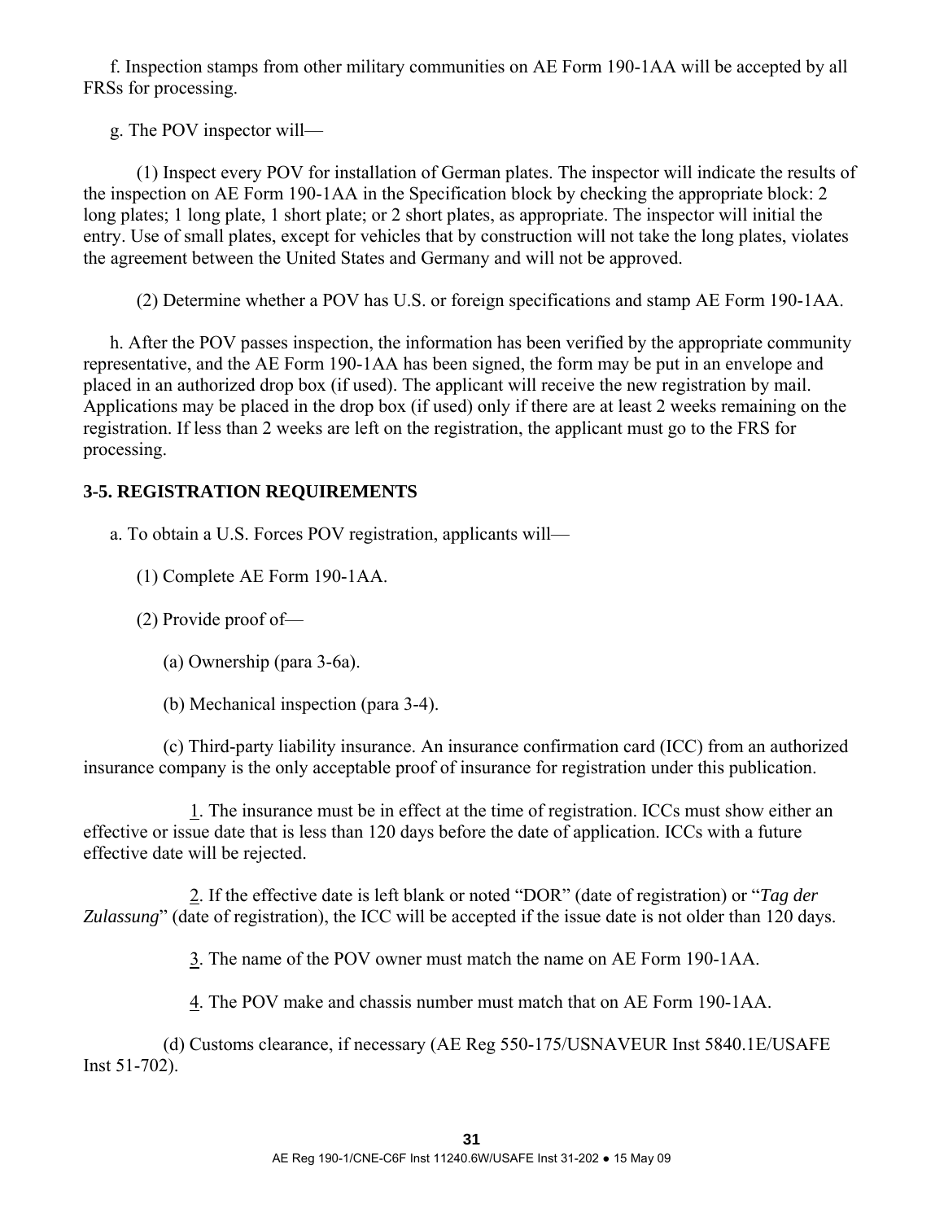f. Inspection stamps from other military communities on AE Form 190-1AA will be accepted by all FRSs for processing.

g. The POV inspector will—

(1) Inspect every POV for installation of German plates. The inspector will indicate the results of the inspection on AE Form 190-1AA in the Specification block by checking the appropriate block: 2 long plates; 1 long plate, 1 short plate; or 2 short plates, as appropriate. The inspector will initial the entry. Use of small plates, except for vehicles that by construction will not take the long plates, violates the agreement between the United States and Germany and will not be approved.

(2) Determine whether a POV has U.S. or foreign specifications and stamp AE Form 190-1AA.

h. After the POV passes inspection, the information has been verified by the appropriate community representative, and the AE Form 190-1AA has been signed, the form may be put in an envelope and placed in an authorized drop box (if used). The applicant will receive the new registration by mail. Applications may be placed in the drop box (if used) only if there are at least 2 weeks remaining on the registration. If less than 2 weeks are left on the registration, the applicant must go to the FRS for processing.

**3-5. REGISTRATION REQUIREMENTS**

a. To obtain a U.S. Forces POV registration, applicants will—

(1) Complete AE Form 190-1AA.

(2) Provide proof of—

(a) Ownership (para 3-6a).

(b) Mechanical inspection (para 3-4).

(c) Third-party liability insurance. An insurance confirmation card (ICC) from an authorized insurance company is the only acceptable proof of insurance for registration under this publication.

1. The insurance must be in effect at the time of registration. ICCs must show either an effective or issue date that is less than 120 days before the date of application. ICCs with a future effective date will be rejected.

2. If the effective date is left blank or noted "DOR" (date of registration) or "*Tag der Zulassung*" (date of registration), the ICC will be accepted if the issue date is not older than 120 days.

3. The name of the POV owner must match the name on AE Form 190-1AA.

4. The POV make and chassis number must match that on AE Form 190-1AA.

(d) Customs clearance, if necessary (AE Reg 550-175/USNAVEUR Inst 5840.1E/USAFE Inst 51-702).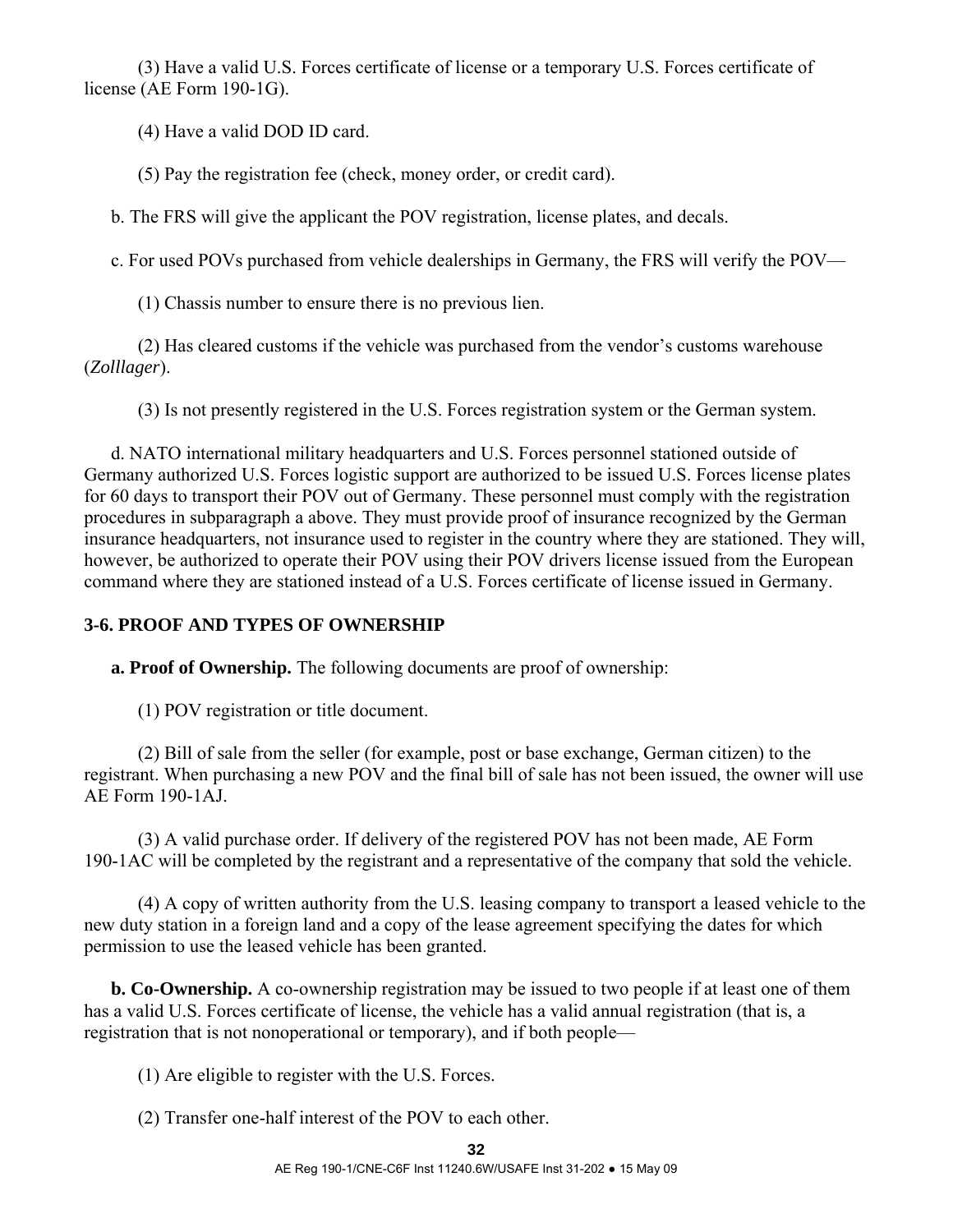(3) Have a valid U.S. Forces certificate of license or a temporary U.S. Forces certificate of license (AE Form 190-1G).

(4) Have a valid DOD ID card.

(5) Pay the registration fee (check, money order, or credit card).

b. The FRS will give the applicant the POV registration, license plates, and decals.

c. For used POVs purchased from vehicle dealerships in Germany, the FRS will verify the POV—

(1) Chassis number to ensure there is no previous lien.

(2) Has cleared customs if the vehicle was purchased from the vendor's customs warehouse (*Zolllager*).

(3) Is not presently registered in the U.S. Forces registration system or the German system.

d. NATO international military headquarters and U.S. Forces personnel stationed outside of Germany authorized U.S. Forces logistic support are authorized to be issued U.S. Forces license plates for 60 days to transport their POV out of Germany. These personnel must comply with the registration procedures in subparagraph a above. They must provide proof of insurance recognized by the German insurance headquarters, not insurance used to register in the country where they are stationed. They will, however, be authorized to operate their POV using their POV drivers license issued from the European command where they are stationed instead of a U.S. Forces certificate of license issued in Germany.

**3-6. PROOF AND TYPES OF OWNERSHIP**

**a. Proof of Ownership.** The following documents are proof of ownership:

(1) POV registration or title document.

(2) Bill of sale from the seller (for example, post or base exchange, German citizen) to the registrant. When purchasing a new POV and the final bill of sale has not been issued, the owner will use AE Form 190-1AJ.

(3) A valid purchase order. If delivery of the registered POV has not been made, AE Form 190-1AC will be completed by the registrant and a representative of the company that sold the vehicle.

(4) A copy of written authority from the U.S. leasing company to transport a leased vehicle to the new duty station in a foreign land and a copy of the lease agreement specifying the dates for which permission to use the leased vehicle has been granted.

**b. Co-Ownership.** A co-ownership registration may be issued to two people if at least one of them has a valid U.S. Forces certificate of license, the vehicle has a valid annual registration (that is, a registration that is not nonoperational or temporary), and if both people—

(1) Are eligible to register with the U.S. Forces.

(2) Transfer one-half interest of the POV to each other.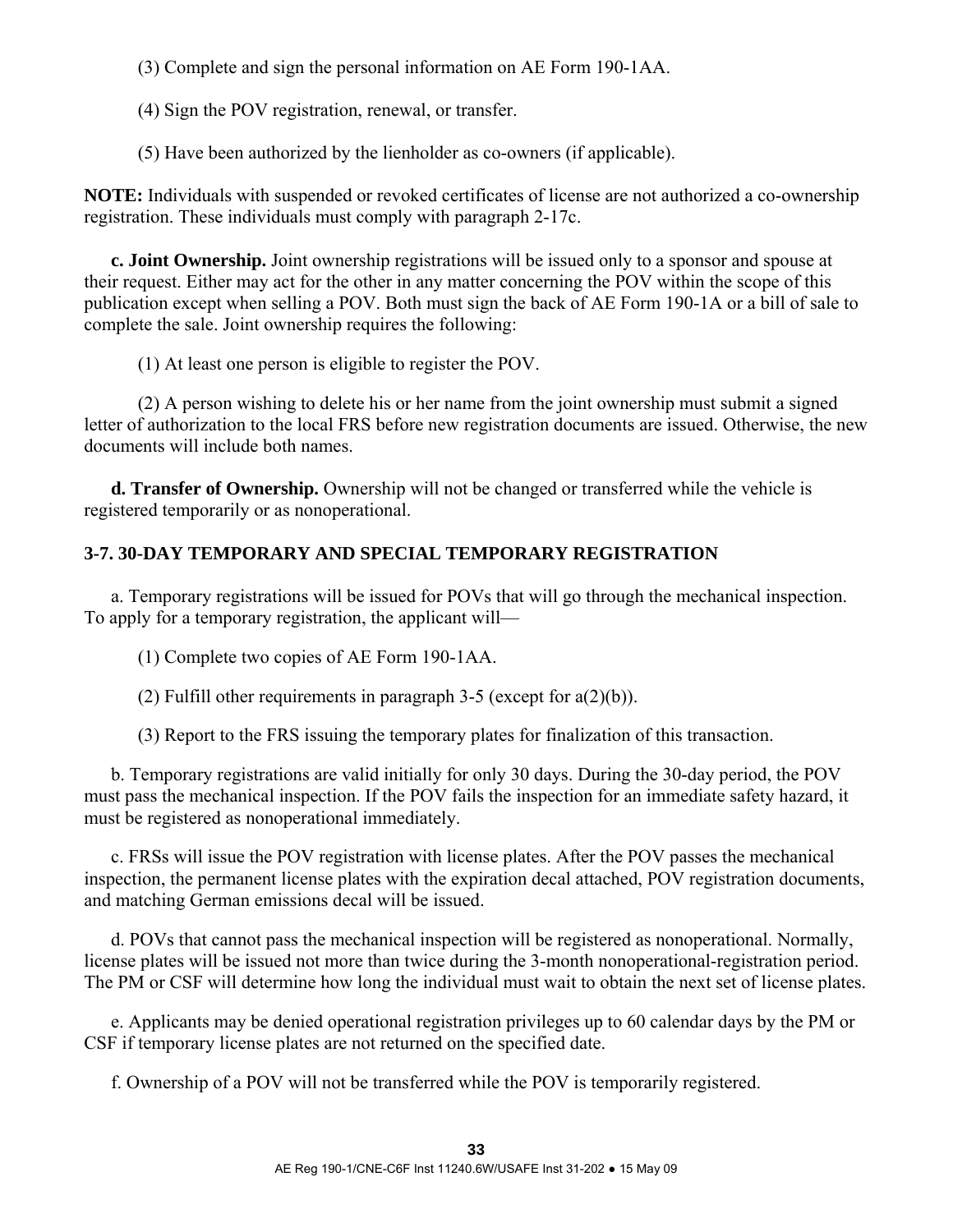(3) Complete and sign the personal information on AE Form 190-1AA.

(4) Sign the POV registration, renewal, or transfer.

(5) Have been authorized by the lienholder as co-owners (if applicable).

**NOTE:** Individuals with suspended or revoked certificates of license are not authorized a co-ownership registration. These individuals must comply with paragraph 2-17c.

**c. Joint Ownership.** Joint ownership registrations will be issued only to a sponsor and spouse at their request. Either may act for the other in any matter concerning the POV within the scope of this publication except when selling a POV. Both must sign the back of AE Form 190-1A or a bill of sale to complete the sale. Joint ownership requires the following:

(1) At least one person is eligible to register the POV.

(2) A person wishing to delete his or her name from the joint ownership must submit a signed letter of authorization to the local FRS before new registration documents are issued. Otherwise, the new documents will include both names.

**d. Transfer of Ownership.** Ownership will not be changed or transferred while the vehicle is registered temporarily or as nonoperational.

## 3-7. 30-DAY TEMPORARY AND SPECIAL TEMPORARY REGISTRATION

a. Temporary registrations will be issued for POVs that will go through the mechanical inspection. To apply for a temporary registration, the applicant will—

(1) Complete two copies of AE Form 190-1AA.

(2) Fulfill other requirements in paragraph 3-5 (except for a(2)(b)).

(3) Report to the FRS issuing the temporary plates for finalization of this transaction.

b. Temporary registrations are valid initially for only 30 days. During the 30-day period, the POV must pass the mechanical inspection. If the POV fails the inspection for an immediate safety hazard, it must be registered as nonoperational immediately.

c. FRSs will issue the POV registration with license plates. After the POV passes the mechanical inspection, the permanent license plates with the expiration decal attached, POV registration documents, and matching German emissions decal will be issued.

d. POVs that cannot pass the mechanical inspection will be registered as nonoperational. Normally, license plates will be issued not more than twice during the 3-month nonoperational-registration period. The PM or CSF will determine how long the individual must wait to obtain the next set of license plates.

e. Applicants may be denied operational registration privileges up to 60 calendar days by the PM or CSF if temporary license plates are not returned on the specified date.

f. Ownership of a POV will not be transferred while the POV is temporarily registered.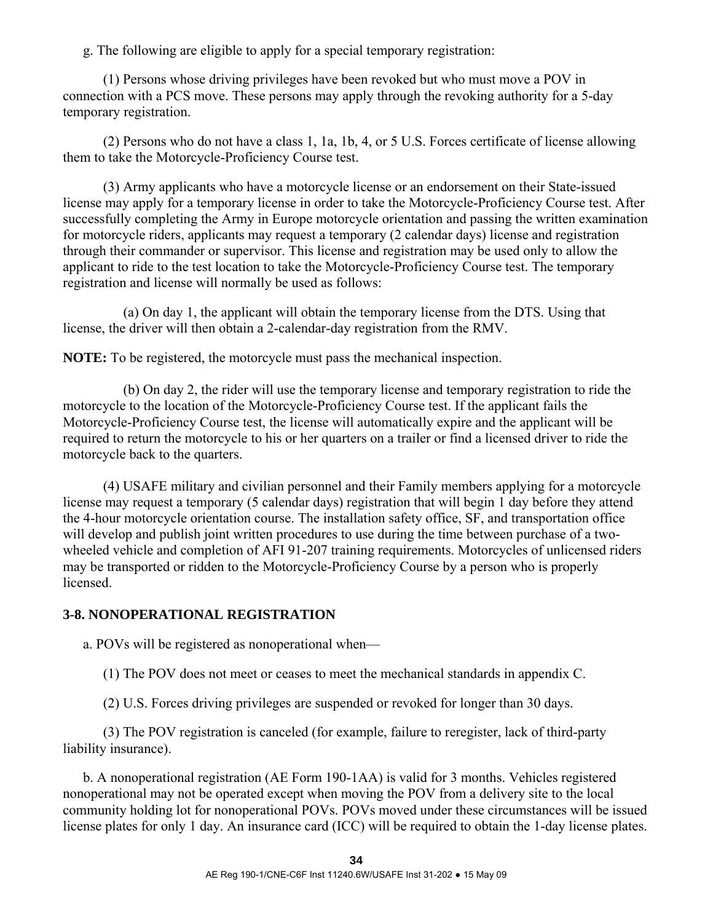g. The following are eligible to apply for a special temporary registration:

(1) Persons whose driving privileges have been revoked but who must move a POV in connection with a PCS move. These persons may apply through the revoking authority for a 5-day temporary registration.

(2) Persons who do not have a class 1, 1a, 1b, 4, or 5 U.S. Forces certificate of license allowing them to take the Motorcycle-Proficiency Course test.

(3) Army applicants who have a motorcycle license or an endorsement on their State-issued license may apply for a temporary license in order to take the Motorcycle-Proficiency Course test. After successfully completing the Army in Europe motorcycle orientation and passing the written examination for motorcycle riders, applicants may request a temporary (2 calendar days) license and registration through their commander or supervisor. This license and registration may be used only to allow the applicant to ride to the test location to take the Motorcycle-Proficiency Course test. The temporary registration and license will normally be used as follows:

(a) On day 1, the applicant will obtain the temporary license from the DTS. Using that license, the driver will then obtain a 2-calendar-day registration from the RMV.

**NOTE:** To be registered, the motorcycle must pass the mechanical inspection.

(b) On day 2, the rider will use the temporary license and temporary registration to ride the motorcycle to the location of the Motorcycle-Proficiency Course test. If the applicant fails the Motorcycle-Proficiency Course test, the license will automatically expire and the applicant will be required to return the motorcycle to his or her quarters on a trailer or find a licensed driver to ride the motorcycle back to the quarters.

(4) USAFE military and civilian personnel and their Family members applying for a motorcycle license may request a temporary (5 calendar days) registration that will begin 1 day before they attend the 4-hour motorcycle orientation course. The installation safety office, SF, and transportation office will develop and publish joint written procedures to use during the time between purchase of a two-wheeled vehicle and completion of AFI 91-207 training requirements. Motorcycles of unlicensed riders may be transported or ridden to the Motorcycle-Proficiency Course by a person who is properly licensed.

## 3-8. NONOPERATIONAL REGISTRATION

a. POVs will be registered as nonoperational when—

(1) The POV does not meet or ceases to meet the mechanical standards in appendix C.

(2) U.S. Forces driving privileges are suspended or revoked for longer than 30 days.

(3) The POV registration is canceled (for example, failure to reregister, lack of third-party liability insurance).

b. A nonoperational registration (AE Form 190-1AA) is valid for 3 months. Vehicles registered nonoperational may not be operated except when moving the POV from a delivery site to the local community holding lot for nonoperational POVs. POVs moved under these circumstances will be issued license plates for only 1 day. An insurance card (ICC) will be required to obtain the 1-day license plates.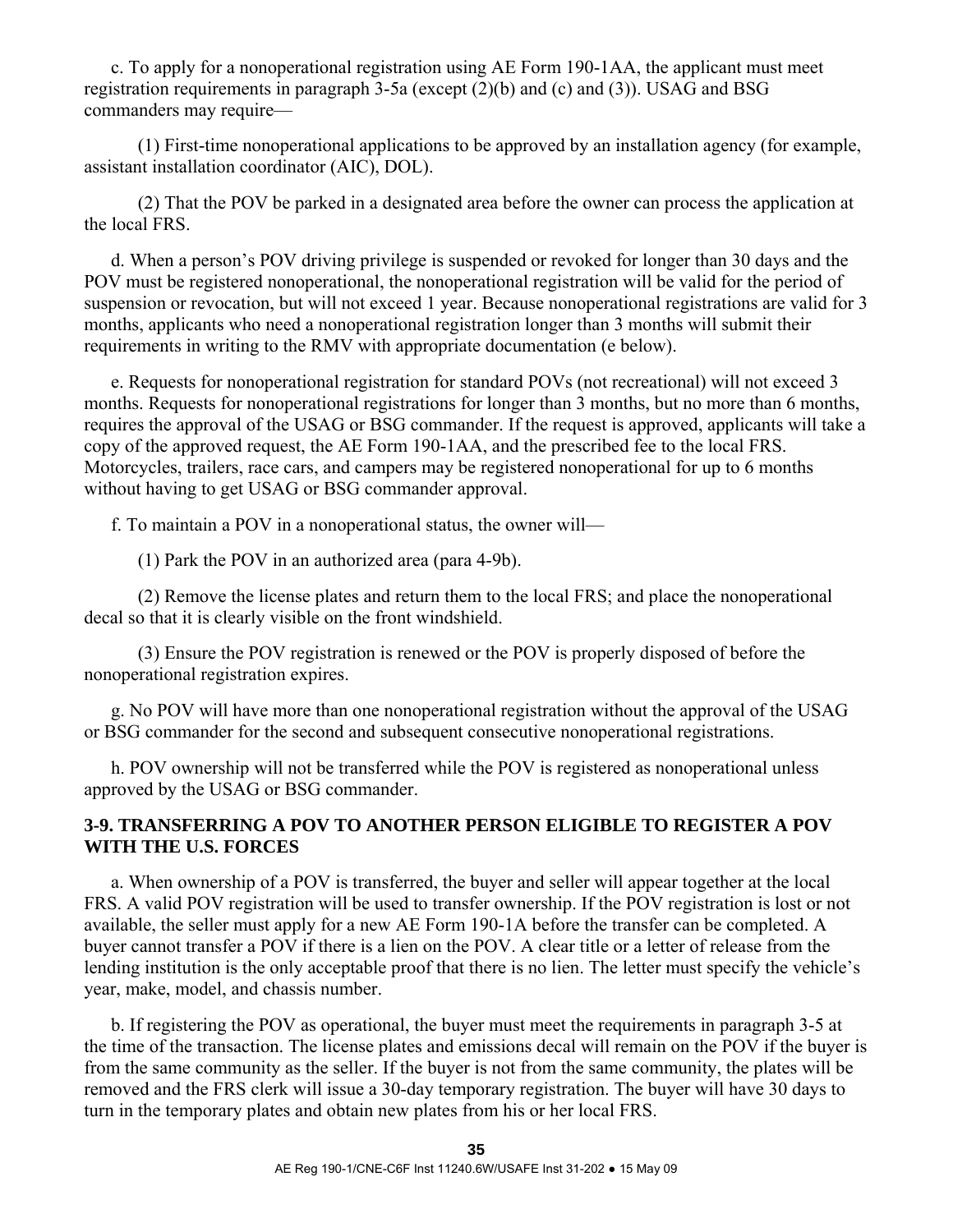c. To apply for a nonoperational registration using AE Form 190-1AA, the applicant must meet registration requirements in paragraph 3-5a (except (2)(b) and (c) and (3)). USAG and BSG commanders may require—

(1) First-time nonoperational applications to be approved by an installation agency (for example, assistant installation coordinator (AIC), DOL).

(2) That the POV be parked in a designated area before the owner can process the application at the local FRS.

d. When a person's POV driving privilege is suspended or revoked for longer than 30 days and the POV must be registered nonoperational, the nonoperational registration will be valid for the period of suspension or revocation, but will not exceed 1 year. Because nonoperational registrations are valid for 3 months, applicants who need a nonoperational registration longer than 3 months will submit their requirements in writing to the RMV with appropriate documentation (e below).

e. Requests for nonoperational registration for standard POVs (not recreational) will not exceed 3 months. Requests for nonoperational registrations for longer than 3 months, but no more than 6 months, requires the approval of the USAG or BSG commander. If the request is approved, applicants will take a copy of the approved request, the AE Form 190-1AA, and the prescribed fee to the local FRS. Motorcycles, trailers, race cars, and campers may be registered nonoperational for up to 6 months without having to get USAG or BSG commander approval.

f. To maintain a POV in a nonoperational status, the owner will—

(1) Park the POV in an authorized area (para 4-9b).

(2) Remove the license plates and return them to the local FRS; and place the nonoperational decal so that it is clearly visible on the front windshield.

(3) Ensure the POV registration is renewed or the POV is properly disposed of before the nonoperational registration expires.

g. No POV will have more than one nonoperational registration without the approval of the USAG or BSG commander for the second and subsequent consecutive nonoperational registrations.

h. POV ownership will not be transferred while the POV is registered as nonoperational unless approved by the USAG or BSG commander.

## 3-9. TRANSFERRING A POV TO ANOTHER PERSON ELIGIBLE TO REGISTER A POV WITH THE U.S. FORCES

a. When ownership of a POV is transferred, the buyer and seller will appear together at the local FRS. A valid POV registration will be used to transfer ownership. If the POV registration is lost or not available, the seller must apply for a new AE Form 190-1A before the transfer can be completed. A buyer cannot transfer a POV if there is a lien on the POV. A clear title or a letter of release from the lending institution is the only acceptable proof that there is no lien. The letter must specify the vehicle's year, make, model, and chassis number.

b. If registering the POV as operational, the buyer must meet the requirements in paragraph 3-5 at the time of the transaction. The license plates and emissions decal will remain on the POV if the buyer is from the same community as the seller. If the buyer is not from the same community, the plates will be removed and the FRS clerk will issue a 30-day temporary registration. The buyer will have 30 days to turn in the temporary plates and obtain new plates from his or her local FRS.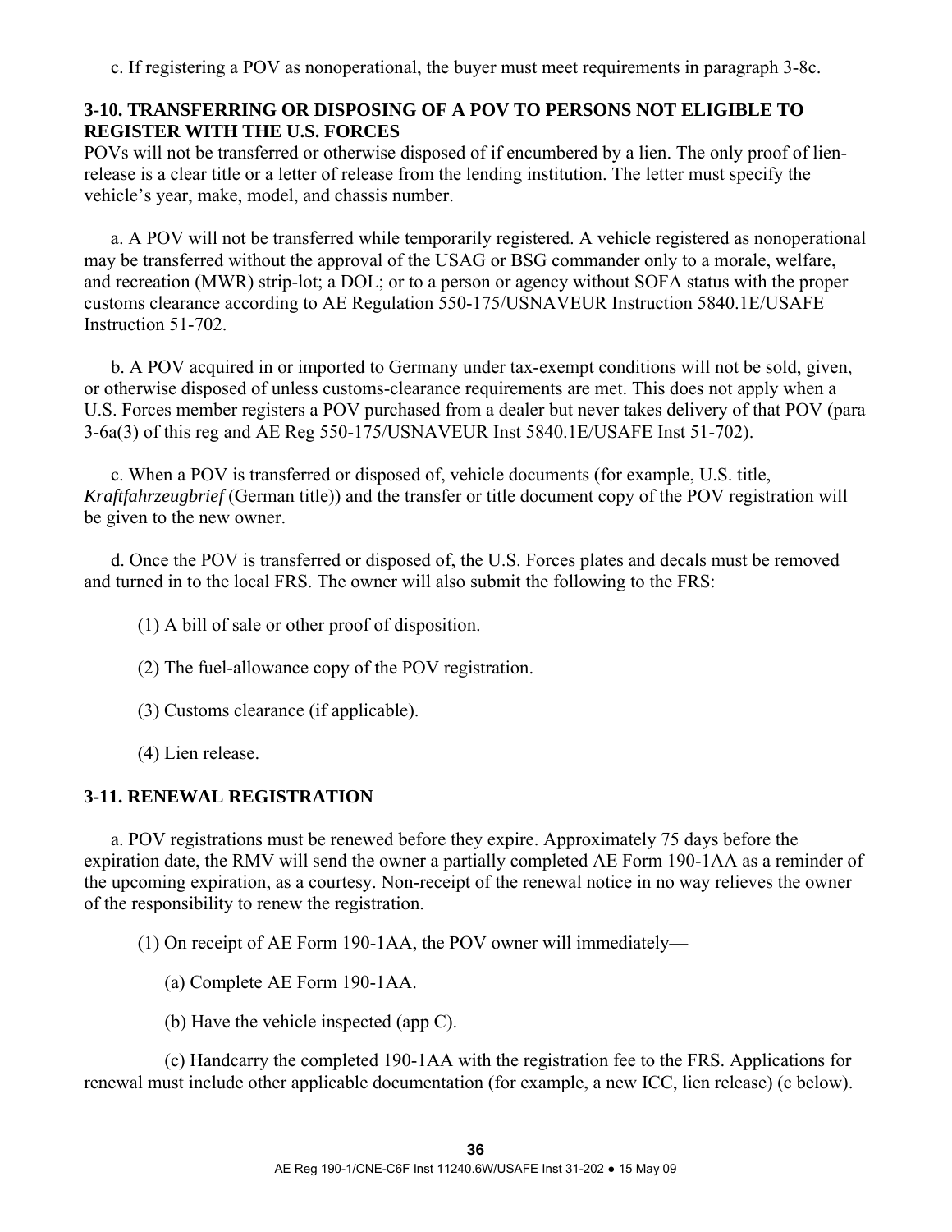c. If registering a POV as nonoperational, the buyer must meet requirements in paragraph 3-8c.

## 3-10. TRANSFERRING OR DISPOSING OF A POV TO PERSONS NOT ELIGIBLE TO REGISTER WITH THE U.S. FORCES

POVs will not be transferred or otherwise disposed of if encumbered by a lien. The only proof of lien-release is a clear title or a letter of release from the lending institution. The letter must specify the vehicle's year, make, model, and chassis number.

a. A POV will not be transferred while temporarily registered. A vehicle registered as nonoperational may be transferred without the approval of the USAG or BSG commander only to a morale, welfare, and recreation (MWR) strip-lot; a DOL; or to a person or agency without SOFA status with the proper customs clearance according to AE Regulation 550-175/USNAVEUR Instruction 5840.1E/USAFE Instruction 51-702.

b. A POV acquired in or imported to Germany under tax-exempt conditions will not be sold, given, or otherwise disposed of unless customs-clearance requirements are met. This does not apply when a U.S. Forces member registers a POV purchased from a dealer but never takes delivery of that POV (para 3-6a(3) of this reg and AE Reg 550-175/USNAVEUR Inst 5840.1E/USAFE Inst 51-702).

c. When a POV is transferred or disposed of, vehicle documents (for example, U.S. title, *Kraftfahrzeugbrief* (German title)) and the transfer or title document copy of the POV registration will be given to the new owner.

d. Once the POV is transferred or disposed of, the U.S. Forces plates and decals must be removed and turned in to the local FRS. The owner will also submit the following to the FRS:

(1) A bill of sale or other proof of disposition.

(2) The fuel-allowance copy of the POV registration.

(3) Customs clearance (if applicable).

(4) Lien release.

## 3-11. RENEWAL REGISTRATION

a. POV registrations must be renewed before they expire. Approximately 75 days before the expiration date, the RMV will send the owner a partially completed AE Form 190-1AA as a reminder of the upcoming expiration, as a courtesy. Non-receipt of the renewal notice in no way relieves the owner of the responsibility to renew the registration.

(1) On receipt of AE Form 190-1AA, the POV owner will immediately—

(a) Complete AE Form 190-1AA.

(b) Have the vehicle inspected (app C).

(c) Handcarry the completed 190-1AA with the registration fee to the FRS. Applications for renewal must include other applicable documentation (for example, a new ICC, lien release) (c below).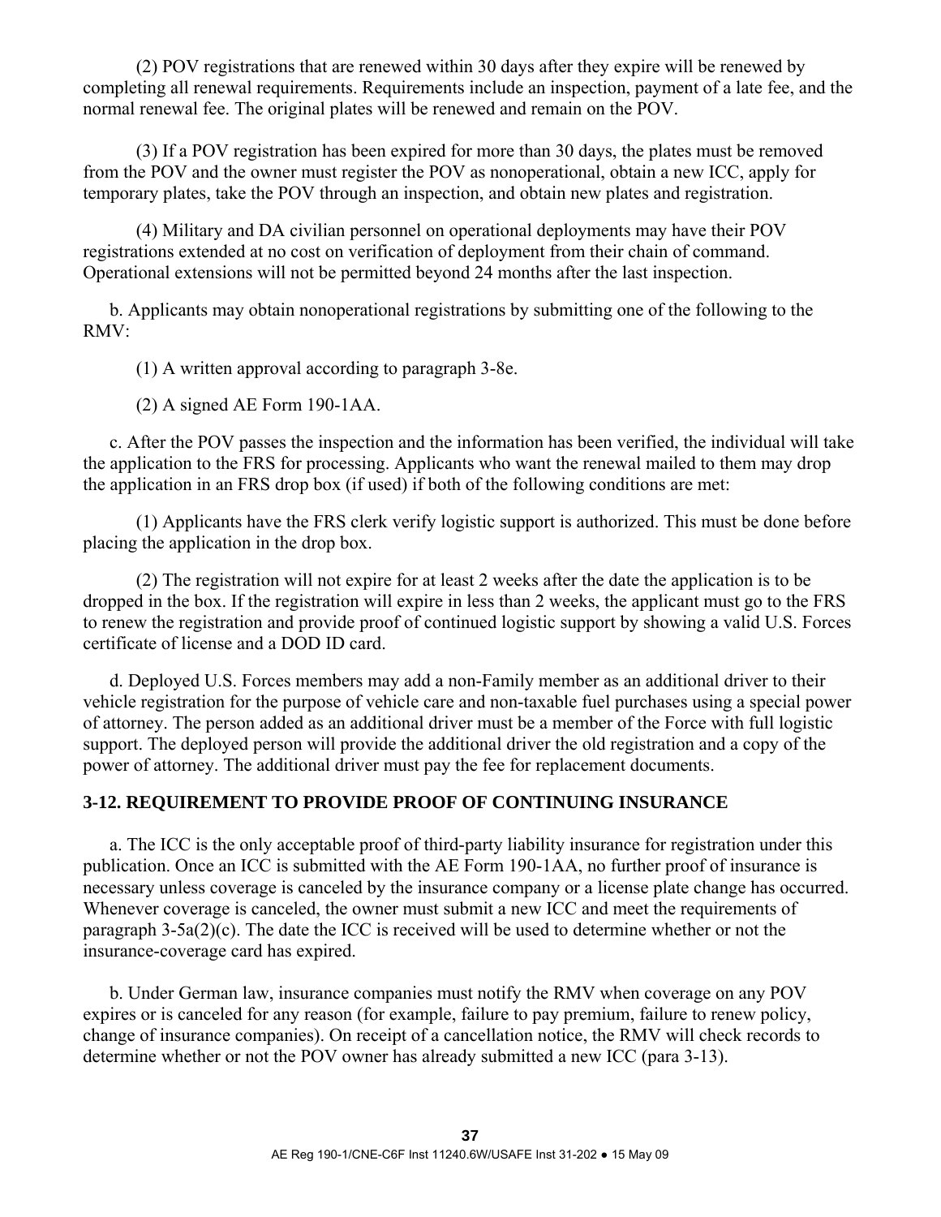(2) POV registrations that are renewed within 30 days after they expire will be renewed by completing all renewal requirements. Requirements include an inspection, payment of a late fee, and the normal renewal fee. The original plates will be renewed and remain on the POV.

(3) If a POV registration has been expired for more than 30 days, the plates must be removed from the POV and the owner must register the POV as nonoperational, obtain a new ICC, apply for temporary plates, take the POV through an inspection, and obtain new plates and registration.

(4) Military and DA civilian personnel on operational deployments may have their POV registrations extended at no cost on verification of deployment from their chain of command. Operational extensions will not be permitted beyond 24 months after the last inspection.

b. Applicants may obtain nonoperational registrations by submitting one of the following to the RMV:

(1) A written approval according to paragraph 3-8e.

(2) A signed AE Form 190-1AA.

c. After the POV passes the inspection and the information has been verified, the individual will take the application to the FRS for processing. Applicants who want the renewal mailed to them may drop the application in an FRS drop box (if used) if both of the following conditions are met:

(1) Applicants have the FRS clerk verify logistic support is authorized. This must be done before placing the application in the drop box.

(2) The registration will not expire for at least 2 weeks after the date the application is to be dropped in the box. If the registration will expire in less than 2 weeks, the applicant must go to the FRS to renew the registration and provide proof of continued logistic support by showing a valid U.S. Forces certificate of license and a DOD ID card.

d. Deployed U.S. Forces members may add a non-Family member as an additional driver to their vehicle registration for the purpose of vehicle care and non-taxable fuel purchases using a special power of attorney. The person added as an additional driver must be a member of the Force with full logistic support. The deployed person will provide the additional driver the old registration and a copy of the power of attorney. The additional driver must pay the fee for replacement documents.

## 3-12. REQUIREMENT TO PROVIDE PROOF OF CONTINUING INSURANCE

a. The ICC is the only acceptable proof of third-party liability insurance for registration under this publication. Once an ICC is submitted with the AE Form 190-1AA, no further proof of insurance is necessary unless coverage is canceled by the insurance company or a license plate change has occurred. Whenever coverage is canceled, the owner must submit a new ICC and meet the requirements of paragraph 3-5a(2)(c). The date the ICC is received will be used to determine whether or not the insurance-coverage card has expired.

b. Under German law, insurance companies must notify the RMV when coverage on any POV expires or is canceled for any reason (for example, failure to pay premium, failure to renew policy, change of insurance companies). On receipt of a cancellation notice, the RMV will check records to determine whether or not the POV owner has already submitted a new ICC (para 3-13).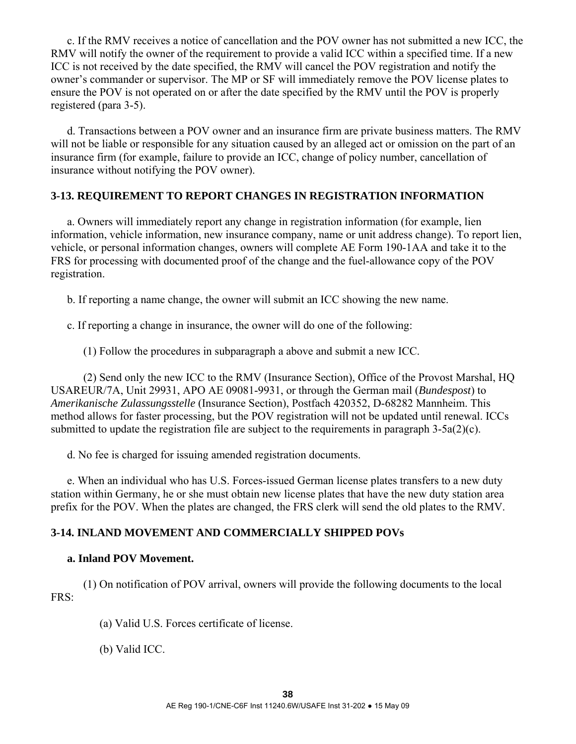c. If the RMV receives a notice of cancellation and the POV owner has not submitted a new ICC, the RMV will notify the owner of the requirement to provide a valid ICC within a specified time. If a new ICC is not received by the date specified, the RMV will cancel the POV registration and notify the owner's commander or supervisor. The MP or SF will immediately remove the POV license plates to ensure the POV is not operated on or after the date specified by the RMV until the POV is properly registered (para 3-5).

d. Transactions between a POV owner and an insurance firm are private business matters. The RMV will not be liable or responsible for any situation caused by an alleged act or omission on the part of an insurance firm (for example, failure to provide an ICC, change of policy number, cancellation of insurance without notifying the POV owner).

## 3-13. REQUIREMENT TO REPORT CHANGES IN REGISTRATION INFORMATION

a. Owners will immediately report any change in registration information (for example, lien information, vehicle information, new insurance company, name or unit address change). To report lien, vehicle, or personal information changes, owners will complete AE Form 190-1AA and take it to the FRS for processing with documented proof of the change and the fuel-allowance copy of the POV registration.

b. If reporting a name change, the owner will submit an ICC showing the new name.

c. If reporting a change in insurance, the owner will do one of the following:

(1) Follow the procedures in subparagraph a above and submit a new ICC.

(2) Send only the new ICC to the RMV (Insurance Section), Office of the Provost Marshal, HQ USAREUR/7A, Unit 29931, APO AE 09081-9931, or through the German mail (*Bundespost*) to *Amerikanische Zulassungsstelle* (Insurance Section), Postfach 420352, D-68282 Mannheim. This method allows for faster processing, but the POV registration will not be updated until renewal. ICCs submitted to update the registration file are subject to the requirements in paragraph 3-5a(2)(c).

d. No fee is charged for issuing amended registration documents.

e. When an individual who has U.S. Forces-issued German license plates transfers to a new duty station within Germany, he or she must obtain new license plates that have the new duty station area prefix for the POV. When the plates are changed, the FRS clerk will send the old plates to the RMV.

## 3-14. INLAND MOVEMENT AND COMMERCIALLY SHIPPED POVs

**a. Inland POV Movement.**

(1) On notification of POV arrival, owners will provide the following documents to the local FRS:

(a) Valid U.S. Forces certificate of license.

(b) Valid ICC.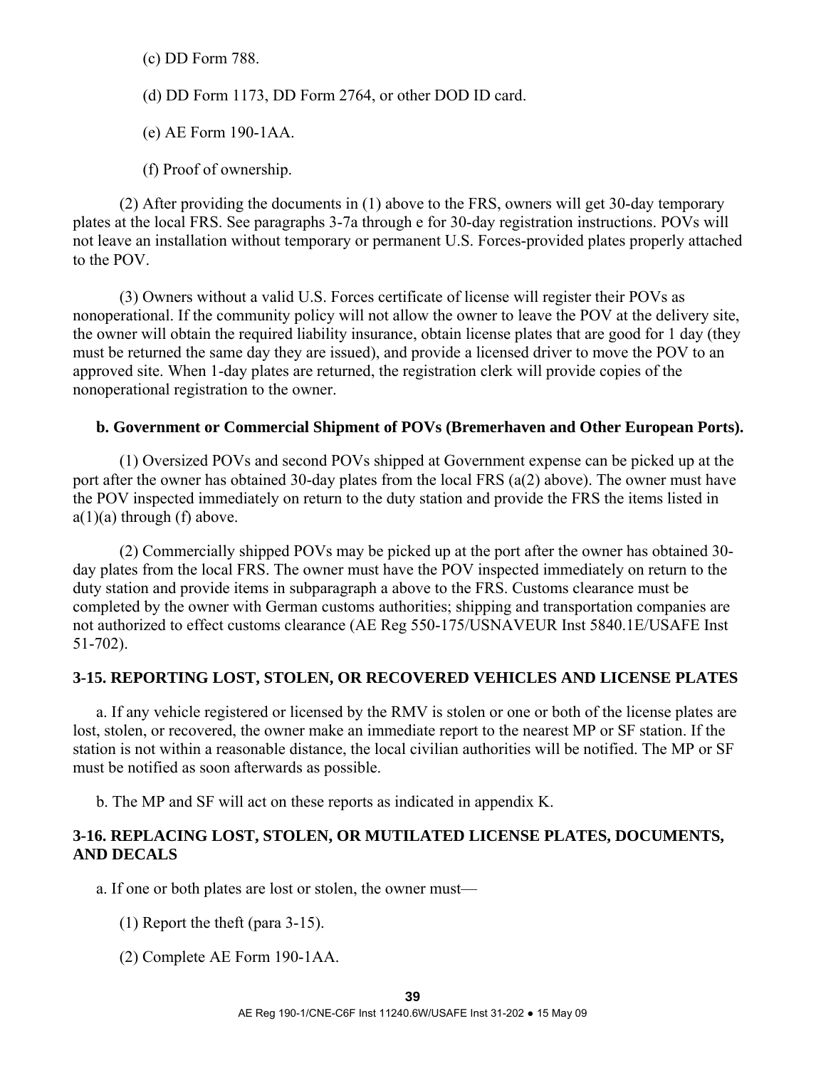(c) DD Form 788.

(d) DD Form 1173, DD Form 2764, or other DOD ID card.

(e) AE Form 190-1AA.

(f) Proof of ownership.

(2) After providing the documents in (1) above to the FRS, owners will get 30-day temporary plates at the local FRS. See paragraphs 3-7a through e for 30-day registration instructions. POVs will not leave an installation without temporary or permanent U.S. Forces-provided plates properly attached to the POV.

(3) Owners without a valid U.S. Forces certificate of license will register their POVs as nonoperational. If the community policy will not allow the owner to leave the POV at the delivery site, the owner will obtain the required liability insurance, obtain license plates that are good for 1 day (they must be returned the same day they are issued), and provide a licensed driver to move the POV to an approved site. When 1-day plates are returned, the registration clerk will provide copies of the nonoperational registration to the owner.

**b. Government or Commercial Shipment of POVs (Bremerhaven and Other European Ports).**

(1) Oversized POVs and second POVs shipped at Government expense can be picked up at the port after the owner has obtained 30-day plates from the local FRS (a(2) above). The owner must have the POV inspected immediately on return to the duty station and provide the FRS the items listed in a(1)(a) through (f) above.

(2) Commercially shipped POVs may be picked up at the port after the owner has obtained 30-day plates from the local FRS. The owner must have the POV inspected immediately on return to the duty station and provide items in subparagraph a above to the FRS. Customs clearance must be completed by the owner with German customs authorities; shipping and transportation companies are not authorized to effect customs clearance (AE Reg 550-175/USNAVEUR Inst 5840.1E/USAFE Inst 51-702).

## 3-15. REPORTING LOST, STOLEN, OR RECOVERED VEHICLES AND LICENSE PLATES

a. If any vehicle registered or licensed by the RMV is stolen or one or both of the license plates are lost, stolen, or recovered, the owner make an immediate report to the nearest MP or SF station. If the station is not within a reasonable distance, the local civilian authorities will be notified. The MP or SF must be notified as soon afterwards as possible.

b. The MP and SF will act on these reports as indicated in appendix K.

## 3-16. REPLACING LOST, STOLEN, OR MUTILATED LICENSE PLATES, DOCUMENTS, AND DECALS

a. If one or both plates are lost or stolen, the owner must—

(1) Report the theft (para 3-15).

(2) Complete AE Form 190-1AA.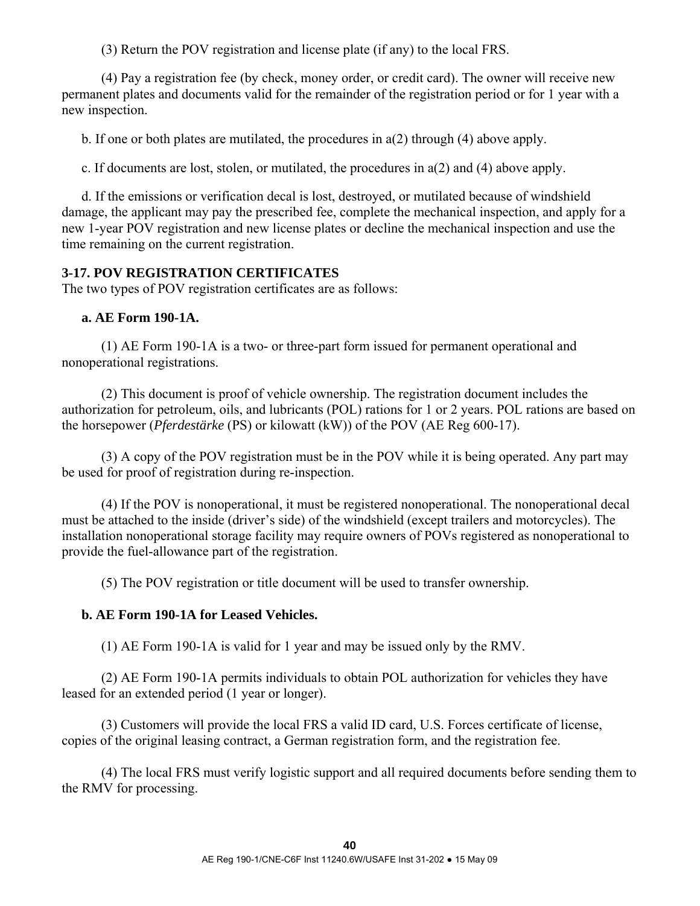(3) Return the POV registration and license plate (if any) to the local FRS.

(4) Pay a registration fee (by check, money order, or credit card). The owner will receive new permanent plates and documents valid for the remainder of the registration period or for 1 year with a new inspection.

b. If one or both plates are mutilated, the procedures in a(2) through (4) above apply.

c. If documents are lost, stolen, or mutilated, the procedures in a(2) and (4) above apply.

d. If the emissions or verification decal is lost, destroyed, or mutilated because of windshield damage, the applicant may pay the prescribed fee, complete the mechanical inspection, and apply for a new 1-year POV registration and new license plates or decline the mechanical inspection and use the time remaining on the current registration.

### 3-17. POV REGISTRATION CERTIFICATES

The two types of POV registration certificates are as follows:

**a. AE Form 190-1A.**

(1) AE Form 190-1A is a two- or three-part form issued for permanent operational and nonoperational registrations.

(2) This document is proof of vehicle ownership. The registration document includes the authorization for petroleum, oils, and lubricants (POL) rations for 1 or 2 years. POL rations are based on the horsepower (*Pferdestärke* (PS) or kilowatt (kW)) of the POV (AE Reg 600-17).

(3) A copy of the POV registration must be in the POV while it is being operated. Any part may be used for proof of registration during re-inspection.

(4) If the POV is nonoperational, it must be registered nonoperational. The nonoperational decal must be attached to the inside (driver's side) of the windshield (except trailers and motorcycles). The installation nonoperational storage facility may require owners of POVs registered as nonoperational to provide the fuel-allowance part of the registration.

(5) The POV registration or title document will be used to transfer ownership.

**b. AE Form 190-1A for Leased Vehicles.**

(1) AE Form 190-1A is valid for 1 year and may be issued only by the RMV.

(2) AE Form 190-1A permits individuals to obtain POL authorization for vehicles they have leased for an extended period (1 year or longer).

(3) Customers will provide the local FRS a valid ID card, U.S. Forces certificate of license, copies of the original leasing contract, a German registration form, and the registration fee.

(4) The local FRS must verify logistic support and all required documents before sending them to the RMV for processing.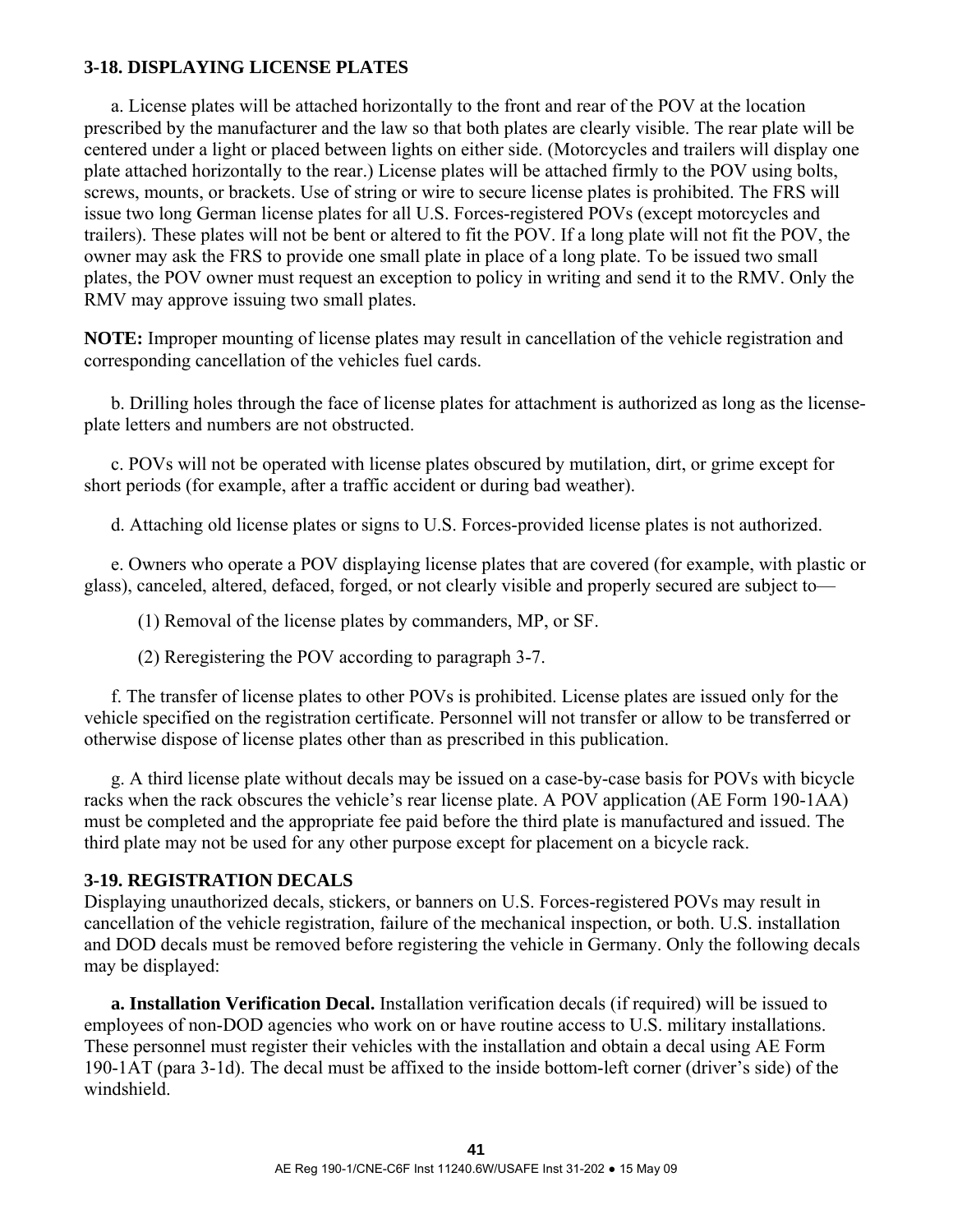### 3-18. DISPLAYING LICENSE PLATES

a. License plates will be attached horizontally to the front and rear of the POV at the location prescribed by the manufacturer and the law so that both plates are clearly visible. The rear plate will be centered under a light or placed between lights on either side. (Motorcycles and trailers will display one plate attached horizontally to the rear.) License plates will be attached firmly to the POV using bolts, screws, mounts, or brackets. Use of string or wire to secure license plates is prohibited. The FRS will issue two long German license plates for all U.S. Forces-registered POVs (except motorcycles and trailers). These plates will not be bent or altered to fit the POV. If a long plate will not fit the POV, the owner may ask the FRS to provide one small plate in place of a long plate. To be issued two small plates, the POV owner must request an exception to policy in writing and send it to the RMV. Only the RMV may approve issuing two small plates.

**NOTE:** Improper mounting of license plates may result in cancellation of the vehicle registration and corresponding cancellation of the vehicles fuel cards.

b. Drilling holes through the face of license plates for attachment is authorized as long as the license-plate letters and numbers are not obstructed.

c. POVs will not be operated with license plates obscured by mutilation, dirt, or grime except for short periods (for example, after a traffic accident or during bad weather).

d. Attaching old license plates or signs to U.S. Forces-provided license plates is not authorized.

e. Owners who operate a POV displaying license plates that are covered (for example, with plastic or glass), canceled, altered, defaced, forged, or not clearly visible and properly secured are subject to—

(1) Removal of the license plates by commanders, MP, or SF.

(2) Reregistering the POV according to paragraph 3-7.

f. The transfer of license plates to other POVs is prohibited. License plates are issued only for the vehicle specified on the registration certificate. Personnel will not transfer or allow to be transferred or otherwise dispose of license plates other than as prescribed in this publication.

g. A third license plate without decals may be issued on a case-by-case basis for POVs with bicycle racks when the rack obscures the vehicle's rear license plate. A POV application (AE Form 190-1AA) must be completed and the appropriate fee paid before the third plate is manufactured and issued. The third plate may not be used for any other purpose except for placement on a bicycle rack.

### 3-19. REGISTRATION DECALS

Displaying unauthorized decals, stickers, or banners on U.S. Forces-registered POVs may result in cancellation of the vehicle registration, failure of the mechanical inspection, or both. U.S. installation and DOD decals must be removed before registering the vehicle in Germany. Only the following decals may be displayed:

**a. Installation Verification Decal.** Installation verification decals (if required) will be issued to employees of non-DOD agencies who work on or have routine access to U.S. military installations. These personnel must register their vehicles with the installation and obtain a decal using AE Form 190-1AT (para 3-1d). The decal must be affixed to the inside bottom-left corner (driver's side) of the windshield.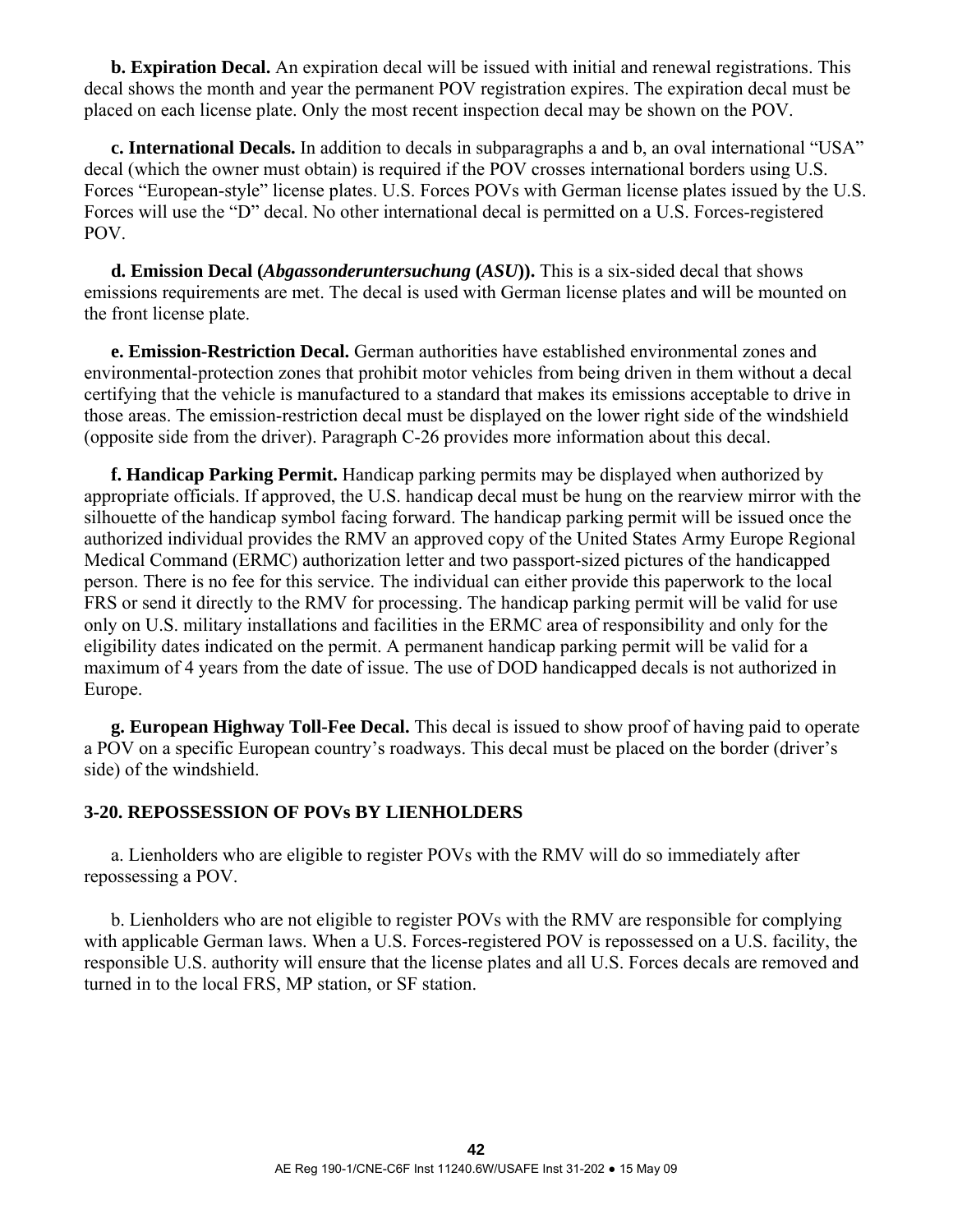**b. Expiration Decal.** An expiration decal will be issued with initial and renewal registrations. This decal shows the month and year the permanent POV registration expires. The expiration decal must be placed on each license plate. Only the most recent inspection decal may be shown on the POV.

**c. International Decals.** In addition to decals in subparagraphs a and b, an oval international "USA" decal (which the owner must obtain) is required if the POV crosses international borders using U.S. Forces "European-style" license plates. U.S. Forces POVs with German license plates issued by the U.S. Forces will use the "D" decal. No other international decal is permitted on a U.S. Forces-registered POV.

**d. Emission Decal (*Abgassonderuntersuchung* (*ASU*)).** This is a six-sided decal that shows emissions requirements are met. The decal is used with German license plates and will be mounted on the front license plate.

**e. Emission-Restriction Decal.** German authorities have established environmental zones and environmental-protection zones that prohibit motor vehicles from being driven in them without a decal certifying that the vehicle is manufactured to a standard that makes its emissions acceptable to drive in those areas. The emission-restriction decal must be displayed on the lower right side of the windshield (opposite side from the driver). Paragraph C-26 provides more information about this decal.

**f. Handicap Parking Permit.** Handicap parking permits may be displayed when authorized by appropriate officials. If approved, the U.S. handicap decal must be hung on the rearview mirror with the silhouette of the handicap symbol facing forward. The handicap parking permit will be issued once the authorized individual provides the RMV an approved copy of the United States Army Europe Regional Medical Command (ERMC) authorization letter and two passport-sized pictures of the handicapped person. There is no fee for this service. The individual can either provide this paperwork to the local FRS or send it directly to the RMV for processing. The handicap parking permit will be valid for use only on U.S. military installations and facilities in the ERMC area of responsibility and only for the eligibility dates indicated on the permit. A permanent handicap parking permit will be valid for a maximum of 4 years from the date of issue. The use of DOD handicapped decals is not authorized in Europe.

**g. European Highway Toll-Fee Decal.** This decal is issued to show proof of having paid to operate a POV on a specific European country's roadways. This decal must be placed on the border (driver's side) of the windshield.

**3-20. REPOSSESSION OF POVs BY LIENHOLDERS**

a. Lienholders who are eligible to register POVs with the RMV will do so immediately after repossessing a POV.

b. Lienholders who are not eligible to register POVs with the RMV are responsible for complying with applicable German laws. When a U.S. Forces-registered POV is repossessed on a U.S. facility, the responsible U.S. authority will ensure that the license plates and all U.S. Forces decals are removed and turned in to the local FRS, MP station, or SF station.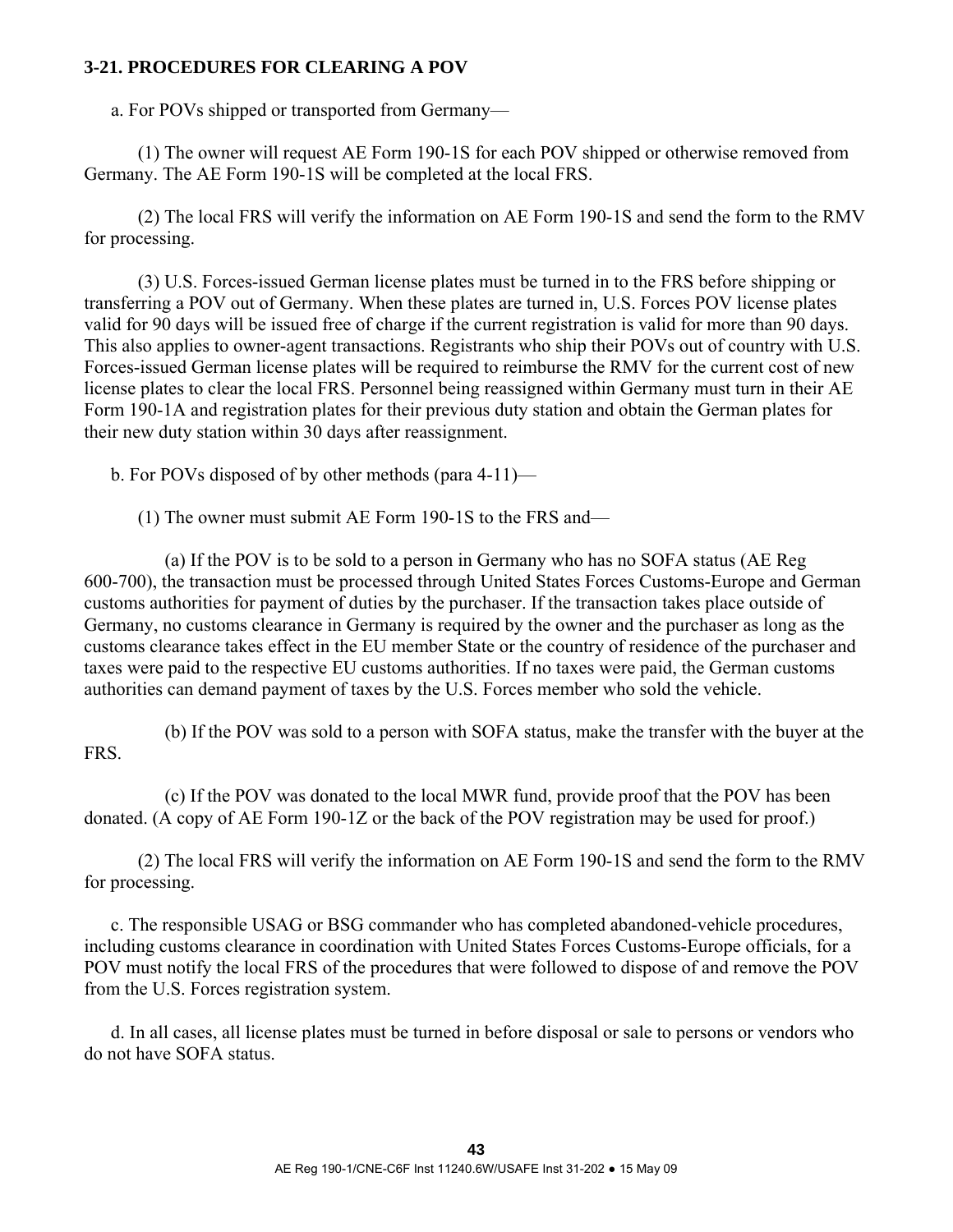**3-21. PROCEDURES FOR CLEARING A POV**

a. For POVs shipped or transported from Germany—

(1) The owner will request AE Form 190-1S for each POV shipped or otherwise removed from Germany. The AE Form 190-1S will be completed at the local FRS.

(2) The local FRS will verify the information on AE Form 190-1S and send the form to the RMV for processing.

(3) U.S. Forces-issued German license plates must be turned in to the FRS before shipping or transferring a POV out of Germany. When these plates are turned in, U.S. Forces POV license plates valid for 90 days will be issued free of charge if the current registration is valid for more than 90 days. This also applies to owner-agent transactions. Registrants who ship their POVs out of country with U.S. Forces-issued German license plates will be required to reimburse the RMV for the current cost of new license plates to clear the local FRS. Personnel being reassigned within Germany must turn in their AE Form 190-1A and registration plates for their previous duty station and obtain the German plates for their new duty station within 30 days after reassignment.

b. For POVs disposed of by other methods (para 4-11)—

(1) The owner must submit AE Form 190-1S to the FRS and—

(a) If the POV is to be sold to a person in Germany who has no SOFA status (AE Reg 600-700), the transaction must be processed through United States Forces Customs-Europe and German customs authorities for payment of duties by the purchaser. If the transaction takes place outside of Germany, no customs clearance in Germany is required by the owner and the purchaser as long as the customs clearance takes effect in the EU member State or the country of residence of the purchaser and taxes were paid to the respective EU customs authorities. If no taxes were paid, the German customs authorities can demand payment of taxes by the U.S. Forces member who sold the vehicle.

(b) If the POV was sold to a person with SOFA status, make the transfer with the buyer at the FRS.

(c) If the POV was donated to the local MWR fund, provide proof that the POV has been donated. (A copy of AE Form 190-1Z or the back of the POV registration may be used for proof.)

(2) The local FRS will verify the information on AE Form 190-1S and send the form to the RMV for processing.

c. The responsible USAG or BSG commander who has completed abandoned-vehicle procedures, including customs clearance in coordination with United States Forces Customs-Europe officials, for a POV must notify the local FRS of the procedures that were followed to dispose of and remove the POV from the U.S. Forces registration system.

d. In all cases, all license plates must be turned in before disposal or sale to persons or vendors who do not have SOFA status.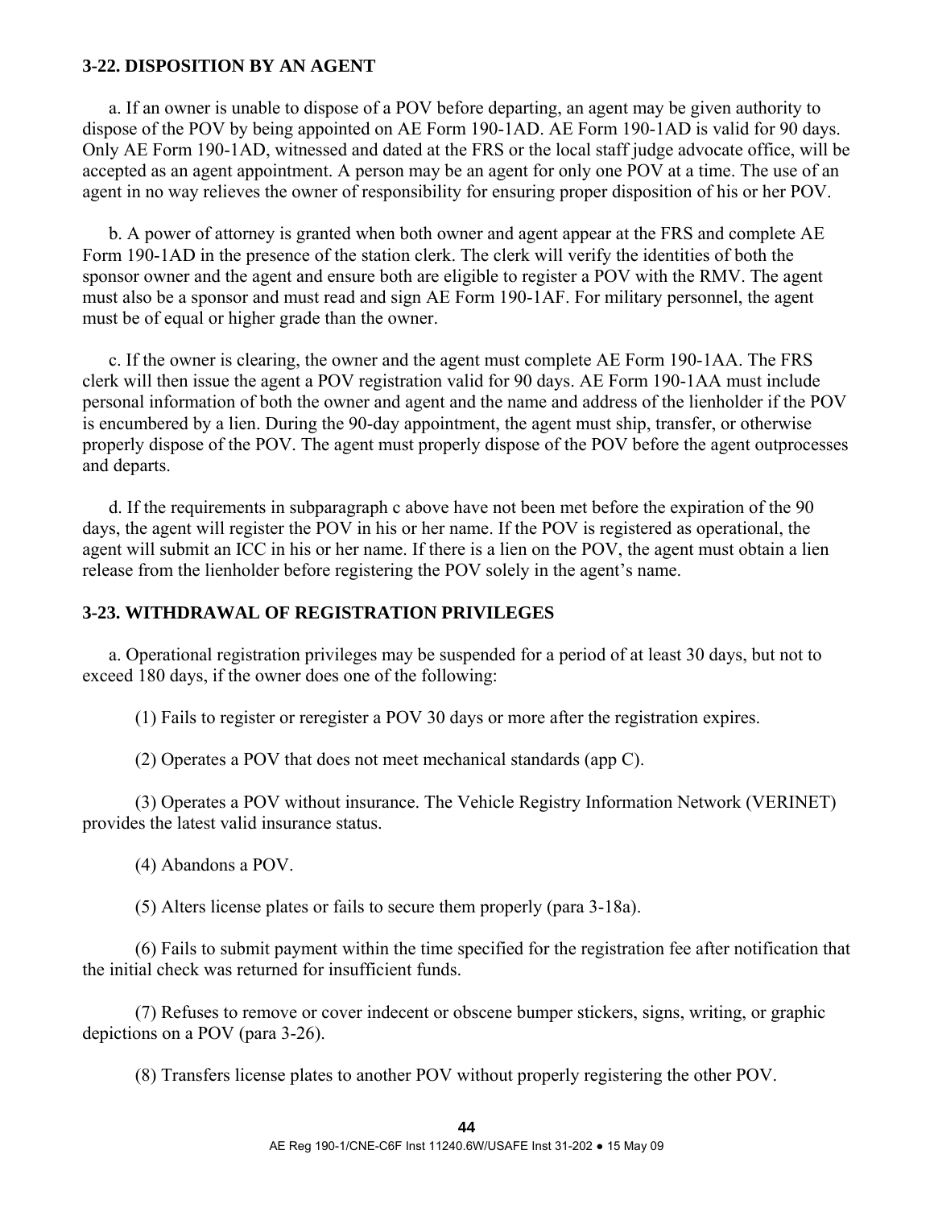**3-22. DISPOSITION BY AN AGENT**

a. If an owner is unable to dispose of a POV before departing, an agent may be given authority to dispose of the POV by being appointed on AE Form 190-1AD. AE Form 190-1AD is valid for 90 days. Only AE Form 190-1AD, witnessed and dated at the FRS or the local staff judge advocate office, will be accepted as an agent appointment. A person may be an agent for only one POV at a time. The use of an agent in no way relieves the owner of responsibility for ensuring proper disposition of his or her POV.

b. A power of attorney is granted when both owner and agent appear at the FRS and complete AE Form 190-1AD in the presence of the station clerk. The clerk will verify the identities of both the sponsor owner and the agent and ensure both are eligible to register a POV with the RMV. The agent must also be a sponsor and must read and sign AE Form 190-1AF. For military personnel, the agent must be of equal or higher grade than the owner.

c. If the owner is clearing, the owner and the agent must complete AE Form 190-1AA. The FRS clerk will then issue the agent a POV registration valid for 90 days. AE Form 190-1AA must include personal information of both the owner and agent and the name and address of the lienholder if the POV is encumbered by a lien. During the 90-day appointment, the agent must ship, transfer, or otherwise properly dispose of the POV. The agent must properly dispose of the POV before the agent outprocesses and departs.

d. If the requirements in subparagraph c above have not been met before the expiration of the 90 days, the agent will register the POV in his or her name. If the POV is registered as operational, the agent will submit an ICC in his or her name. If there is a lien on the POV, the agent must obtain a lien release from the lienholder before registering the POV solely in the agent's name.

**3-23. WITHDRAWAL OF REGISTRATION PRIVILEGES**

a. Operational registration privileges may be suspended for a period of at least 30 days, but not to exceed 180 days, if the owner does one of the following:

(1) Fails to register or reregister a POV 30 days or more after the registration expires.

(2) Operates a POV that does not meet mechanical standards (app C).

(3) Operates a POV without insurance. The Vehicle Registry Information Network (VERINET) provides the latest valid insurance status.

(4) Abandons a POV.

(5) Alters license plates or fails to secure them properly (para 3-18a).

(6) Fails to submit payment within the time specified for the registration fee after notification that the initial check was returned for insufficient funds.

(7) Refuses to remove or cover indecent or obscene bumper stickers, signs, writing, or graphic depictions on a POV (para 3-26).

(8) Transfers license plates to another POV without properly registering the other POV.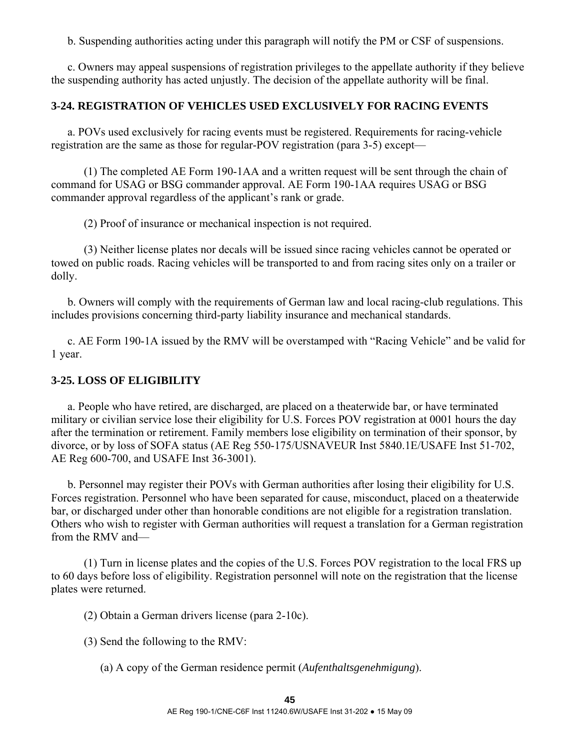b. Suspending authorities acting under this paragraph will notify the PM or CSF of suspensions.

c. Owners may appeal suspensions of registration privileges to the appellate authority if they believe the suspending authority has acted unjustly. The decision of the appellate authority will be final.

### 3-24. REGISTRATION OF VEHICLES USED EXCLUSIVELY FOR RACING EVENTS

a. POVs used exclusively for racing events must be registered. Requirements for racing-vehicle registration are the same as those for regular-POV registration (para 3-5) except—

(1) The completed AE Form 190-1AA and a written request will be sent through the chain of command for USAG or BSG commander approval. AE Form 190-1AA requires USAG or BSG commander approval regardless of the applicant's rank or grade.

(2) Proof of insurance or mechanical inspection is not required.

(3) Neither license plates nor decals will be issued since racing vehicles cannot be operated or towed on public roads. Racing vehicles will be transported to and from racing sites only on a trailer or dolly.

b. Owners will comply with the requirements of German law and local racing-club regulations. This includes provisions concerning third-party liability insurance and mechanical standards.

c. AE Form 190-1A issued by the RMV will be overstamped with "Racing Vehicle" and be valid for 1 year.

### 3-25. LOSS OF ELIGIBILITY

a. People who have retired, are discharged, are placed on a theaterwide bar, or have terminated military or civilian service lose their eligibility for U.S. Forces POV registration at 0001 hours the day after the termination or retirement. Family members lose eligibility on termination of their sponsor, by divorce, or by loss of SOFA status (AE Reg 550-175/USNAVEUR Inst 5840.1E/USAFE Inst 51-702, AE Reg 600-700, and USAFE Inst 36-3001).

b. Personnel may register their POVs with German authorities after losing their eligibility for U.S. Forces registration. Personnel who have been separated for cause, misconduct, placed on a theaterwide bar, or discharged under other than honorable conditions are not eligible for a registration translation. Others who wish to register with German authorities will request a translation for a German registration from the RMV and—

(1) Turn in license plates and the copies of the U.S. Forces POV registration to the local FRS up to 60 days before loss of eligibility. Registration personnel will note on the registration that the license plates were returned.

(2) Obtain a German drivers license (para 2-10c).

(3) Send the following to the RMV:

(a) A copy of the German residence permit (*Aufenthaltsgenehmigung*).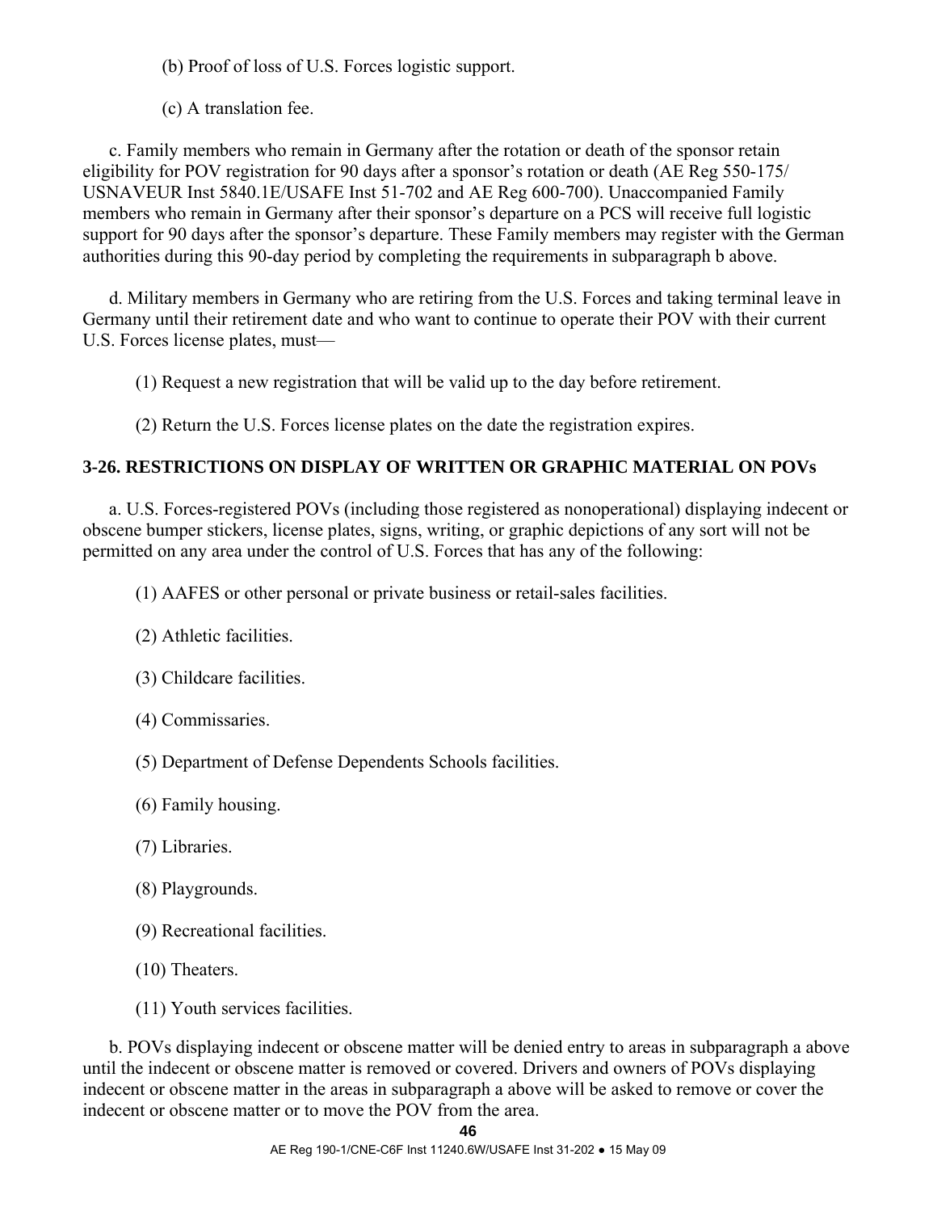(b) Proof of loss of U.S. Forces logistic support.

(c) A translation fee.

c. Family members who remain in Germany after the rotation or death of the sponsor retain eligibility for POV registration for 90 days after a sponsor's rotation or death (AE Reg 550-175/ USNAVEUR Inst 5840.1E/USAFE Inst 51-702 and AE Reg 600-700). Unaccompanied Family members who remain in Germany after their sponsor's departure on a PCS will receive full logistic support for 90 days after the sponsor's departure. These Family members may register with the German authorities during this 90-day period by completing the requirements in subparagraph b above.

d. Military members in Germany who are retiring from the U.S. Forces and taking terminal leave in Germany until their retirement date and who want to continue to operate their POV with their current U.S. Forces license plates, must—

(1) Request a new registration that will be valid up to the day before retirement.

(2) Return the U.S. Forces license plates on the date the registration expires.

**3-26. RESTRICTIONS ON DISPLAY OF WRITTEN OR GRAPHIC MATERIAL ON POVs**

a. U.S. Forces-registered POVs (including those registered as nonoperational) displaying indecent or obscene bumper stickers, license plates, signs, writing, or graphic depictions of any sort will not be permitted on any area under the control of U.S. Forces that has any of the following:

(1) AAFES or other personal or private business or retail-sales facilities.

(2) Athletic facilities.

(3) Childcare facilities.

(4) Commissaries.

(5) Department of Defense Dependents Schools facilities.

(6) Family housing.

(7) Libraries.

(8) Playgrounds.

(9) Recreational facilities.

(10) Theaters.

(11) Youth services facilities.

b. POVs displaying indecent or obscene matter will be denied entry to areas in subparagraph a above until the indecent or obscene matter is removed or covered. Drivers and owners of POVs displaying indecent or obscene matter in the areas in subparagraph a above will be asked to remove or cover the indecent or obscene matter or to move the POV from the area.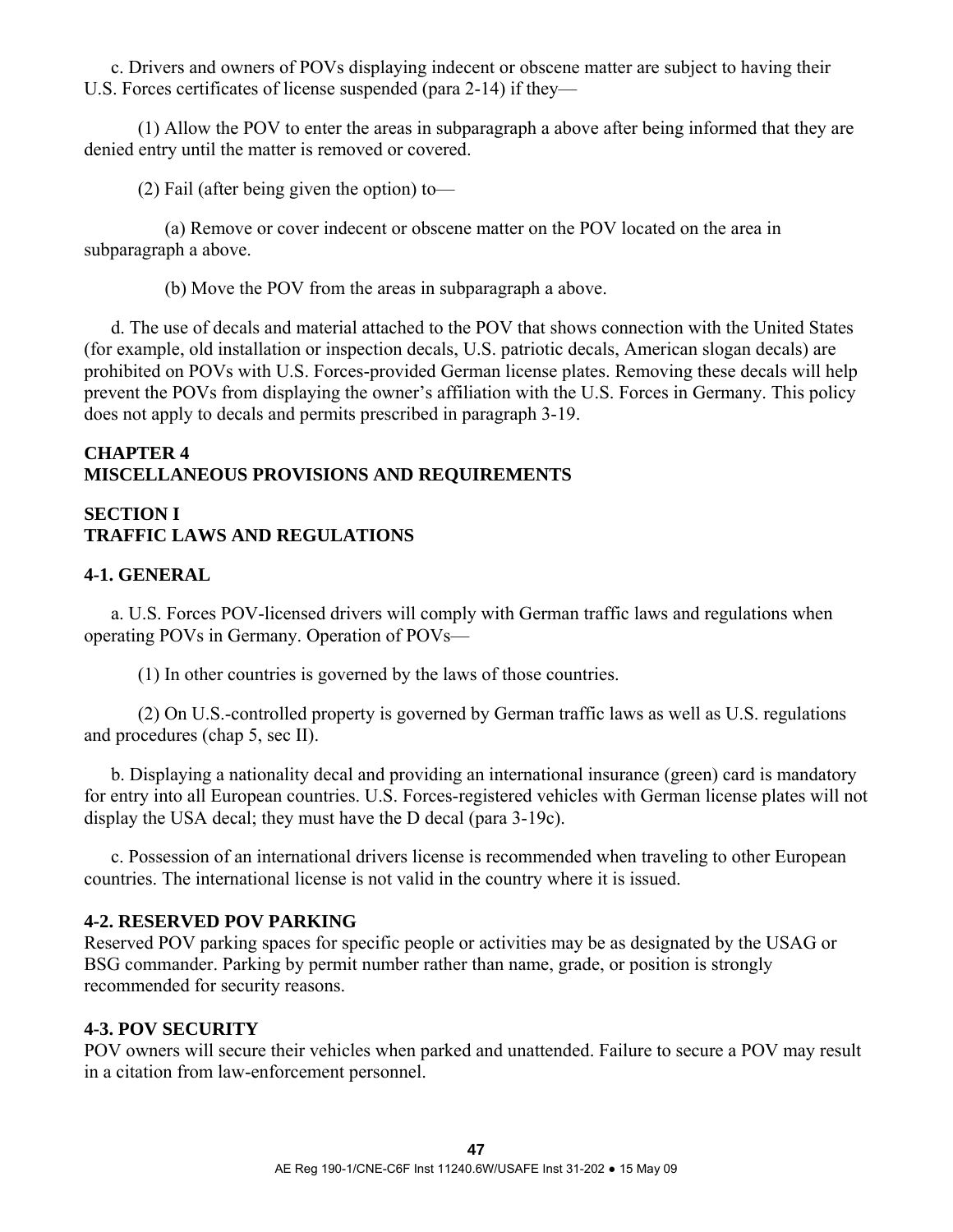c. Drivers and owners of POVs displaying indecent or obscene matter are subject to having their U.S. Forces certificates of license suspended (para 2-14) if they—

(1) Allow the POV to enter the areas in subparagraph a above after being informed that they are denied entry until the matter is removed or covered.

(2) Fail (after being given the option) to—

(a) Remove or cover indecent or obscene matter on the POV located on the area in subparagraph a above.

(b) Move the POV from the areas in subparagraph a above.

d. The use of decals and material attached to the POV that shows connection with the United States (for example, old installation or inspection decals, U.S. patriotic decals, American slogan decals) are prohibited on POVs with U.S. Forces-provided German license plates. Removing these decals will help prevent the POVs from displaying the owner's affiliation with the U.S. Forces in Germany. This policy does not apply to decals and permits prescribed in paragraph 3-19.

# CHAPTER 4
# MISCELLANEOUS PROVISIONS AND REQUIREMENTS

## SECTION I
## TRAFFIC LAWS AND REGULATIONS

### 4-1. GENERAL

a. U.S. Forces POV-licensed drivers will comply with German traffic laws and regulations when operating POVs in Germany. Operation of POVs—

(1) In other countries is governed by the laws of those countries.

(2) On U.S.-controlled property is governed by German traffic laws as well as U.S. regulations and procedures (chap 5, sec II).

b. Displaying a nationality decal and providing an international insurance (green) card is mandatory for entry into all European countries. U.S. Forces-registered vehicles with German license plates will not display the USA decal; they must have the D decal (para 3-19c).

c. Possession of an international drivers license is recommended when traveling to other European countries. The international license is not valid in the country where it is issued.

### 4-2. RESERVED POV PARKING

Reserved POV parking spaces for specific people or activities may be as designated by the USAG or BSG commander. Parking by permit number rather than name, grade, or position is strongly recommended for security reasons.

### 4-3. POV SECURITY

POV owners will secure their vehicles when parked and unattended. Failure to secure a POV may result in a citation from law-enforcement personnel.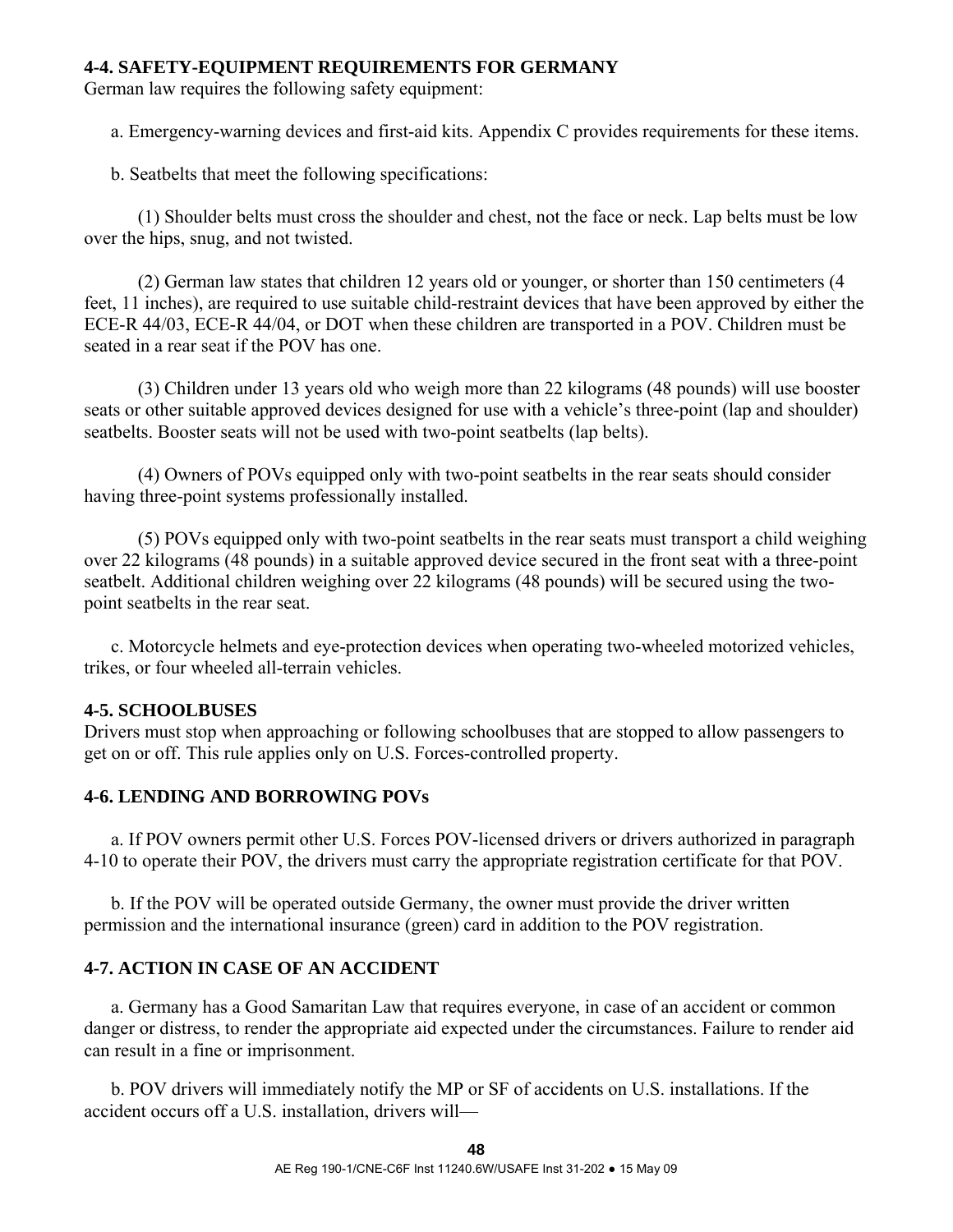**4-4. SAFETY-EQUIPMENT REQUIREMENTS FOR GERMANY**
German law requires the following safety equipment:

a. Emergency-warning devices and first-aid kits. Appendix C provides requirements for these items.

b. Seatbelts that meet the following specifications:

(1) Shoulder belts must cross the shoulder and chest, not the face or neck. Lap belts must be low over the hips, snug, and not twisted.

(2) German law states that children 12 years old or younger, or shorter than 150 centimeters (4 feet, 11 inches), are required to use suitable child-restraint devices that have been approved by either the ECE-R 44/03, ECE-R 44/04, or DOT when these children are transported in a POV. Children must be seated in a rear seat if the POV has one.

(3) Children under 13 years old who weigh more than 22 kilograms (48 pounds) will use booster seats or other suitable approved devices designed for use with a vehicle's three-point (lap and shoulder) seatbelts. Booster seats will not be used with two-point seatbelts (lap belts).

(4) Owners of POVs equipped only with two-point seatbelts in the rear seats should consider having three-point systems professionally installed.

(5) POVs equipped only with two-point seatbelts in the rear seats must transport a child weighing over 22 kilograms (48 pounds) in a suitable approved device secured in the front seat with a three-point seatbelt. Additional children weighing over 22 kilograms (48 pounds) will be secured using the two-point seatbelts in the rear seat.

c. Motorcycle helmets and eye-protection devices when operating two-wheeled motorized vehicles, trikes, or four wheeled all-terrain vehicles.

**4-5. SCHOOLBUSES**
Drivers must stop when approaching or following schoolbuses that are stopped to allow passengers to get on or off. This rule applies only on U.S. Forces-controlled property.

**4-6. LENDING AND BORROWING POVs**

a. If POV owners permit other U.S. Forces POV-licensed drivers or drivers authorized in paragraph 4-10 to operate their POV, the drivers must carry the appropriate registration certificate for that POV.

b. If the POV will be operated outside Germany, the owner must provide the driver written permission and the international insurance (green) card in addition to the POV registration.

**4-7. ACTION IN CASE OF AN ACCIDENT**

a. Germany has a Good Samaritan Law that requires everyone, in case of an accident or common danger or distress, to render the appropriate aid expected under the circumstances. Failure to render aid can result in a fine or imprisonment.

b. POV drivers will immediately notify the MP or SF of accidents on U.S. installations. If the accident occurs off a U.S. installation, drivers will—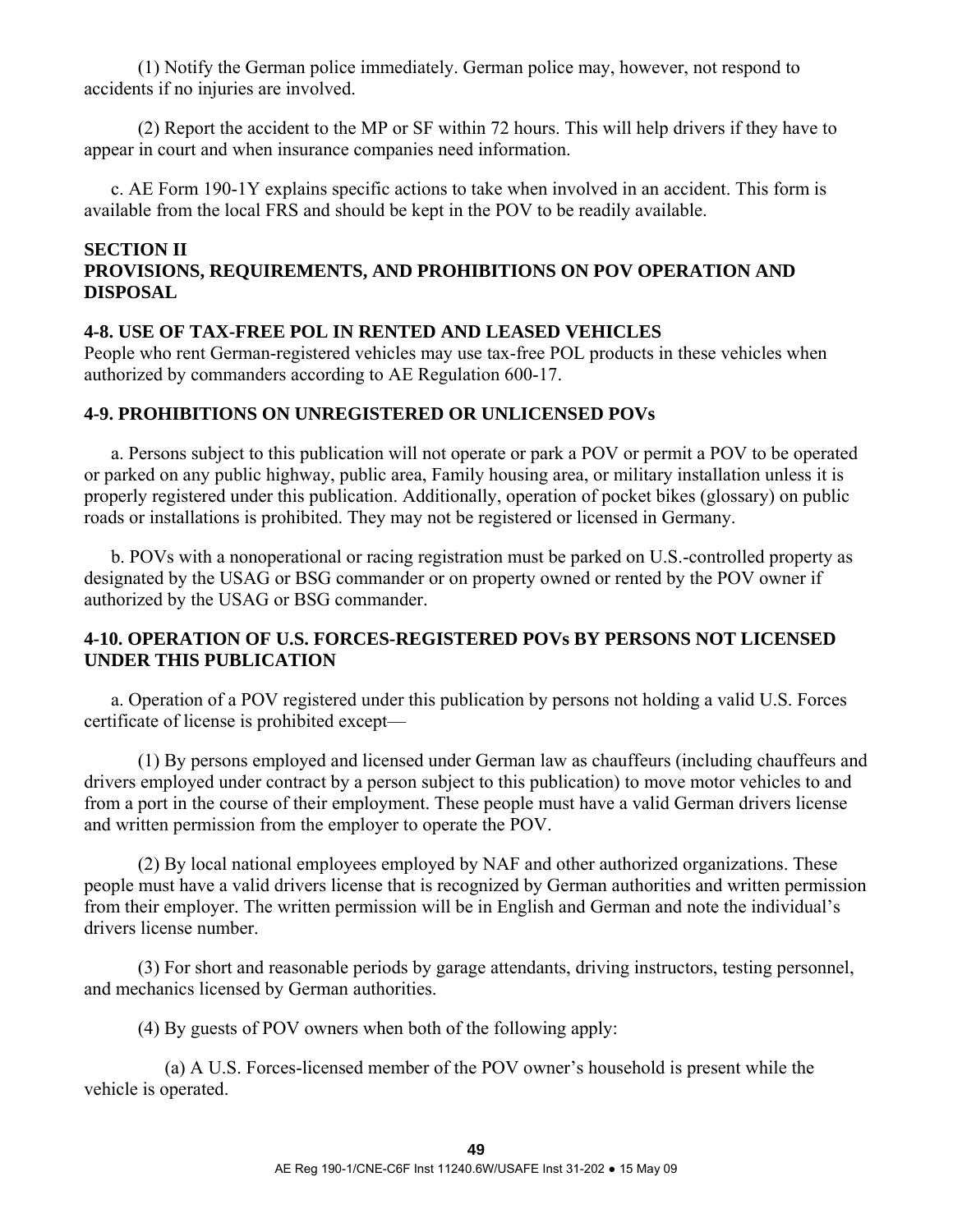(1) Notify the German police immediately. German police may, however, not respond to accidents if no injuries are involved.

(2) Report the accident to the MP or SF within 72 hours. This will help drivers if they have to appear in court and when insurance companies need information.

c. AE Form 190-1Y explains specific actions to take when involved in an accident. This form is available from the local FRS and should be kept in the POV to be readily available.

## SECTION II
## PROVISIONS, REQUIREMENTS, AND PROHIBITIONS ON POV OPERATION AND DISPOSAL

### 4-8. USE OF TAX-FREE POL IN RENTED AND LEASED VEHICLES

People who rent German-registered vehicles may use tax-free POL products in these vehicles when authorized by commanders according to AE Regulation 600-17.

### 4-9. PROHIBITIONS ON UNREGISTERED OR UNLICENSED POVs

a. Persons subject to this publication will not operate or park a POV or permit a POV to be operated or parked on any public highway, public area, Family housing area, or military installation unless it is properly registered under this publication. Additionally, operation of pocket bikes (glossary) on public roads or installations is prohibited. They may not be registered or licensed in Germany.

b. POVs with a nonoperational or racing registration must be parked on U.S.-controlled property as designated by the USAG or BSG commander or on property owned or rented by the POV owner if authorized by the USAG or BSG commander.

### 4-10. OPERATION OF U.S. FORCES-REGISTERED POVs BY PERSONS NOT LICENSED UNDER THIS PUBLICATION

a. Operation of a POV registered under this publication by persons not holding a valid U.S. Forces certificate of license is prohibited except—

(1) By persons employed and licensed under German law as chauffeurs (including chauffeurs and drivers employed under contract by a person subject to this publication) to move motor vehicles to and from a port in the course of their employment. These people must have a valid German drivers license and written permission from the employer to operate the POV.

(2) By local national employees employed by NAF and other authorized organizations. These people must have a valid drivers license that is recognized by German authorities and written permission from their employer. The written permission will be in English and German and note the individual's drivers license number.

(3) For short and reasonable periods by garage attendants, driving instructors, testing personnel, and mechanics licensed by German authorities.

(4) By guests of POV owners when both of the following apply:

(a) A U.S. Forces-licensed member of the POV owner's household is present while the vehicle is operated.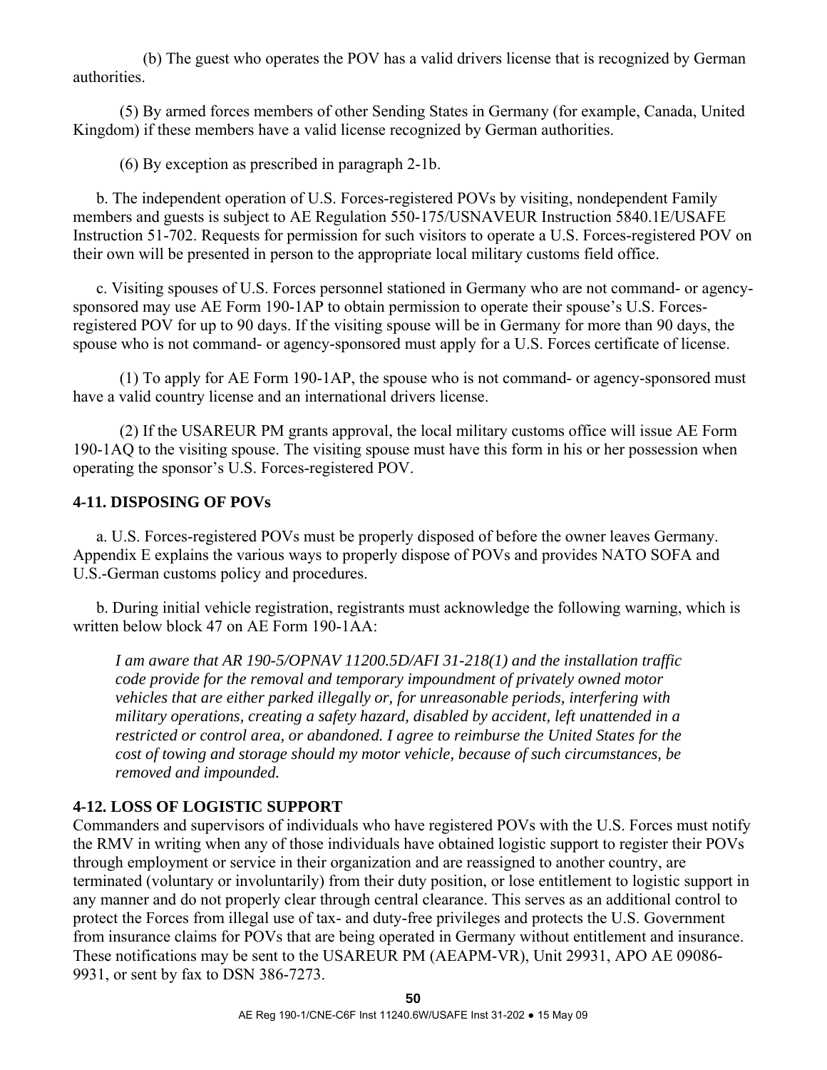(b) The guest who operates the POV has a valid drivers license that is recognized by German authorities.

(5) By armed forces members of other Sending States in Germany (for example, Canada, United Kingdom) if these members have a valid license recognized by German authorities.

(6) By exception as prescribed in paragraph 2-1b.

b. The independent operation of U.S. Forces-registered POVs by visiting, nondependent Family members and guests is subject to AE Regulation 550-175/USNAVEUR Instruction 5840.1E/USAFE Instruction 51-702. Requests for permission for such visitors to operate a U.S. Forces-registered POV on their own will be presented in person to the appropriate local military customs field office.

c. Visiting spouses of U.S. Forces personnel stationed in Germany who are not command- or agency-sponsored may use AE Form 190-1AP to obtain permission to operate their spouse's U.S. Forces-registered POV for up to 90 days. If the visiting spouse will be in Germany for more than 90 days, the spouse who is not command- or agency-sponsored must apply for a U.S. Forces certificate of license.

(1) To apply for AE Form 190-1AP, the spouse who is not command- or agency-sponsored must have a valid country license and an international drivers license.

(2) If the USAREUR PM grants approval, the local military customs office will issue AE Form 190-1AQ to the visiting spouse. The visiting spouse must have this form in his or her possession when operating the sponsor's U.S. Forces-registered POV.

**4-11. DISPOSING OF POVs**

a. U.S. Forces-registered POVs must be properly disposed of before the owner leaves Germany. Appendix E explains the various ways to properly dispose of POVs and provides NATO SOFA and U.S.-German customs policy and procedures.

b. During initial vehicle registration, registrants must acknowledge the following warning, which is written below block 47 on AE Form 190-1AA:

> *I am aware that AR 190-5/OPNAV 11200.5D/AFI 31-218(1) and the installation traffic code provide for the removal and temporary impoundment of privately owned motor vehicles that are either parked illegally or, for unreasonable periods, interfering with military operations, creating a safety hazard, disabled by accident, left unattended in a restricted or control area, or abandoned. I agree to reimburse the United States for the cost of towing and storage should my motor vehicle, because of such circumstances, be removed and impounded.*

**4-12. LOSS OF LOGISTIC SUPPORT**

Commanders and supervisors of individuals who have registered POVs with the U.S. Forces must notify the RMV in writing when any of those individuals have obtained logistic support to register their POVs through employment or service in their organization and are reassigned to another country, are terminated (voluntary or involuntarily) from their duty position, or lose entitlement to logistic support in any manner and do not properly clear through central clearance. This serves as an additional control to protect the Forces from illegal use of tax- and duty-free privileges and protects the U.S. Government from insurance claims for POVs that are being operated in Germany without entitlement and insurance. These notifications may be sent to the USAREUR PM (AEAPM-VR), Unit 29931, APO AE 09086-9931, or sent by fax to DSN 386-7273.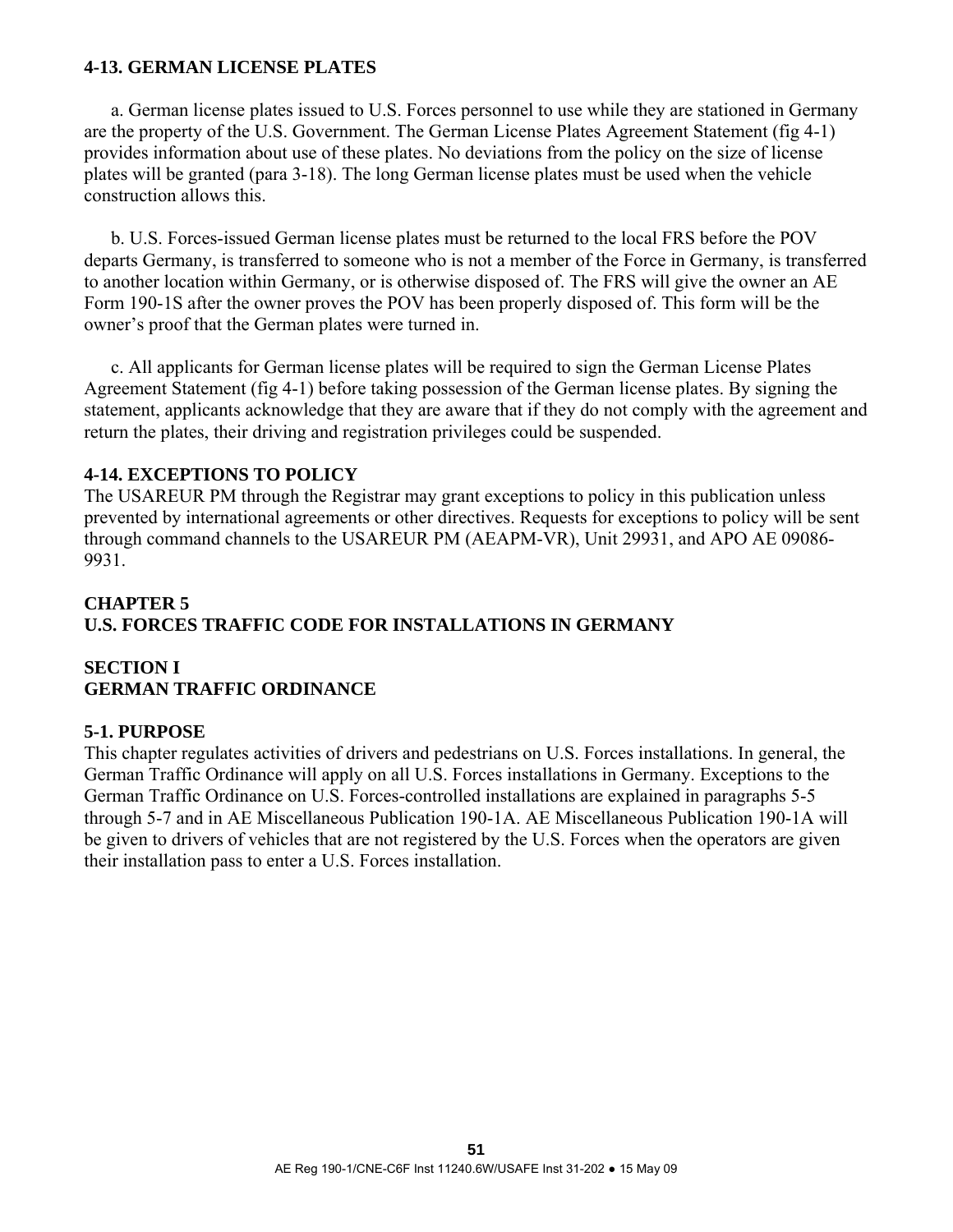### 4-13. GERMAN LICENSE PLATES

a. German license plates issued to U.S. Forces personnel to use while they are stationed in Germany are the property of the U.S. Government. The German License Plates Agreement Statement (fig 4-1) provides information about use of these plates. No deviations from the policy on the size of license plates will be granted (para 3-18). The long German license plates must be used when the vehicle construction allows this.

b. U.S. Forces-issued German license plates must be returned to the local FRS before the POV departs Germany, is transferred to someone who is not a member of the Force in Germany, is transferred to another location within Germany, or is otherwise disposed of. The FRS will give the owner an AE Form 190-1S after the owner proves the POV has been properly disposed of. This form will be the owner's proof that the German plates were turned in.

c. All applicants for German license plates will be required to sign the German License Plates Agreement Statement (fig 4-1) before taking possession of the German license plates. By signing the statement, applicants acknowledge that they are aware that if they do not comply with the agreement and return the plates, their driving and registration privileges could be suspended.

### 4-14. EXCEPTIONS TO POLICY

The USAREUR PM through the Registrar may grant exceptions to policy in this publication unless prevented by international agreements or other directives. Requests for exceptions to policy will be sent through command channels to the USAREUR PM (AEAPM-VR), Unit 29931, and APO AE 09086-9931.

# CHAPTER 5
# U.S. FORCES TRAFFIC CODE FOR INSTALLATIONS IN GERMANY

## SECTION I
## GERMAN TRAFFIC ORDINANCE

### 5-1. PURPOSE

This chapter regulates activities of drivers and pedestrians on U.S. Forces installations. In general, the German Traffic Ordinance will apply on all U.S. Forces installations in Germany. Exceptions to the German Traffic Ordinance on U.S. Forces-controlled installations are explained in paragraphs 5-5 through 5-7 and in AE Miscellaneous Publication 190-1A. AE Miscellaneous Publication 190-1A will be given to drivers of vehicles that are not registered by the U.S. Forces when the operators are given their installation pass to enter a U.S. Forces installation.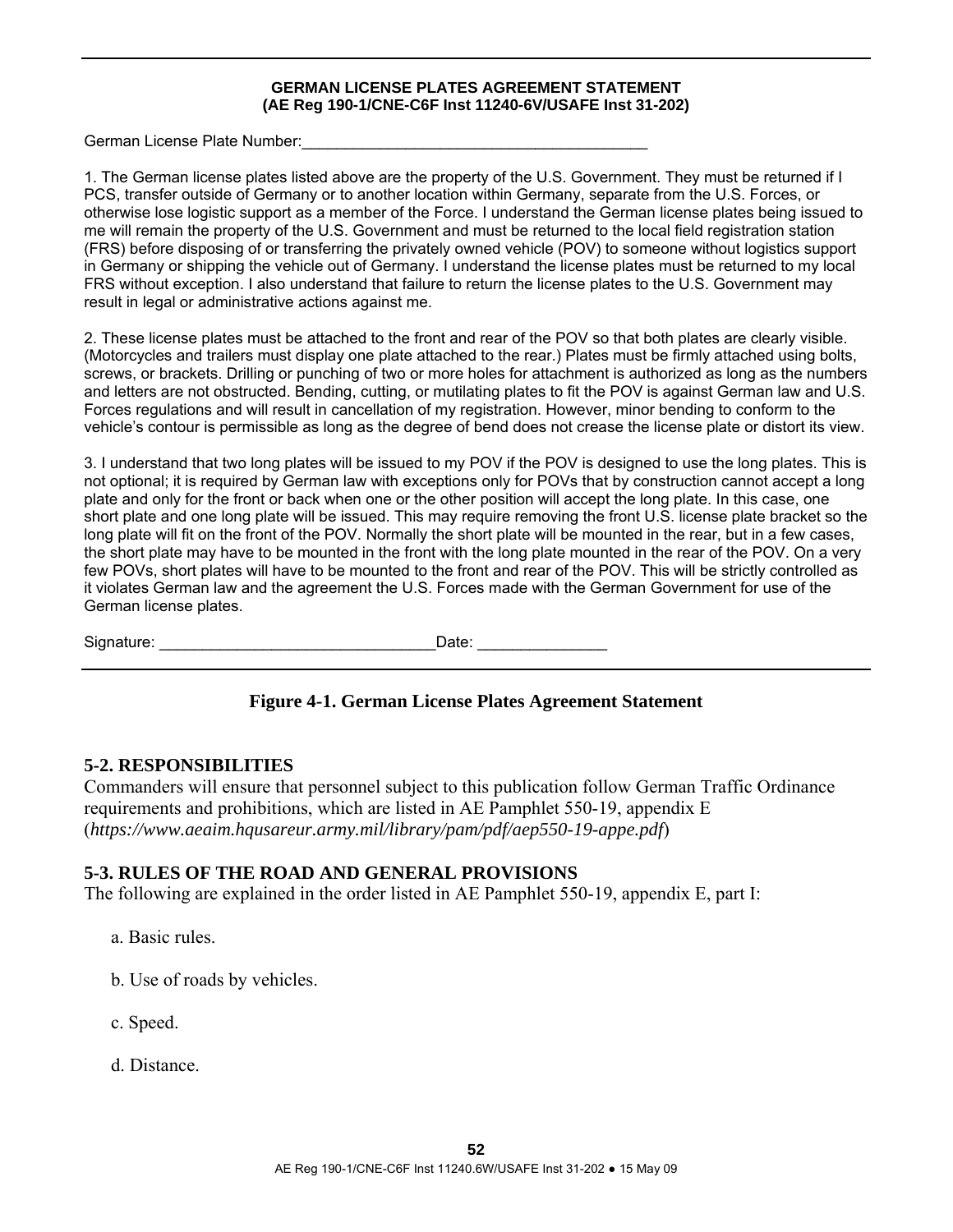**GERMAN LICENSE PLATES AGREEMENT STATEMENT**
**(AE Reg 190-1/CNE-C6F Inst 11240-6V/USAFE Inst 31-202)**

German License Plate Number:\_\_\_\_\_\_\_\_\_\_\_\_\_\_\_\_\_\_\_\_\_\_\_\_\_\_\_\_\_\_\_\_\_\_\_\_\_\_\_\_\_\_

1. The German license plates listed above are the property of the U.S. Government. They must be returned if I PCS, transfer outside of Germany or to another location within Germany, separate from the U.S. Forces, or otherwise lose logistic support as a member of the Force. I understand the German license plates being issued to me will remain the property of the U.S. Government and must be returned to the local field registration station (FRS) before disposing of or transferring the privately owned vehicle (POV) to someone without logistics support in Germany or shipping the vehicle out of Germany. I understand the license plates must be returned to my local FRS without exception. I also understand that failure to return the license plates to the U.S. Government may result in legal or administrative actions against me.

2. These license plates must be attached to the front and rear of the POV so that both plates are clearly visible. (Motorcycles and trailers must display one plate attached to the rear.) Plates must be firmly attached using bolts, screws, or brackets. Drilling or punching of two or more holes for attachment is authorized as long as the numbers and letters are not obstructed. Bending, cutting, or mutilating plates to fit the POV is against German law and U.S. Forces regulations and will result in cancellation of my registration. However, minor bending to conform to the vehicle's contour is permissible as long as the degree of bend does not crease the license plate or distort its view.

3. I understand that two long plates will be issued to my POV if the POV is designed to use the long plates. This is not optional; it is required by German law with exceptions only for POVs that by construction cannot accept a long plate and only for the front or back when one or the other position will accept the long plate. In this case, one short plate and one long plate will be issued. This may require removing the front U.S. license plate bracket so the long plate will fit on the front of the POV. Normally the short plate will be mounted in the rear, but in a few cases, the short plate may have to be mounted in the front with the long plate mounted in the rear of the POV. On a very few POVs, short plates will have to be mounted to the front and rear of the POV. This will be strictly controlled as it violates German law and the agreement the U.S. Forces made with the German Government for use of the German license plates.

Signature: \_\_\_\_\_\_\_\_\_\_\_\_\_\_\_\_\_\_\_\_\_\_\_\_\_\_\_\_\_\_\_\_\_Date: \_\_\_\_\_\_\_\_\_\_\_\_\_\_\_

**Figure 4-1. German License Plates Agreement Statement**

## 5-2. RESPONSIBILITIES

Commanders will ensure that personnel subject to this publication follow German Traffic Ordinance requirements and prohibitions, which are listed in AE Pamphlet 550-19, appendix E (*https://www.aeaim.hqusareur.army.mil/library/pam/pdf/aep550-19-appe.pdf*)

## 5-3. RULES OF THE ROAD AND GENERAL PROVISIONS

The following are explained in the order listed in AE Pamphlet 550-19, appendix E, part I:

a. Basic rules.

b. Use of roads by vehicles.

c. Speed.

d. Distance.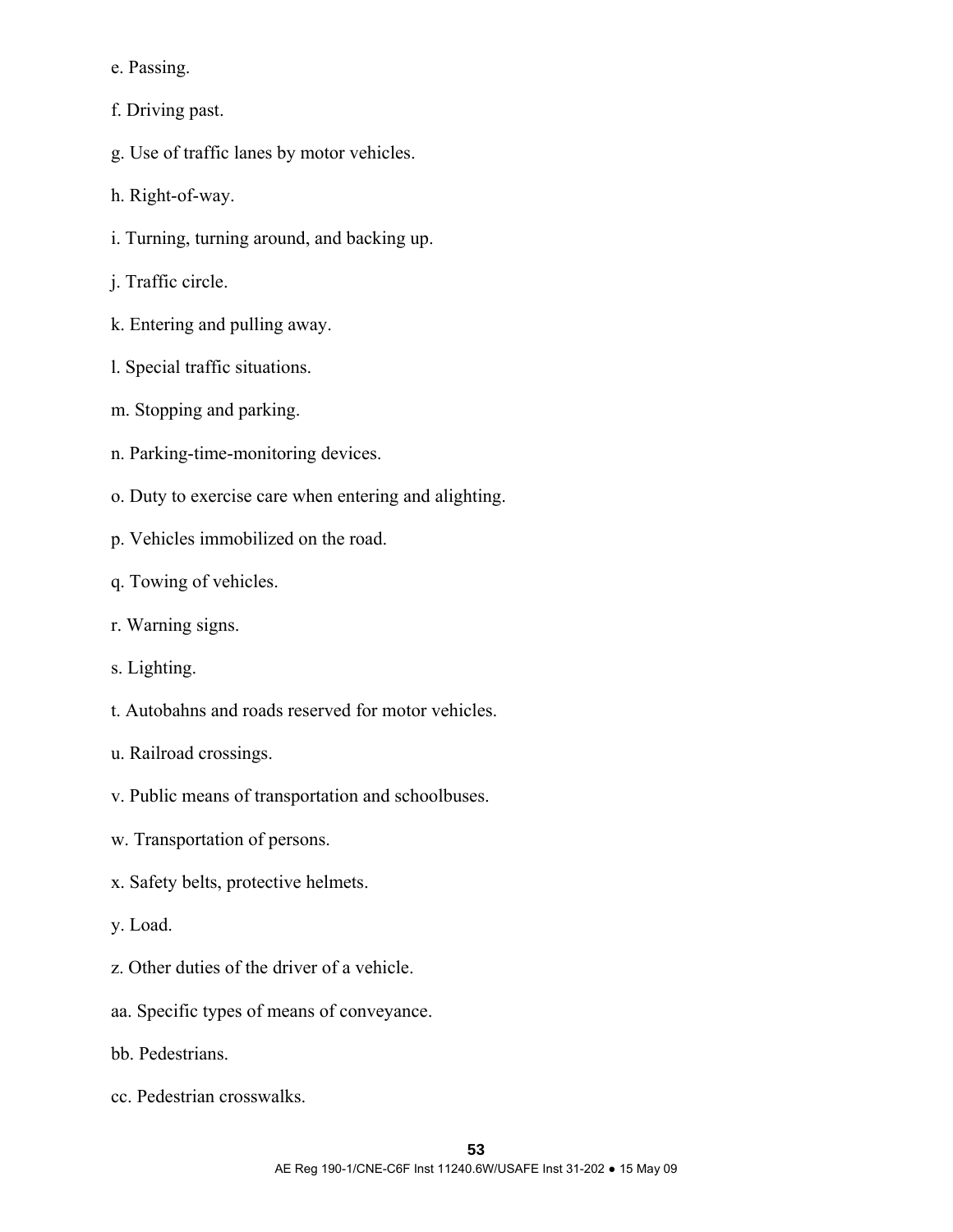e. Passing.

f. Driving past.

g. Use of traffic lanes by motor vehicles.

h. Right-of-way.

i. Turning, turning around, and backing up.

j. Traffic circle.

k. Entering and pulling away.

l. Special traffic situations.

m. Stopping and parking.

n. Parking-time-monitoring devices.

o. Duty to exercise care when entering and alighting.

p. Vehicles immobilized on the road.

q. Towing of vehicles.

r. Warning signs.

s. Lighting.

t. Autobahns and roads reserved for motor vehicles.

u. Railroad crossings.

v. Public means of transportation and schoolbuses.

w. Transportation of persons.

x. Safety belts, protective helmets.

y. Load.

z. Other duties of the driver of a vehicle.

aa. Specific types of means of conveyance.

bb. Pedestrians.

cc. Pedestrian crosswalks.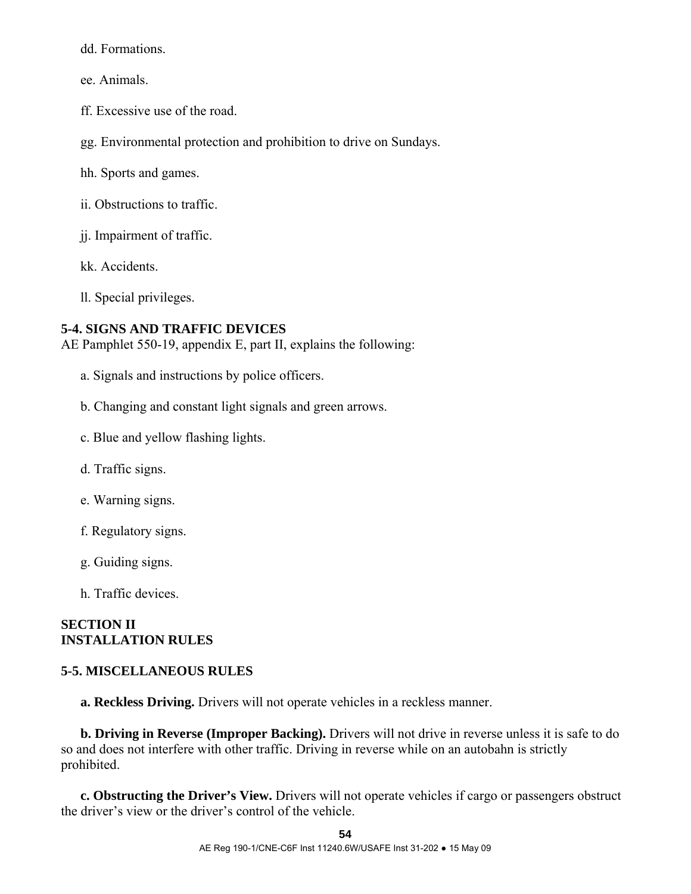dd. Formations.

ee. Animals.

ff. Excessive use of the road.

gg. Environmental protection and prohibition to drive on Sundays.

hh. Sports and games.

ii. Obstructions to traffic.

jj. Impairment of traffic.

kk. Accidents.

ll. Special privileges.

**5-4. SIGNS AND TRAFFIC DEVICES**

AE Pamphlet 550-19, appendix E, part II, explains the following:

a. Signals and instructions by police officers.

b. Changing and constant light signals and green arrows.

c. Blue and yellow flashing lights.

d. Traffic signs.

e. Warning signs.

f. Regulatory signs.

g. Guiding signs.

h. Traffic devices.

## SECTION II
## INSTALLATION RULES

**5-5. MISCELLANEOUS RULES**

**a. Reckless Driving.** Drivers will not operate vehicles in a reckless manner.

**b. Driving in Reverse (Improper Backing).** Drivers will not drive in reverse unless it is safe to do so and does not interfere with other traffic. Driving in reverse while on an autobahn is strictly prohibited.

**c. Obstructing the Driver's View.** Drivers will not operate vehicles if cargo or passengers obstruct the driver's view or the driver's control of the vehicle.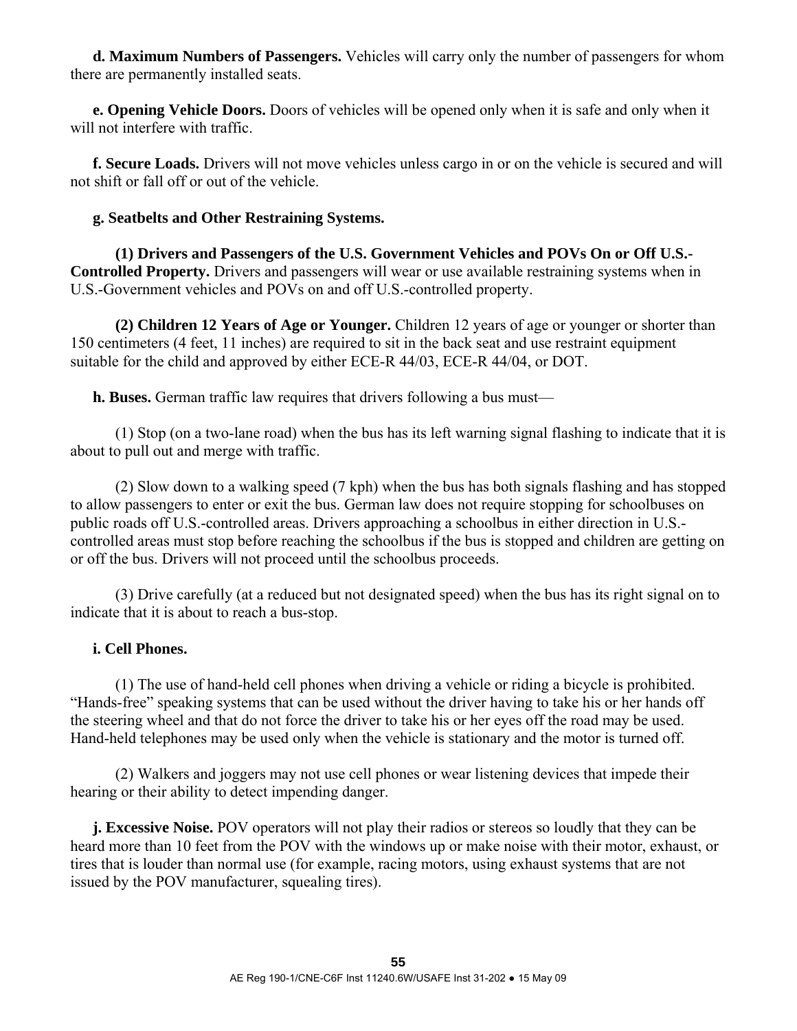**d. Maximum Numbers of Passengers.** Vehicles will carry only the number of passengers for whom there are permanently installed seats.

**e. Opening Vehicle Doors.** Doors of vehicles will be opened only when it is safe and only when it will not interfere with traffic.

**f. Secure Loads.** Drivers will not move vehicles unless cargo in or on the vehicle is secured and will not shift or fall off or out of the vehicle.

**g. Seatbelts and Other Restraining Systems.**

**(1) Drivers and Passengers of the U.S. Government Vehicles and POVs On or Off U.S.-Controlled Property.** Drivers and passengers will wear or use available restraining systems when in U.S.-Government vehicles and POVs on and off U.S.-controlled property.

**(2) Children 12 Years of Age or Younger.** Children 12 years of age or younger or shorter than 150 centimeters (4 feet, 11 inches) are required to sit in the back seat and use restraint equipment suitable for the child and approved by either ECE-R 44/03, ECE-R 44/04, or DOT.

**h. Buses.** German traffic law requires that drivers following a bus must—

(1) Stop (on a two-lane road) when the bus has its left warning signal flashing to indicate that it is about to pull out and merge with traffic.

(2) Slow down to a walking speed (7 kph) when the bus has both signals flashing and has stopped to allow passengers to enter or exit the bus. German law does not require stopping for schoolbuses on public roads off U.S.-controlled areas. Drivers approaching a schoolbus in either direction in U.S.-controlled areas must stop before reaching the schoolbus if the bus is stopped and children are getting on or off the bus. Drivers will not proceed until the schoolbus proceeds.

(3) Drive carefully (at a reduced but not designated speed) when the bus has its right signal on to indicate that it is about to reach a bus-stop.

**i. Cell Phones.**

(1) The use of hand-held cell phones when driving a vehicle or riding a bicycle is prohibited. "Hands-free" speaking systems that can be used without the driver having to take his or her hands off the steering wheel and that do not force the driver to take his or her eyes off the road may be used. Hand-held telephones may be used only when the vehicle is stationary and the motor is turned off.

(2) Walkers and joggers may not use cell phones or wear listening devices that impede their hearing or their ability to detect impending danger.

**j. Excessive Noise.** POV operators will not play their radios or stereos so loudly that they can be heard more than 10 feet from the POV with the windows up or make noise with their motor, exhaust, or tires that is louder than normal use (for example, racing motors, using exhaust systems that are not issued by the POV manufacturer, squealing tires).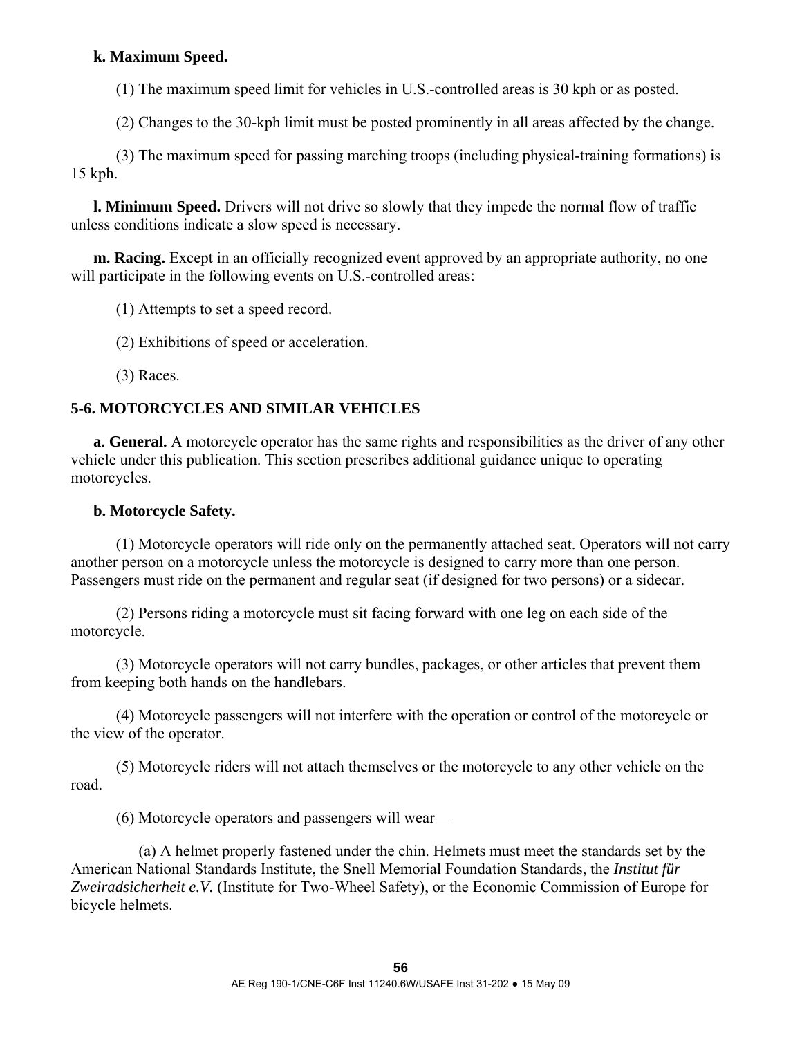**k. Maximum Speed.**

(1) The maximum speed limit for vehicles in U.S.-controlled areas is 30 kph or as posted.

(2) Changes to the 30-kph limit must be posted prominently in all areas affected by the change.

(3) The maximum speed for passing marching troops (including physical-training formations) is 15 kph.

**l. Minimum Speed.** Drivers will not drive so slowly that they impede the normal flow of traffic unless conditions indicate a slow speed is necessary.

**m. Racing.** Except in an officially recognized event approved by an appropriate authority, no one will participate in the following events on U.S.-controlled areas:

(1) Attempts to set a speed record.

(2) Exhibitions of speed or acceleration.

(3) Races.

## 5-6. MOTORCYCLES AND SIMILAR VEHICLES

**a. General.** A motorcycle operator has the same rights and responsibilities as the driver of any other vehicle under this publication. This section prescribes additional guidance unique to operating motorcycles.

**b. Motorcycle Safety.**

(1) Motorcycle operators will ride only on the permanently attached seat. Operators will not carry another person on a motorcycle unless the motorcycle is designed to carry more than one person. Passengers must ride on the permanent and regular seat (if designed for two persons) or a sidecar.

(2) Persons riding a motorcycle must sit facing forward with one leg on each side of the motorcycle.

(3) Motorcycle operators will not carry bundles, packages, or other articles that prevent them from keeping both hands on the handlebars.

(4) Motorcycle passengers will not interfere with the operation or control of the motorcycle or the view of the operator.

(5) Motorcycle riders will not attach themselves or the motorcycle to any other vehicle on the road.

(6) Motorcycle operators and passengers will wear—

(a) A helmet properly fastened under the chin. Helmets must meet the standards set by the American National Standards Institute, the Snell Memorial Foundation Standards, the *Institut für Zweiradsicherheit e.V.* (Institute for Two-Wheel Safety), or the Economic Commission of Europe for bicycle helmets.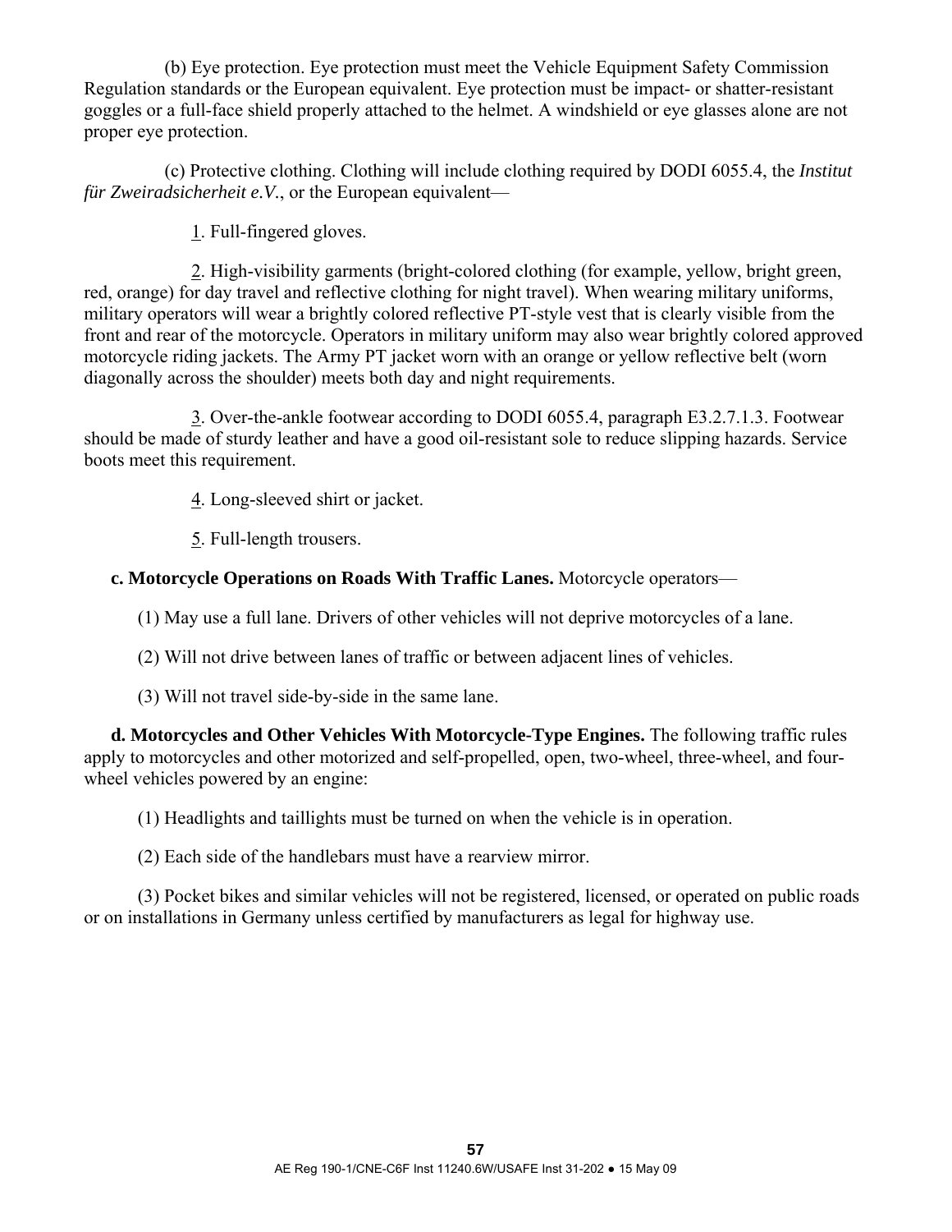(b) Eye protection. Eye protection must meet the Vehicle Equipment Safety Commission Regulation standards or the European equivalent. Eye protection must be impact- or shatter-resistant goggles or a full-face shield properly attached to the helmet. A windshield or eye glasses alone are not proper eye protection.

(c) Protective clothing. Clothing will include clothing required by DODI 6055.4, the *Institut für Zweiradsicherheit e.V.*, or the European equivalent—

1. Full-fingered gloves.

2. High-visibility garments (bright-colored clothing (for example, yellow, bright green, red, orange) for day travel and reflective clothing for night travel). When wearing military uniforms, military operators will wear a brightly colored reflective PT-style vest that is clearly visible from the front and rear of the motorcycle. Operators in military uniform may also wear brightly colored approved motorcycle riding jackets. The Army PT jacket worn with an orange or yellow reflective belt (worn diagonally across the shoulder) meets both day and night requirements.

3. Over-the-ankle footwear according to DODI 6055.4, paragraph E3.2.7.1.3. Footwear should be made of sturdy leather and have a good oil-resistant sole to reduce slipping hazards. Service boots meet this requirement.

4. Long-sleeved shirt or jacket.

5. Full-length trousers.

**c. Motorcycle Operations on Roads With Traffic Lanes.** Motorcycle operators—

(1) May use a full lane. Drivers of other vehicles will not deprive motorcycles of a lane.

(2) Will not drive between lanes of traffic or between adjacent lines of vehicles.

(3) Will not travel side-by-side in the same lane.

**d. Motorcycles and Other Vehicles With Motorcycle-Type Engines.** The following traffic rules apply to motorcycles and other motorized and self-propelled, open, two-wheel, three-wheel, and four-wheel vehicles powered by an engine:

(1) Headlights and taillights must be turned on when the vehicle is in operation.

(2) Each side of the handlebars must have a rearview mirror.

(3) Pocket bikes and similar vehicles will not be registered, licensed, or operated on public roads or on installations in Germany unless certified by manufacturers as legal for highway use.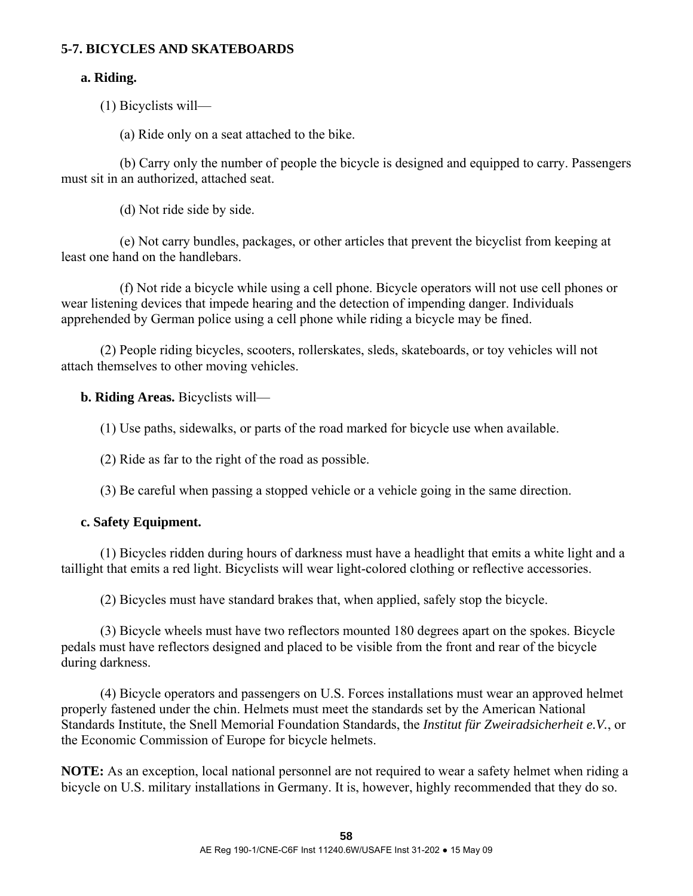**5-7. BICYCLES AND SKATEBOARDS**

**a. Riding.**

(1) Bicyclists will—

(a) Ride only on a seat attached to the bike.

(b) Carry only the number of people the bicycle is designed and equipped to carry. Passengers must sit in an authorized, attached seat.

(d) Not ride side by side.

(e) Not carry bundles, packages, or other articles that prevent the bicyclist from keeping at least one hand on the handlebars.

(f) Not ride a bicycle while using a cell phone. Bicycle operators will not use cell phones or wear listening devices that impede hearing and the detection of impending danger. Individuals apprehended by German police using a cell phone while riding a bicycle may be fined.

(2) People riding bicycles, scooters, rollerskates, sleds, skateboards, or toy vehicles will not attach themselves to other moving vehicles.

**b. Riding Areas.** Bicyclists will—

(1) Use paths, sidewalks, or parts of the road marked for bicycle use when available.

(2) Ride as far to the right of the road as possible.

(3) Be careful when passing a stopped vehicle or a vehicle going in the same direction.

**c. Safety Equipment.**

(1) Bicycles ridden during hours of darkness must have a headlight that emits a white light and a taillight that emits a red light. Bicyclists will wear light-colored clothing or reflective accessories.

(2) Bicycles must have standard brakes that, when applied, safely stop the bicycle.

(3) Bicycle wheels must have two reflectors mounted 180 degrees apart on the spokes. Bicycle pedals must have reflectors designed and placed to be visible from the front and rear of the bicycle during darkness.

(4) Bicycle operators and passengers on U.S. Forces installations must wear an approved helmet properly fastened under the chin. Helmets must meet the standards set by the American National Standards Institute, the Snell Memorial Foundation Standards, the *Institut für Zweiradsicherheit e.V.*, or the Economic Commission of Europe for bicycle helmets.

**NOTE:** As an exception, local national personnel are not required to wear a safety helmet when riding a bicycle on U.S. military installations in Germany. It is, however, highly recommended that they do so.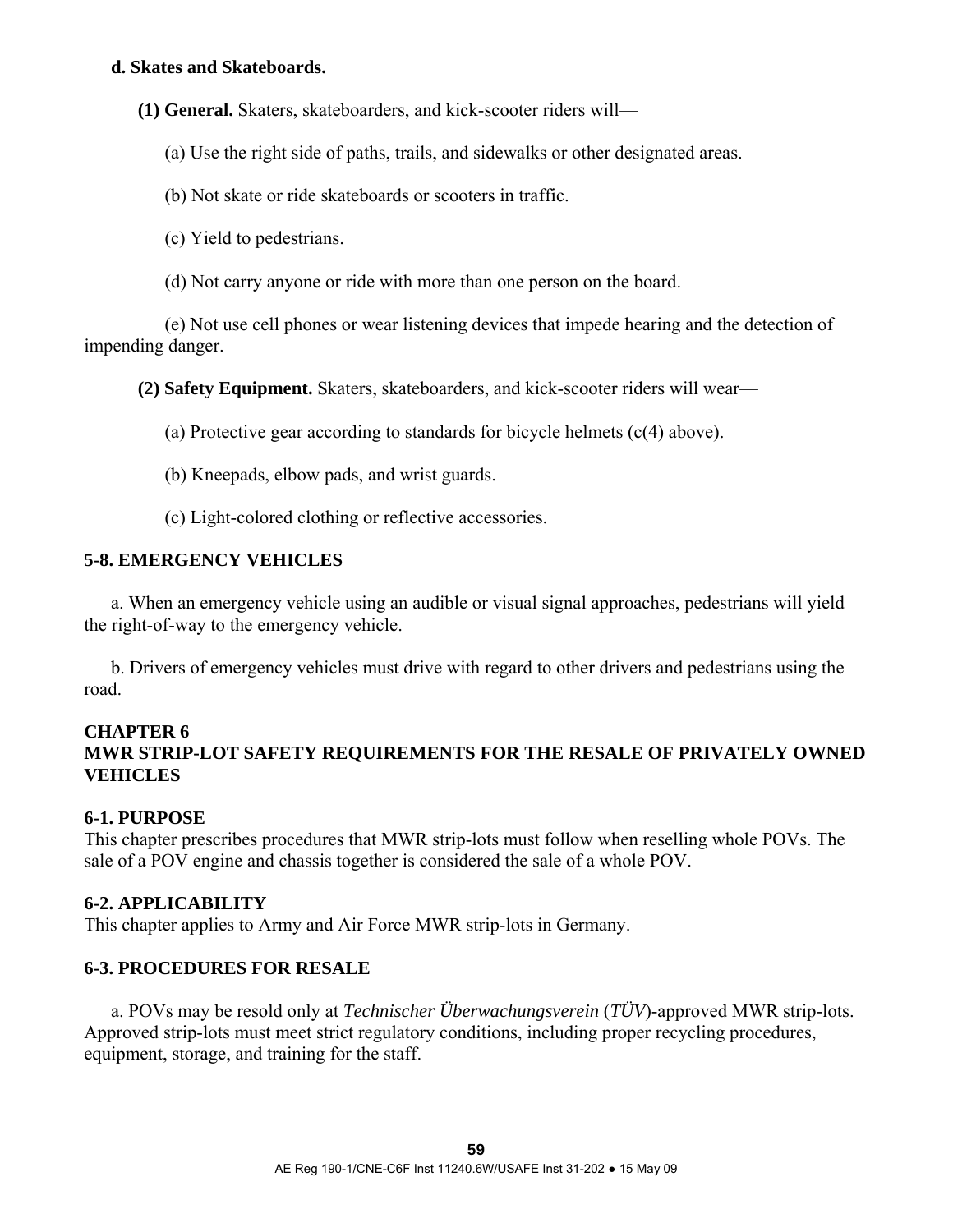**d. Skates and Skateboards.**

**(1) General.** Skaters, skateboarders, and kick-scooter riders will—

(a) Use the right side of paths, trails, and sidewalks or other designated areas.

(b) Not skate or ride skateboards or scooters in traffic.

(c) Yield to pedestrians.

(d) Not carry anyone or ride with more than one person on the board.

(e) Not use cell phones or wear listening devices that impede hearing and the detection of impending danger.

**(2) Safety Equipment.** Skaters, skateboarders, and kick-scooter riders will wear—

(a) Protective gear according to standards for bicycle helmets (c(4) above).

(b) Kneepads, elbow pads, and wrist guards.

(c) Light-colored clothing or reflective accessories.

## 5-8. EMERGENCY VEHICLES

a. When an emergency vehicle using an audible or visual signal approaches, pedestrians will yield the right-of-way to the emergency vehicle.

b. Drivers of emergency vehicles must drive with regard to other drivers and pedestrians using the road.

# CHAPTER 6
# MWR STRIP-LOT SAFETY REQUIREMENTS FOR THE RESALE OF PRIVATELY OWNED VEHICLES

## 6-1. PURPOSE

This chapter prescribes procedures that MWR strip-lots must follow when reselling whole POVs. The sale of a POV engine and chassis together is considered the sale of a whole POV.

## 6-2. APPLICABILITY

This chapter applies to Army and Air Force MWR strip-lots in Germany.

## 6-3. PROCEDURES FOR RESALE

a. POVs may be resold only at *Technischer Überwachungsverein* (*TÜV*)-approved MWR strip-lots. Approved strip-lots must meet strict regulatory conditions, including proper recycling procedures, equipment, storage, and training for the staff.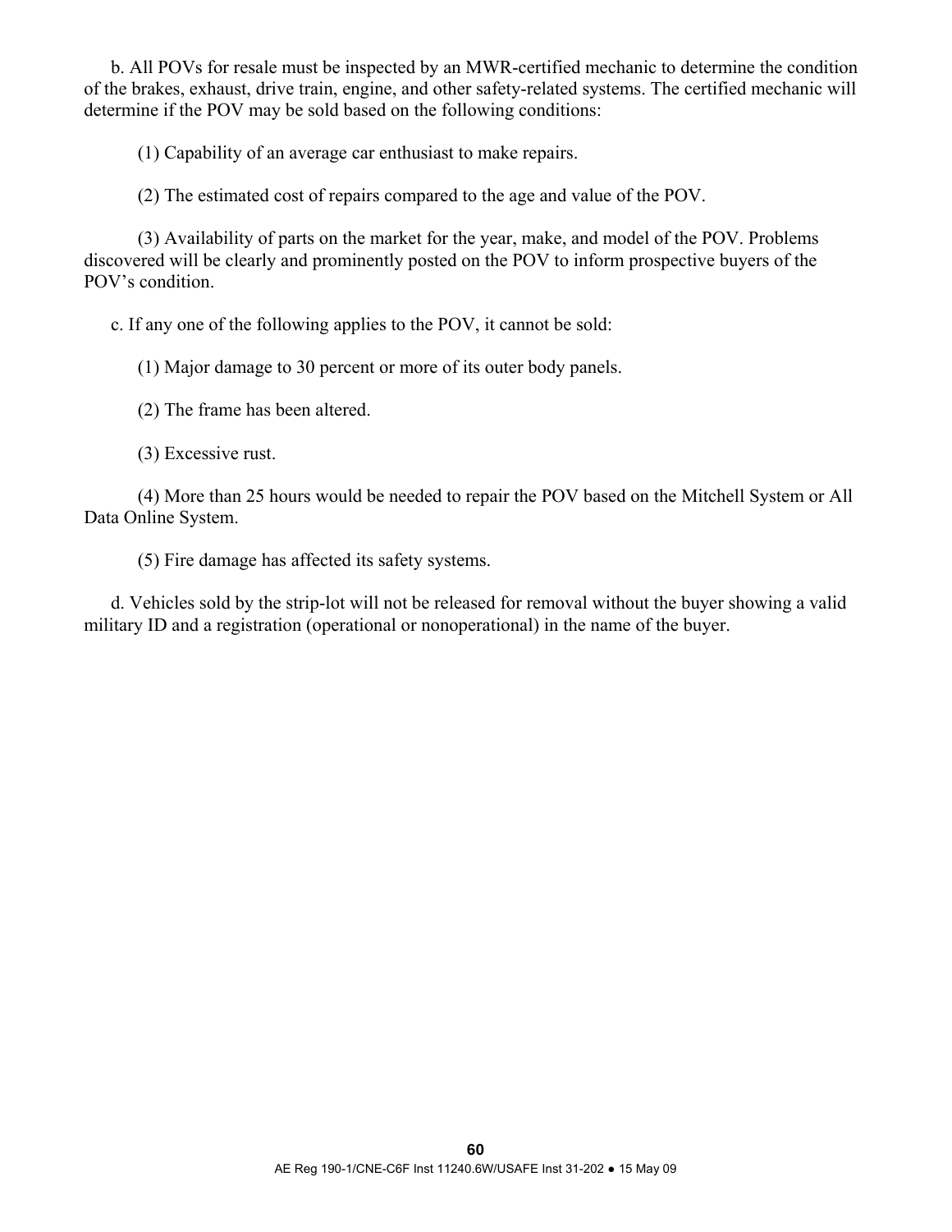b. All POVs for resale must be inspected by an MWR-certified mechanic to determine the condition of the brakes, exhaust, drive train, engine, and other safety-related systems. The certified mechanic will determine if the POV may be sold based on the following conditions:

(1) Capability of an average car enthusiast to make repairs.

(2) The estimated cost of repairs compared to the age and value of the POV.

(3) Availability of parts on the market for the year, make, and model of the POV. Problems discovered will be clearly and prominently posted on the POV to inform prospective buyers of the POV's condition.

c. If any one of the following applies to the POV, it cannot be sold:

(1) Major damage to 30 percent or more of its outer body panels.

(2) The frame has been altered.

(3) Excessive rust.

(4) More than 25 hours would be needed to repair the POV based on the Mitchell System or All Data Online System.

(5) Fire damage has affected its safety systems.

d. Vehicles sold by the strip-lot will not be released for removal without the buyer showing a valid military ID and a registration (operational or nonoperational) in the name of the buyer.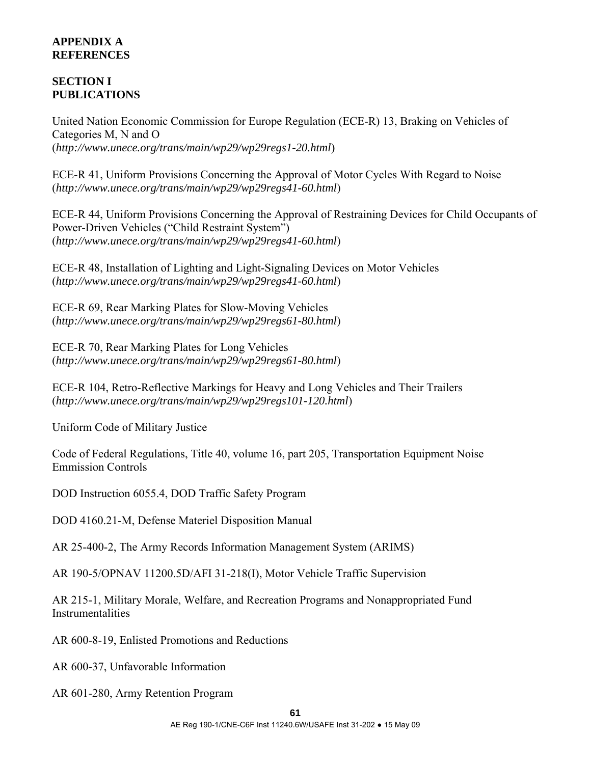# APPENDIX A
# REFERENCES

## SECTION I
## PUBLICATIONS

United Nation Economic Commission for Europe Regulation (ECE-R) 13, Braking on Vehicles of Categories M, N and O
(*http://www.unece.org/trans/main/wp29/wp29regs1-20.html*)

ECE-R 41, Uniform Provisions Concerning the Approval of Motor Cycles With Regard to Noise
(*http://www.unece.org/trans/main/wp29/wp29regs41-60.html*)

ECE-R 44, Uniform Provisions Concerning the Approval of Restraining Devices for Child Occupants of Power-Driven Vehicles ("Child Restraint System")
(*http://www.unece.org/trans/main/wp29/wp29regs41-60.html*)

ECE-R 48, Installation of Lighting and Light-Signaling Devices on Motor Vehicles
(*http://www.unece.org/trans/main/wp29/wp29regs41-60.html*)

ECE-R 69, Rear Marking Plates for Slow-Moving Vehicles
(*http://www.unece.org/trans/main/wp29/wp29regs61-80.html*)

ECE-R 70, Rear Marking Plates for Long Vehicles
(*http://www.unece.org/trans/main/wp29/wp29regs61-80.html*)

ECE-R 104, Retro-Reflective Markings for Heavy and Long Vehicles and Their Trailers
(*http://www.unece.org/trans/main/wp29/wp29regs101-120.html*)

Uniform Code of Military Justice

Code of Federal Regulations, Title 40, volume 16, part 205, Transportation Equipment Noise Emmission Controls

DOD Instruction 6055.4, DOD Traffic Safety Program

DOD 4160.21-M, Defense Materiel Disposition Manual

AR 25-400-2, The Army Records Information Management System (ARIMS)

AR 190-5/OPNAV 11200.5D/AFI 31-218(I), Motor Vehicle Traffic Supervision

AR 215-1, Military Morale, Welfare, and Recreation Programs and Nonappropriated Fund Instrumentalities

AR 600-8-19, Enlisted Promotions and Reductions

AR 600-37, Unfavorable Information

AR 601-280, Army Retention Program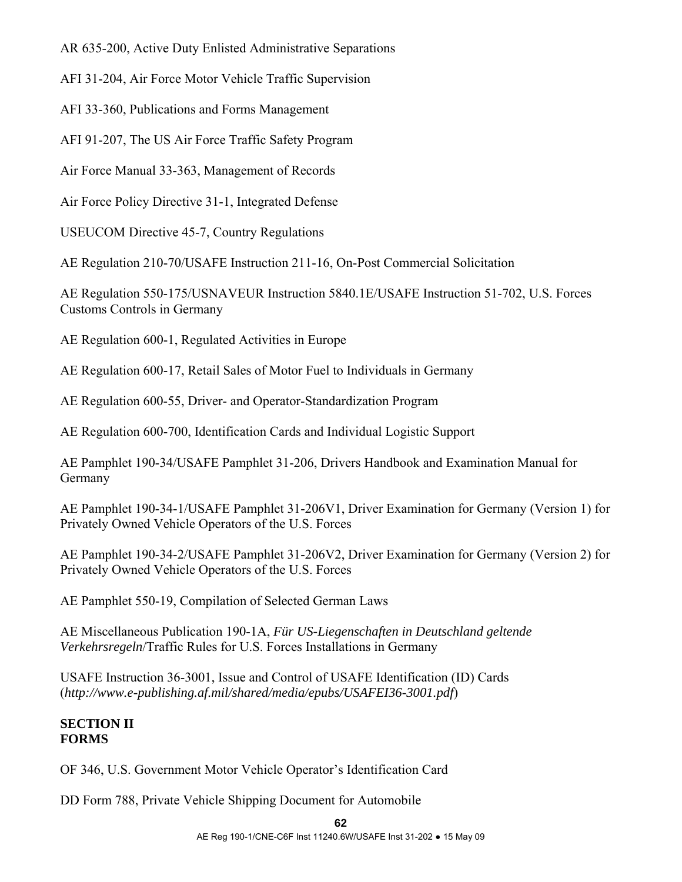AR 635-200, Active Duty Enlisted Administrative Separations

AFI 31-204, Air Force Motor Vehicle Traffic Supervision

AFI 33-360, Publications and Forms Management

AFI 91-207, The US Air Force Traffic Safety Program

Air Force Manual 33-363, Management of Records

Air Force Policy Directive 31-1, Integrated Defense

USEUCOM Directive 45-7, Country Regulations

AE Regulation 210-70/USAFE Instruction 211-16, On-Post Commercial Solicitation

AE Regulation 550-175/USNAVEUR Instruction 5840.1E/USAFE Instruction 51-702, U.S. Forces Customs Controls in Germany

AE Regulation 600-1, Regulated Activities in Europe

AE Regulation 600-17, Retail Sales of Motor Fuel to Individuals in Germany

AE Regulation 600-55, Driver- and Operator-Standardization Program

AE Regulation 600-700, Identification Cards and Individual Logistic Support

AE Pamphlet 190-34/USAFE Pamphlet 31-206, Drivers Handbook and Examination Manual for Germany

AE Pamphlet 190-34-1/USAFE Pamphlet 31-206V1, Driver Examination for Germany (Version 1) for Privately Owned Vehicle Operators of the U.S. Forces

AE Pamphlet 190-34-2/USAFE Pamphlet 31-206V2, Driver Examination for Germany (Version 2) for Privately Owned Vehicle Operators of the U.S. Forces

AE Pamphlet 550-19, Compilation of Selected German Laws

AE Miscellaneous Publication 190-1A, *Für US-Liegenschaften in Deutschland geltende Verkehrsregeln*/Traffic Rules for U.S. Forces Installations in Germany

USAFE Instruction 36-3001, Issue and Control of USAFE Identification (ID) Cards (*http://www.e-publishing.af.mil/shared/media/epubs/USAFEI36-3001.pdf*)

**SECTION II**
**FORMS**

OF 346, U.S. Government Motor Vehicle Operator's Identification Card

DD Form 788, Private Vehicle Shipping Document for Automobile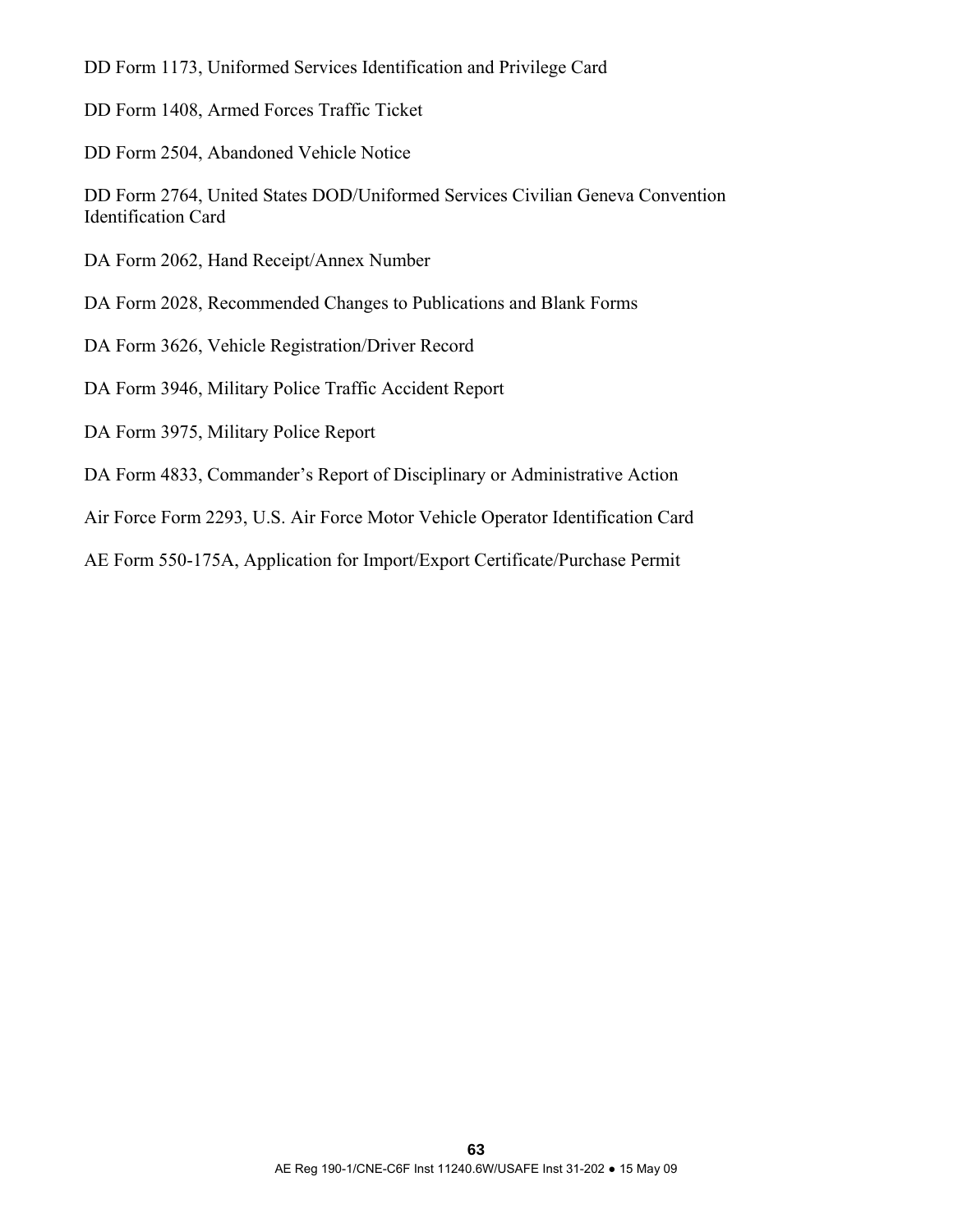DD Form 1173, Uniformed Services Identification and Privilege Card

DD Form 1408, Armed Forces Traffic Ticket

DD Form 2504, Abandoned Vehicle Notice

DD Form 2764, United States DOD/Uniformed Services Civilian Geneva Convention Identification Card

DA Form 2062, Hand Receipt/Annex Number

DA Form 2028, Recommended Changes to Publications and Blank Forms

DA Form 3626, Vehicle Registration/Driver Record

DA Form 3946, Military Police Traffic Accident Report

DA Form 3975, Military Police Report

DA Form 4833, Commander's Report of Disciplinary or Administrative Action

Air Force Form 2293, U.S. Air Force Motor Vehicle Operator Identification Card

AE Form 550-175A, Application for Import/Export Certificate/Purchase Permit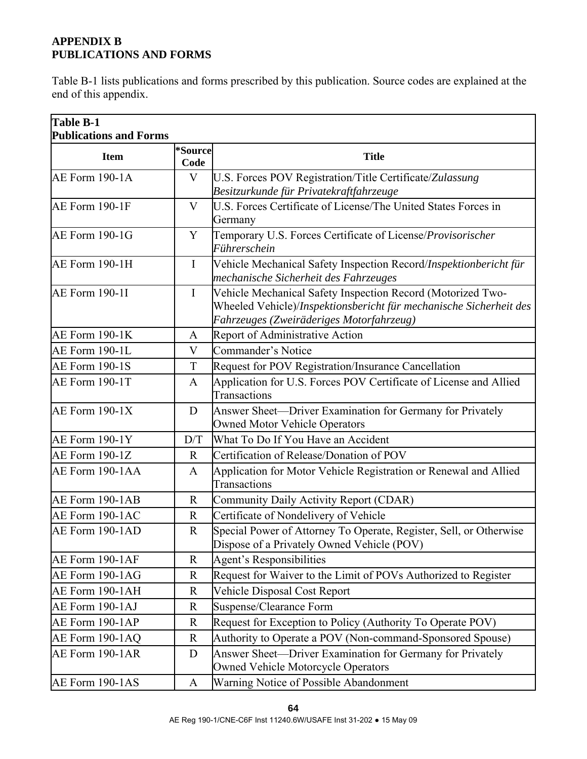**APPENDIX B**
**PUBLICATIONS AND FORMS**

Table B-1 lists publications and forms prescribed by this publication. Source codes are explained at the end of this appendix.

**Table B-1**
**Publications and Forms**

| Item | *Source Code | Title |
|---|---|---|
| AE Form 190-1A | V | U.S. Forces POV Registration/Title Certificate/*Zulassung Besitzurkunde für Privatekraftfahrzeuge* |
| AE Form 190-1F | V | U.S. Forces Certificate of License/The United States Forces in Germany |
| AE Form 190-1G | Y | Temporary U.S. Forces Certificate of License/*Provisorischer Führerschein* |
| AE Form 190-1H | I | Vehicle Mechanical Safety Inspection Record/*Inspektionbericht für mechanische Sicherheit des Fahrzeuges* |
| AE Form 190-1I | I | Vehicle Mechanical Safety Inspection Record (Motorized Two-Wheeled Vehicle)/*Inspektionsbericht für mechanische Sicherheit des Fahrzeuges (Zweiräderiges Motorfahrzeug)* |
| AE Form 190-1K | A | Report of Administrative Action |
| AE Form 190-1L | V | Commander's Notice |
| AE Form 190-1S | T | Request for POV Registration/Insurance Cancellation |
| AE Form 190-1T | A | Application for U.S. Forces POV Certificate of License and Allied Transactions |
| AE Form 190-1X | D | Answer Sheet—Driver Examination for Germany for Privately Owned Motor Vehicle Operators |
| AE Form 190-1Y | D/T | What To Do If You Have an Accident |
| AE Form 190-1Z | R | Certification of Release/Donation of POV |
| AE Form 190-1AA | A | Application for Motor Vehicle Registration or Renewal and Allied Transactions |
| AE Form 190-1AB | R | Community Daily Activity Report (CDAR) |
| AE Form 190-1AC | R | Certificate of Nondelivery of Vehicle |
| AE Form 190-1AD | R | Special Power of Attorney To Operate, Register, Sell, or Otherwise Dispose of a Privately Owned Vehicle (POV) |
| AE Form 190-1AF | R | Agent's Responsibilities |
| AE Form 190-1AG | R | Request for Waiver to the Limit of POVs Authorized to Register |
| AE Form 190-1AH | R | Vehicle Disposal Cost Report |
| AE Form 190-1AJ | R | Suspense/Clearance Form |
| AE Form 190-1AP | R | Request for Exception to Policy (Authority To Operate POV) |
| AE Form 190-1AQ | R | Authority to Operate a POV (Non-command-Sponsored Spouse) |
| AE Form 190-1AR | D | Answer Sheet—Driver Examination for Germany for Privately Owned Vehicle Motorcycle Operators |
| AE Form 190-1AS | A | Warning Notice of Possible Abandonment |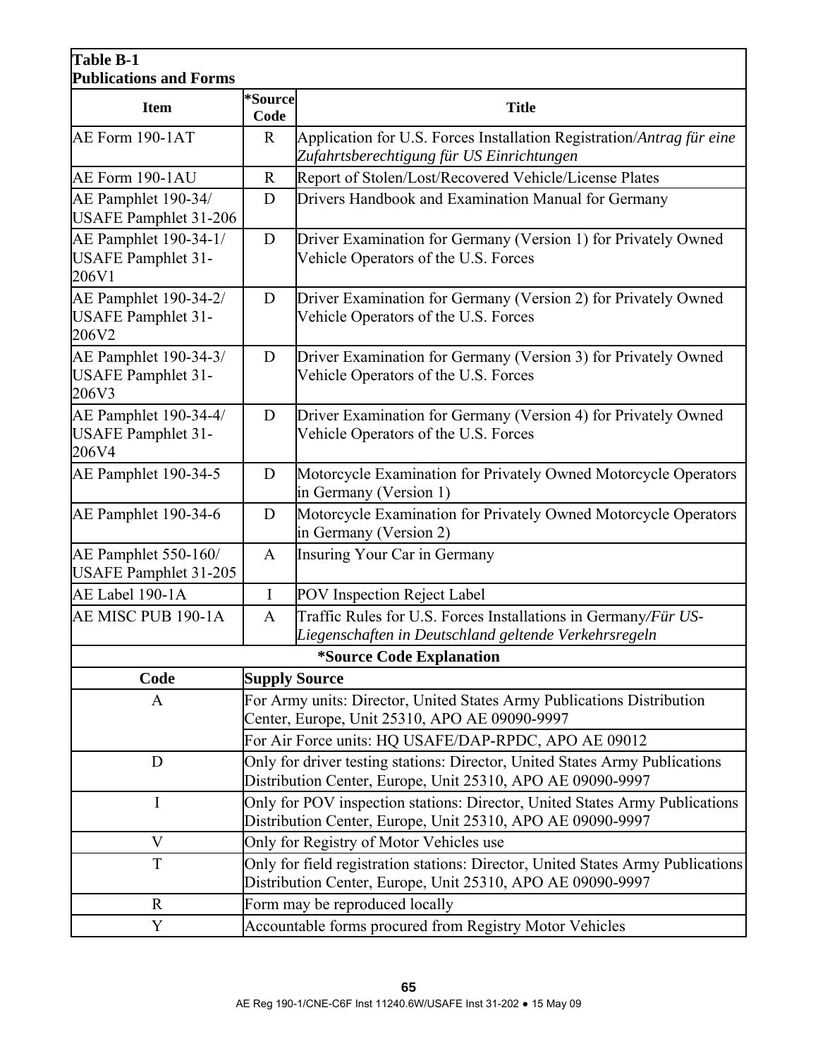**Table B-1**
**Publications and Forms**

| Item | *Source Code | Title |
|---|---|---|
| AE Form 190-1AT | R | Application for U.S. Forces Installation Registration/*Antrag für eine Zufahrtsberechtigung für US Einrichtungen* |
| AE Form 190-1AU | R | Report of Stolen/Lost/Recovered Vehicle/License Plates |
| AE Pamphlet 190-34/ USAFE Pamphlet 31-206 | D | Drivers Handbook and Examination Manual for Germany |
| AE Pamphlet 190-34-1/ USAFE Pamphlet 31-206V1 | D | Driver Examination for Germany (Version 1) for Privately Owned Vehicle Operators of the U.S. Forces |
| AE Pamphlet 190-34-2/ USAFE Pamphlet 31-206V2 | D | Driver Examination for Germany (Version 2) for Privately Owned Vehicle Operators of the U.S. Forces |
| AE Pamphlet 190-34-3/ USAFE Pamphlet 31-206V3 | D | Driver Examination for Germany (Version 3) for Privately Owned Vehicle Operators of the U.S. Forces |
| AE Pamphlet 190-34-4/ USAFE Pamphlet 31-206V4 | D | Driver Examination for Germany (Version 4) for Privately Owned Vehicle Operators of the U.S. Forces |
| AE Pamphlet 190-34-5 | D | Motorcycle Examination for Privately Owned Motorcycle Operators in Germany (Version 1) |
| AE Pamphlet 190-34-6 | D | Motorcycle Examination for Privately Owned Motorcycle Operators in Germany (Version 2) |
| AE Pamphlet 550-160/ USAFE Pamphlet 31-205 | A | Insuring Your Car in Germany |
| AE Label 190-1A | I | POV Inspection Reject Label |
| AE MISC PUB 190-1A | A | Traffic Rules for U.S. Forces Installations in Germany/*Für US-Liegenschaften in Deutschland geltende Verkehrsregeln* |

**\*Source Code Explanation**

| Code | Supply Source |
|---|---|
| A | For Army units: Director, United States Army Publications Distribution Center, Europe, Unit 25310, APO AE 09090-9997 |
| | For Air Force units: HQ USAFE/DAP-RPDC, APO AE 09012 |
| D | Only for driver testing stations: Director, United States Army Publications Distribution Center, Europe, Unit 25310, APO AE 09090-9997 |
| I | Only for POV inspection stations: Director, United States Army Publications Distribution Center, Europe, Unit 25310, APO AE 09090-9997 |
| V | Only for Registry of Motor Vehicles use |
| T | Only for field registration stations: Director, United States Army Publications Distribution Center, Europe, Unit 25310, APO AE 09090-9997 |
| R | Form may be reproduced locally |
| Y | Accountable forms procured from Registry Motor Vehicles |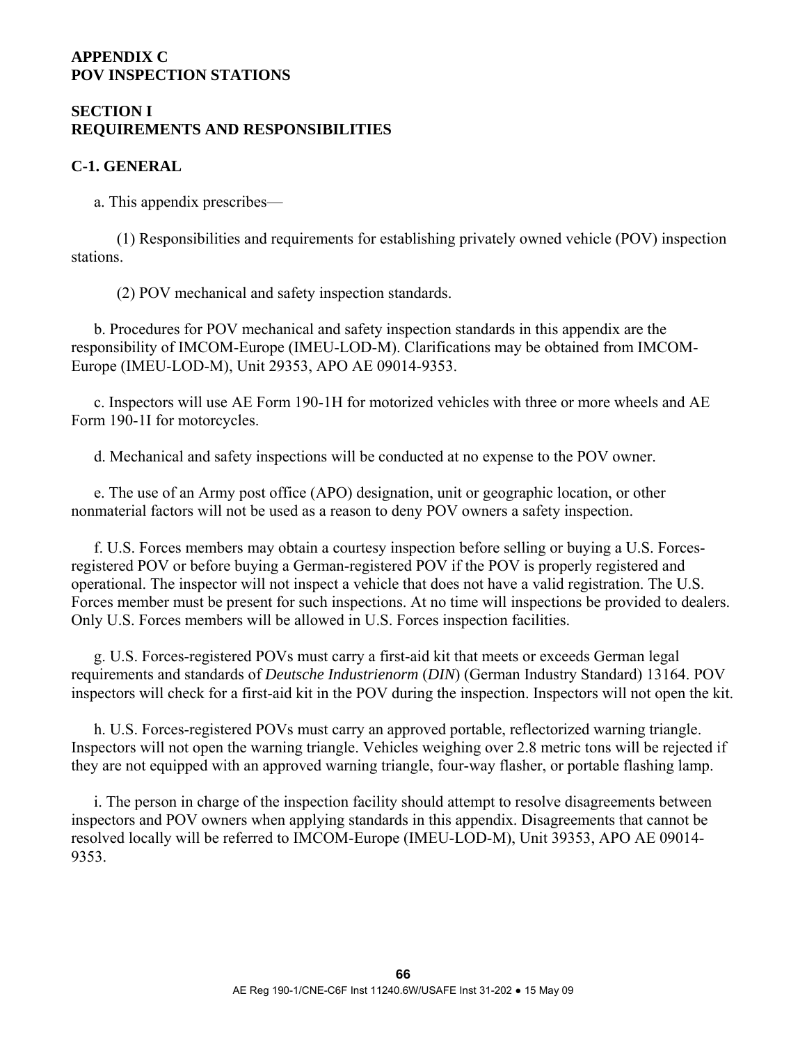# APPENDIX C
# POV INSPECTION STATIONS

## SECTION I
## REQUIREMENTS AND RESPONSIBILITIES

### C-1. GENERAL

a. This appendix prescribes—

(1) Responsibilities and requirements for establishing privately owned vehicle (POV) inspection stations.

(2) POV mechanical and safety inspection standards.

b. Procedures for POV mechanical and safety inspection standards in this appendix are the responsibility of IMCOM-Europe (IMEU-LOD-M). Clarifications may be obtained from IMCOM-Europe (IMEU-LOD-M), Unit 29353, APO AE 09014-9353.

c. Inspectors will use AE Form 190-1H for motorized vehicles with three or more wheels and AE Form 190-1I for motorcycles.

d. Mechanical and safety inspections will be conducted at no expense to the POV owner.

e. The use of an Army post office (APO) designation, unit or geographic location, or other nonmaterial factors will not be used as a reason to deny POV owners a safety inspection.

f. U.S. Forces members may obtain a courtesy inspection before selling or buying a U.S. Forces-registered POV or before buying a German-registered POV if the POV is properly registered and operational. The inspector will not inspect a vehicle that does not have a valid registration. The U.S. Forces member must be present for such inspections. At no time will inspections be provided to dealers. Only U.S. Forces members will be allowed in U.S. Forces inspection facilities.

g. U.S. Forces-registered POVs must carry a first-aid kit that meets or exceeds German legal requirements and standards of *Deutsche Industrienorm* (*DIN*) (German Industry Standard) 13164. POV inspectors will check for a first-aid kit in the POV during the inspection. Inspectors will not open the kit.

h. U.S. Forces-registered POVs must carry an approved portable, reflectorized warning triangle. Inspectors will not open the warning triangle. Vehicles weighing over 2.8 metric tons will be rejected if they are not equipped with an approved warning triangle, four-way flasher, or portable flashing lamp.

i. The person in charge of the inspection facility should attempt to resolve disagreements between inspectors and POV owners when applying standards in this appendix. Disagreements that cannot be resolved locally will be referred to IMCOM-Europe (IMEU-LOD-M), Unit 39353, APO AE 09014-9353.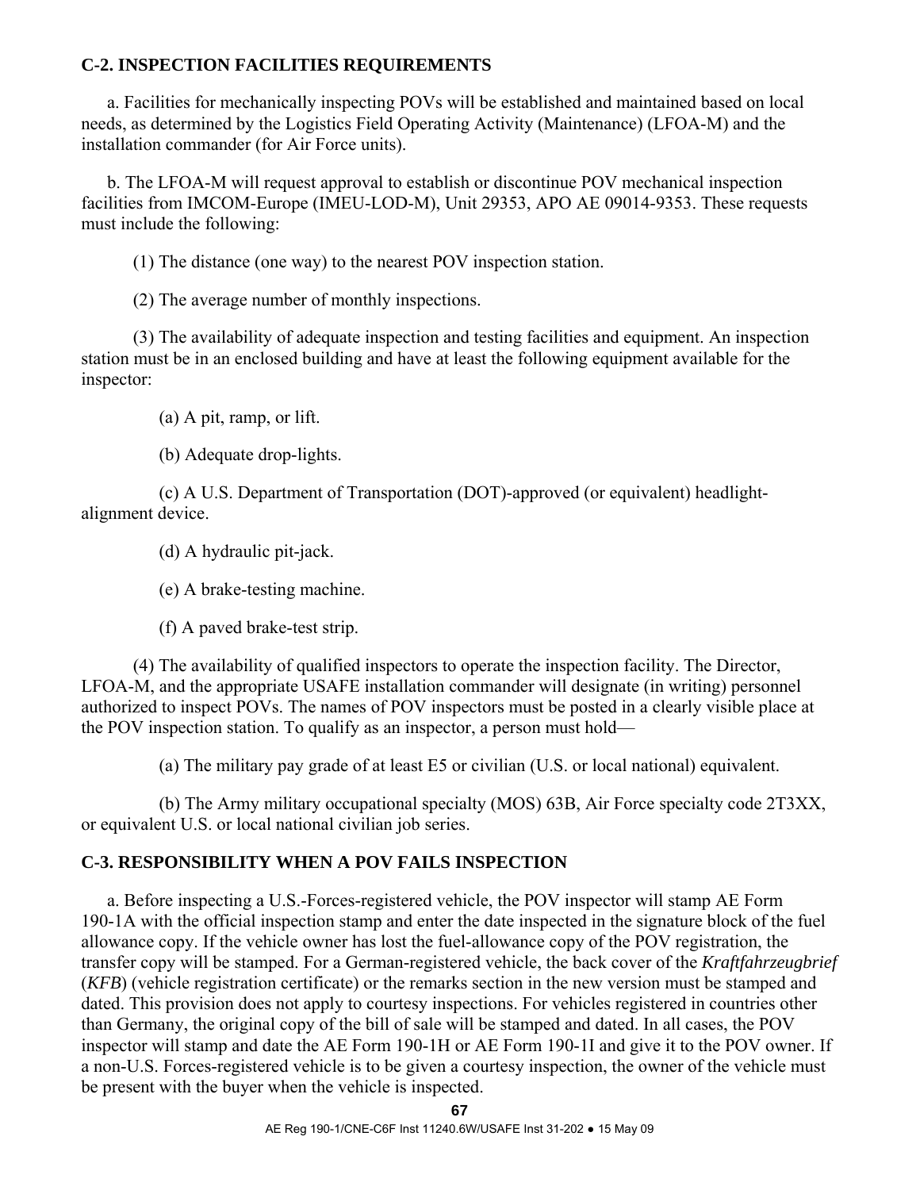## C-2. INSPECTION FACILITIES REQUIREMENTS

a. Facilities for mechanically inspecting POVs will be established and maintained based on local needs, as determined by the Logistics Field Operating Activity (Maintenance) (LFOA-M) and the installation commander (for Air Force units).

b. The LFOA-M will request approval to establish or discontinue POV mechanical inspection facilities from IMCOM-Europe (IMEU-LOD-M), Unit 29353, APO AE 09014-9353. These requests must include the following:

(1) The distance (one way) to the nearest POV inspection station.

(2) The average number of monthly inspections.

(3) The availability of adequate inspection and testing facilities and equipment. An inspection station must be in an enclosed building and have at least the following equipment available for the inspector:

(a) A pit, ramp, or lift.

(b) Adequate drop-lights.

(c) A U.S. Department of Transportation (DOT)-approved (or equivalent) headlight-alignment device.

(d) A hydraulic pit-jack.

(e) A brake-testing machine.

(f) A paved brake-test strip.

(4) The availability of qualified inspectors to operate the inspection facility. The Director, LFOA-M, and the appropriate USAFE installation commander will designate (in writing) personnel authorized to inspect POVs. The names of POV inspectors must be posted in a clearly visible place at the POV inspection station. To qualify as an inspector, a person must hold—

(a) The military pay grade of at least E5 or civilian (U.S. or local national) equivalent.

(b) The Army military occupational specialty (MOS) 63B, Air Force specialty code 2T3XX, or equivalent U.S. or local national civilian job series.

## C-3. RESPONSIBILITY WHEN A POV FAILS INSPECTION

a. Before inspecting a U.S.-Forces-registered vehicle, the POV inspector will stamp AE Form 190-1A with the official inspection stamp and enter the date inspected in the signature block of the fuel allowance copy. If the vehicle owner has lost the fuel-allowance copy of the POV registration, the transfer copy will be stamped. For a German-registered vehicle, the back cover of the *Kraftfahrzeugbrief* (*KFB*) (vehicle registration certificate) or the remarks section in the new version must be stamped and dated. This provision does not apply to courtesy inspections. For vehicles registered in countries other than Germany, the original copy of the bill of sale will be stamped and dated. In all cases, the POV inspector will stamp and date the AE Form 190-1H or AE Form 190-1I and give it to the POV owner. If a non-U.S. Forces-registered vehicle is to be given a courtesy inspection, the owner of the vehicle must be present with the buyer when the vehicle is inspected.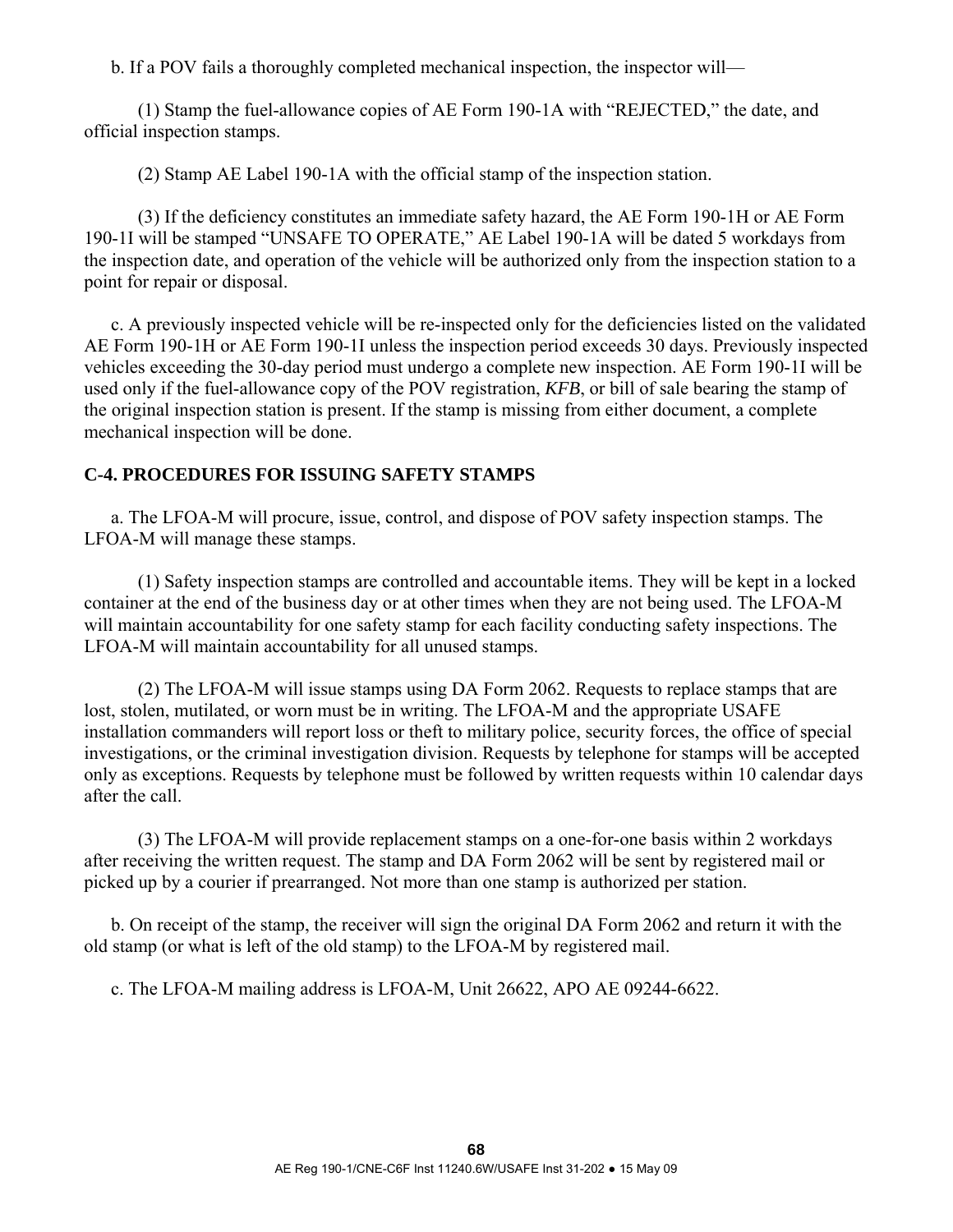b. If a POV fails a thoroughly completed mechanical inspection, the inspector will—

(1) Stamp the fuel-allowance copies of AE Form 190-1A with "REJECTED," the date, and official inspection stamps.

(2) Stamp AE Label 190-1A with the official stamp of the inspection station.

(3) If the deficiency constitutes an immediate safety hazard, the AE Form 190-1H or AE Form 190-1I will be stamped "UNSAFE TO OPERATE," AE Label 190-1A will be dated 5 workdays from the inspection date, and operation of the vehicle will be authorized only from the inspection station to a point for repair or disposal.

c. A previously inspected vehicle will be re-inspected only for the deficiencies listed on the validated AE Form 190-1H or AE Form 190-1I unless the inspection period exceeds 30 days. Previously inspected vehicles exceeding the 30-day period must undergo a complete new inspection. AE Form 190-1I will be used only if the fuel-allowance copy of the POV registration, *KFB*, or bill of sale bearing the stamp of the original inspection station is present. If the stamp is missing from either document, a complete mechanical inspection will be done.

## C-4. PROCEDURES FOR ISSUING SAFETY STAMPS

a. The LFOA-M will procure, issue, control, and dispose of POV safety inspection stamps. The LFOA-M will manage these stamps.

(1) Safety inspection stamps are controlled and accountable items. They will be kept in a locked container at the end of the business day or at other times when they are not being used. The LFOA-M will maintain accountability for one safety stamp for each facility conducting safety inspections. The LFOA-M will maintain accountability for all unused stamps.

(2) The LFOA-M will issue stamps using DA Form 2062. Requests to replace stamps that are lost, stolen, mutilated, or worn must be in writing. The LFOA-M and the appropriate USAFE installation commanders will report loss or theft to military police, security forces, the office of special investigations, or the criminal investigation division. Requests by telephone for stamps will be accepted only as exceptions. Requests by telephone must be followed by written requests within 10 calendar days after the call.

(3) The LFOA-M will provide replacement stamps on a one-for-one basis within 2 workdays after receiving the written request. The stamp and DA Form 2062 will be sent by registered mail or picked up by a courier if prearranged. Not more than one stamp is authorized per station.

b. On receipt of the stamp, the receiver will sign the original DA Form 2062 and return it with the old stamp (or what is left of the old stamp) to the LFOA-M by registered mail.

c. The LFOA-M mailing address is LFOA-M, Unit 26622, APO AE 09244-6622.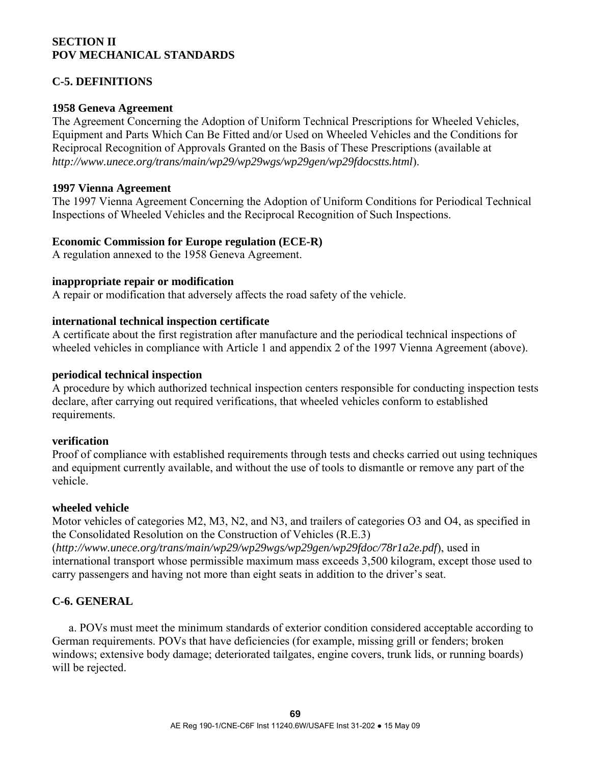## SECTION II
## POV MECHANICAL STANDARDS

### C-5. DEFINITIONS

**1958 Geneva Agreement**
The Agreement Concerning the Adoption of Uniform Technical Prescriptions for Wheeled Vehicles, Equipment and Parts Which Can Be Fitted and/or Used on Wheeled Vehicles and the Conditions for Reciprocal Recognition of Approvals Granted on the Basis of These Prescriptions (available at *http://www.unece.org/trans/main/wp29/wp29wgs/wp29gen/wp29fdocstts.html*).

**1997 Vienna Agreement**
The 1997 Vienna Agreement Concerning the Adoption of Uniform Conditions for Periodical Technical Inspections of Wheeled Vehicles and the Reciprocal Recognition of Such Inspections.

**Economic Commission for Europe regulation (ECE-R)**
A regulation annexed to the 1958 Geneva Agreement.

**inappropriate repair or modification**
A repair or modification that adversely affects the road safety of the vehicle.

**international technical inspection certificate**
A certificate about the first registration after manufacture and the periodical technical inspections of wheeled vehicles in compliance with Article 1 and appendix 2 of the 1997 Vienna Agreement (above).

**periodical technical inspection**
A procedure by which authorized technical inspection centers responsible for conducting inspection tests declare, after carrying out required verifications, that wheeled vehicles conform to established requirements.

**verification**
Proof of compliance with established requirements through tests and checks carried out using techniques and equipment currently available, and without the use of tools to dismantle or remove any part of the vehicle.

**wheeled vehicle**
Motor vehicles of categories M2, M3, N2, and N3, and trailers of categories O3 and O4, as specified in the Consolidated Resolution on the Construction of Vehicles (R.E.3) (*http://www.unece.org/trans/main/wp29/wp29wgs/wp29gen/wp29fdoc/78r1a2e.pdf*), used in international transport whose permissible maximum mass exceeds 3,500 kilogram, except those used to carry passengers and having not more than eight seats in addition to the driver's seat.

### C-6. GENERAL

a. POVs must meet the minimum standards of exterior condition considered acceptable according to German requirements. POVs that have deficiencies (for example, missing grill or fenders; broken windows; extensive body damage; deteriorated tailgates, engine covers, trunk lids, or running boards) will be rejected.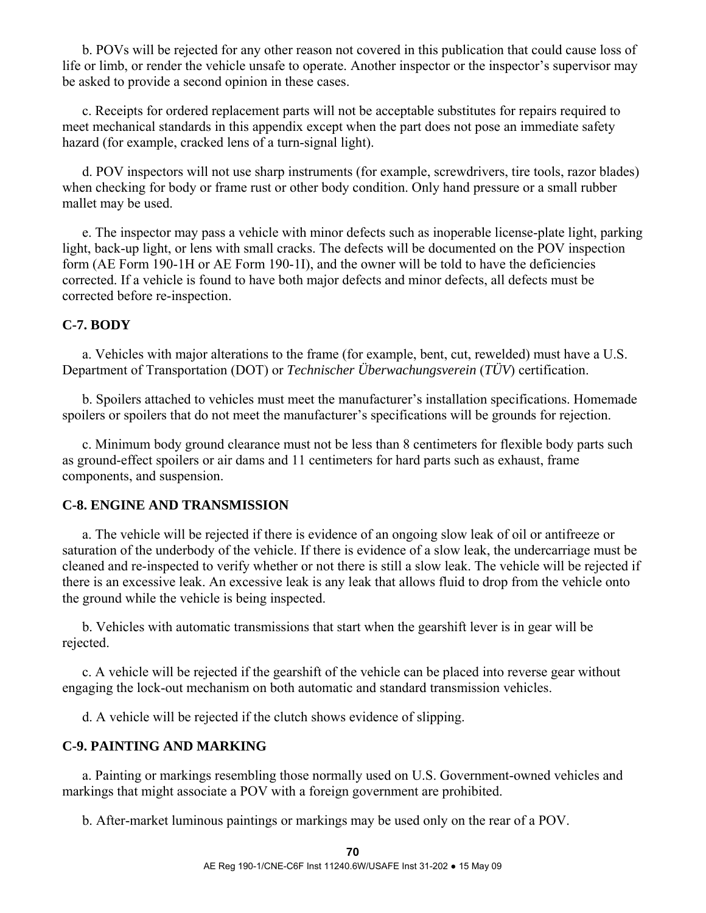b. POVs will be rejected for any other reason not covered in this publication that could cause loss of life or limb, or render the vehicle unsafe to operate. Another inspector or the inspector's supervisor may be asked to provide a second opinion in these cases.

c. Receipts for ordered replacement parts will not be acceptable substitutes for repairs required to meet mechanical standards in this appendix except when the part does not pose an immediate safety hazard (for example, cracked lens of a turn-signal light).

d. POV inspectors will not use sharp instruments (for example, screwdrivers, tire tools, razor blades) when checking for body or frame rust or other body condition. Only hand pressure or a small rubber mallet may be used.

e. The inspector may pass a vehicle with minor defects such as inoperable license-plate light, parking light, back-up light, or lens with small cracks. The defects will be documented on the POV inspection form (AE Form 190-1H or AE Form 190-1I), and the owner will be told to have the deficiencies corrected. If a vehicle is found to have both major defects and minor defects, all defects must be corrected before re-inspection.

**C-7. BODY**

a. Vehicles with major alterations to the frame (for example, bent, cut, rewelded) must have a U.S. Department of Transportation (DOT) or *Technischer Überwachungsverein* (*TÜV*) certification.

b. Spoilers attached to vehicles must meet the manufacturer's installation specifications. Homemade spoilers or spoilers that do not meet the manufacturer's specifications will be grounds for rejection.

c. Minimum body ground clearance must not be less than 8 centimeters for flexible body parts such as ground-effect spoilers or air dams and 11 centimeters for hard parts such as exhaust, frame components, and suspension.

**C-8. ENGINE AND TRANSMISSION**

a. The vehicle will be rejected if there is evidence of an ongoing slow leak of oil or antifreeze or saturation of the underbody of the vehicle. If there is evidence of a slow leak, the undercarriage must be cleaned and re-inspected to verify whether or not there is still a slow leak. The vehicle will be rejected if there is an excessive leak. An excessive leak is any leak that allows fluid to drop from the vehicle onto the ground while the vehicle is being inspected.

b. Vehicles with automatic transmissions that start when the gearshift lever is in gear will be rejected.

c. A vehicle will be rejected if the gearshift of the vehicle can be placed into reverse gear without engaging the lock-out mechanism on both automatic and standard transmission vehicles.

d. A vehicle will be rejected if the clutch shows evidence of slipping.

**C-9. PAINTING AND MARKING**

a. Painting or markings resembling those normally used on U.S. Government-owned vehicles and markings that might associate a POV with a foreign government are prohibited.

b. After-market luminous paintings or markings may be used only on the rear of a POV.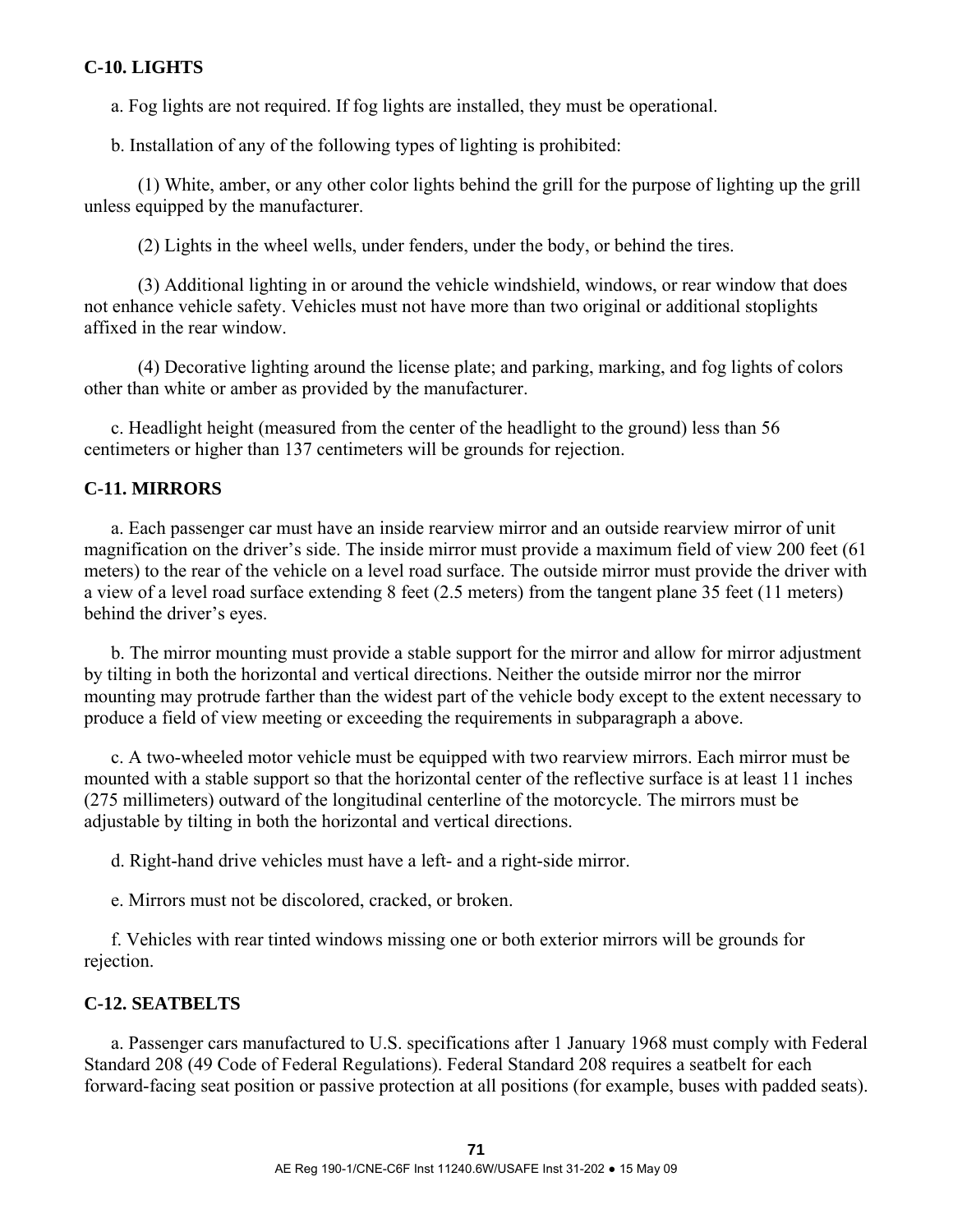**C-10. LIGHTS**

a. Fog lights are not required. If fog lights are installed, they must be operational.

b. Installation of any of the following types of lighting is prohibited:

(1) White, amber, or any other color lights behind the grill for the purpose of lighting up the grill unless equipped by the manufacturer.

(2) Lights in the wheel wells, under fenders, under the body, or behind the tires.

(3) Additional lighting in or around the vehicle windshield, windows, or rear window that does not enhance vehicle safety. Vehicles must not have more than two original or additional stoplights affixed in the rear window.

(4) Decorative lighting around the license plate; and parking, marking, and fog lights of colors other than white or amber as provided by the manufacturer.

c. Headlight height (measured from the center of the headlight to the ground) less than 56 centimeters or higher than 137 centimeters will be grounds for rejection.

**C-11. MIRRORS**

a. Each passenger car must have an inside rearview mirror and an outside rearview mirror of unit magnification on the driver's side. The inside mirror must provide a maximum field of view 200 feet (61 meters) to the rear of the vehicle on a level road surface. The outside mirror must provide the driver with a view of a level road surface extending 8 feet (2.5 meters) from the tangent plane 35 feet (11 meters) behind the driver's eyes.

b. The mirror mounting must provide a stable support for the mirror and allow for mirror adjustment by tilting in both the horizontal and vertical directions. Neither the outside mirror nor the mirror mounting may protrude farther than the widest part of the vehicle body except to the extent necessary to produce a field of view meeting or exceeding the requirements in subparagraph a above.

c. A two-wheeled motor vehicle must be equipped with two rearview mirrors. Each mirror must be mounted with a stable support so that the horizontal center of the reflective surface is at least 11 inches (275 millimeters) outward of the longitudinal centerline of the motorcycle. The mirrors must be adjustable by tilting in both the horizontal and vertical directions.

d. Right-hand drive vehicles must have a left- and a right-side mirror.

e. Mirrors must not be discolored, cracked, or broken.

f. Vehicles with rear tinted windows missing one or both exterior mirrors will be grounds for rejection.

**C-12. SEATBELTS**

a. Passenger cars manufactured to U.S. specifications after 1 January 1968 must comply with Federal Standard 208 (49 Code of Federal Regulations). Federal Standard 208 requires a seatbelt for each forward-facing seat position or passive protection at all positions (for example, buses with padded seats).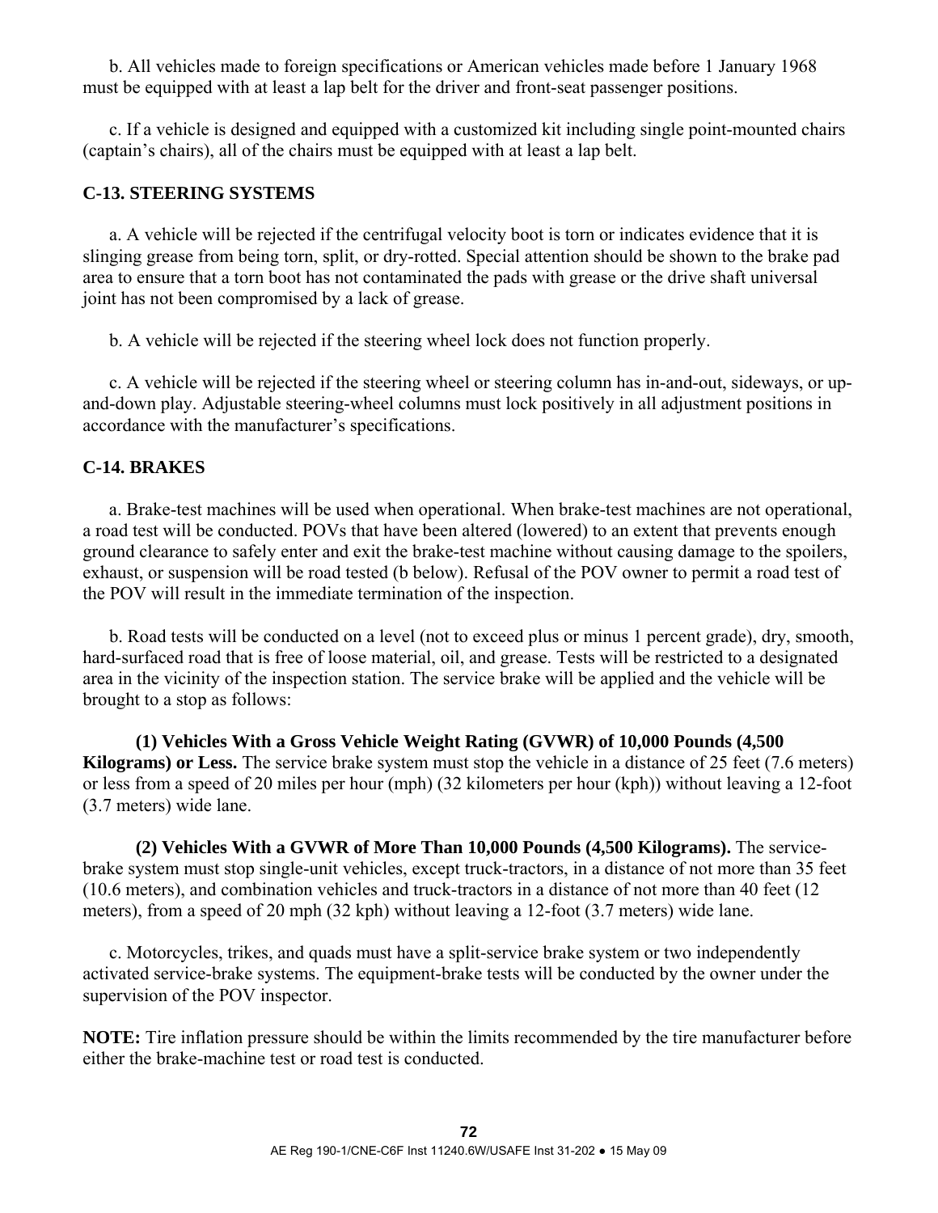b. All vehicles made to foreign specifications or American vehicles made before 1 January 1968 must be equipped with at least a lap belt for the driver and front-seat passenger positions.

c. If a vehicle is designed and equipped with a customized kit including single point-mounted chairs (captain's chairs), all of the chairs must be equipped with at least a lap belt.

## C-13. STEERING SYSTEMS

a. A vehicle will be rejected if the centrifugal velocity boot is torn or indicates evidence that it is slinging grease from being torn, split, or dry-rotted. Special attention should be shown to the brake pad area to ensure that a torn boot has not contaminated the pads with grease or the drive shaft universal joint has not been compromised by a lack of grease.

b. A vehicle will be rejected if the steering wheel lock does not function properly.

c. A vehicle will be rejected if the steering wheel or steering column has in-and-out, sideways, or up-and-down play. Adjustable steering-wheel columns must lock positively in all adjustment positions in accordance with the manufacturer's specifications.

## C-14. BRAKES

a. Brake-test machines will be used when operational. When brake-test machines are not operational, a road test will be conducted. POVs that have been altered (lowered) to an extent that prevents enough ground clearance to safely enter and exit the brake-test machine without causing damage to the spoilers, exhaust, or suspension will be road tested (b below). Refusal of the POV owner to permit a road test of the POV will result in the immediate termination of the inspection.

b. Road tests will be conducted on a level (not to exceed plus or minus 1 percent grade), dry, smooth, hard-surfaced road that is free of loose material, oil, and grease. Tests will be restricted to a designated area in the vicinity of the inspection station. The service brake will be applied and the vehicle will be brought to a stop as follows:

**(1) Vehicles With a Gross Vehicle Weight Rating (GVWR) of 10,000 Pounds (4,500 Kilograms) or Less.** The service brake system must stop the vehicle in a distance of 25 feet (7.6 meters) or less from a speed of 20 miles per hour (mph) (32 kilometers per hour (kph)) without leaving a 12-foot (3.7 meters) wide lane.

**(2) Vehicles With a GVWR of More Than 10,000 Pounds (4,500 Kilograms).** The service-brake system must stop single-unit vehicles, except truck-tractors, in a distance of not more than 35 feet (10.6 meters), and combination vehicles and truck-tractors in a distance of not more than 40 feet (12 meters), from a speed of 20 mph (32 kph) without leaving a 12-foot (3.7 meters) wide lane.

c. Motorcycles, trikes, and quads must have a split-service brake system or two independently activated service-brake systems. The equipment-brake tests will be conducted by the owner under the supervision of the POV inspector.

**NOTE:** Tire inflation pressure should be within the limits recommended by the tire manufacturer before either the brake-machine test or road test is conducted.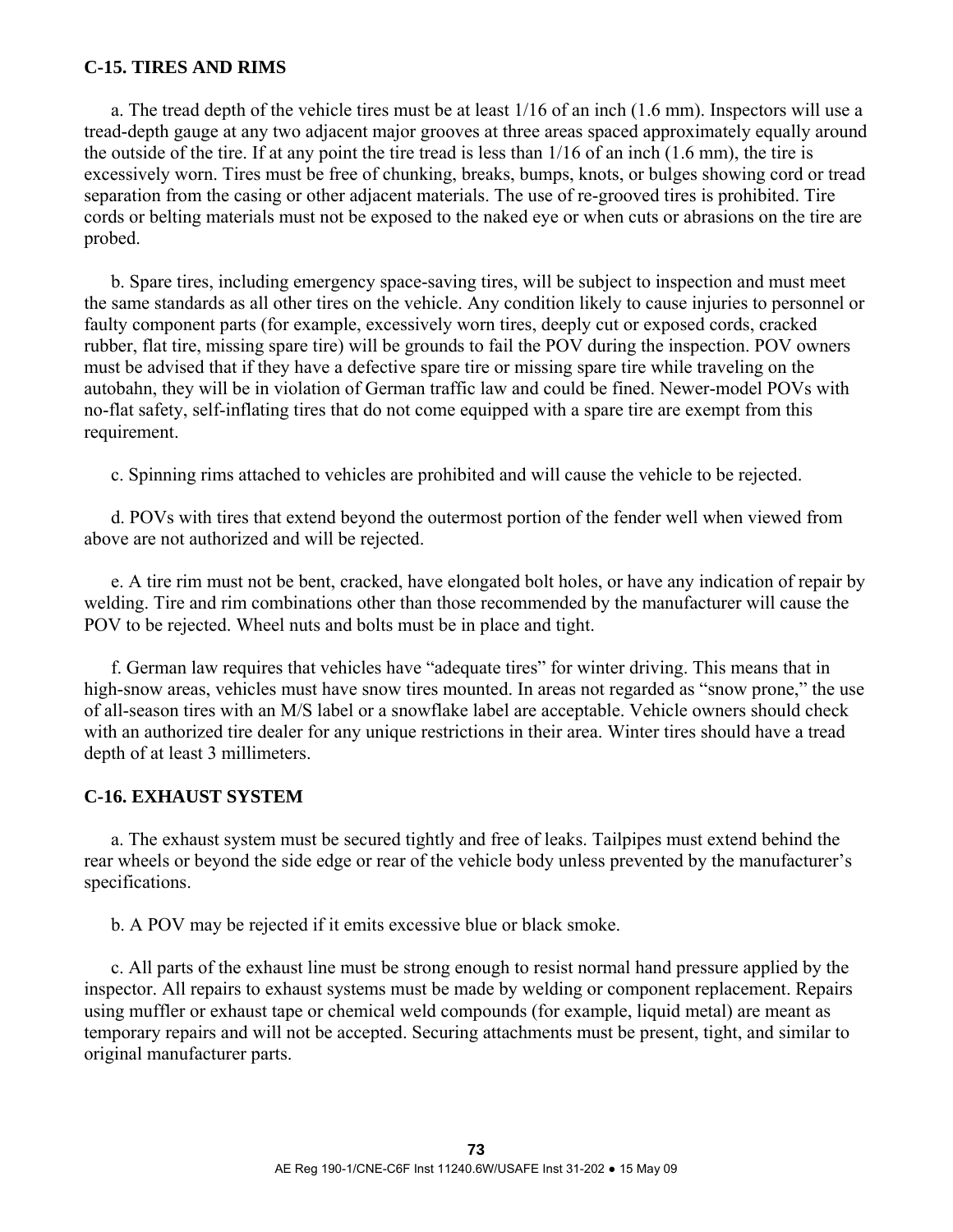**C-15. TIRES AND RIMS**

a. The tread depth of the vehicle tires must be at least 1/16 of an inch (1.6 mm). Inspectors will use a tread-depth gauge at any two adjacent major grooves at three areas spaced approximately equally around the outside of the tire. If at any point the tire tread is less than 1/16 of an inch (1.6 mm), the tire is excessively worn. Tires must be free of chunking, breaks, bumps, knots, or bulges showing cord or tread separation from the casing or other adjacent materials. The use of re-grooved tires is prohibited. Tire cords or belting materials must not be exposed to the naked eye or when cuts or abrasions on the tire are probed.

b. Spare tires, including emergency space-saving tires, will be subject to inspection and must meet the same standards as all other tires on the vehicle. Any condition likely to cause injuries to personnel or faulty component parts (for example, excessively worn tires, deeply cut or exposed cords, cracked rubber, flat tire, missing spare tire) will be grounds to fail the POV during the inspection. POV owners must be advised that if they have a defective spare tire or missing spare tire while traveling on the autobahn, they will be in violation of German traffic law and could be fined. Newer-model POVs with no-flat safety, self-inflating tires that do not come equipped with a spare tire are exempt from this requirement.

c. Spinning rims attached to vehicles are prohibited and will cause the vehicle to be rejected.

d. POVs with tires that extend beyond the outermost portion of the fender well when viewed from above are not authorized and will be rejected.

e. A tire rim must not be bent, cracked, have elongated bolt holes, or have any indication of repair by welding. Tire and rim combinations other than those recommended by the manufacturer will cause the POV to be rejected. Wheel nuts and bolts must be in place and tight.

f. German law requires that vehicles have "adequate tires" for winter driving. This means that in high-snow areas, vehicles must have snow tires mounted. In areas not regarded as "snow prone," the use of all-season tires with an M/S label or a snowflake label are acceptable. Vehicle owners should check with an authorized tire dealer for any unique restrictions in their area. Winter tires should have a tread depth of at least 3 millimeters.

**C-16. EXHAUST SYSTEM**

a. The exhaust system must be secured tightly and free of leaks. Tailpipes must extend behind the rear wheels or beyond the side edge or rear of the vehicle body unless prevented by the manufacturer's specifications.

b. A POV may be rejected if it emits excessive blue or black smoke.

c. All parts of the exhaust line must be strong enough to resist normal hand pressure applied by the inspector. All repairs to exhaust systems must be made by welding or component replacement. Repairs using muffler or exhaust tape or chemical weld compounds (for example, liquid metal) are meant as temporary repairs and will not be accepted. Securing attachments must be present, tight, and similar to original manufacturer parts.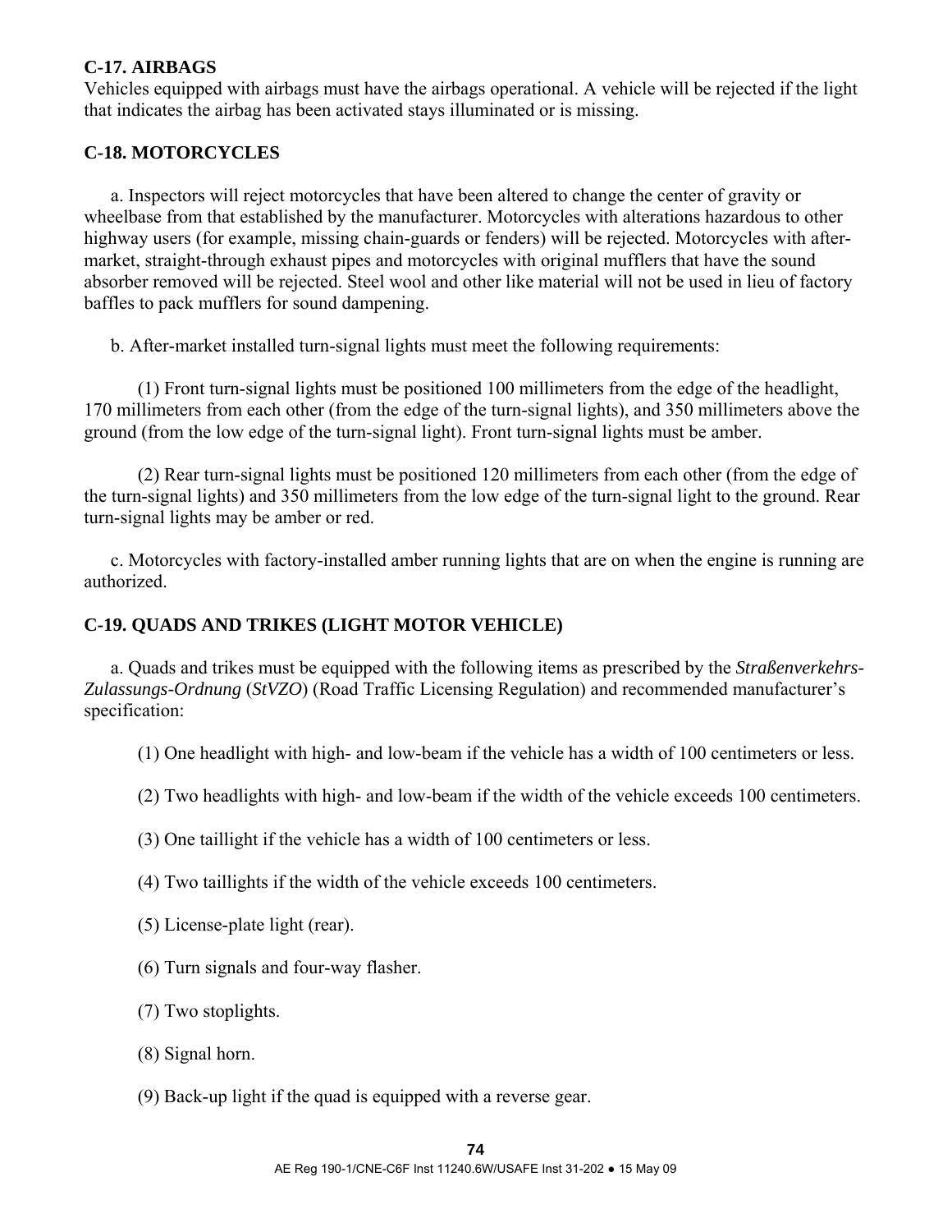### C-17. AIRBAGS

Vehicles equipped with airbags must have the airbags operational. A vehicle will be rejected if the light that indicates the airbag has been activated stays illuminated or is missing.

### C-18. MOTORCYCLES

a. Inspectors will reject motorcycles that have been altered to change the center of gravity or wheelbase from that established by the manufacturer. Motorcycles with alterations hazardous to other highway users (for example, missing chain-guards or fenders) will be rejected. Motorcycles with after-market, straight-through exhaust pipes and motorcycles with original mufflers that have the sound absorber removed will be rejected. Steel wool and other like material will not be used in lieu of factory baffles to pack mufflers for sound dampening.

b. After-market installed turn-signal lights must meet the following requirements:

(1) Front turn-signal lights must be positioned 100 millimeters from the edge of the headlight, 170 millimeters from each other (from the edge of the turn-signal lights), and 350 millimeters above the ground (from the low edge of the turn-signal light). Front turn-signal lights must be amber.

(2) Rear turn-signal lights must be positioned 120 millimeters from each other (from the edge of the turn-signal lights) and 350 millimeters from the low edge of the turn-signal light to the ground. Rear turn-signal lights may be amber or red.

c. Motorcycles with factory-installed amber running lights that are on when the engine is running are authorized.

### C-19. QUADS AND TRIKES (LIGHT MOTOR VEHICLE)

a. Quads and trikes must be equipped with the following items as prescribed by the *Straßenverkehrs-Zulassungs-Ordnung* (*StVZO*) (Road Traffic Licensing Regulation) and recommended manufacturer's specification:

(1) One headlight with high- and low-beam if the vehicle has a width of 100 centimeters or less.

(2) Two headlights with high- and low-beam if the width of the vehicle exceeds 100 centimeters.

(3) One taillight if the vehicle has a width of 100 centimeters or less.

(4) Two taillights if the width of the vehicle exceeds 100 centimeters.

(5) License-plate light (rear).

(6) Turn signals and four-way flasher.

(7) Two stoplights.

(8) Signal horn.

(9) Back-up light if the quad is equipped with a reverse gear.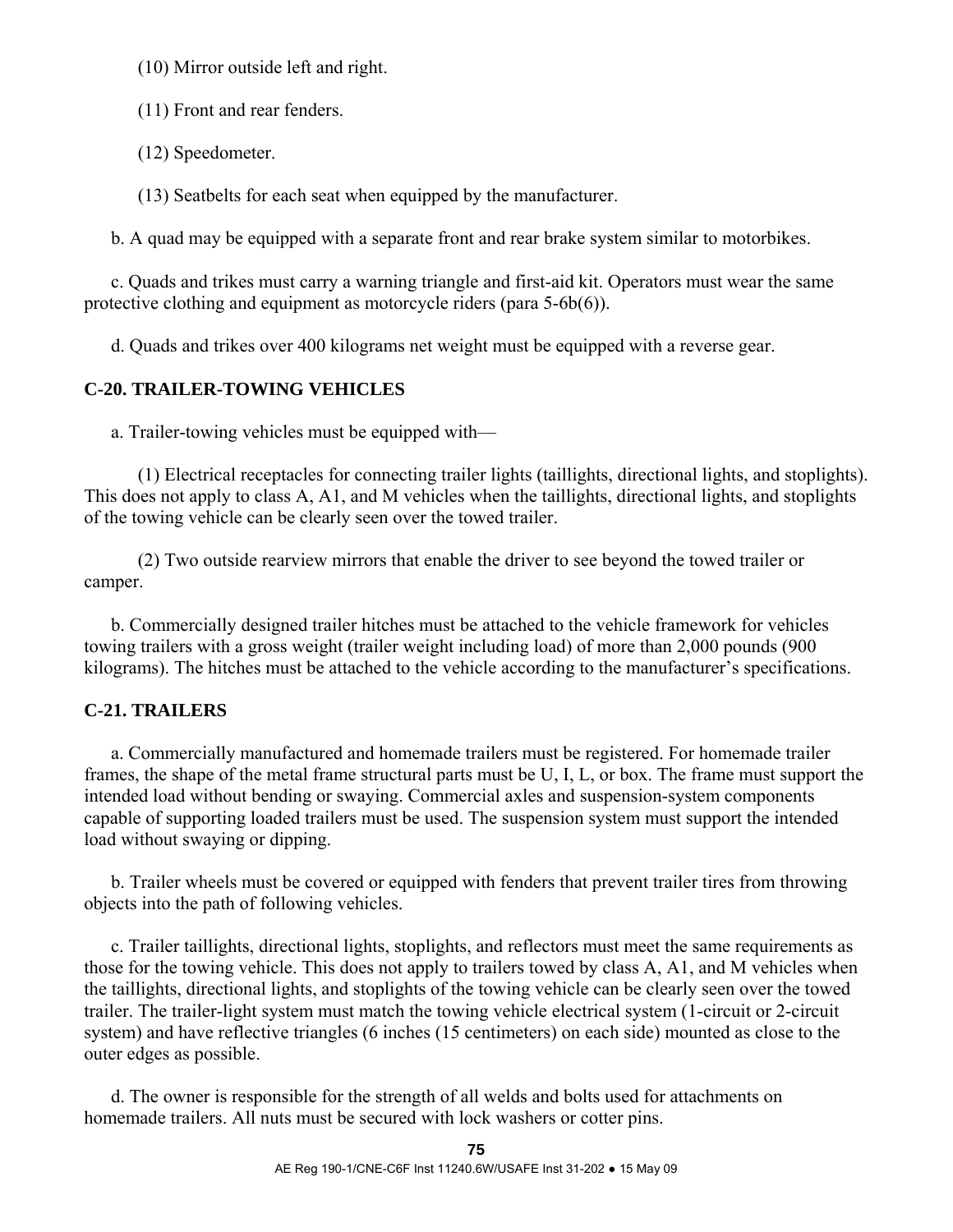(10) Mirror outside left and right.

(11) Front and rear fenders.

(12) Speedometer.

(13) Seatbelts for each seat when equipped by the manufacturer.

b. A quad may be equipped with a separate front and rear brake system similar to motorbikes.

c. Quads and trikes must carry a warning triangle and first-aid kit. Operators must wear the same protective clothing and equipment as motorcycle riders (para 5-6b(6)).

d. Quads and trikes over 400 kilograms net weight must be equipped with a reverse gear.

## C-20. TRAILER-TOWING VEHICLES

a. Trailer-towing vehicles must be equipped with—

(1) Electrical receptacles for connecting trailer lights (taillights, directional lights, and stoplights). This does not apply to class A, A1, and M vehicles when the taillights, directional lights, and stoplights of the towing vehicle can be clearly seen over the towed trailer.

(2) Two outside rearview mirrors that enable the driver to see beyond the towed trailer or camper.

b. Commercially designed trailer hitches must be attached to the vehicle framework for vehicles towing trailers with a gross weight (trailer weight including load) of more than 2,000 pounds (900 kilograms). The hitches must be attached to the vehicle according to the manufacturer's specifications.

## C-21. TRAILERS

a. Commercially manufactured and homemade trailers must be registered. For homemade trailer frames, the shape of the metal frame structural parts must be U, I, L, or box. The frame must support the intended load without bending or swaying. Commercial axles and suspension-system components capable of supporting loaded trailers must be used. The suspension system must support the intended load without swaying or dipping.

b. Trailer wheels must be covered or equipped with fenders that prevent trailer tires from throwing objects into the path of following vehicles.

c. Trailer taillights, directional lights, stoplights, and reflectors must meet the same requirements as those for the towing vehicle. This does not apply to trailers towed by class A, A1, and M vehicles when the taillights, directional lights, and stoplights of the towing vehicle can be clearly seen over the towed trailer. The trailer-light system must match the towing vehicle electrical system (1-circuit or 2-circuit system) and have reflective triangles (6 inches (15 centimeters) on each side) mounted as close to the outer edges as possible.

d. The owner is responsible for the strength of all welds and bolts used for attachments on homemade trailers. All nuts must be secured with lock washers or cotter pins.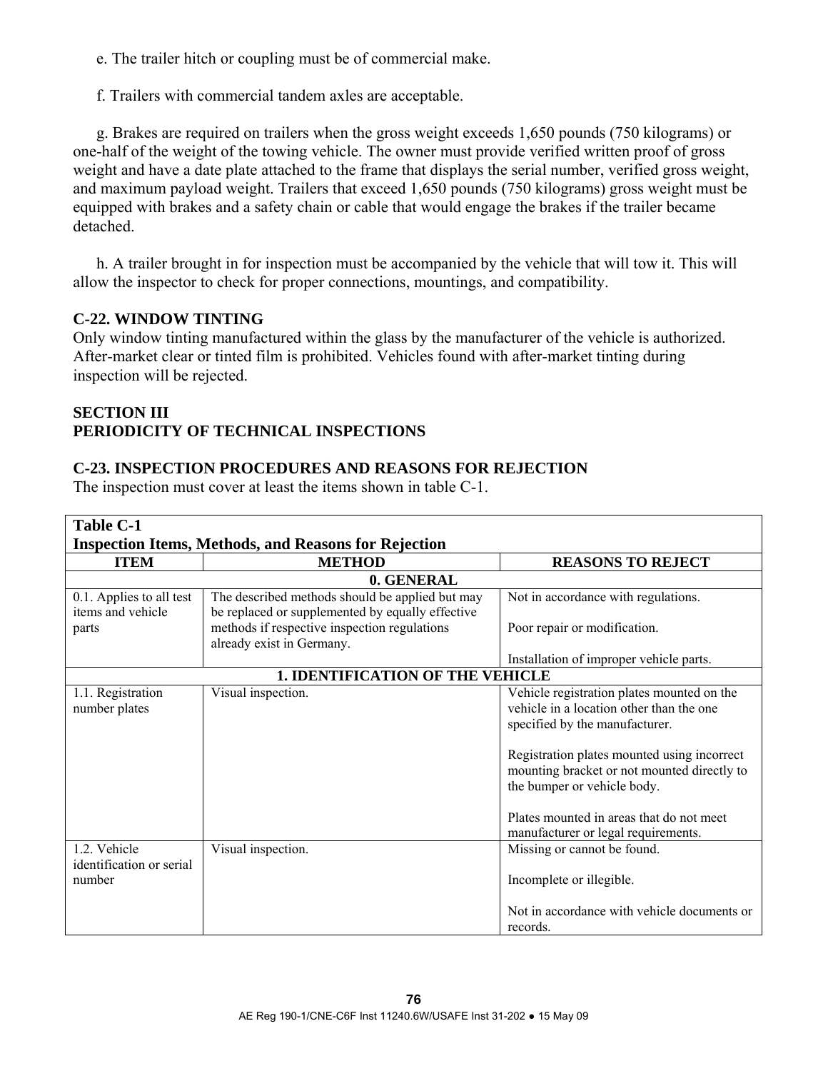e. The trailer hitch or coupling must be of commercial make.

f. Trailers with commercial tandem axles are acceptable.

g. Brakes are required on trailers when the gross weight exceeds 1,650 pounds (750 kilograms) or one-half of the weight of the towing vehicle. The owner must provide verified written proof of gross weight and have a date plate attached to the frame that displays the serial number, verified gross weight, and maximum payload weight. Trailers that exceed 1,650 pounds (750 kilograms) gross weight must be equipped with brakes and a safety chain or cable that would engage the brakes if the trailer became detached.

h. A trailer brought in for inspection must be accompanied by the vehicle that will tow it. This will allow the inspector to check for proper connections, mountings, and compatibility.

## C-22. WINDOW TINTING

Only window tinting manufactured within the glass by the manufacturer of the vehicle is authorized. After-market clear or tinted film is prohibited. Vehicles found with after-market tinting during inspection will be rejected.

## SECTION III
## PERIODICITY OF TECHNICAL INSPECTIONS

## C-23. INSPECTION PROCEDURES AND REASONS FOR REJECTION

The inspection must cover at least the items shown in table C-1.

**Table C-1**
**Inspection Items, Methods, and Reasons for Rejection**

| ITEM | METHOD | REASONS TO REJECT |
|---|---|---|
| **0. GENERAL** | | |
| 0.1. Applies to all test items and vehicle parts | The described methods should be applied but may be replaced or supplemented by equally effective methods if respective inspection regulations already exist in Germany. | Not in accordance with regulations.<br><br>Poor repair or modification.<br><br>Installation of improper vehicle parts. |
| **1. IDENTIFICATION OF THE VEHICLE** | | |
| 1.1. Registration number plates | Visual inspection. | Vehicle registration plates mounted on the vehicle in a location other than the one specified by the manufacturer.<br><br>Registration plates mounted using incorrect mounting bracket or not mounted directly to the bumper or vehicle body.<br><br>Plates mounted in areas that do not meet manufacturer or legal requirements. |
| 1.2. Vehicle identification or serial number | Visual inspection. | Missing or cannot be found.<br><br>Incomplete or illegible.<br><br>Not in accordance with vehicle documents or records. |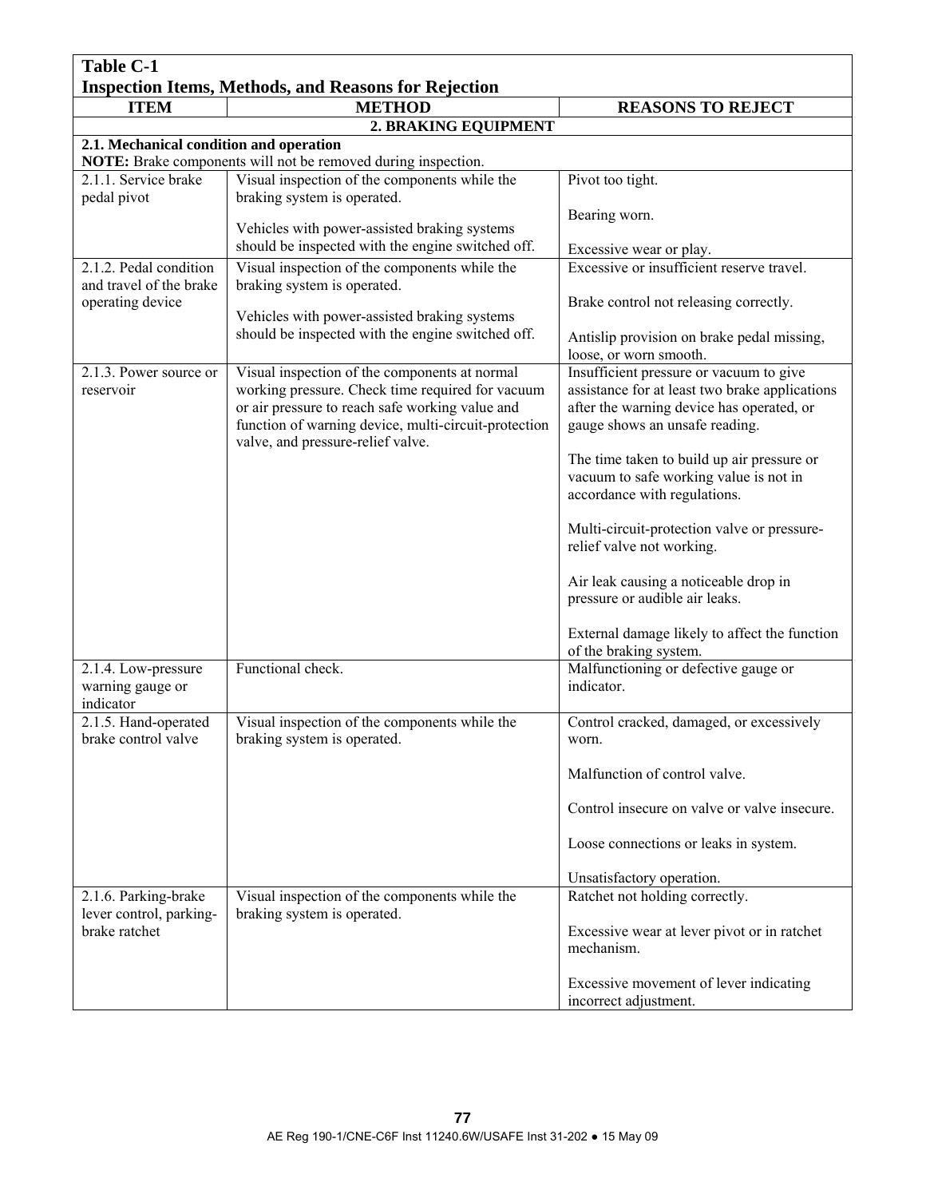**Table C-1**
**Inspection Items, Methods, and Reasons for Rejection**

| ITEM | METHOD | REASONS TO REJECT |
|---|---|---|
| **2. BRAKING EQUIPMENT** | | |
| **2.1. Mechanical condition and operation** **NOTE:** Brake components will not be removed during inspection. | | |
| 2.1.1. Service brake pedal pivot | Visual inspection of the components while the braking system is operated.<br><br>Vehicles with power-assisted braking systems should be inspected with the engine switched off. | Pivot too tight.<br><br>Bearing worn.<br><br>Excessive wear or play. |
| 2.1.2. Pedal condition and travel of the brake operating device | Visual inspection of the components while the braking system is operated.<br><br>Vehicles with power-assisted braking systems should be inspected with the engine switched off. | Excessive or insufficient reserve travel.<br><br>Brake control not releasing correctly.<br><br>Antislip provision on brake pedal missing, loose, or worn smooth. |
| 2.1.3. Power source or reservoir | Visual inspection of the components at normal working pressure. Check time required for vacuum or air pressure to reach safe working value and function of warning device, multi-circuit-protection valve, and pressure-relief valve. | Insufficient pressure or vacuum to give assistance for at least two brake applications after the warning device has operated, or gauge shows an unsafe reading.<br><br>The time taken to build up air pressure or vacuum to safe working value is not in accordance with regulations.<br><br>Multi-circuit-protection valve or pressure-relief valve not working.<br><br>Air leak causing a noticeable drop in pressure or audible air leaks.<br><br>External damage likely to affect the function of the braking system. |
| 2.1.4. Low-pressure warning gauge or indicator | Functional check. | Malfunctioning or defective gauge or indicator. |
| 2.1.5. Hand-operated brake control valve | Visual inspection of the components while the braking system is operated. | Control cracked, damaged, or excessively worn.<br><br>Malfunction of control valve.<br><br>Control insecure on valve or valve insecure.<br><br>Loose connections or leaks in system.<br><br>Unsatisfactory operation. |
| 2.1.6. Parking-brake lever control, parking-brake ratchet | Visual inspection of the components while the braking system is operated. | Ratchet not holding correctly.<br><br>Excessive wear at lever pivot or in ratchet mechanism.<br><br>Excessive movement of lever indicating incorrect adjustment. |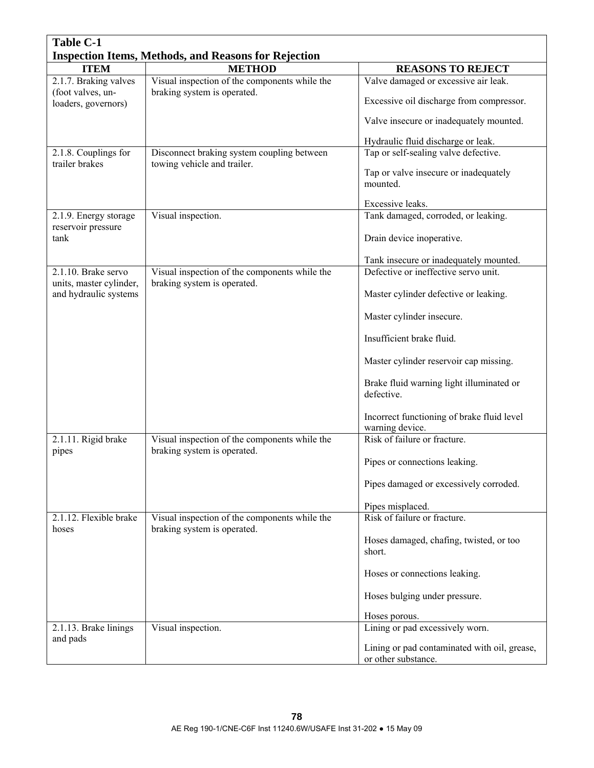**Table C-1**
**Inspection Items, Methods, and Reasons for Rejection**

| ITEM | METHOD | REASONS TO REJECT |
|---|---|---|
| 2.1.7. Braking valves (foot valves, un-loaders, governors) | Visual inspection of the components while the braking system is operated. | Valve damaged or excessive air leak.<br><br>Excessive oil discharge from compressor.<br><br>Valve insecure or inadequately mounted.<br><br>Hydraulic fluid discharge or leak. |
| 2.1.8. Couplings for trailer brakes | Disconnect braking system coupling between towing vehicle and trailer. | Tap or self-sealing valve defective.<br><br>Tap or valve insecure or inadequately mounted.<br><br>Excessive leaks. |
| 2.1.9. Energy storage reservoir pressure tank | Visual inspection. | Tank damaged, corroded, or leaking.<br><br>Drain device inoperative.<br><br>Tank insecure or inadequately mounted. |
| 2.1.10. Brake servo units, master cylinder, and hydraulic systems | Visual inspection of the components while the braking system is operated. | Defective or ineffective servo unit.<br><br>Master cylinder defective or leaking.<br><br>Master cylinder insecure.<br><br>Insufficient brake fluid.<br><br>Master cylinder reservoir cap missing.<br><br>Brake fluid warning light illuminated or defective.<br><br>Incorrect functioning of brake fluid level warning device. |
| 2.1.11. Rigid brake pipes | Visual inspection of the components while the braking system is operated. | Risk of failure or fracture.<br><br>Pipes or connections leaking.<br><br>Pipes damaged or excessively corroded.<br><br>Pipes misplaced. |
| 2.1.12. Flexible brake hoses | Visual inspection of the components while the braking system is operated. | Risk of failure or fracture.<br><br>Hoses damaged, chafing, twisted, or too short.<br><br>Hoses or connections leaking.<br><br>Hoses bulging under pressure.<br><br>Hoses porous. |
| 2.1.13. Brake linings and pads | Visual inspection. | Lining or pad excessively worn.<br><br>Lining or pad contaminated with oil, grease, or other substance. |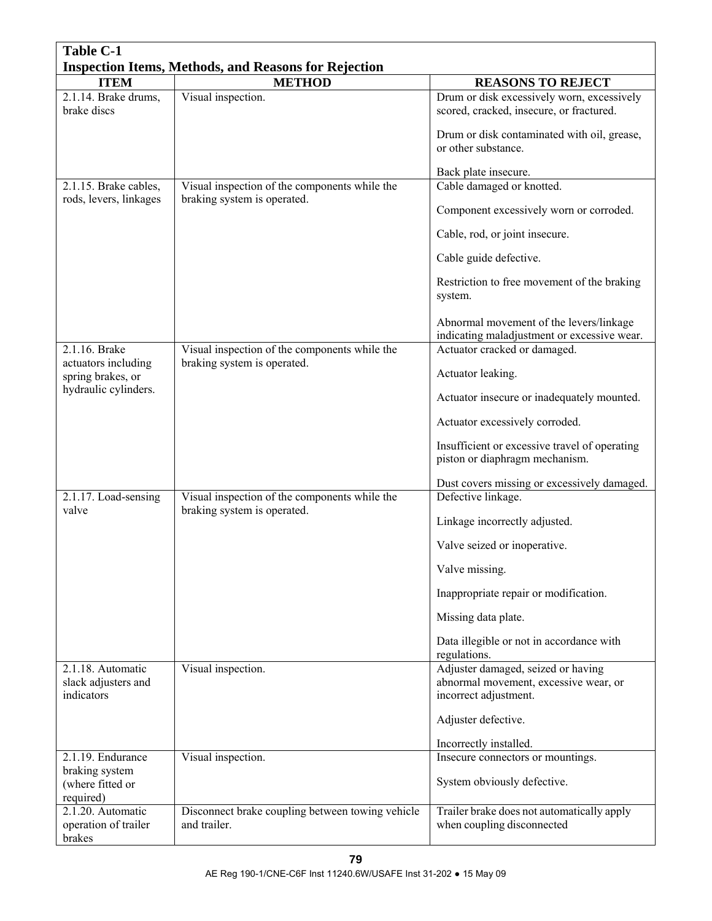**Table C-1**
**Inspection Items, Methods, and Reasons for Rejection**

| ITEM | METHOD | REASONS TO REJECT |
|---|---|---|
| 2.1.14. Brake drums, brake discs | Visual inspection. | Drum or disk excessively worn, excessively scored, cracked, insecure, or fractured.<br><br>Drum or disk contaminated with oil, grease, or other substance.<br><br>Back plate insecure. |
| 2.1.15. Brake cables, rods, levers, linkages | Visual inspection of the components while the braking system is operated. | Cable damaged or knotted.<br><br>Component excessively worn or corroded.<br><br>Cable, rod, or joint insecure.<br><br>Cable guide defective.<br><br>Restriction to free movement of the braking system.<br><br>Abnormal movement of the levers/linkage indicating maladjustment or excessive wear. |
| 2.1.16. Brake actuators including spring brakes, or hydraulic cylinders. | Visual inspection of the components while the braking system is operated. | Actuator cracked or damaged.<br><br>Actuator leaking.<br><br>Actuator insecure or inadequately mounted.<br><br>Actuator excessively corroded.<br><br>Insufficient or excessive travel of operating piston or diaphragm mechanism.<br><br>Dust covers missing or excessively damaged. |
| 2.1.17. Load-sensing valve | Visual inspection of the components while the braking system is operated. | Defective linkage.<br><br>Linkage incorrectly adjusted.<br><br>Valve seized or inoperative.<br><br>Valve missing.<br><br>Inappropriate repair or modification.<br><br>Missing data plate.<br><br>Data illegible or not in accordance with regulations. |
| 2.1.18. Automatic slack adjusters and indicators | Visual inspection. | Adjuster damaged, seized or having abnormal movement, excessive wear, or incorrect adjustment.<br><br>Adjuster defective.<br><br>Incorrectly installed. |
| 2.1.19. Endurance braking system (where fitted or required) | Visual inspection. | Insecure connectors or mountings.<br><br>System obviously defective. |
| 2.1.20. Automatic operation of trailer brakes | Disconnect brake coupling between towing vehicle and trailer. | Trailer brake does not automatically apply when coupling disconnected |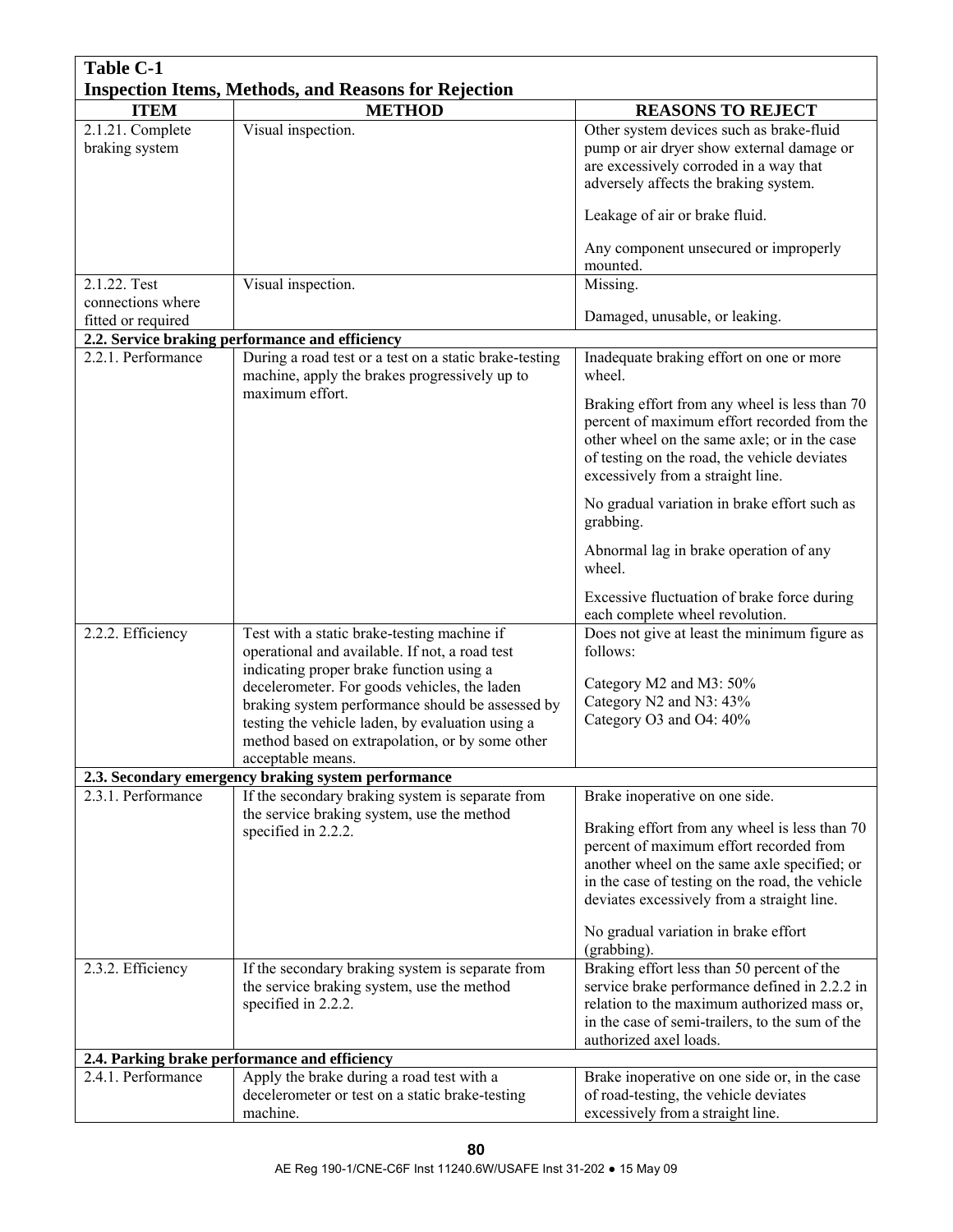**Table C-1**
**Inspection Items, Methods, and Reasons for Rejection**

| ITEM | METHOD | REASONS TO REJECT |
|---|---|---|
| 2.1.21. Complete braking system | Visual inspection. | Other system devices such as brake-fluid pump or air dryer show external damage or are excessively corroded in a way that adversely affects the braking system.<br><br>Leakage of air or brake fluid.<br><br>Any component unsecured or improperly mounted. |
| 2.1.22. Test connections where fitted or required | Visual inspection. | Missing.<br><br>Damaged, unusable, or leaking. |
| **2.2. Service braking performance and efficiency** | | |
| 2.2.1. Performance | During a road test or a test on a static brake-testing machine, apply the brakes progressively up to maximum effort. | Inadequate braking effort on one or more wheel.<br><br>Braking effort from any wheel is less than 70 percent of maximum effort recorded from the other wheel on the same axle; or in the case of testing on the road, the vehicle deviates excessively from a straight line.<br><br>No gradual variation in brake effort such as grabbing.<br><br>Abnormal lag in brake operation of any wheel.<br><br>Excessive fluctuation of brake force during each complete wheel revolution. |
| 2.2.2. Efficiency | Test with a static brake-testing machine if operational and available. If not, a road test indicating proper brake function using a decelerometer. For goods vehicles, the laden braking system performance should be assessed by testing the vehicle laden, by evaluation using a method based on extrapolation, or by some other acceptable means. | Does not give at least the minimum figure as follows:<br><br>Category M2 and M3: 50%<br>Category N2 and N3: 43%<br>Category O3 and O4: 40% |
| **2.3. Secondary emergency braking system performance** | | |
| 2.3.1. Performance | If the secondary braking system is separate from the service braking system, use the method specified in 2.2.2. | Brake inoperative on one side.<br><br>Braking effort from any wheel is less than 70 percent of maximum effort recorded from another wheel on the same axle specified; or in the case of testing on the road, the vehicle deviates excessively from a straight line.<br><br>No gradual variation in brake effort (grabbing). |
| 2.3.2. Efficiency | If the secondary braking system is separate from the service braking system, use the method specified in 2.2.2. | Braking effort less than 50 percent of the service brake performance defined in 2.2.2 in relation to the maximum authorized mass or, in the case of semi-trailers, to the sum of the authorized axel loads. |
| **2.4. Parking brake performance and efficiency** | | |
| 2.4.1. Performance | Apply the brake during a road test with a decelerometer or test on a static brake-testing machine. | Brake inoperative on one side or, in the case of road-testing, the vehicle deviates excessively from a straight line. |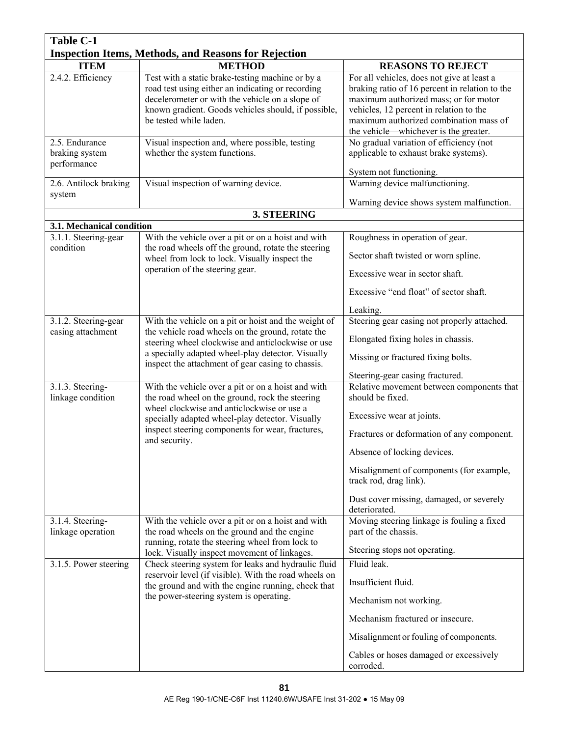**Table C-1**
**Inspection Items, Methods, and Reasons for Rejection**

| ITEM | METHOD | REASONS TO REJECT |
|---|---|---|
| 2.4.2. Efficiency | Test with a static brake-testing machine or by a road test using either an indicating or recording decelerometer or with the vehicle on a slope of known gradient. Goods vehicles should, if possible, be tested while laden. | For all vehicles, does not give at least a braking ratio of 16 percent in relation to the maximum authorized mass; or for motor vehicles, 12 percent in relation to the maximum authorized combination mass of the vehicle—whichever is the greater. |
| 2.5. Endurance braking system performance | Visual inspection and, where possible, testing whether the system functions. | No gradual variation of efficiency (not applicable to exhaust brake systems).<br><br>System not functioning. |
| 2.6. Antilock braking system | Visual inspection of warning device. | Warning device malfunctioning.<br><br>Warning device shows system malfunction. |
| **3. STEERING** | | |
| **3.1. Mechanical condition** | | |
| 3.1.1. Steering-gear condition | With the vehicle over a pit or on a hoist and with the road wheels off the ground, rotate the steering wheel from lock to lock. Visually inspect the operation of the steering gear. | Roughness in operation of gear.<br><br>Sector shaft twisted or worn spline.<br><br>Excessive wear in sector shaft.<br><br>Excessive "end float" of sector shaft.<br><br>Leaking. |
| 3.1.2. Steering-gear casing attachment | With the vehicle on a pit or hoist and the weight of the vehicle road wheels on the ground, rotate the steering wheel clockwise and anticlockwise or use a specially adapted wheel-play detector. Visually inspect the attachment of gear casing to chassis. | Steering gear casing not properly attached.<br><br>Elongated fixing holes in chassis.<br><br>Missing or fractured fixing bolts.<br><br>Steering-gear casing fractured. |
| 3.1.3. Steering-linkage condition | With the vehicle over a pit or on a hoist and with the road wheel on the ground, rock the steering wheel clockwise and anticlockwise or use a specially adapted wheel-play detector. Visually inspect steering components for wear, fractures, and security. | Relative movement between components that should be fixed.<br><br>Excessive wear at joints.<br><br>Fractures or deformation of any component.<br><br>Absence of locking devices.<br><br>Misalignment of components (for example, track rod, drag link).<br><br>Dust cover missing, damaged, or severely deteriorated. |
| 3.1.4. Steering-linkage operation | With the vehicle over a pit or on a hoist and with the road wheels on the ground and the engine running, rotate the steering wheel from lock to lock. Visually inspect movement of linkages. | Moving steering linkage is fouling a fixed part of the chassis.<br><br>Steering stops not operating. |
| 3.1.5. Power steering | Check steering system for leaks and hydraulic fluid reservoir level (if visible). With the road wheels on the ground and with the engine running, check that the power-steering system is operating. | Fluid leak.<br><br>Insufficient fluid.<br><br>Mechanism not working.<br><br>Mechanism fractured or insecure.<br><br>Misalignment or fouling of components.<br><br>Cables or hoses damaged or excessively corroded. |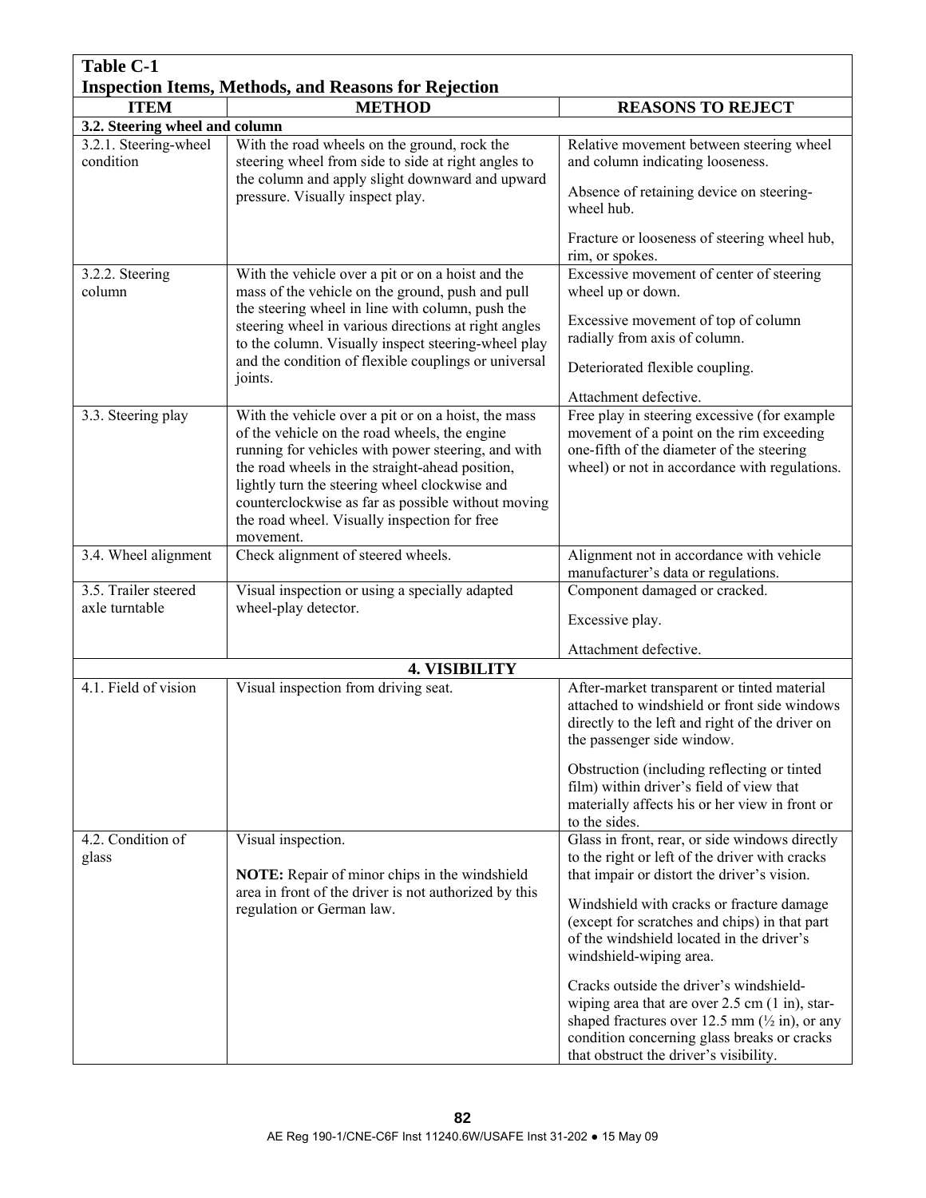**Table C-1**
**Inspection Items, Methods, and Reasons for Rejection**

| ITEM | METHOD | REASONS TO REJECT |
|---|---|---|
| **3.2. Steering wheel and column** | | |
| 3.2.1. Steering-wheel condition | With the road wheels on the ground, rock the steering wheel from side to side at right angles to the column and apply slight downward and upward pressure. Visually inspect play. | Relative movement between steering wheel and column indicating looseness.<br><br>Absence of retaining device on steering-wheel hub.<br><br>Fracture or looseness of steering wheel hub, rim, or spokes. |
| 3.2.2. Steering column | With the vehicle over a pit or on a hoist and the mass of the vehicle on the ground, push and pull the steering wheel in line with column, push the steering wheel in various directions at right angles to the column. Visually inspect steering-wheel play and the condition of flexible couplings or universal joints. | Excessive movement of center of steering wheel up or down.<br><br>Excessive movement of top of column radially from axis of column.<br><br>Deteriorated flexible coupling.<br><br>Attachment defective. |
| 3.3. Steering play | With the vehicle over a pit or on a hoist, the mass of the vehicle on the road wheels, the engine running for vehicles with power steering, and with the road wheels in the straight-ahead position, lightly turn the steering wheel clockwise and counterclockwise as far as possible without moving the road wheel. Visually inspection for free movement. | Free play in steering excessive (for example movement of a point on the rim exceeding one-fifth of the diameter of the steering wheel) or not in accordance with regulations. |
| 3.4. Wheel alignment | Check alignment of steered wheels. | Alignment not in accordance with vehicle manufacturer's data or regulations. |
| 3.5. Trailer steered axle turntable | Visual inspection or using a specially adapted wheel-play detector. | Component damaged or cracked.<br><br>Excessive play.<br><br>Attachment defective. |
| **4. VISIBILITY** | | |
| 4.1. Field of vision | Visual inspection from driving seat. | After-market transparent or tinted material attached to windshield or front side windows directly to the left and right of the driver on the passenger side window.<br><br>Obstruction (including reflecting or tinted film) within driver's field of view that materially affects his or her view in front or to the sides. |
| 4.2. Condition of glass | Visual inspection.<br><br>**NOTE:** Repair of minor chips in the windshield area in front of the driver is not authorized by this regulation or German law. | Glass in front, rear, or side windows directly to the right or left of the driver with cracks that impair or distort the driver's vision.<br><br>Windshield with cracks or fracture damage (except for scratches and chips) in that part of the windshield located in the driver's windshield-wiping area.<br><br>Cracks outside the driver's windshield-wiping area that are over 2.5 cm (1 in), star-shaped fractures over 12.5 mm (½ in), or any condition concerning glass breaks or cracks that obstruct the driver's visibility. |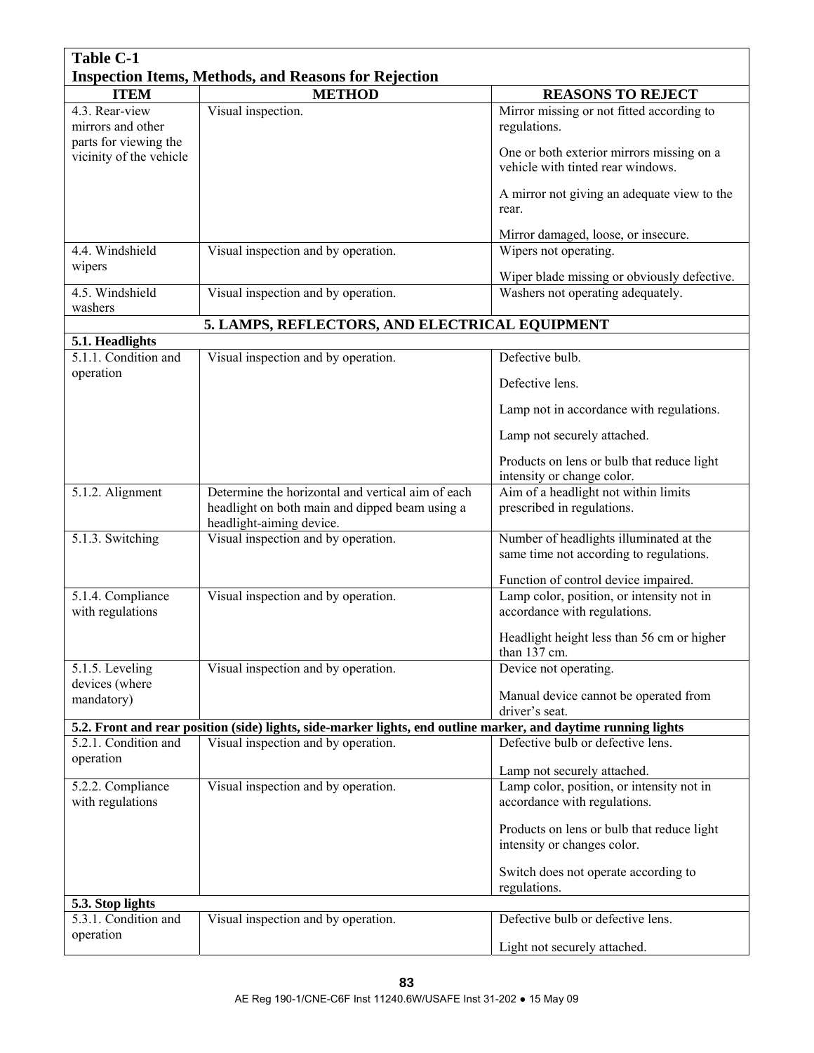**Table C-1**
**Inspection Items, Methods, and Reasons for Rejection**

| ITEM | METHOD | REASONS TO REJECT |
|---|---|---|
| 4.3. Rear-view mirrors and other parts for viewing the vicinity of the vehicle | Visual inspection. | Mirror missing or not fitted according to regulations.<br><br>One or both exterior mirrors missing on a vehicle with tinted rear windows.<br><br>A mirror not giving an adequate view to the rear.<br><br>Mirror damaged, loose, or insecure. |
| 4.4. Windshield wipers | Visual inspection and by operation. | Wipers not operating.<br><br>Wiper blade missing or obviously defective. |
| 4.5. Windshield washers | Visual inspection and by operation. | Washers not operating adequately. |
| **5. LAMPS, REFLECTORS, AND ELECTRICAL EQUIPMENT** | | |
| **5.1. Headlights** | | |
| 5.1.1. Condition and operation | Visual inspection and by operation. | Defective bulb.<br><br>Defective lens.<br><br>Lamp not in accordance with regulations.<br><br>Lamp not securely attached.<br><br>Products on lens or bulb that reduce light intensity or change color. |
| 5.1.2. Alignment | Determine the horizontal and vertical aim of each headlight on both main and dipped beam using a headlight-aiming device. | Aim of a headlight not within limits prescribed in regulations. |
| 5.1.3. Switching | Visual inspection and by operation. | Number of headlights illuminated at the same time not according to regulations.<br><br>Function of control device impaired. |
| 5.1.4. Compliance with regulations | Visual inspection and by operation. | Lamp color, position, or intensity not in accordance with regulations.<br><br>Headlight height less than 56 cm or higher than 137 cm. |
| 5.1.5. Leveling devices (where mandatory) | Visual inspection and by operation. | Device not operating.<br><br>Manual device cannot be operated from driver's seat. |
| **5.2. Front and rear position (side) lights, side-marker lights, end outline marker, and daytime running lights** | | |
| 5.2.1. Condition and operation | Visual inspection and by operation. | Defective bulb or defective lens.<br><br>Lamp not securely attached. |
| 5.2.2. Compliance with regulations | Visual inspection and by operation. | Lamp color, position, or intensity not in accordance with regulations.<br><br>Products on lens or bulb that reduce light intensity or changes color.<br><br>Switch does not operate according to regulations. |
| **5.3. Stop lights** | | |
| 5.3.1. Condition and operation | Visual inspection and by operation. | Defective bulb or defective lens.<br><br>Light not securely attached. |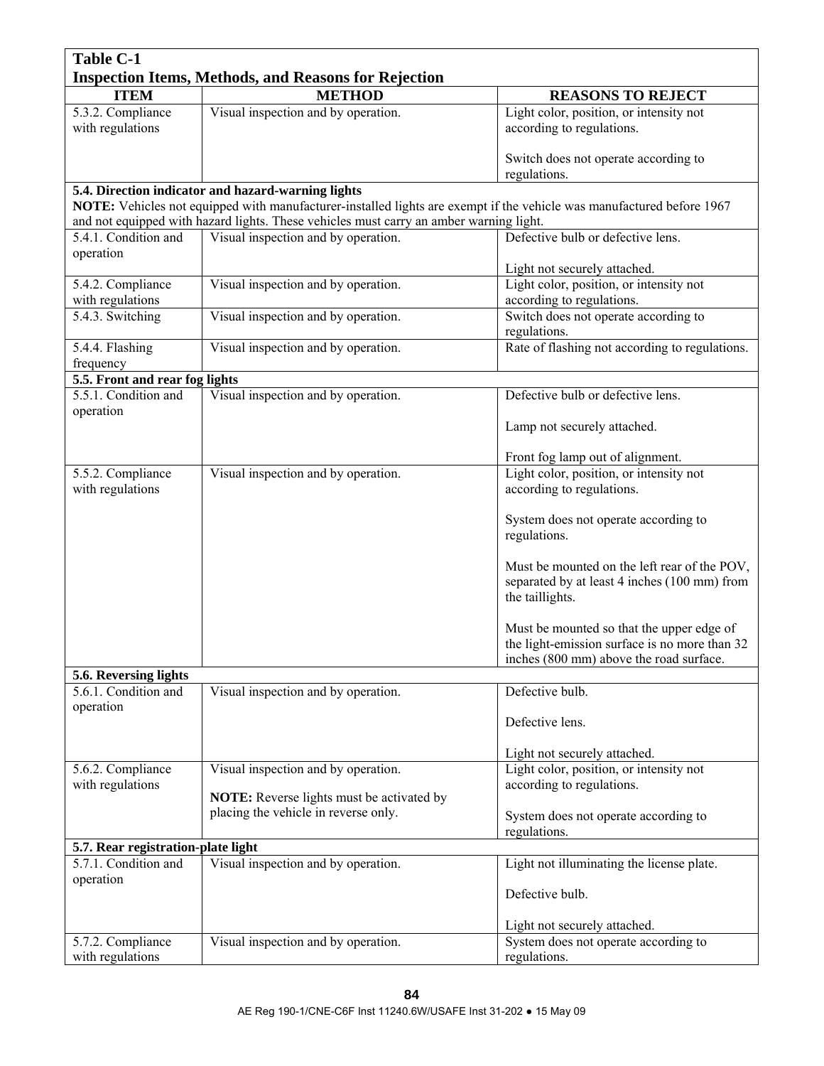**Table C-1**
**Inspection Items, Methods, and Reasons for Rejection**

| ITEM | METHOD | REASONS TO REJECT |
|---|---|---|
| 5.3.2. Compliance with regulations | Visual inspection and by operation. | Light color, position, or intensity not according to regulations.<br><br>Switch does not operate according to regulations. |
| **5.4. Direction indicator and hazard-warning lights**<br>**NOTE:** Vehicles not equipped with manufacturer-installed lights are exempt if the vehicle was manufactured before 1967 and not equipped with hazard lights. These vehicles must carry an amber warning light. | | |
| 5.4.1. Condition and operation | Visual inspection and by operation. | Defective bulb or defective lens.<br><br>Light not securely attached. |
| 5.4.2. Compliance with regulations | Visual inspection and by operation. | Light color, position, or intensity not according to regulations. |
| 5.4.3. Switching | Visual inspection and by operation. | Switch does not operate according to regulations. |
| 5.4.4. Flashing frequency | Visual inspection and by operation. | Rate of flashing not according to regulations. |
| **5.5. Front and rear fog lights** | | |
| 5.5.1. Condition and operation | Visual inspection and by operation. | Defective bulb or defective lens.<br><br>Lamp not securely attached.<br><br>Front fog lamp out of alignment. |
| 5.5.2. Compliance with regulations | Visual inspection and by operation. | Light color, position, or intensity not according to regulations.<br><br>System does not operate according to regulations.<br><br>Must be mounted on the left rear of the POV, separated by at least 4 inches (100 mm) from the taillights.<br><br>Must be mounted so that the upper edge of the light-emission surface is no more than 32 inches (800 mm) above the road surface. |
| **5.6. Reversing lights** | | |
| 5.6.1. Condition and operation | Visual inspection and by operation. | Defective bulb.<br><br>Defective lens.<br><br>Light not securely attached. |
| 5.6.2. Compliance with regulations | Visual inspection and by operation.<br><br>**NOTE:** Reverse lights must be activated by placing the vehicle in reverse only. | Light color, position, or intensity not according to regulations.<br><br>System does not operate according to regulations. |
| **5.7. Rear registration-plate light** | | |
| 5.7.1. Condition and operation | Visual inspection and by operation. | Light not illuminating the license plate.<br><br>Defective bulb.<br><br>Light not securely attached. |
| 5.7.2. Compliance with regulations | Visual inspection and by operation. | System does not operate according to regulations. |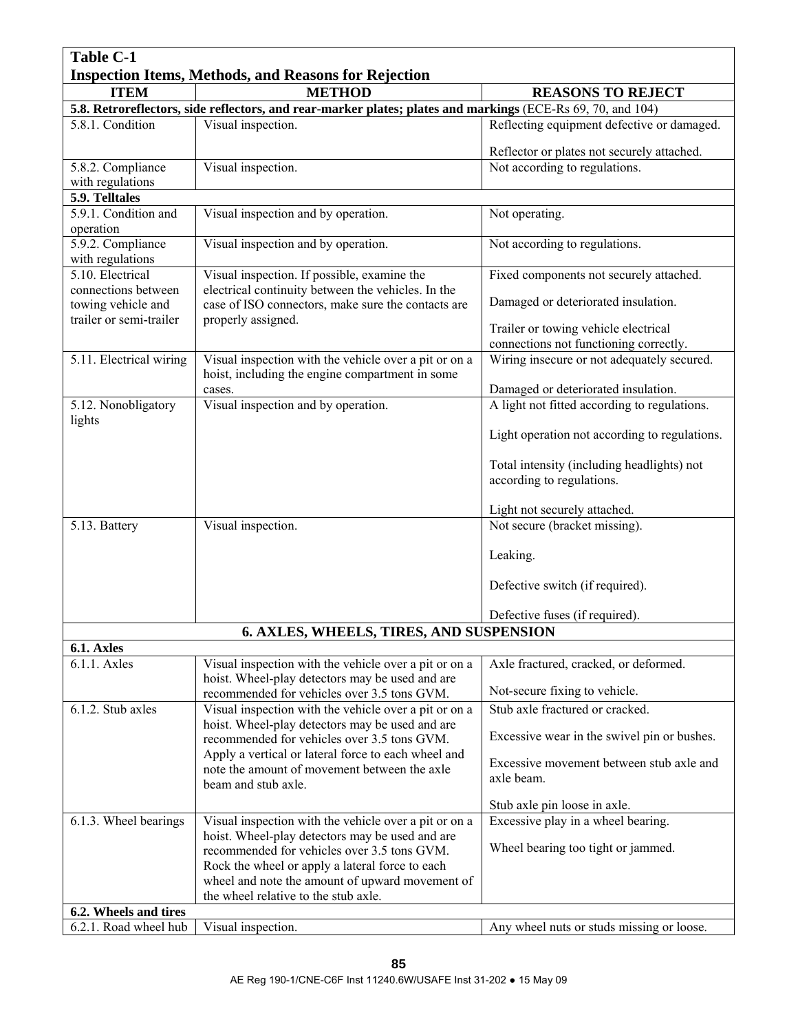**Table C-1**
**Inspection Items, Methods, and Reasons for Rejection**

| ITEM | METHOD | REASONS TO REJECT |
|---|---|---|
| **5.8. Retroreflectors, side reflectors, and rear-marker plates; plates and markings** (ECE-Rs 69, 70, and 104) | | |
| 5.8.1. Condition | Visual inspection. | Reflecting equipment defective or damaged.<br><br>Reflector or plates not securely attached. |
| 5.8.2. Compliance with regulations | Visual inspection. | Not according to regulations. |
| **5.9. Telltales** | | |
| 5.9.1. Condition and operation | Visual inspection and by operation. | Not operating. |
| 5.9.2. Compliance with regulations | Visual inspection and by operation. | Not according to regulations. |
| 5.10. Electrical connections between towing vehicle and trailer or semi-trailer | Visual inspection. If possible, examine the electrical continuity between the vehicles. In the case of ISO connectors, make sure the contacts are properly assigned. | Fixed components not securely attached.<br><br>Damaged or deteriorated insulation.<br><br>Trailer or towing vehicle electrical connections not functioning correctly. |
| 5.11. Electrical wiring | Visual inspection with the vehicle over a pit or on a hoist, including the engine compartment in some cases. | Wiring insecure or not adequately secured.<br><br>Damaged or deteriorated insulation. |
| 5.12. Nonobligatory lights | Visual inspection and by operation. | A light not fitted according to regulations.<br><br>Light operation not according to regulations.<br><br>Total intensity (including headlights) not according to regulations.<br><br>Light not securely attached. |
| 5.13. Battery | Visual inspection. | Not secure (bracket missing).<br><br>Leaking.<br><br>Defective switch (if required).<br><br>Defective fuses (if required). |
| **6. AXLES, WHEELS, TIRES, AND SUSPENSION** | | |
| **6.1. Axles** | | |
| 6.1.1. Axles | Visual inspection with the vehicle over a pit or on a hoist. Wheel-play detectors may be used and are recommended for vehicles over 3.5 tons GVM. | Axle fractured, cracked, or deformed.<br><br>Not-secure fixing to vehicle. |
| 6.1.2. Stub axles | Visual inspection with the vehicle over a pit or on a hoist. Wheel-play detectors may be used and are recommended for vehicles over 3.5 tons GVM. Apply a vertical or lateral force to each wheel and note the amount of movement between the axle beam and stub axle. | Stub axle fractured or cracked.<br><br>Excessive wear in the swivel pin or bushes.<br><br>Excessive movement between stub axle and axle beam.<br><br>Stub axle pin loose in axle. |
| 6.1.3. Wheel bearings | Visual inspection with the vehicle over a pit or on a hoist. Wheel-play detectors may be used and are recommended for vehicles over 3.5 tons GVM. Rock the wheel or apply a lateral force to each wheel and note the amount of upward movement of the wheel relative to the stub axle. | Excessive play in a wheel bearing.<br><br>Wheel bearing too tight or jammed. |
| **6.2. Wheels and tires** | | |
| 6.2.1. Road wheel hub | Visual inspection. | Any wheel nuts or studs missing or loose. |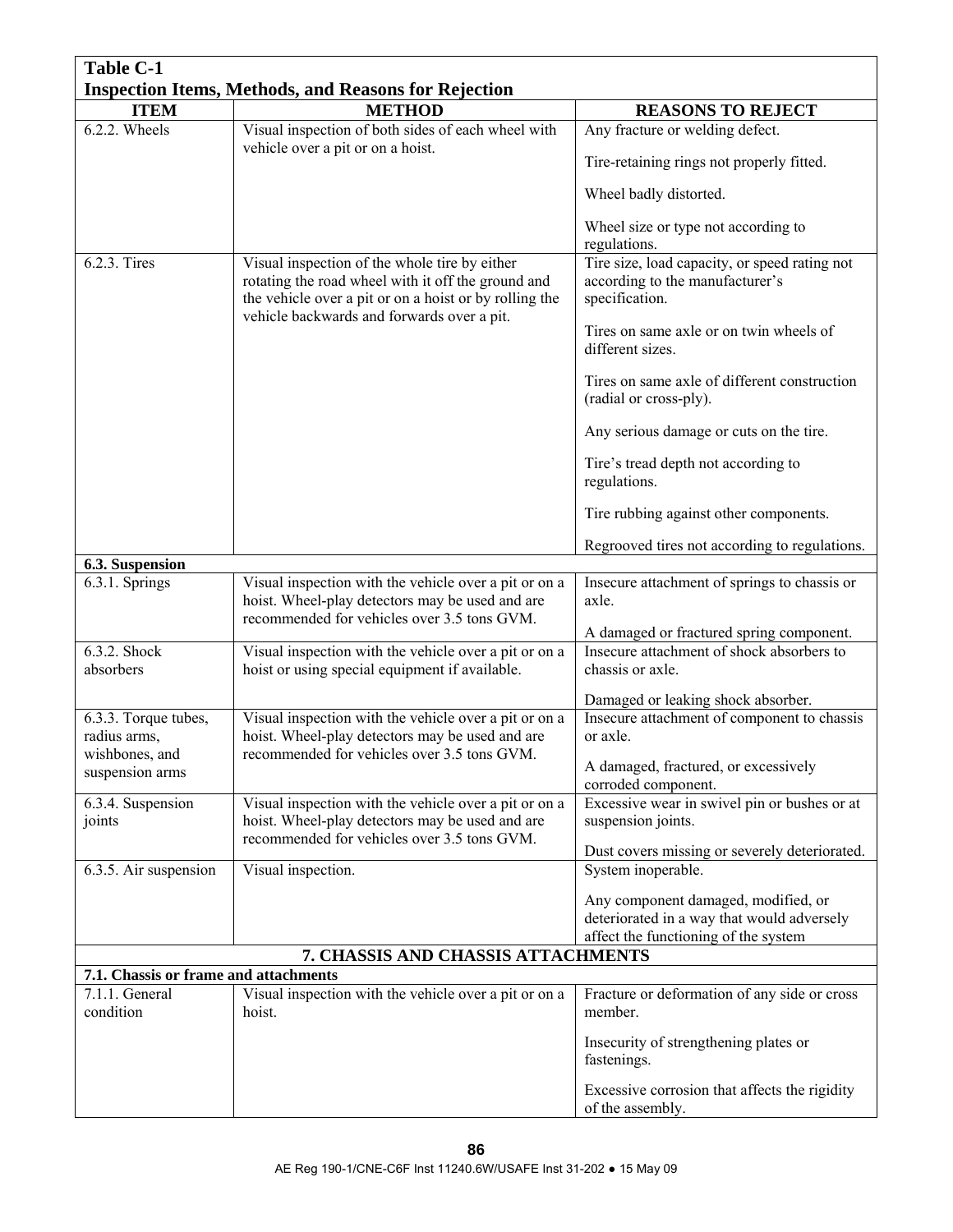**Table C-1**
**Inspection Items, Methods, and Reasons for Rejection**

| ITEM | METHOD | REASONS TO REJECT |
|---|---|---|
| 6.2.2. Wheels | Visual inspection of both sides of each wheel with vehicle over a pit or on a hoist. | Any fracture or welding defect.<br><br>Tire-retaining rings not properly fitted.<br><br>Wheel badly distorted.<br><br>Wheel size or type not according to regulations. |
| 6.2.3. Tires | Visual inspection of the whole tire by either rotating the road wheel with it off the ground and the vehicle over a pit or on a hoist or by rolling the vehicle backwards and forwards over a pit. | Tire size, load capacity, or speed rating not according to the manufacturer's specification.<br><br>Tires on same axle or on twin wheels of different sizes.<br><br>Tires on same axle of different construction (radial or cross-ply).<br><br>Any serious damage or cuts on the tire.<br><br>Tire's tread depth not according to regulations.<br><br>Tire rubbing against other components.<br><br>Regrooved tires not according to regulations. |
| **6.3. Suspension** | | |
| 6.3.1. Springs | Visual inspection with the vehicle over a pit or on a hoist. Wheel-play detectors may be used and are recommended for vehicles over 3.5 tons GVM. | Insecure attachment of springs to chassis or axle.<br><br>A damaged or fractured spring component. |
| 6.3.2. Shock absorbers | Visual inspection with the vehicle over a pit or on a hoist or using special equipment if available. | Insecure attachment of shock absorbers to chassis or axle.<br><br>Damaged or leaking shock absorber. |
| 6.3.3. Torque tubes, radius arms, wishbones, and suspension arms | Visual inspection with the vehicle over a pit or on a hoist. Wheel-play detectors may be used and are recommended for vehicles over 3.5 tons GVM. | Insecure attachment of component to chassis or axle.<br><br>A damaged, fractured, or excessively corroded component. |
| 6.3.4. Suspension joints | Visual inspection with the vehicle over a pit or on a hoist. Wheel-play detectors may be used and are recommended for vehicles over 3.5 tons GVM. | Excessive wear in swivel pin or bushes or at suspension joints.<br><br>Dust covers missing or severely deteriorated. |
| 6.3.5. Air suspension | Visual inspection. | System inoperable.<br><br>Any component damaged, modified, or deteriorated in a way that would adversely affect the functioning of the system |
| **7. CHASSIS AND CHASSIS ATTACHMENTS** | | |
| **7.1. Chassis or frame and attachments** | | |
| 7.1.1. General condition | Visual inspection with the vehicle over a pit or on a hoist. | Fracture or deformation of any side or cross member.<br><br>Insecurity of strengthening plates or fastenings.<br><br>Excessive corrosion that affects the rigidity of the assembly. |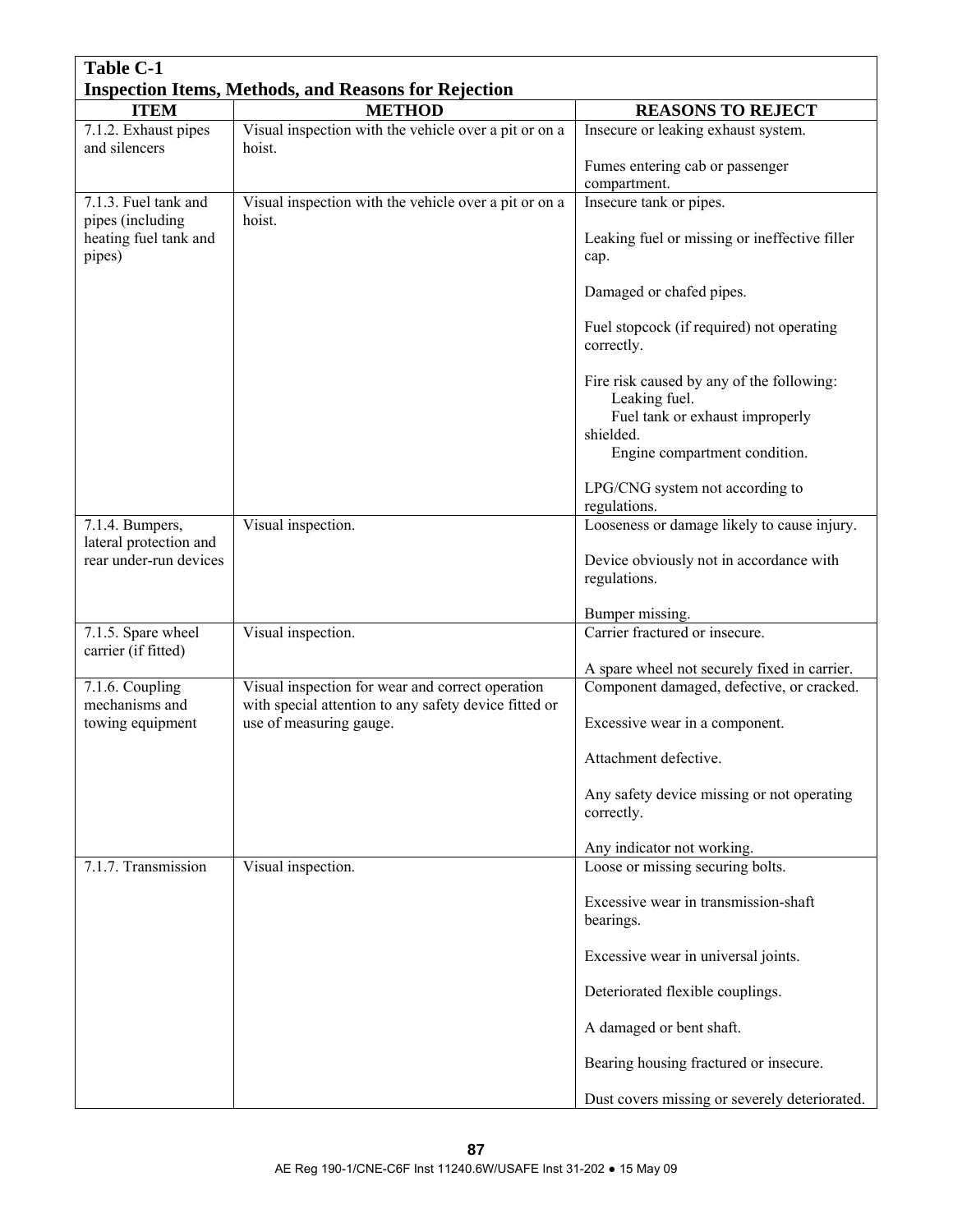**Table C-1**
**Inspection Items, Methods, and Reasons for Rejection**

| ITEM | METHOD | REASONS TO REJECT |
|---|---|---|
| 7.1.2. Exhaust pipes and silencers | Visual inspection with the vehicle over a pit or on a hoist. | Insecure or leaking exhaust system.<br><br>Fumes entering cab or passenger compartment. |
| 7.1.3. Fuel tank and pipes (including heating fuel tank and pipes) | Visual inspection with the vehicle over a pit or on a hoist. | Insecure tank or pipes.<br><br>Leaking fuel or missing or ineffective filler cap.<br><br>Damaged or chafed pipes.<br><br>Fuel stopcock (if required) not operating correctly.<br><br>Fire risk caused by any of the following:<br>Leaking fuel.<br>Fuel tank or exhaust improperly shielded.<br>Engine compartment condition.<br><br>LPG/CNG system not according to regulations. |
| 7.1.4. Bumpers, lateral protection and rear under-run devices | Visual inspection. | Looseness or damage likely to cause injury.<br><br>Device obviously not in accordance with regulations.<br><br>Bumper missing. |
| 7.1.5. Spare wheel carrier (if fitted) | Visual inspection. | Carrier fractured or insecure.<br><br>A spare wheel not securely fixed in carrier. |
| 7.1.6. Coupling mechanisms and towing equipment | Visual inspection for wear and correct operation with special attention to any safety device fitted or use of measuring gauge. | Component damaged, defective, or cracked.<br><br>Excessive wear in a component.<br><br>Attachment defective.<br><br>Any safety device missing or not operating correctly.<br><br>Any indicator not working. |
| 7.1.7. Transmission | Visual inspection. | Loose or missing securing bolts.<br><br>Excessive wear in transmission-shaft bearings.<br><br>Excessive wear in universal joints.<br><br>Deteriorated flexible couplings.<br><br>A damaged or bent shaft.<br><br>Bearing housing fractured or insecure.<br><br>Dust covers missing or severely deteriorated. |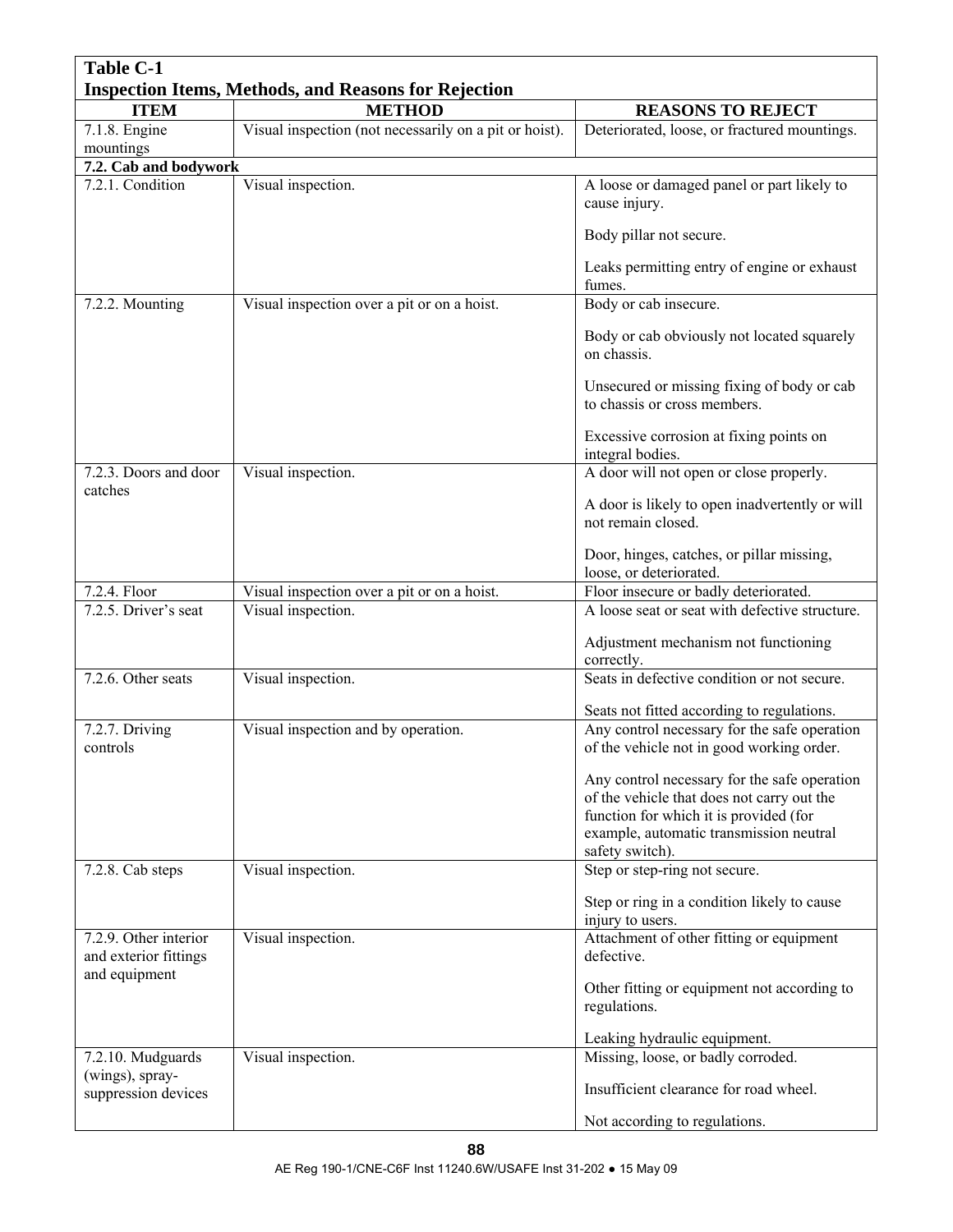**Table C-1**
**Inspection Items, Methods, and Reasons for Rejection**

| ITEM | METHOD | REASONS TO REJECT |
|---|---|---|
| 7.1.8. Engine mountings | Visual inspection (not necessarily on a pit or hoist). | Deteriorated, loose, or fractured mountings. |
| **7.2. Cab and bodywork** | | |
| 7.2.1. Condition | Visual inspection. | A loose or damaged panel or part likely to cause injury.<br><br>Body pillar not secure.<br><br>Leaks permitting entry of engine or exhaust fumes. |
| 7.2.2. Mounting | Visual inspection over a pit or on a hoist. | Body or cab insecure.<br><br>Body or cab obviously not located squarely on chassis.<br><br>Unsecured or missing fixing of body or cab to chassis or cross members.<br><br>Excessive corrosion at fixing points on integral bodies. |
| 7.2.3. Doors and door catches | Visual inspection. | A door will not open or close properly.<br><br>A door is likely to open inadvertently or will not remain closed.<br><br>Door, hinges, catches, or pillar missing, loose, or deteriorated. |
| 7.2.4. Floor | Visual inspection over a pit or on a hoist. | Floor insecure or badly deteriorated. |
| 7.2.5. Driver's seat | Visual inspection. | A loose seat or seat with defective structure.<br><br>Adjustment mechanism not functioning correctly. |
| 7.2.6. Other seats | Visual inspection. | Seats in defective condition or not secure.<br><br>Seats not fitted according to regulations. |
| 7.2.7. Driving controls | Visual inspection and by operation. | Any control necessary for the safe operation of the vehicle not in good working order.<br><br>Any control necessary for the safe operation of the vehicle that does not carry out the function for which it is provided (for example, automatic transmission neutral safety switch). |
| 7.2.8. Cab steps | Visual inspection. | Step or step-ring not secure.<br><br>Step or ring in a condition likely to cause injury to users. |
| 7.2.9. Other interior and exterior fittings and equipment | Visual inspection. | Attachment of other fitting or equipment defective.<br><br>Other fitting or equipment not according to regulations.<br><br>Leaking hydraulic equipment. |
| 7.2.10. Mudguards (wings), spray-suppression devices | Visual inspection. | Missing, loose, or badly corroded.<br><br>Insufficient clearance for road wheel.<br><br>Not according to regulations. |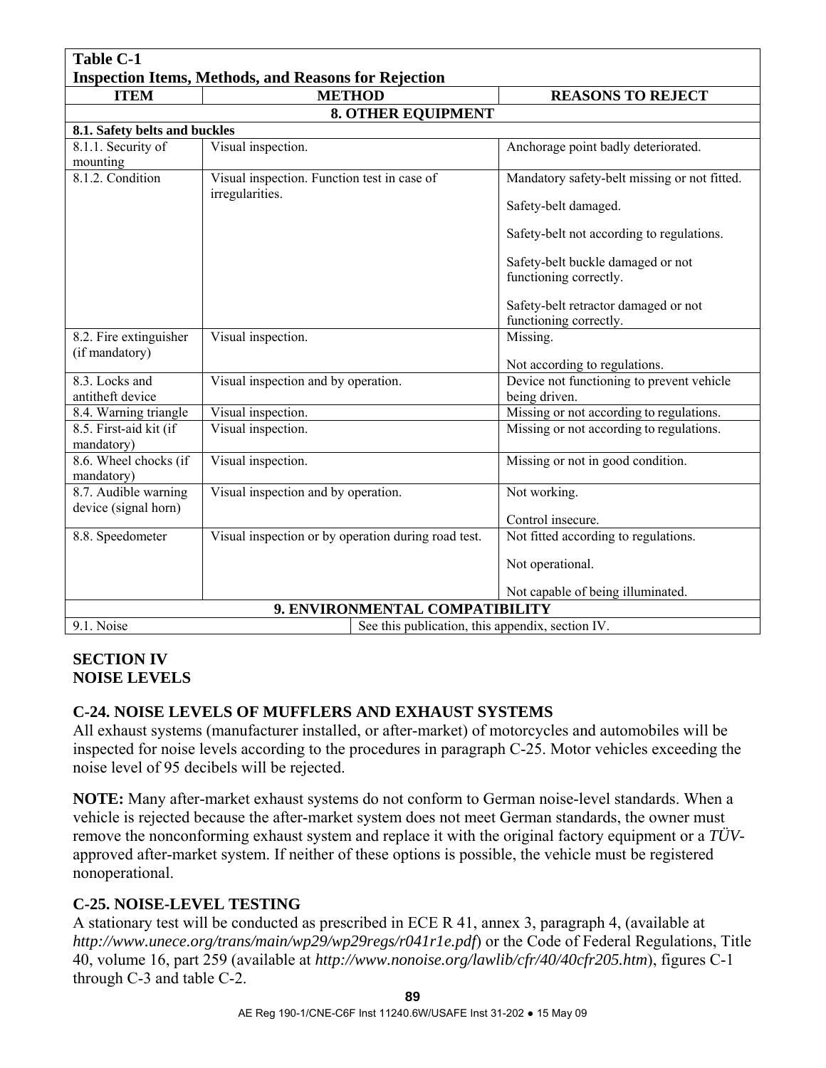**Table C-1**
**Inspection Items, Methods, and Reasons for Rejection**

| ITEM | METHOD | REASONS TO REJECT |
|---|---|---|
| **8. OTHER EQUIPMENT** | | |
| **8.1. Safety belts and buckles** | | |
| 8.1.1. Security of mounting | Visual inspection. | Anchorage point badly deteriorated. |
| 8.1.2. Condition | Visual inspection. Function test in case of irregularities. | Mandatory safety-belt missing or not fitted.<br><br>Safety-belt damaged.<br><br>Safety-belt not according to regulations.<br><br>Safety-belt buckle damaged or not functioning correctly.<br><br>Safety-belt retractor damaged or not functioning correctly. |
| 8.2. Fire extinguisher (if mandatory) | Visual inspection. | Missing.<br><br>Not according to regulations. |
| 8.3. Locks and antitheft device | Visual inspection and by operation. | Device not functioning to prevent vehicle being driven. |
| 8.4. Warning triangle | Visual inspection. | Missing or not according to regulations. |
| 8.5. First-aid kit (if mandatory) | Visual inspection. | Missing or not according to regulations. |
| 8.6. Wheel chocks (if mandatory) | Visual inspection. | Missing or not in good condition. |
| 8.7. Audible warning device (signal horn) | Visual inspection and by operation. | Not working.<br><br>Control insecure. |
| 8.8. Speedometer | Visual inspection or by operation during road test. | Not fitted according to regulations.<br><br>Not operational.<br><br>Not capable of being illuminated. |
| **9. ENVIRONMENTAL COMPATIBILITY** | | |
| 9.1. Noise | See this publication, this appendix, section IV. | |

## SECTION IV
## NOISE LEVELS

### C-24. NOISE LEVELS OF MUFFLERS AND EXHAUST SYSTEMS

All exhaust systems (manufacturer installed, or after-market) of motorcycles and automobiles will be inspected for noise levels according to the procedures in paragraph C-25. Motor vehicles exceeding the noise level of 95 decibels will be rejected.

**NOTE:** Many after-market exhaust systems do not conform to German noise-level standards. When a vehicle is rejected because the after-market system does not meet German standards, the owner must remove the nonconforming exhaust system and replace it with the original factory equipment or a *TÜV*-approved after-market system. If neither of these options is possible, the vehicle must be registered nonoperational.

### C-25. NOISE-LEVEL TESTING

A stationary test will be conducted as prescribed in ECE R 41, annex 3, paragraph 4, (available at *http://www.unece.org/trans/main/wp29/wp29regs/r041r1e.pdf*) or the Code of Federal Regulations, Title 40, volume 16, part 259 (available at *http://www.nonoise.org/lawlib/cfr/40/40cfr205.htm*), figures C-1 through C-3 and table C-2.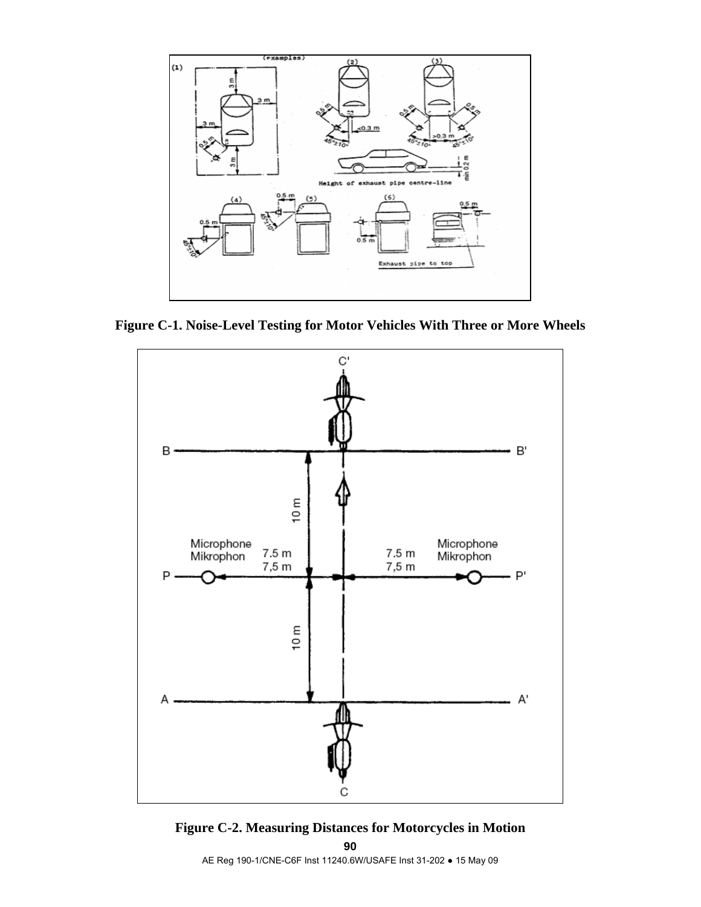**Figure C-1. Noise-Level Testing for Motor Vehicles With Three or More Wheels**

**Figure C-2. Measuring Distances for Motorcycles in Motion**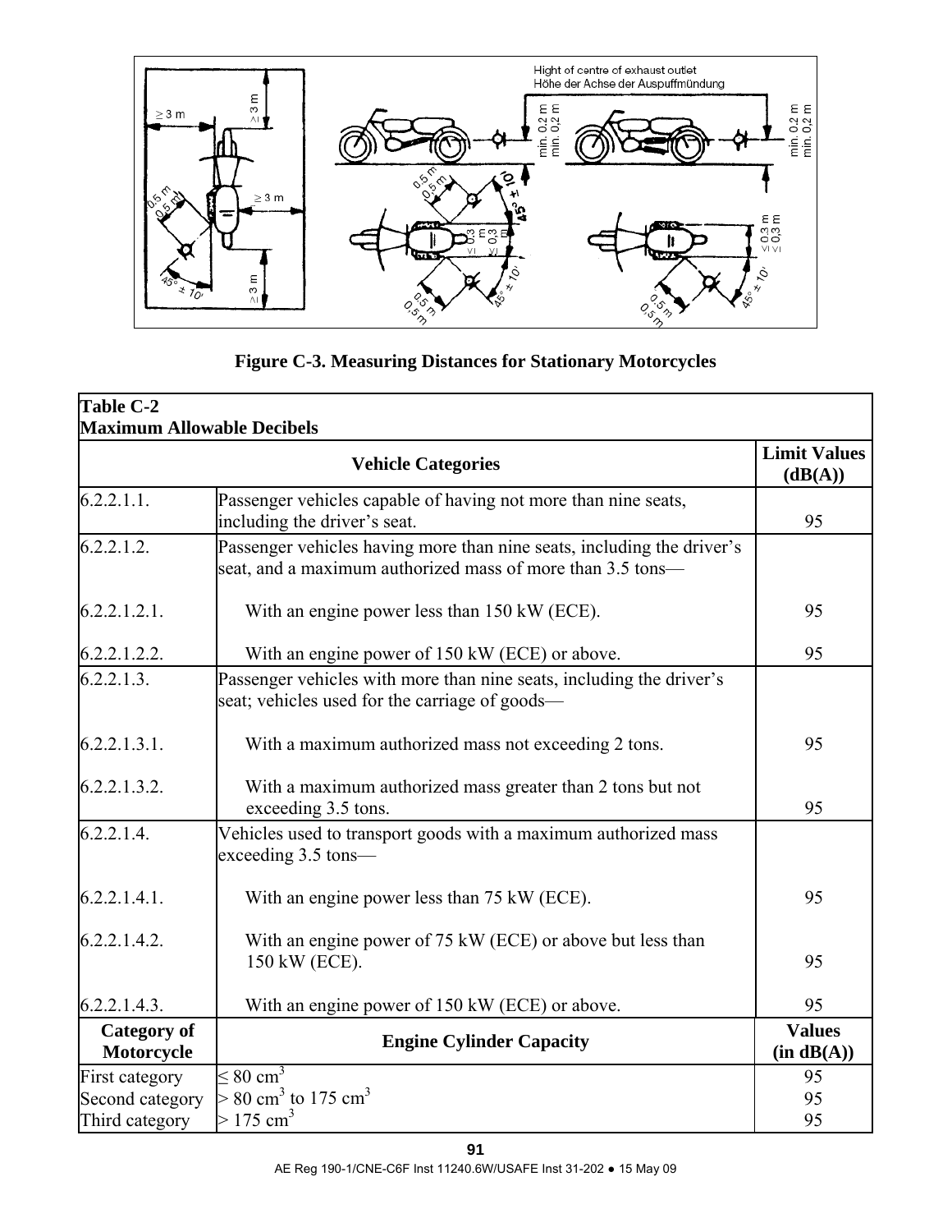**Figure C-3. Measuring Distances for Stationary Motorcycles**

| **Table C-2**<br>**Maximum Allowable Decibels** | | |
|---|---|---|
| | **Vehicle Categories** | **Limit Values (dB(A))** |
| 6.2.2.1.1. | Passenger vehicles capable of having not more than nine seats, including the driver's seat. | 95 |
| 6.2.2.1.2. | Passenger vehicles having more than nine seats, including the driver's seat, and a maximum authorized mass of more than 3.5 tons— | |
| 6.2.2.1.2.1. | With an engine power less than 150 kW (ECE). | 95 |
| 6.2.2.1.2.2. | With an engine power of 150 kW (ECE) or above. | 95 |
| 6.2.2.1.3. | Passenger vehicles with more than nine seats, including the driver's seat; vehicles used for the carriage of goods— | |
| 6.2.2.1.3.1. | With a maximum authorized mass not exceeding 2 tons. | 95 |
| 6.2.2.1.3.2. | With a maximum authorized mass greater than 2 tons but not exceeding 3.5 tons. | 95 |
| 6.2.2.1.4. | Vehicles used to transport goods with a maximum authorized mass exceeding 3.5 tons— | |
| 6.2.2.1.4.1. | With an engine power less than 75 kW (ECE). | 95 |
| 6.2.2.1.4.2. | With an engine power of 75 kW (ECE) or above but less than 150 kW (ECE). | 95 |
| 6.2.2.1.4.3. | With an engine power of 150 kW (ECE) or above. | 95 |
| **Category of Motorcycle** | **Engine Cylinder Capacity** | **Values (in dB(A))** |
| First category | $\leq 80$ cm$^3$ | 95 |
| Second category | $> 80$ cm$^3$ to 175 cm$^3$ | 95 |
| Third category | $> 175$ cm$^3$ | 95 |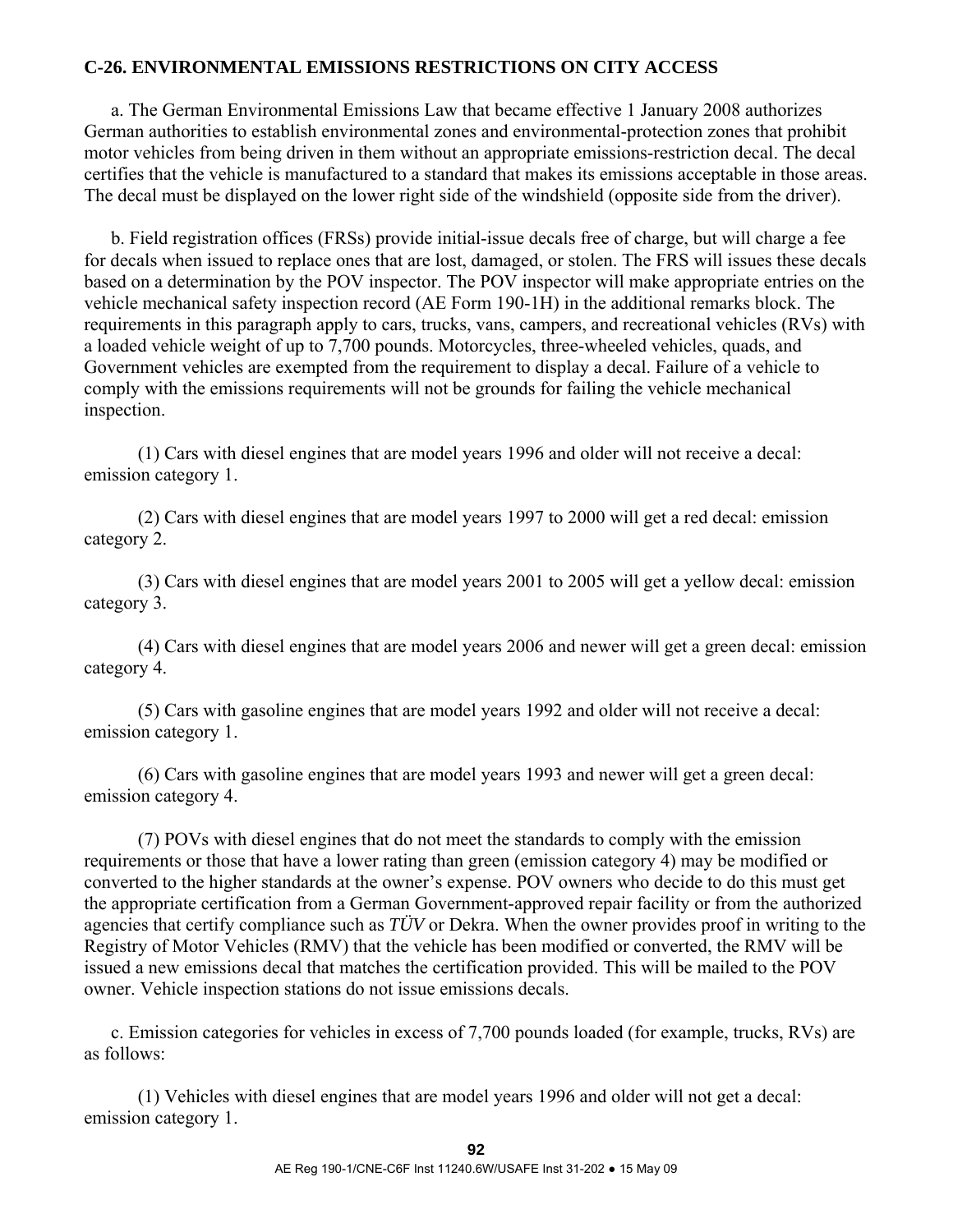**C-26. ENVIRONMENTAL EMISSIONS RESTRICTIONS ON CITY ACCESS**

a. The German Environmental Emissions Law that became effective 1 January 2008 authorizes German authorities to establish environmental zones and environmental-protection zones that prohibit motor vehicles from being driven in them without an appropriate emissions-restriction decal. The decal certifies that the vehicle is manufactured to a standard that makes its emissions acceptable in those areas. The decal must be displayed on the lower right side of the windshield (opposite side from the driver).

b. Field registration offices (FRSs) provide initial-issue decals free of charge, but will charge a fee for decals when issued to replace ones that are lost, damaged, or stolen. The FRS will issues these decals based on a determination by the POV inspector. The POV inspector will make appropriate entries on the vehicle mechanical safety inspection record (AE Form 190-1H) in the additional remarks block. The requirements in this paragraph apply to cars, trucks, vans, campers, and recreational vehicles (RVs) with a loaded vehicle weight of up to 7,700 pounds. Motorcycles, three-wheeled vehicles, quads, and Government vehicles are exempted from the requirement to display a decal. Failure of a vehicle to comply with the emissions requirements will not be grounds for failing the vehicle mechanical inspection.

(1) Cars with diesel engines that are model years 1996 and older will not receive a decal: emission category 1.

(2) Cars with diesel engines that are model years 1997 to 2000 will get a red decal: emission category 2.

(3) Cars with diesel engines that are model years 2001 to 2005 will get a yellow decal: emission category 3.

(4) Cars with diesel engines that are model years 2006 and newer will get a green decal: emission category 4.

(5) Cars with gasoline engines that are model years 1992 and older will not receive a decal: emission category 1.

(6) Cars with gasoline engines that are model years 1993 and newer will get a green decal: emission category 4.

(7) POVs with diesel engines that do not meet the standards to comply with the emission requirements or those that have a lower rating than green (emission category 4) may be modified or converted to the higher standards at the owner's expense. POV owners who decide to do this must get the appropriate certification from a German Government-approved repair facility or from the authorized agencies that certify compliance such as *TÜV* or Dekra. When the owner provides proof in writing to the Registry of Motor Vehicles (RMV) that the vehicle has been modified or converted, the RMV will be issued a new emissions decal that matches the certification provided. This will be mailed to the POV owner. Vehicle inspection stations do not issue emissions decals.

c. Emission categories for vehicles in excess of 7,700 pounds loaded (for example, trucks, RVs) are as follows:

(1) Vehicles with diesel engines that are model years 1996 and older will not get a decal: emission category 1.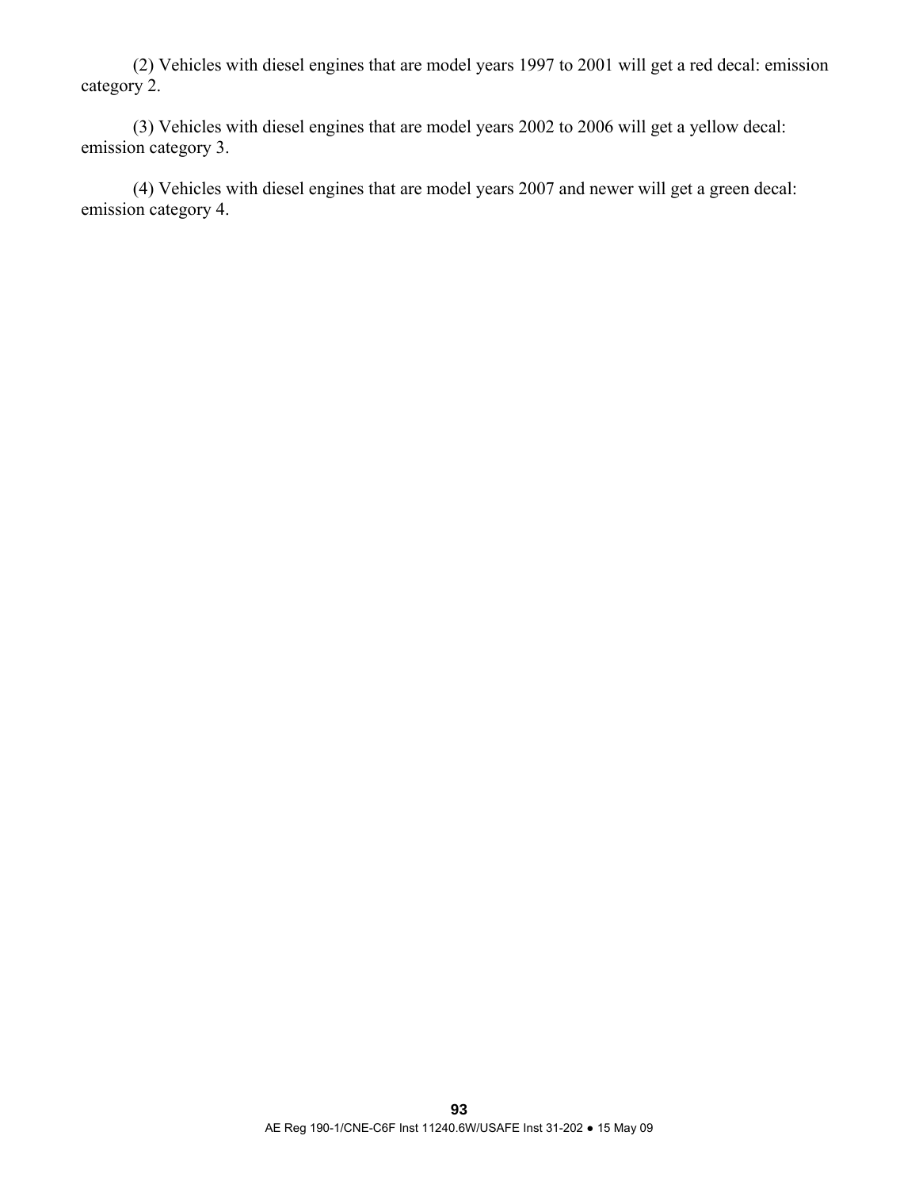(2) Vehicles with diesel engines that are model years 1997 to 2001 will get a red decal: emission category 2.

(3) Vehicles with diesel engines that are model years 2002 to 2006 will get a yellow decal: emission category 3.

(4) Vehicles with diesel engines that are model years 2007 and newer will get a green decal: emission category 4.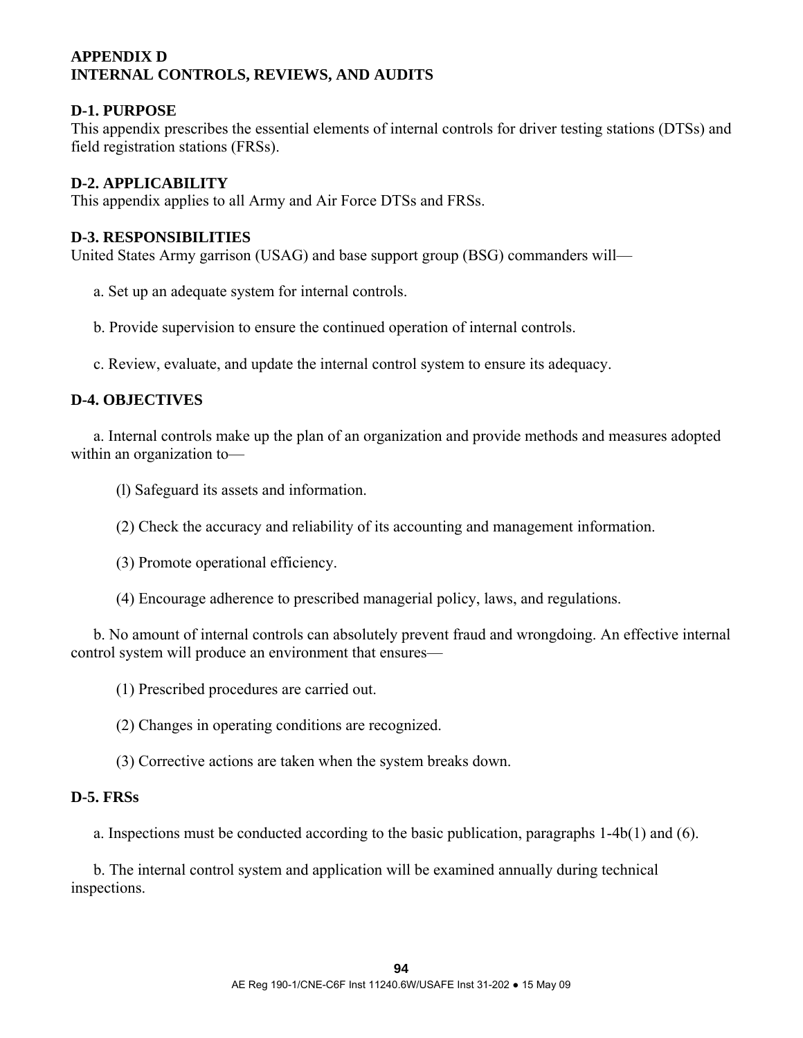# APPENDIX D
# INTERNAL CONTROLS, REVIEWS, AND AUDITS

## D-1. PURPOSE

This appendix prescribes the essential elements of internal controls for driver testing stations (DTSs) and field registration stations (FRSs).

## D-2. APPLICABILITY

This appendix applies to all Army and Air Force DTSs and FRSs.

## D-3. RESPONSIBILITIES

United States Army garrison (USAG) and base support group (BSG) commanders will—

a. Set up an adequate system for internal controls.

b. Provide supervision to ensure the continued operation of internal controls.

c. Review, evaluate, and update the internal control system to ensure its adequacy.

## D-4. OBJECTIVES

a. Internal controls make up the plan of an organization and provide methods and measures adopted within an organization to—

(l) Safeguard its assets and information.

(2) Check the accuracy and reliability of its accounting and management information.

(3) Promote operational efficiency.

(4) Encourage adherence to prescribed managerial policy, laws, and regulations.

b. No amount of internal controls can absolutely prevent fraud and wrongdoing. An effective internal control system will produce an environment that ensures—

(1) Prescribed procedures are carried out.

(2) Changes in operating conditions are recognized.

(3) Corrective actions are taken when the system breaks down.

## D-5. FRSs

a. Inspections must be conducted according to the basic publication, paragraphs 1-4b(1) and (6).

b. The internal control system and application will be examined annually during technical inspections.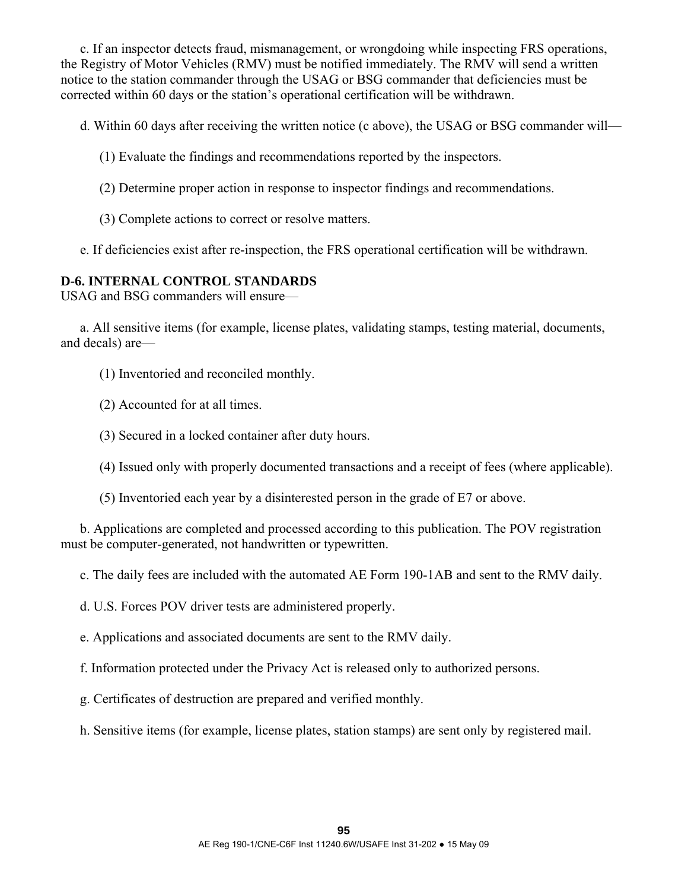c. If an inspector detects fraud, mismanagement, or wrongdoing while inspecting FRS operations, the Registry of Motor Vehicles (RMV) must be notified immediately. The RMV will send a written notice to the station commander through the USAG or BSG commander that deficiencies must be corrected within 60 days or the station's operational certification will be withdrawn.

d. Within 60 days after receiving the written notice (c above), the USAG or BSG commander will—

(1) Evaluate the findings and recommendations reported by the inspectors.

(2) Determine proper action in response to inspector findings and recommendations.

(3) Complete actions to correct or resolve matters.

e. If deficiencies exist after re-inspection, the FRS operational certification will be withdrawn.

**D-6. INTERNAL CONTROL STANDARDS**

USAG and BSG commanders will ensure—

a. All sensitive items (for example, license plates, validating stamps, testing material, documents, and decals) are—

(1) Inventoried and reconciled monthly.

(2) Accounted for at all times.

(3) Secured in a locked container after duty hours.

(4) Issued only with properly documented transactions and a receipt of fees (where applicable).

(5) Inventoried each year by a disinterested person in the grade of E7 or above.

b. Applications are completed and processed according to this publication. The POV registration must be computer-generated, not handwritten or typewritten.

c. The daily fees are included with the automated AE Form 190-1AB and sent to the RMV daily.

d. U.S. Forces POV driver tests are administered properly.

e. Applications and associated documents are sent to the RMV daily.

f. Information protected under the Privacy Act is released only to authorized persons.

g. Certificates of destruction are prepared and verified monthly.

h. Sensitive items (for example, license plates, station stamps) are sent only by registered mail.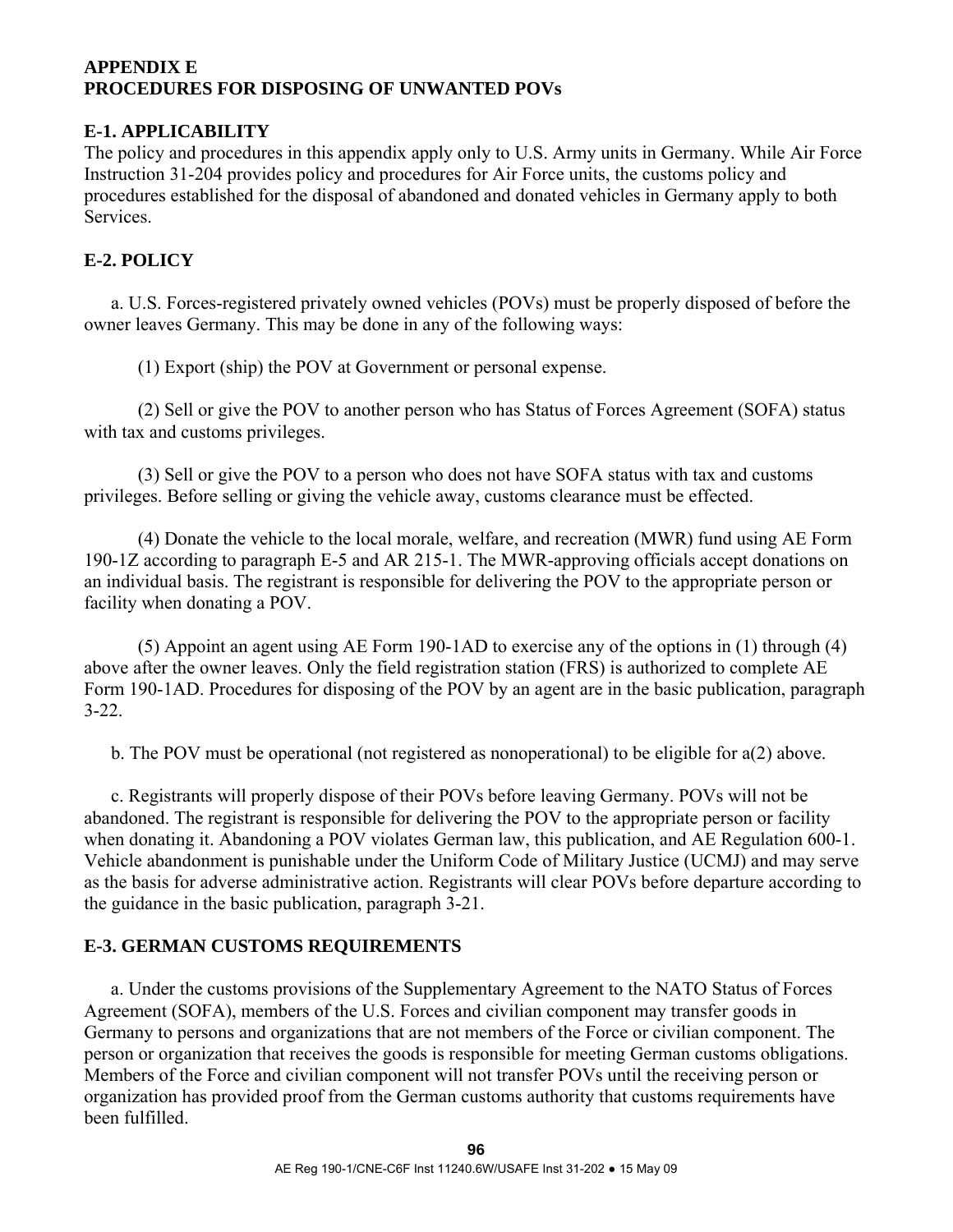# APPENDIX E
# PROCEDURES FOR DISPOSING OF UNWANTED POVs

## E-1. APPLICABILITY

The policy and procedures in this appendix apply only to U.S. Army units in Germany. While Air Force Instruction 31-204 provides policy and procedures for Air Force units, the customs policy and procedures established for the disposal of abandoned and donated vehicles in Germany apply to both Services.

## E-2. POLICY

a. U.S. Forces-registered privately owned vehicles (POVs) must be properly disposed of before the owner leaves Germany. This may be done in any of the following ways:

(1) Export (ship) the POV at Government or personal expense.

(2) Sell or give the POV to another person who has Status of Forces Agreement (SOFA) status with tax and customs privileges.

(3) Sell or give the POV to a person who does not have SOFA status with tax and customs privileges. Before selling or giving the vehicle away, customs clearance must be effected.

(4) Donate the vehicle to the local morale, welfare, and recreation (MWR) fund using AE Form 190-1Z according to paragraph E-5 and AR 215-1. The MWR-approving officials accept donations on an individual basis. The registrant is responsible for delivering the POV to the appropriate person or facility when donating a POV.

(5) Appoint an agent using AE Form 190-1AD to exercise any of the options in (1) through (4) above after the owner leaves. Only the field registration station (FRS) is authorized to complete AE Form 190-1AD. Procedures for disposing of the POV by an agent are in the basic publication, paragraph 3-22.

b. The POV must be operational (not registered as nonoperational) to be eligible for a(2) above.

c. Registrants will properly dispose of their POVs before leaving Germany. POVs will not be abandoned. The registrant is responsible for delivering the POV to the appropriate person or facility when donating it. Abandoning a POV violates German law, this publication, and AE Regulation 600-1. Vehicle abandonment is punishable under the Uniform Code of Military Justice (UCMJ) and may serve as the basis for adverse administrative action. Registrants will clear POVs before departure according to the guidance in the basic publication, paragraph 3-21.

## E-3. GERMAN CUSTOMS REQUIREMENTS

a. Under the customs provisions of the Supplementary Agreement to the NATO Status of Forces Agreement (SOFA), members of the U.S. Forces and civilian component may transfer goods in Germany to persons and organizations that are not members of the Force or civilian component. The person or organization that receives the goods is responsible for meeting German customs obligations. Members of the Force and civilian component will not transfer POVs until the receiving person or organization has provided proof from the German customs authority that customs requirements have been fulfilled.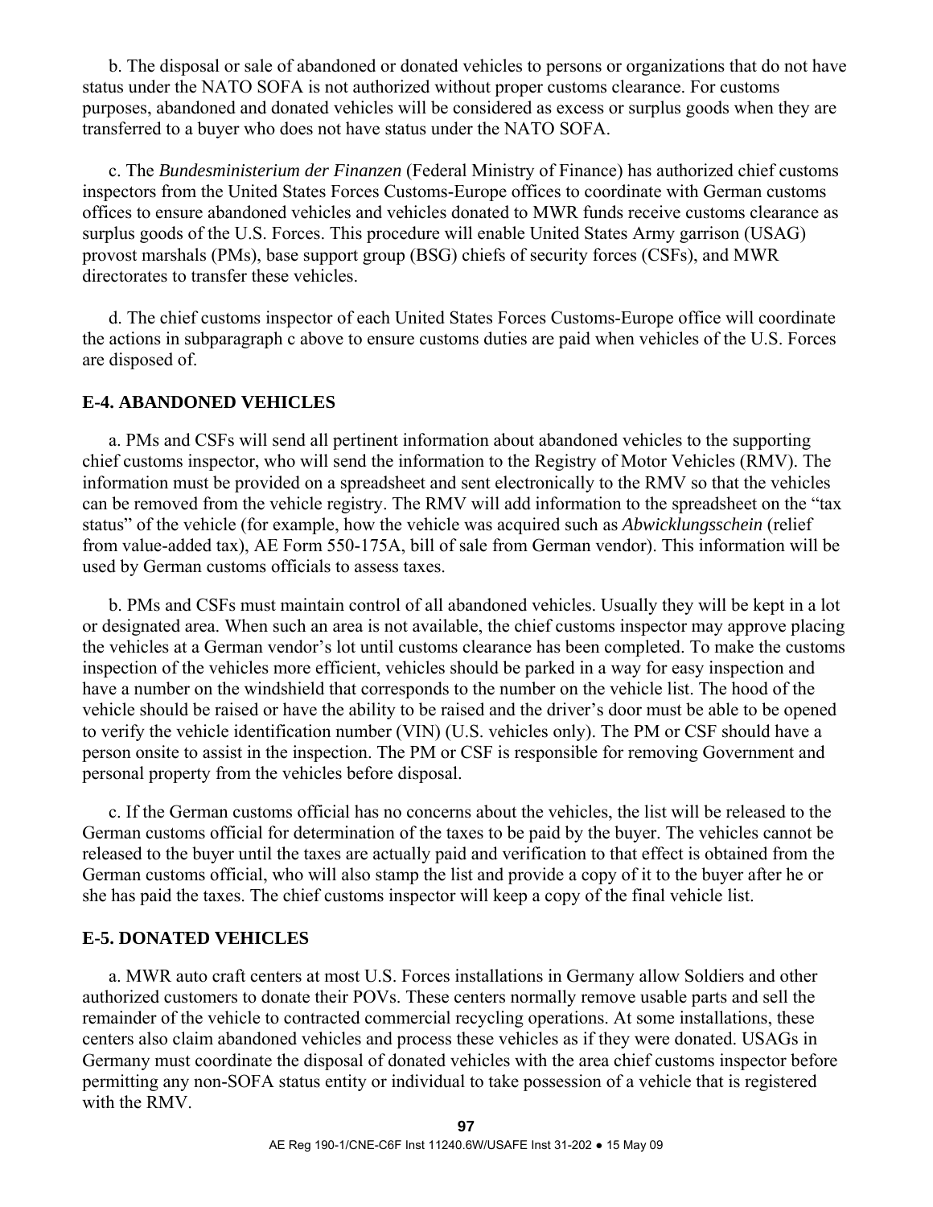b. The disposal or sale of abandoned or donated vehicles to persons or organizations that do not have status under the NATO SOFA is not authorized without proper customs clearance. For customs purposes, abandoned and donated vehicles will be considered as excess or surplus goods when they are transferred to a buyer who does not have status under the NATO SOFA.

c. The *Bundesministerium der Finanzen* (Federal Ministry of Finance) has authorized chief customs inspectors from the United States Forces Customs-Europe offices to coordinate with German customs offices to ensure abandoned vehicles and vehicles donated to MWR funds receive customs clearance as surplus goods of the U.S. Forces. This procedure will enable United States Army garrison (USAG) provost marshals (PMs), base support group (BSG) chiefs of security forces (CSFs), and MWR directorates to transfer these vehicles.

d. The chief customs inspector of each United States Forces Customs-Europe office will coordinate the actions in subparagraph c above to ensure customs duties are paid when vehicles of the U.S. Forces are disposed of.

## E-4. ABANDONED VEHICLES

a. PMs and CSFs will send all pertinent information about abandoned vehicles to the supporting chief customs inspector, who will send the information to the Registry of Motor Vehicles (RMV). The information must be provided on a spreadsheet and sent electronically to the RMV so that the vehicles can be removed from the vehicle registry. The RMV will add information to the spreadsheet on the "tax status" of the vehicle (for example, how the vehicle was acquired such as *Abwicklungsschein* (relief from value-added tax), AE Form 550-175A, bill of sale from German vendor). This information will be used by German customs officials to assess taxes.

b. PMs and CSFs must maintain control of all abandoned vehicles. Usually they will be kept in a lot or designated area. When such an area is not available, the chief customs inspector may approve placing the vehicles at a German vendor's lot until customs clearance has been completed. To make the customs inspection of the vehicles more efficient, vehicles should be parked in a way for easy inspection and have a number on the windshield that corresponds to the number on the vehicle list. The hood of the vehicle should be raised or have the ability to be raised and the driver's door must be able to be opened to verify the vehicle identification number (VIN) (U.S. vehicles only). The PM or CSF should have a person onsite to assist in the inspection. The PM or CSF is responsible for removing Government and personal property from the vehicles before disposal.

c. If the German customs official has no concerns about the vehicles, the list will be released to the German customs official for determination of the taxes to be paid by the buyer. The vehicles cannot be released to the buyer until the taxes are actually paid and verification to that effect is obtained from the German customs official, who will also stamp the list and provide a copy of it to the buyer after he or she has paid the taxes. The chief customs inspector will keep a copy of the final vehicle list.

## E-5. DONATED VEHICLES

a. MWR auto craft centers at most U.S. Forces installations in Germany allow Soldiers and other authorized customers to donate their POVs. These centers normally remove usable parts and sell the remainder of the vehicle to contracted commercial recycling operations. At some installations, these centers also claim abandoned vehicles and process these vehicles as if they were donated. USAGs in Germany must coordinate the disposal of donated vehicles with the area chief customs inspector before permitting any non-SOFA status entity or individual to take possession of a vehicle that is registered with the RMV.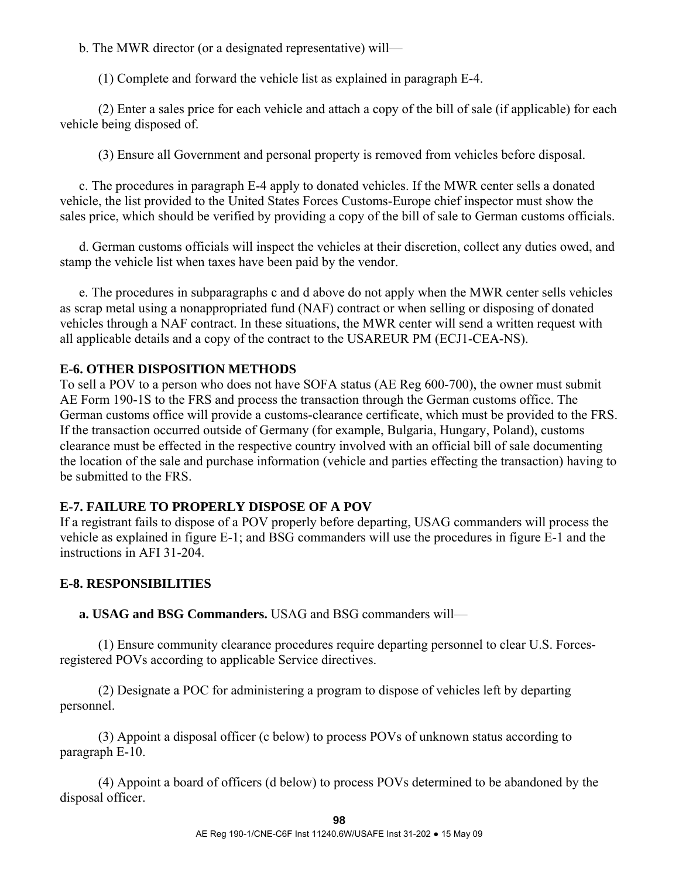b. The MWR director (or a designated representative) will—

(1) Complete and forward the vehicle list as explained in paragraph E-4.

(2) Enter a sales price for each vehicle and attach a copy of the bill of sale (if applicable) for each vehicle being disposed of.

(3) Ensure all Government and personal property is removed from vehicles before disposal.

c. The procedures in paragraph E-4 apply to donated vehicles. If the MWR center sells a donated vehicle, the list provided to the United States Forces Customs-Europe chief inspector must show the sales price, which should be verified by providing a copy of the bill of sale to German customs officials.

d. German customs officials will inspect the vehicles at their discretion, collect any duties owed, and stamp the vehicle list when taxes have been paid by the vendor.

e. The procedures in subparagraphs c and d above do not apply when the MWR center sells vehicles as scrap metal using a nonappropriated fund (NAF) contract or when selling or disposing of donated vehicles through a NAF contract. In these situations, the MWR center will send a written request with all applicable details and a copy of the contract to the USAREUR PM (ECJ1-CEA-NS).

### E-6. OTHER DISPOSITION METHODS

To sell a POV to a person who does not have SOFA status (AE Reg 600-700), the owner must submit AE Form 190-1S to the FRS and process the transaction through the German customs office. The German customs office will provide a customs-clearance certificate, which must be provided to the FRS. If the transaction occurred outside of Germany (for example, Bulgaria, Hungary, Poland), customs clearance must be effected in the respective country involved with an official bill of sale documenting the location of the sale and purchase information (vehicle and parties effecting the transaction) having to be submitted to the FRS.

### E-7. FAILURE TO PROPERLY DISPOSE OF A POV

If a registrant fails to dispose of a POV properly before departing, USAG commanders will process the vehicle as explained in figure E-1; and BSG commanders will use the procedures in figure E-1 and the instructions in AFI 31-204.

### E-8. RESPONSIBILITIES

**a. USAG and BSG Commanders.** USAG and BSG commanders will—

(1) Ensure community clearance procedures require departing personnel to clear U.S. Forces-registered POVs according to applicable Service directives.

(2) Designate a POC for administering a program to dispose of vehicles left by departing personnel.

(3) Appoint a disposal officer (c below) to process POVs of unknown status according to paragraph E-10.

(4) Appoint a board of officers (d below) to process POVs determined to be abandoned by the disposal officer.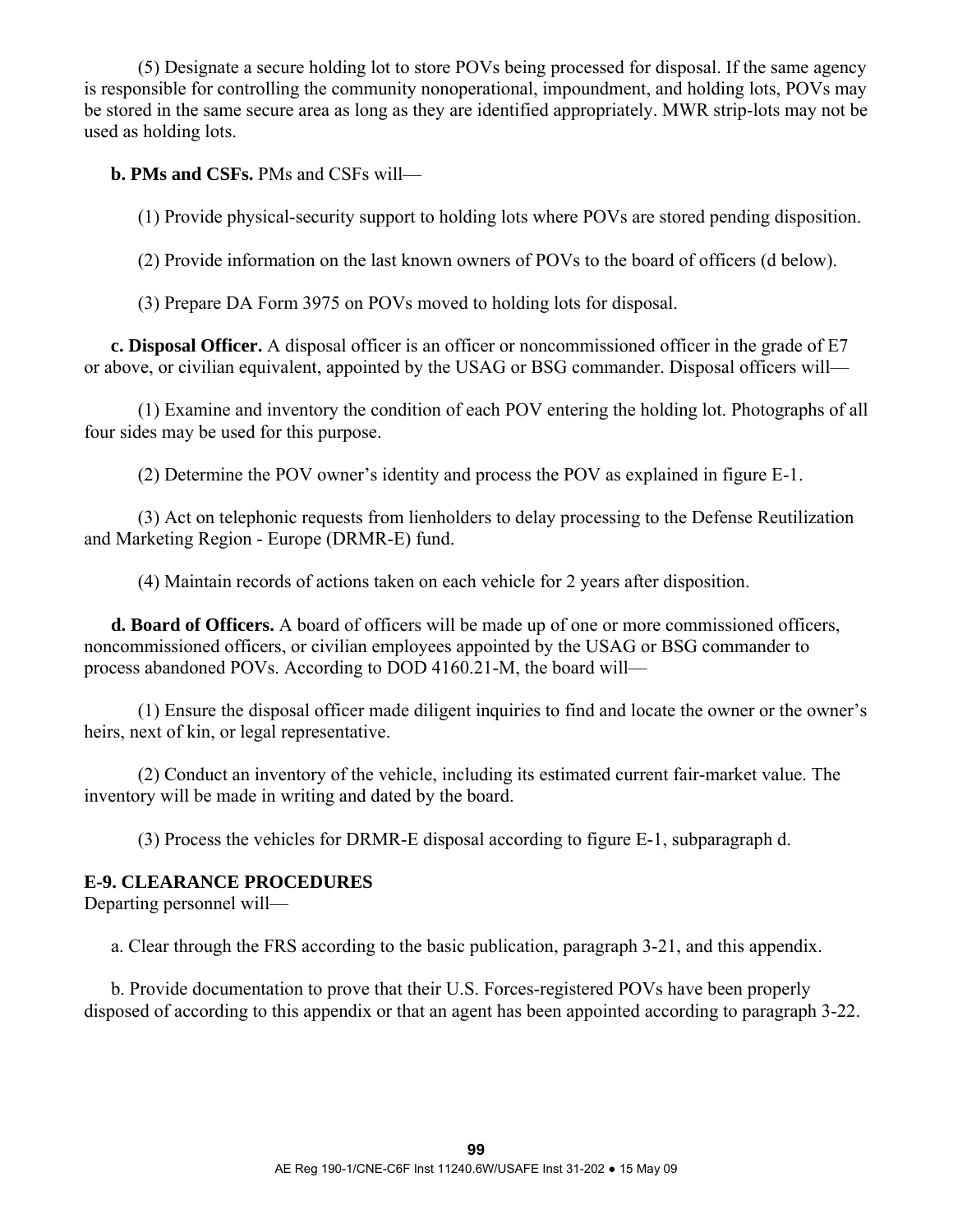(5) Designate a secure holding lot to store POVs being processed for disposal. If the same agency is responsible for controlling the community nonoperational, impoundment, and holding lots, POVs may be stored in the same secure area as long as they are identified appropriately. MWR strip-lots may not be used as holding lots.

**b. PMs and CSFs.** PMs and CSFs will—

(1) Provide physical-security support to holding lots where POVs are stored pending disposition.

(2) Provide information on the last known owners of POVs to the board of officers (d below).

(3) Prepare DA Form 3975 on POVs moved to holding lots for disposal.

**c. Disposal Officer.** A disposal officer is an officer or noncommissioned officer in the grade of E7 or above, or civilian equivalent, appointed by the USAG or BSG commander. Disposal officers will—

(1) Examine and inventory the condition of each POV entering the holding lot. Photographs of all four sides may be used for this purpose.

(2) Determine the POV owner's identity and process the POV as explained in figure E-1.

(3) Act on telephonic requests from lienholders to delay processing to the Defense Reutilization and Marketing Region - Europe (DRMR-E) fund.

(4) Maintain records of actions taken on each vehicle for 2 years after disposition.

**d. Board of Officers.** A board of officers will be made up of one or more commissioned officers, noncommissioned officers, or civilian employees appointed by the USAG or BSG commander to process abandoned POVs. According to DOD 4160.21-M, the board will—

(1) Ensure the disposal officer made diligent inquiries to find and locate the owner or the owner's heirs, next of kin, or legal representative.

(2) Conduct an inventory of the vehicle, including its estimated current fair-market value. The inventory will be made in writing and dated by the board.

(3) Process the vehicles for DRMR-E disposal according to figure E-1, subparagraph d.

## E-9. CLEARANCE PROCEDURES

Departing personnel will—

a. Clear through the FRS according to the basic publication, paragraph 3-21, and this appendix.

b. Provide documentation to prove that their U.S. Forces-registered POVs have been properly disposed of according to this appendix or that an agent has been appointed according to paragraph 3-22.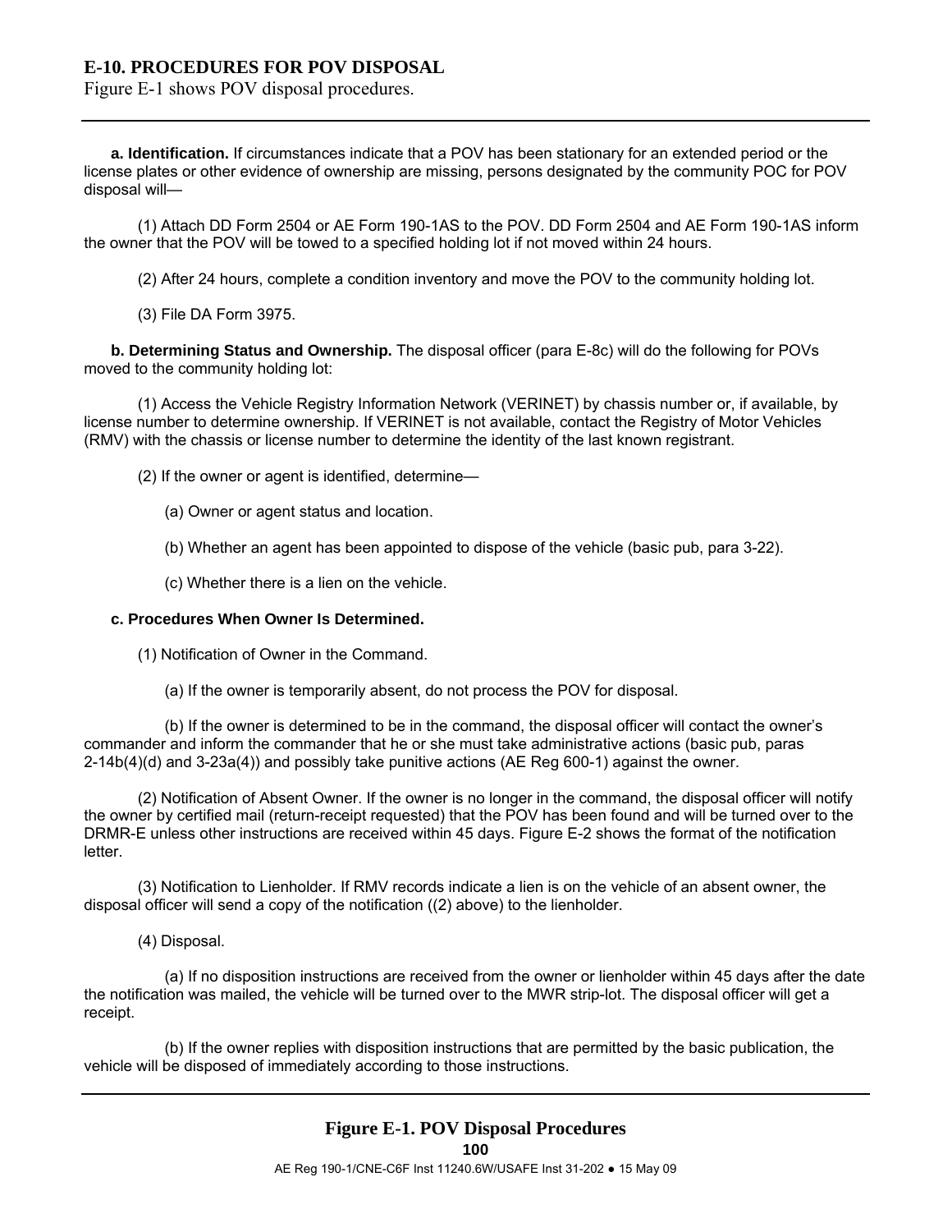## E-10. PROCEDURES FOR POV DISPOSAL

Figure E-1 shows POV disposal procedures.

---

**a. Identification.** If circumstances indicate that a POV has been stationary for an extended period or the license plates or other evidence of ownership are missing, persons designated by the community POC for POV disposal will—

(1) Attach DD Form 2504 or AE Form 190-1AS to the POV. DD Form 2504 and AE Form 190-1AS inform the owner that the POV will be towed to a specified holding lot if not moved within 24 hours.

(2) After 24 hours, complete a condition inventory and move the POV to the community holding lot.

(3) File DA Form 3975.

**b. Determining Status and Ownership.** The disposal officer (para E-8c) will do the following for POVs moved to the community holding lot:

(1) Access the Vehicle Registry Information Network (VERINET) by chassis number or, if available, by license number to determine ownership. If VERINET is not available, contact the Registry of Motor Vehicles (RMV) with the chassis or license number to determine the identity of the last known registrant.

(2) If the owner or agent is identified, determine—

(a) Owner or agent status and location.

(b) Whether an agent has been appointed to dispose of the vehicle (basic pub, para 3-22).

(c) Whether there is a lien on the vehicle.

**c. Procedures When Owner Is Determined.**

(1) Notification of Owner in the Command.

(a) If the owner is temporarily absent, do not process the POV for disposal.

(b) If the owner is determined to be in the command, the disposal officer will contact the owner's commander and inform the commander that he or she must take administrative actions (basic pub, paras 2-14b(4)(d) and 3-23a(4)) and possibly take punitive actions (AE Reg 600-1) against the owner.

(2) Notification of Absent Owner. If the owner is no longer in the command, the disposal officer will notify the owner by certified mail (return-receipt requested) that the POV has been found and will be turned over to the DRMR-E unless other instructions are received within 45 days. Figure E-2 shows the format of the notification letter.

(3) Notification to Lienholder. If RMV records indicate a lien is on the vehicle of an absent owner, the disposal officer will send a copy of the notification ((2) above) to the lienholder.

(4) Disposal.

(a) If no disposition instructions are received from the owner or lienholder within 45 days after the date the notification was mailed, the vehicle will be turned over to the MWR strip-lot. The disposal officer will get a receipt.

(b) If the owner replies with disposition instructions that are permitted by the basic publication, the vehicle will be disposed of immediately according to those instructions.

---

**Figure E-1. POV Disposal Procedures**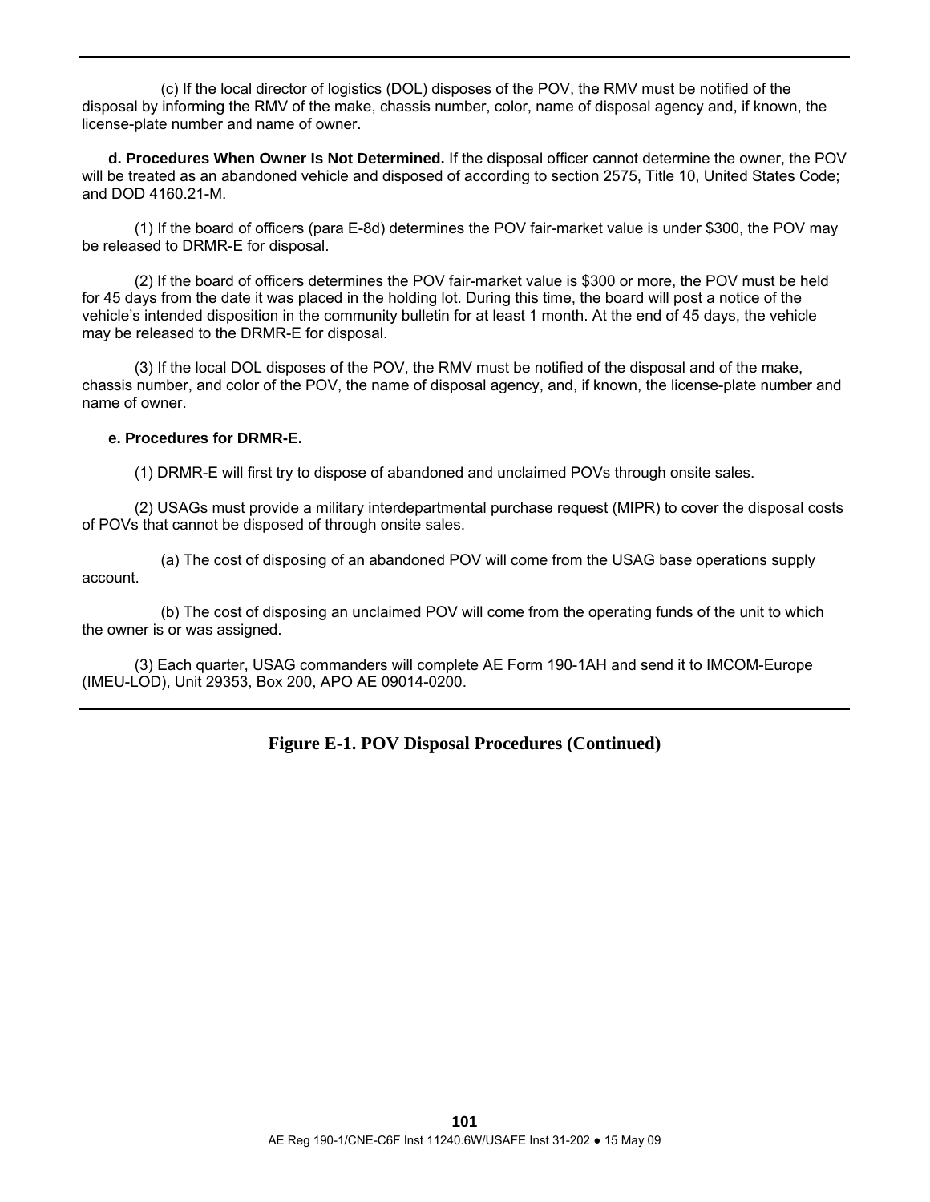(c) If the local director of logistics (DOL) disposes of the POV, the RMV must be notified of the disposal by informing the RMV of the make, chassis number, color, name of disposal agency and, if known, the license-plate number and name of owner.

**d. Procedures When Owner Is Not Determined.** If the disposal officer cannot determine the owner, the POV will be treated as an abandoned vehicle and disposed of according to section 2575, Title 10, United States Code; and DOD 4160.21-M.

(1) If the board of officers (para E-8d) determines the POV fair-market value is under $300, the POV may be released to DRMR-E for disposal.

(2) If the board of officers determines the POV fair-market value is $300 or more, the POV must be held for 45 days from the date it was placed in the holding lot. During this time, the board will post a notice of the vehicle's intended disposition in the community bulletin for at least 1 month. At the end of 45 days, the vehicle may be released to the DRMR-E for disposal.

(3) If the local DOL disposes of the POV, the RMV must be notified of the disposal and of the make, chassis number, and color of the POV, the name of disposal agency, and, if known, the license-plate number and name of owner.

**e. Procedures for DRMR-E.**

(1) DRMR-E will first try to dispose of abandoned and unclaimed POVs through onsite sales.

(2) USAGs must provide a military interdepartmental purchase request (MIPR) to cover the disposal costs of POVs that cannot be disposed of through onsite sales.

(a) The cost of disposing of an abandoned POV will come from the USAG base operations supply account.

(b) The cost of disposing an unclaimed POV will come from the operating funds of the unit to which the owner is or was assigned.

(3) Each quarter, USAG commanders will complete AE Form 190-1AH and send it to IMCOM-Europe (IMEU-LOD), Unit 29353, Box 200, APO AE 09014-0200.

**Figure E-1. POV Disposal Procedures (Continued)**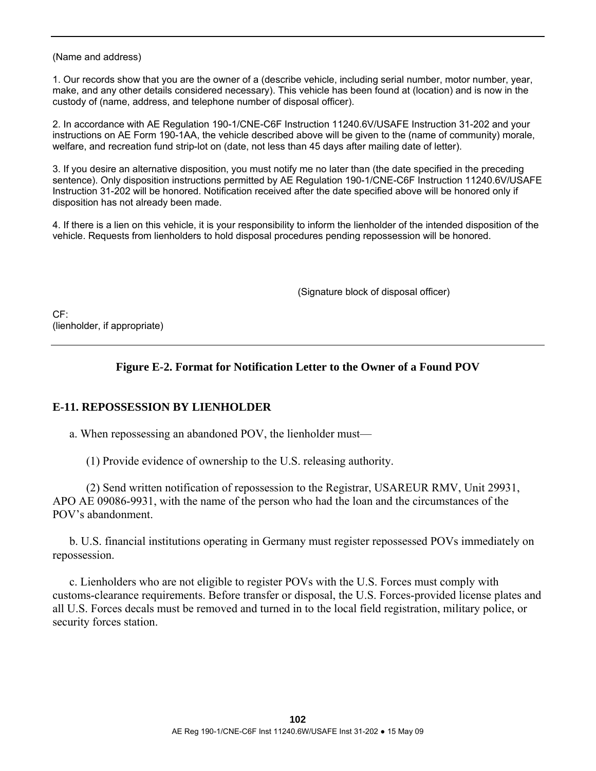(Name and address)

1. Our records show that you are the owner of a (describe vehicle, including serial number, motor number, year, make, and any other details considered necessary). This vehicle has been found at (location) and is now in the custody of (name, address, and telephone number of disposal officer).

2. In accordance with AE Regulation 190-1/CNE-C6F Instruction 11240.6V/USAFE Instruction 31-202 and your instructions on AE Form 190-1AA, the vehicle described above will be given to the (name of community) morale, welfare, and recreation fund strip-lot on (date, not less than 45 days after mailing date of letter).

3. If you desire an alternative disposition, you must notify me no later than (the date specified in the preceding sentence). Only disposition instructions permitted by AE Regulation 190-1/CNE-C6F Instruction 11240.6V/USAFE Instruction 31-202 will be honored. Notification received after the date specified above will be honored only if disposition has not already been made.

4. If there is a lien on this vehicle, it is your responsibility to inform the lienholder of the intended disposition of the vehicle. Requests from lienholders to hold disposal procedures pending repossession will be honored.

(Signature block of disposal officer)

CF:
(lienholder, if appropriate)

**Figure E-2. Format for Notification Letter to the Owner of a Found POV**

## E-11. REPOSSESSION BY LIENHOLDER

a. When repossessing an abandoned POV, the lienholder must—

(1) Provide evidence of ownership to the U.S. releasing authority.

(2) Send written notification of repossession to the Registrar, USAREUR RMV, Unit 29931, APO AE 09086-9931, with the name of the person who had the loan and the circumstances of the POV's abandonment.

b. U.S. financial institutions operating in Germany must register repossessed POVs immediately on repossession.

c. Lienholders who are not eligible to register POVs with the U.S. Forces must comply with customs-clearance requirements. Before transfer or disposal, the U.S. Forces-provided license plates and all U.S. Forces decals must be removed and turned in to the local field registration, military police, or security forces station.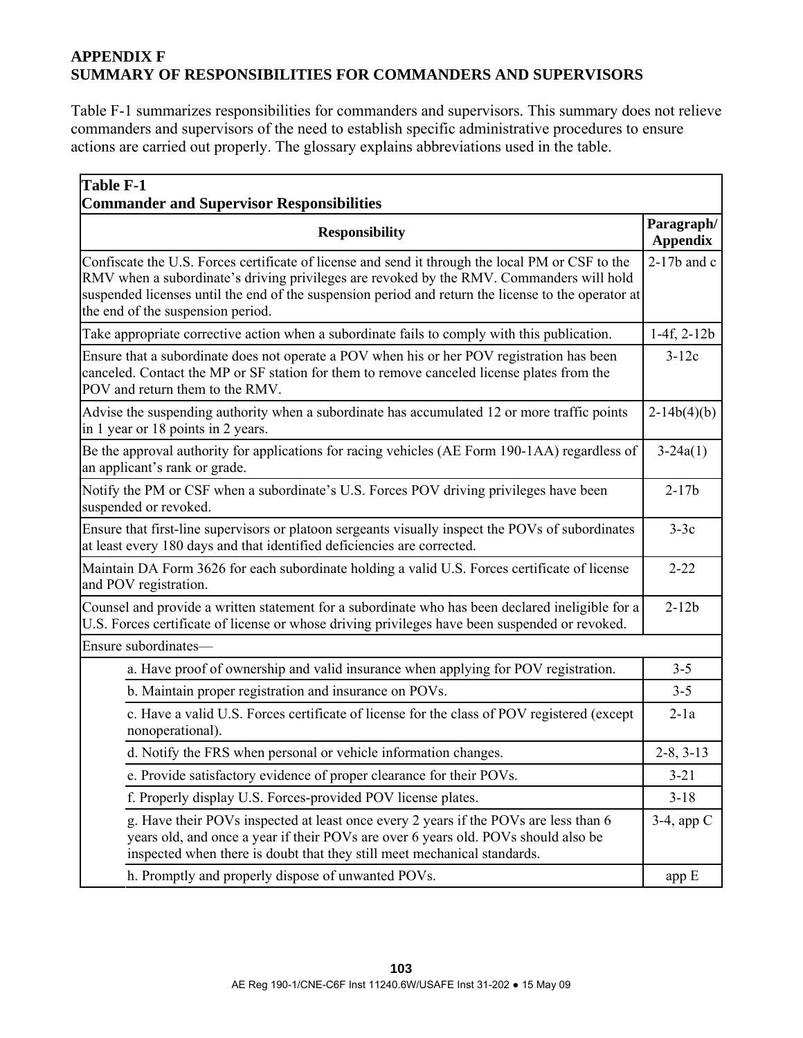# APPENDIX F
# SUMMARY OF RESPONSIBILITIES FOR COMMANDERS AND SUPERVISORS

Table F-1 summarizes responsibilities for commanders and supervisors. This summary does not relieve commanders and supervisors of the need to establish specific administrative procedures to ensure actions are carried out properly. The glossary explains abbreviations used in the table.

**Table F-1**
**Commander and Supervisor Responsibilities**

| Responsibility | Paragraph/ Appendix |
|---|---|
| Confiscate the U.S. Forces certificate of license and send it through the local PM or CSF to the RMV when a subordinate's driving privileges are revoked by the RMV. Commanders will hold suspended licenses until the end of the suspension period and return the license to the operator at the end of the suspension period. | 2-17b and c |
| Take appropriate corrective action when a subordinate fails to comply with this publication. | 1-4f, 2-12b |
| Ensure that a subordinate does not operate a POV when his or her POV registration has been canceled. Contact the MP or SF station for them to remove canceled license plates from the POV and return them to the RMV. | 3-12c |
| Advise the suspending authority when a subordinate has accumulated 12 or more traffic points in 1 year or 18 points in 2 years. | 2-14b(4)(b) |
| Be the approval authority for applications for racing vehicles (AE Form 190-1AA) regardless of an applicant's rank or grade. | 3-24a(1) |
| Notify the PM or CSF when a subordinate's U.S. Forces POV driving privileges have been suspended or revoked. | 2-17b |
| Ensure that first-line supervisors or platoon sergeants visually inspect the POVs of subordinates at least every 180 days and that identified deficiencies are corrected. | 3-3c |
| Maintain DA Form 3626 for each subordinate holding a valid U.S. Forces certificate of license and POV registration. | 2-22 |
| Counsel and provide a written statement for a subordinate who has been declared ineligible for a U.S. Forces certificate of license or whose driving privileges have been suspended or revoked. | 2-12b |
| Ensure subordinates— | |
| a. Have proof of ownership and valid insurance when applying for POV registration. | 3-5 |
| b. Maintain proper registration and insurance on POVs. | 3-5 |
| c. Have a valid U.S. Forces certificate of license for the class of POV registered (except nonoperational). | 2-1a |
| d. Notify the FRS when personal or vehicle information changes. | 2-8, 3-13 |
| e. Provide satisfactory evidence of proper clearance for their POVs. | 3-21 |
| f. Properly display U.S. Forces-provided POV license plates. | 3-18 |
| g. Have their POVs inspected at least once every 2 years if the POVs are less than 6 years old, and once a year if their POVs are over 6 years old. POVs should also be inspected when there is doubt that they still meet mechanical standards. | 3-4, app C |
| h. Promptly and properly dispose of unwanted POVs. | app E |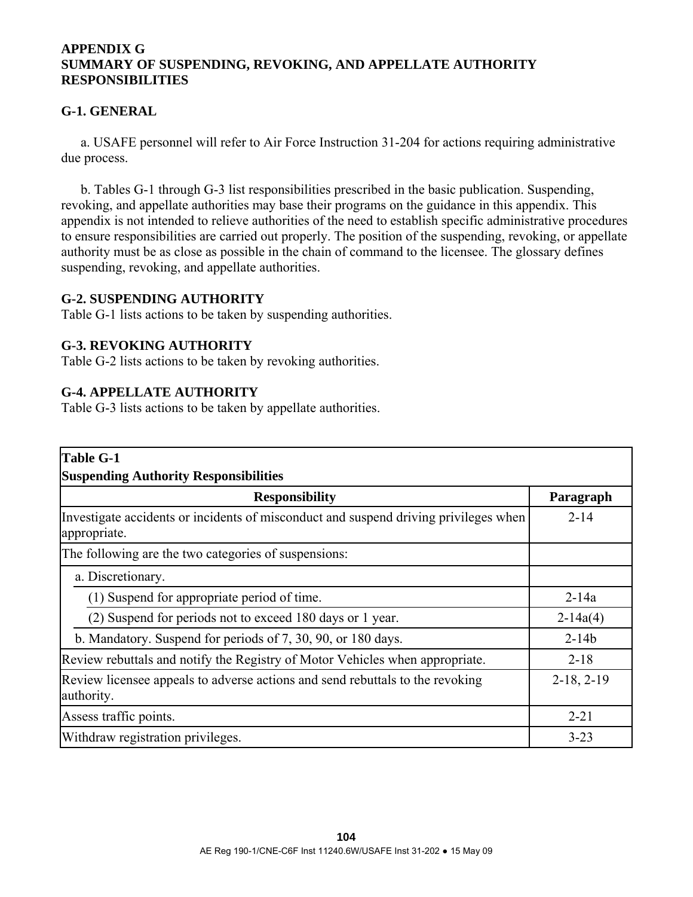# APPENDIX G
# SUMMARY OF SUSPENDING, REVOKING, AND APPELLATE AUTHORITY RESPONSIBILITIES

## G-1. GENERAL

a. USAFE personnel will refer to Air Force Instruction 31-204 for actions requiring administrative due process.

b. Tables G-1 through G-3 list responsibilities prescribed in the basic publication. Suspending, revoking, and appellate authorities may base their programs on the guidance in this appendix. This appendix is not intended to relieve authorities of the need to establish specific administrative procedures to ensure responsibilities are carried out properly. The position of the suspending, revoking, or appellate authority must be as close as possible in the chain of command to the licensee. The glossary defines suspending, revoking, and appellate authorities.

## G-2. SUSPENDING AUTHORITY

Table G-1 lists actions to be taken by suspending authorities.

## G-3. REVOKING AUTHORITY

Table G-2 lists actions to be taken by revoking authorities.

## G-4. APPELLATE AUTHORITY

Table G-3 lists actions to be taken by appellate authorities.

**Table G-1**
**Suspending Authority Responsibilities**

| Responsibility | Paragraph |
|---|---|
| Investigate accidents or incidents of misconduct and suspend driving privileges when appropriate. | 2-14 |
| The following are the two categories of suspensions: | |
| a. Discretionary. | |
| (1) Suspend for appropriate period of time. | 2-14a |
| (2) Suspend for periods not to exceed 180 days or 1 year. | 2-14a(4) |
| b. Mandatory. Suspend for periods of 7, 30, 90, or 180 days. | 2-14b |
| Review rebuttals and notify the Registry of Motor Vehicles when appropriate. | 2-18 |
| Review licensee appeals to adverse actions and send rebuttals to the revoking authority. | 2-18, 2-19 |
| Assess traffic points. | 2-21 |
| Withdraw registration privileges. | 3-23 |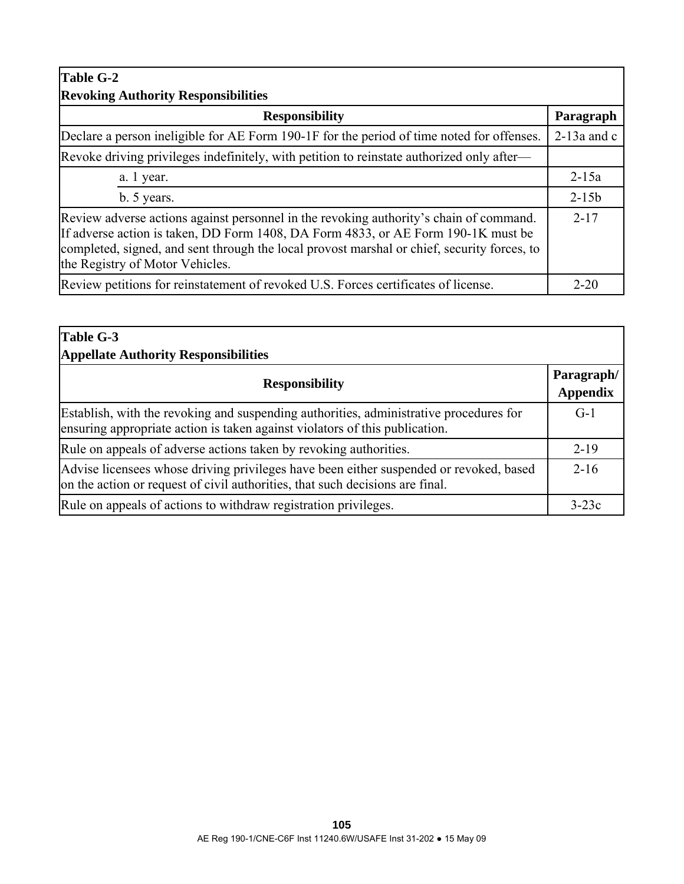**Table G-2**
**Revoking Authority Responsibilities**

| Responsibility | Paragraph |
|---|---|
| Declare a person ineligible for AE Form 190-1F for the period of time noted for offenses. | 2-13a and c |
| Revoke driving privileges indefinitely, with petition to reinstate authorized only after— | |
| a. 1 year. | 2-15a |
| b. 5 years. | 2-15b |
| Review adverse actions against personnel in the revoking authority's chain of command. If adverse action is taken, DD Form 1408, DA Form 4833, or AE Form 190-1K must be completed, signed, and sent through the local provost marshal or chief, security forces, to the Registry of Motor Vehicles. | 2-17 |
| Review petitions for reinstatement of revoked U.S. Forces certificates of license. | 2-20 |

**Table G-3**
**Appellate Authority Responsibilities**

| Responsibility | Paragraph/ Appendix |
|---|---|
| Establish, with the revoking and suspending authorities, administrative procedures for ensuring appropriate action is taken against violators of this publication. | G-1 |
| Rule on appeals of adverse actions taken by revoking authorities. | 2-19 |
| Advise licensees whose driving privileges have been either suspended or revoked, based on the action or request of civil authorities, that such decisions are final. | 2-16 |
| Rule on appeals of actions to withdraw registration privileges. | 3-23c |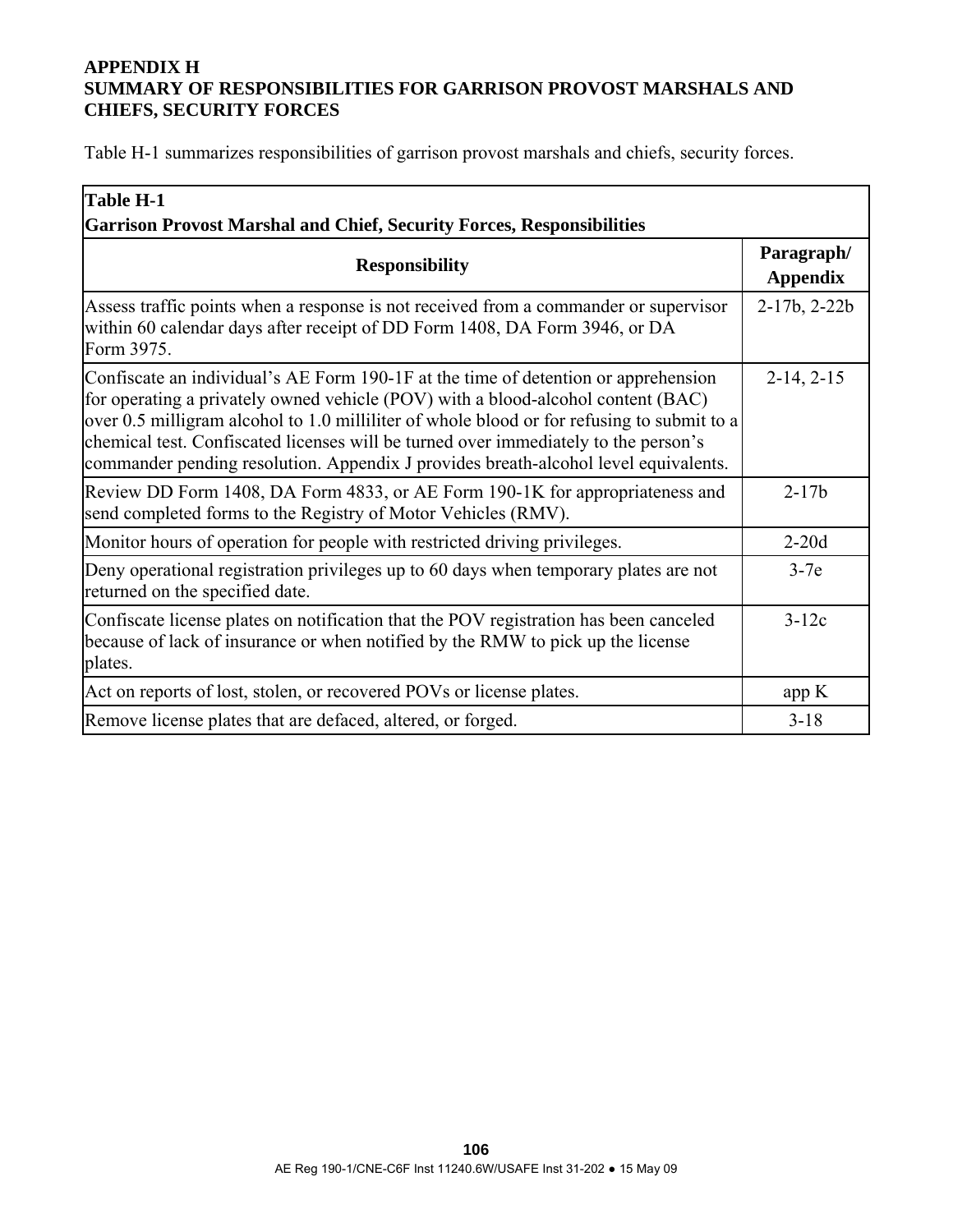# APPENDIX H
# SUMMARY OF RESPONSIBILITIES FOR GARRISON PROVOST MARSHALS AND CHIEFS, SECURITY FORCES

Table H-1 summarizes responsibilities of garrison provost marshals and chiefs, security forces.

**Table H-1**
**Garrison Provost Marshal and Chief, Security Forces, Responsibilities**

| Responsibility | Paragraph/ Appendix |
|---|---|
| Assess traffic points when a response is not received from a commander or supervisor within 60 calendar days after receipt of DD Form 1408, DA Form 3946, or DA Form 3975. | 2-17b, 2-22b |
| Confiscate an individual's AE Form 190-1F at the time of detention or apprehension for operating a privately owned vehicle (POV) with a blood-alcohol content (BAC) over 0.5 milligram alcohol to 1.0 milliliter of whole blood or for refusing to submit to a chemical test. Confiscated licenses will be turned over immediately to the person's commander pending resolution. Appendix J provides breath-alcohol level equivalents. | 2-14, 2-15 |
| Review DD Form 1408, DA Form 4833, or AE Form 190-1K for appropriateness and send completed forms to the Registry of Motor Vehicles (RMV). | 2-17b |
| Monitor hours of operation for people with restricted driving privileges. | 2-20d |
| Deny operational registration privileges up to 60 days when temporary plates are not returned on the specified date. | 3-7e |
| Confiscate license plates on notification that the POV registration has been canceled because of lack of insurance or when notified by the RMW to pick up the license plates. | 3-12c |
| Act on reports of lost, stolen, or recovered POVs or license plates. | app K |
| Remove license plates that are defaced, altered, or forged. | 3-18 |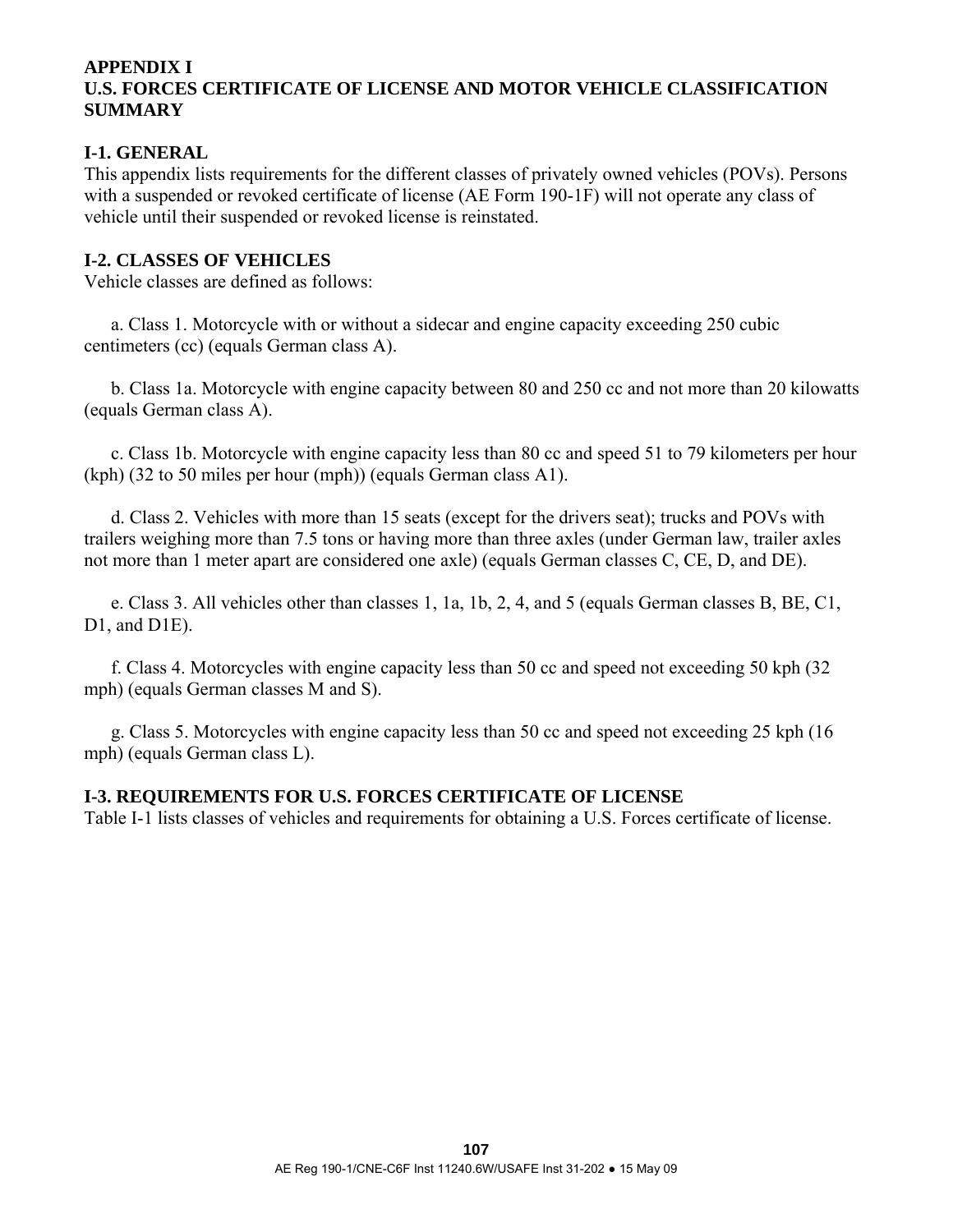# APPENDIX I
# U.S. FORCES CERTIFICATE OF LICENSE AND MOTOR VEHICLE CLASSIFICATION SUMMARY

## I-1. GENERAL

This appendix lists requirements for the different classes of privately owned vehicles (POVs). Persons with a suspended or revoked certificate of license (AE Form 190-1F) will not operate any class of vehicle until their suspended or revoked license is reinstated.

## I-2. CLASSES OF VEHICLES

Vehicle classes are defined as follows:

a. Class 1. Motorcycle with or without a sidecar and engine capacity exceeding 250 cubic centimeters (cc) (equals German class A).

b. Class 1a. Motorcycle with engine capacity between 80 and 250 cc and not more than 20 kilowatts (equals German class A).

c. Class 1b. Motorcycle with engine capacity less than 80 cc and speed 51 to 79 kilometers per hour (kph) (32 to 50 miles per hour (mph)) (equals German class A1).

d. Class 2. Vehicles with more than 15 seats (except for the drivers seat); trucks and POVs with trailers weighing more than 7.5 tons or having more than three axles (under German law, trailer axles not more than 1 meter apart are considered one axle) (equals German classes C, CE, D, and DE).

e. Class 3. All vehicles other than classes 1, 1a, 1b, 2, 4, and 5 (equals German classes B, BE, C1, D1, and D1E).

f. Class 4. Motorcycles with engine capacity less than 50 cc and speed not exceeding 50 kph (32 mph) (equals German classes M and S).

g. Class 5. Motorcycles with engine capacity less than 50 cc and speed not exceeding 25 kph (16 mph) (equals German class L).

## I-3. REQUIREMENTS FOR U.S. FORCES CERTIFICATE OF LICENSE

Table I-1 lists classes of vehicles and requirements for obtaining a U.S. Forces certificate of license.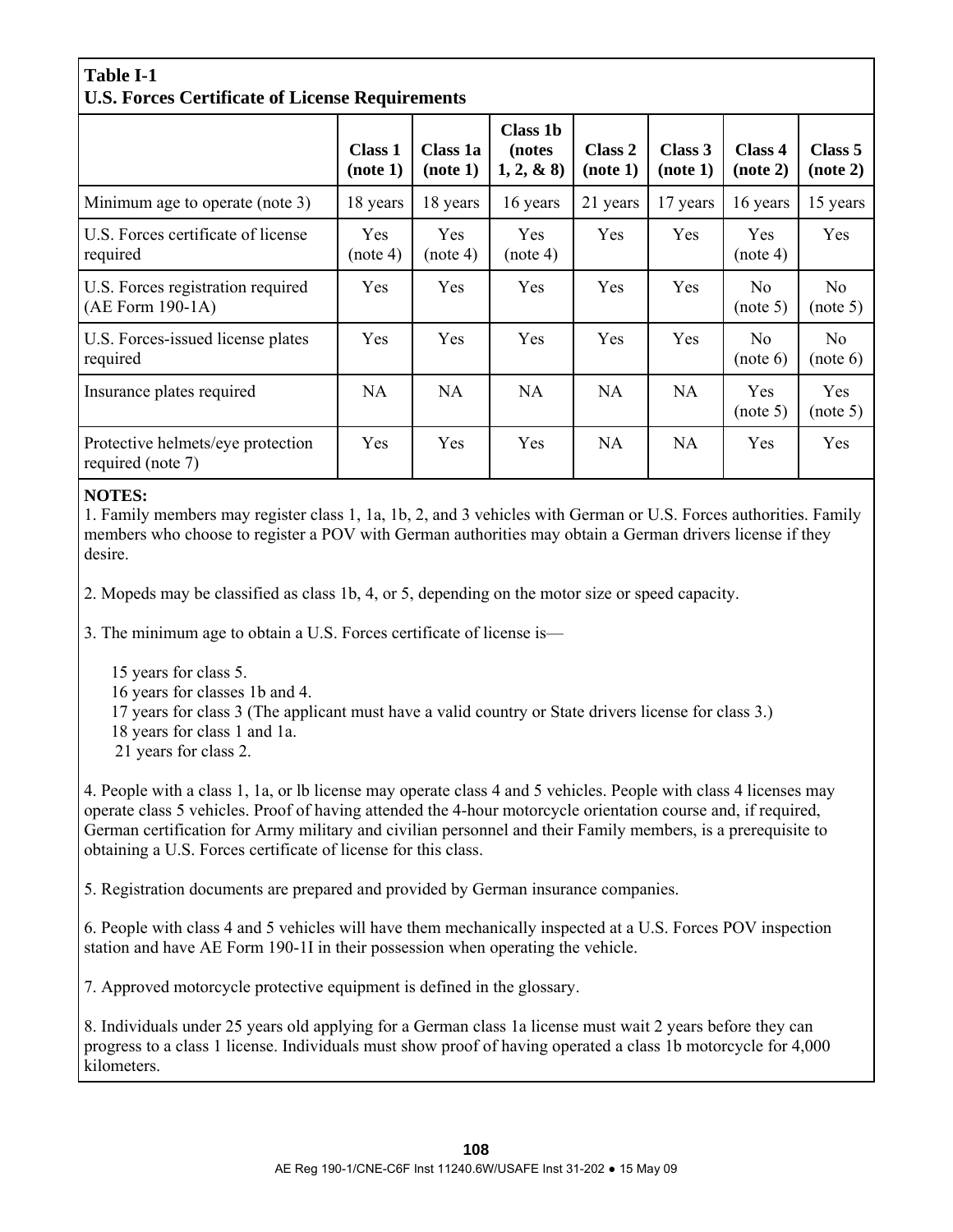**Table I-1**
**U.S. Forces Certificate of License Requirements**

| | Class 1 (note 1) | Class 1a (note 1) | Class 1b (notes 1, 2, & 8) | Class 2 (note 1) | Class 3 (note 1) | Class 4 (note 2) | Class 5 (note 2) |
|---|---|---|---|---|---|---|---|
| Minimum age to operate (note 3) | 18 years | 18 years | 16 years | 21 years | 17 years | 16 years | 15 years |
| U.S. Forces certificate of license required | Yes (note 4) | Yes (note 4) | Yes (note 4) | Yes | Yes | Yes (note 4) | Yes |
| U.S. Forces registration required (AE Form 190-1A) | Yes | Yes | Yes | Yes | Yes | No (note 5) | No (note 5) |
| U.S. Forces-issued license plates required | Yes | Yes | Yes | Yes | Yes | No (note 6) | No (note 6) |
| Insurance plates required | NA | NA | NA | NA | NA | Yes (note 5) | Yes (note 5) |
| Protective helmets/eye protection required (note 7) | Yes | Yes | Yes | NA | NA | Yes | Yes |

**NOTES:**

1. Family members may register class 1, 1a, 1b, 2, and 3 vehicles with German or U.S. Forces authorities. Family members who choose to register a POV with German authorities may obtain a German drivers license if they desire.

2. Mopeds may be classified as class 1b, 4, or 5, depending on the motor size or speed capacity.

3. The minimum age to obtain a U.S. Forces certificate of license is—

   15 years for class 5.
   16 years for classes 1b and 4.
   17 years for class 3 (The applicant must have a valid country or State drivers license for class 3.)
   18 years for class 1 and 1a.
   21 years for class 2.

4. People with a class 1, 1a, or lb license may operate class 4 and 5 vehicles. People with class 4 licenses may operate class 5 vehicles. Proof of having attended the 4-hour motorcycle orientation course and, if required, German certification for Army military and civilian personnel and their Family members, is a prerequisite to obtaining a U.S. Forces certificate of license for this class.

5. Registration documents are prepared and provided by German insurance companies.

6. People with class 4 and 5 vehicles will have them mechanically inspected at a U.S. Forces POV inspection station and have AE Form 190-1I in their possession when operating the vehicle.

7. Approved motorcycle protective equipment is defined in the glossary.

8. Individuals under 25 years old applying for a German class 1a license must wait 2 years before they can progress to a class 1 license. Individuals must show proof of having operated a class 1b motorcycle for 4,000 kilometers.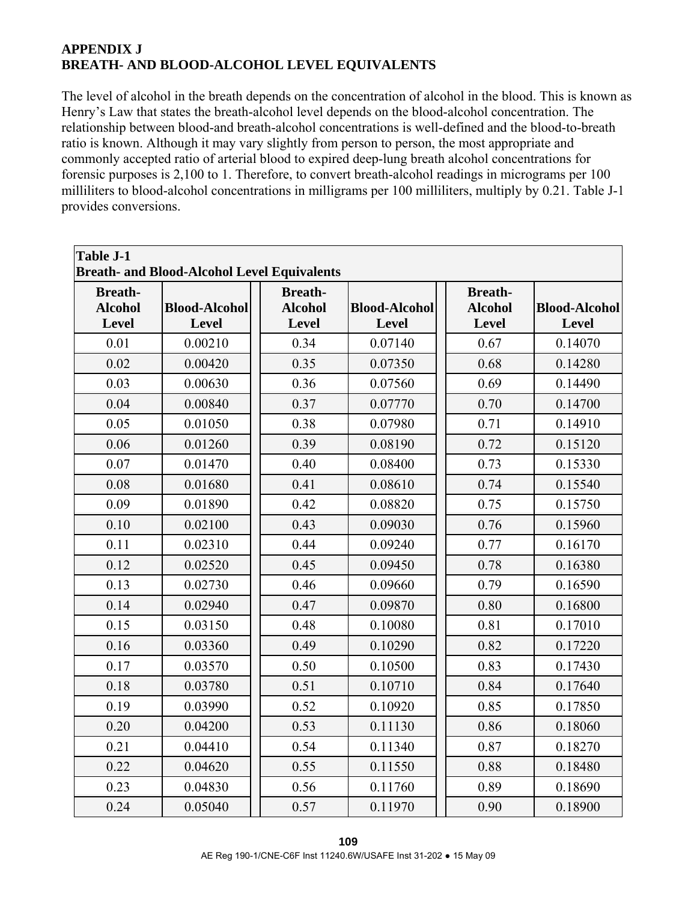# APPENDIX J
# BREATH- AND BLOOD-ALCOHOL LEVEL EQUIVALENTS

The level of alcohol in the breath depends on the concentration of alcohol in the blood. This is known as Henry's Law that states the breath-alcohol level depends on the blood-alcohol concentration. The relationship between blood-and breath-alcohol concentrations is well-defined and the blood-to-breath ratio is known. Although it may vary slightly from person to person, the most appropriate and commonly accepted ratio of arterial blood to expired deep-lung breath alcohol concentrations for forensic purposes is 2,100 to 1. Therefore, to convert breath-alcohol readings in micrograms per 100 milliliters to blood-alcohol concentrations in milligrams per 100 milliliters, multiply by 0.21. Table J-1 provides conversions.

**Table J-1**
**Breath- and Blood-Alcohol Level Equivalents**

| Breath-Alcohol Level | Blood-Alcohol Level | Breath-Alcohol Level | Blood-Alcohol Level | Breath-Alcohol Level | Blood-Alcohol Level |
|---|---|---|---|---|---|
| 0.01 | 0.00210 | 0.34 | 0.07140 | 0.67 | 0.14070 |
| 0.02 | 0.00420 | 0.35 | 0.07350 | 0.68 | 0.14280 |
| 0.03 | 0.00630 | 0.36 | 0.07560 | 0.69 | 0.14490 |
| 0.04 | 0.00840 | 0.37 | 0.07770 | 0.70 | 0.14700 |
| 0.05 | 0.01050 | 0.38 | 0.07980 | 0.71 | 0.14910 |
| 0.06 | 0.01260 | 0.39 | 0.08190 | 0.72 | 0.15120 |
| 0.07 | 0.01470 | 0.40 | 0.08400 | 0.73 | 0.15330 |
| 0.08 | 0.01680 | 0.41 | 0.08610 | 0.74 | 0.15540 |
| 0.09 | 0.01890 | 0.42 | 0.08820 | 0.75 | 0.15750 |
| 0.10 | 0.02100 | 0.43 | 0.09030 | 0.76 | 0.15960 |
| 0.11 | 0.02310 | 0.44 | 0.09240 | 0.77 | 0.16170 |
| 0.12 | 0.02520 | 0.45 | 0.09450 | 0.78 | 0.16380 |
| 0.13 | 0.02730 | 0.46 | 0.09660 | 0.79 | 0.16590 |
| 0.14 | 0.02940 | 0.47 | 0.09870 | 0.80 | 0.16800 |
| 0.15 | 0.03150 | 0.48 | 0.10080 | 0.81 | 0.17010 |
| 0.16 | 0.03360 | 0.49 | 0.10290 | 0.82 | 0.17220 |
| 0.17 | 0.03570 | 0.50 | 0.10500 | 0.83 | 0.17430 |
| 0.18 | 0.03780 | 0.51 | 0.10710 | 0.84 | 0.17640 |
| 0.19 | 0.03990 | 0.52 | 0.10920 | 0.85 | 0.17850 |
| 0.20 | 0.04200 | 0.53 | 0.11130 | 0.86 | 0.18060 |
| 0.21 | 0.04410 | 0.54 | 0.11340 | 0.87 | 0.18270 |
| 0.22 | 0.04620 | 0.55 | 0.11550 | 0.88 | 0.18480 |
| 0.23 | 0.04830 | 0.56 | 0.11760 | 0.89 | 0.18690 |
| 0.24 | 0.05040 | 0.57 | 0.11970 | 0.90 | 0.18900 |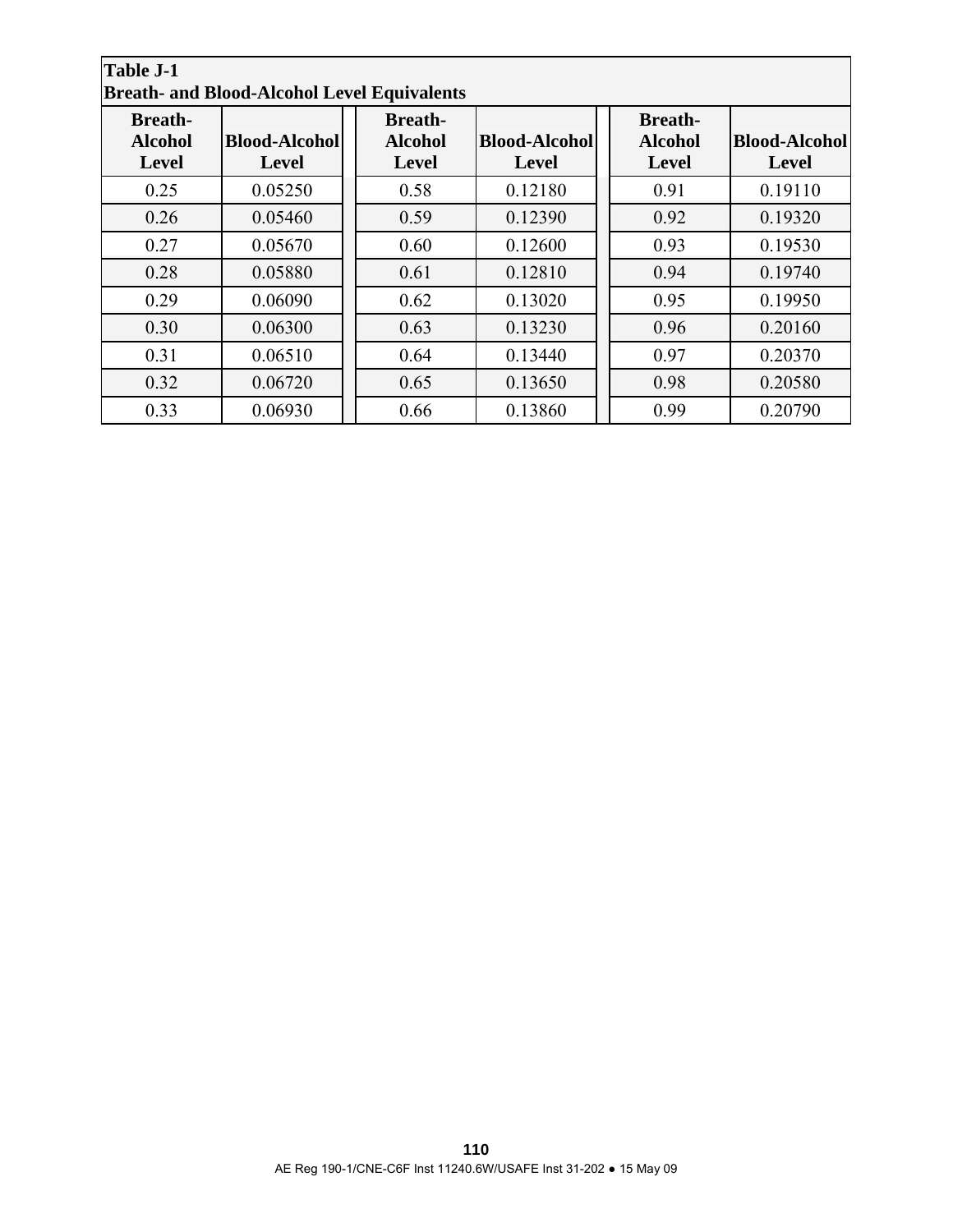**Table J-1**
**Breath- and Blood-Alcohol Level Equivalents**

| Breath-Alcohol Level | Blood-Alcohol Level | Breath-Alcohol Level | Blood-Alcohol Level | Breath-Alcohol Level | Blood-Alcohol Level |
|---|---|---|---|---|---|
| 0.25 | 0.05250 | 0.58 | 0.12180 | 0.91 | 0.19110 |
| 0.26 | 0.05460 | 0.59 | 0.12390 | 0.92 | 0.19320 |
| 0.27 | 0.05670 | 0.60 | 0.12600 | 0.93 | 0.19530 |
| 0.28 | 0.05880 | 0.61 | 0.12810 | 0.94 | 0.19740 |
| 0.29 | 0.06090 | 0.62 | 0.13020 | 0.95 | 0.19950 |
| 0.30 | 0.06300 | 0.63 | 0.13230 | 0.96 | 0.20160 |
| 0.31 | 0.06510 | 0.64 | 0.13440 | 0.97 | 0.20370 |
| 0.32 | 0.06720 | 0.65 | 0.13650 | 0.98 | 0.20580 |
| 0.33 | 0.06930 | 0.66 | 0.13860 | 0.99 | 0.20790 |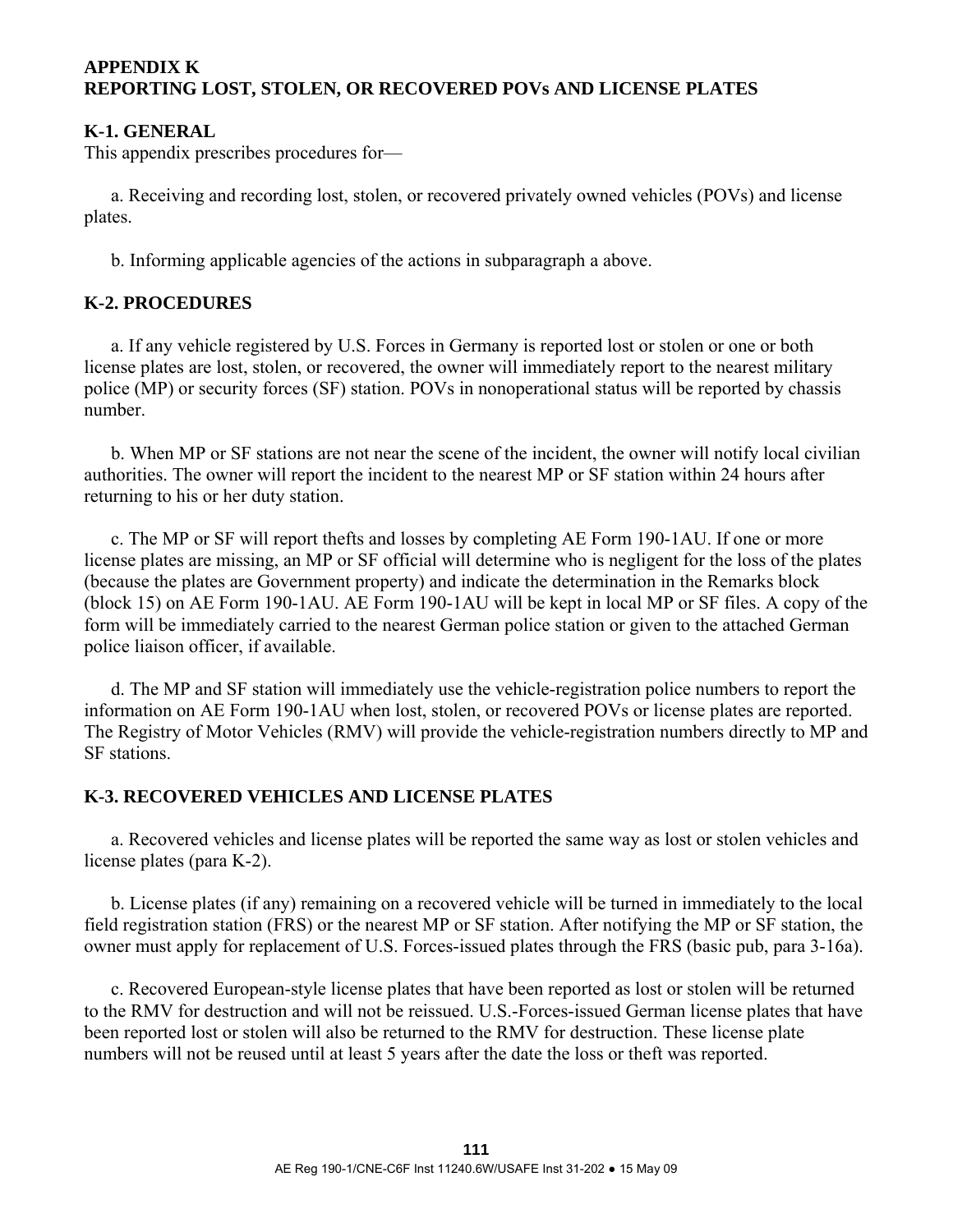# APPENDIX K
# REPORTING LOST, STOLEN, OR RECOVERED POVs AND LICENSE PLATES

## K-1. GENERAL

This appendix prescribes procedures for—

a. Receiving and recording lost, stolen, or recovered privately owned vehicles (POVs) and license plates.

b. Informing applicable agencies of the actions in subparagraph a above.

## K-2. PROCEDURES

a. If any vehicle registered by U.S. Forces in Germany is reported lost or stolen or one or both license plates are lost, stolen, or recovered, the owner will immediately report to the nearest military police (MP) or security forces (SF) station. POVs in nonoperational status will be reported by chassis number.

b. When MP or SF stations are not near the scene of the incident, the owner will notify local civilian authorities. The owner will report the incident to the nearest MP or SF station within 24 hours after returning to his or her duty station.

c. The MP or SF will report thefts and losses by completing AE Form 190-1AU. If one or more license plates are missing, an MP or SF official will determine who is negligent for the loss of the plates (because the plates are Government property) and indicate the determination in the Remarks block (block 15) on AE Form 190-1AU. AE Form 190-1AU will be kept in local MP or SF files. A copy of the form will be immediately carried to the nearest German police station or given to the attached German police liaison officer, if available.

d. The MP and SF station will immediately use the vehicle-registration police numbers to report the information on AE Form 190-1AU when lost, stolen, or recovered POVs or license plates are reported. The Registry of Motor Vehicles (RMV) will provide the vehicle-registration numbers directly to MP and SF stations.

## K-3. RECOVERED VEHICLES AND LICENSE PLATES

a. Recovered vehicles and license plates will be reported the same way as lost or stolen vehicles and license plates (para K-2).

b. License plates (if any) remaining on a recovered vehicle will be turned in immediately to the local field registration station (FRS) or the nearest MP or SF station. After notifying the MP or SF station, the owner must apply for replacement of U.S. Forces-issued plates through the FRS (basic pub, para 3-16a).

c. Recovered European-style license plates that have been reported as lost or stolen will be returned to the RMV for destruction and will not be reissued. U.S.-Forces-issued German license plates that have been reported lost or stolen will also be returned to the RMV for destruction. These license plate numbers will not be reused until at least 5 years after the date the loss or theft was reported.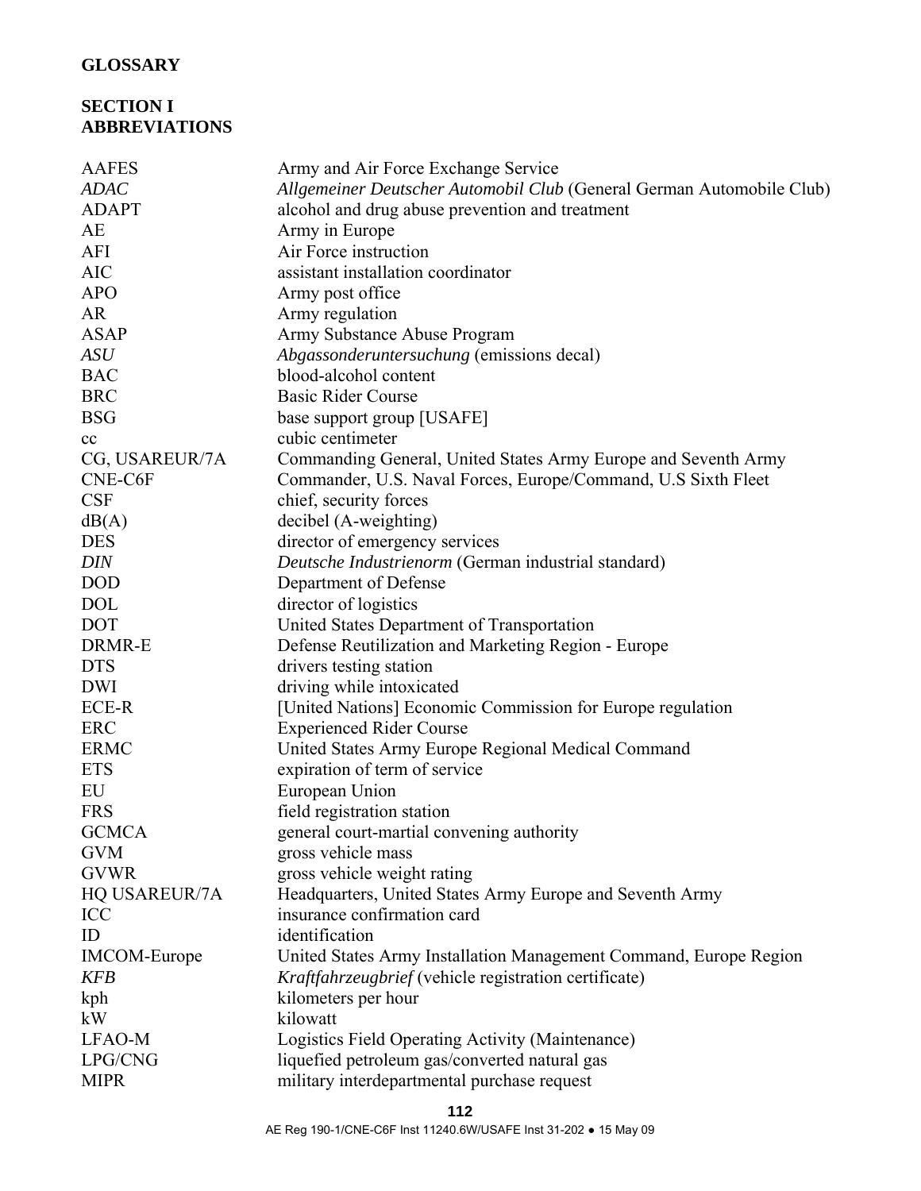## GLOSSARY

## SECTION I ABBREVIATIONS

| | |
|---|---|
| AAFES | Army and Air Force Exchange Service |
| *ADAC* | *Allgemeiner Deutscher Automobil Club* (General German Automobile Club) |
| ADAPT | alcohol and drug abuse prevention and treatment |
| AE | Army in Europe |
| AFI | Air Force instruction |
| AIC | assistant installation coordinator |
| APO | Army post office |
| AR | Army regulation |
| ASAP | Army Substance Abuse Program |
| *ASU* | *Abgassonderuntersuchung* (emissions decal) |
| BAC | blood-alcohol content |
| BRC | Basic Rider Course |
| BSG | base support group [USAFE] |
| cc | cubic centimeter |
| CG, USAREUR/7A | Commanding General, United States Army Europe and Seventh Army |
| CNE-C6F | Commander, U.S. Naval Forces, Europe/Command, U.S Sixth Fleet |
| CSF | chief, security forces |
| dB(A) | decibel (A-weighting) |
| DES | director of emergency services |
| *DIN* | *Deutsche Industrienorm* (German industrial standard) |
| DOD | Department of Defense |
| DOL | director of logistics |
| DOT | United States Department of Transportation |
| DRMR-E | Defense Reutilization and Marketing Region - Europe |
| DTS | drivers testing station |
| DWI | driving while intoxicated |
| ECE-R | [United Nations] Economic Commission for Europe regulation |
| ERC | Experienced Rider Course |
| ERMC | United States Army Europe Regional Medical Command |
| ETS | expiration of term of service |
| EU | European Union |
| FRS | field registration station |
| GCMCA | general court-martial convening authority |
| GVM | gross vehicle mass |
| GVWR | gross vehicle weight rating |
| HQ USAREUR/7A | Headquarters, United States Army Europe and Seventh Army |
| ICC | insurance confirmation card |
| ID | identification |
| IMCOM-Europe | United States Army Installation Management Command, Europe Region |
| *KFB* | *Kraftfahrzeugbrief* (vehicle registration certificate) |
| kph | kilometers per hour |
| kW | kilowatt |
| LFAO-M | Logistics Field Operating Activity (Maintenance) |
| LPG/CNG | liquefied petroleum gas/converted natural gas |
| MIPR | military interdepartmental purchase request |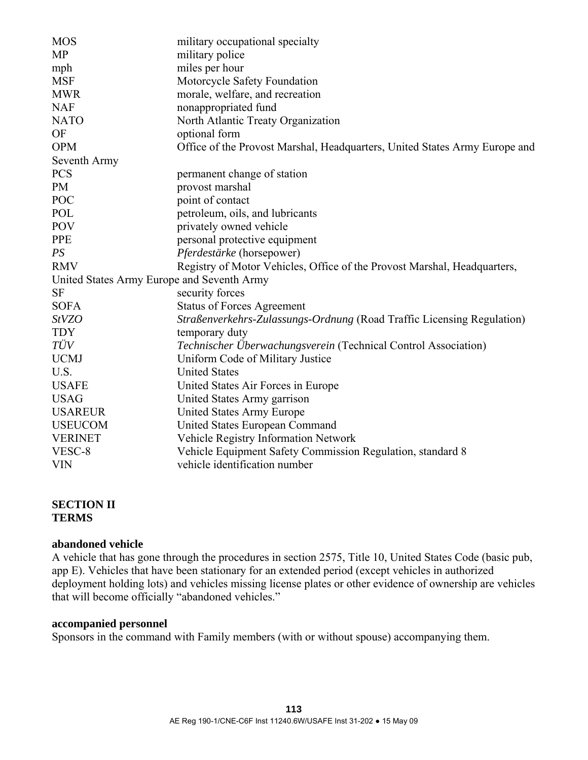| | |
|---|---|
| MOS | military occupational specialty |
| MP | military police |
| mph | miles per hour |
| MSF | Motorcycle Safety Foundation |
| MWR | morale, welfare, and recreation |
| NAF | nonappropriated fund |
| NATO | North Atlantic Treaty Organization |
| OF | optional form |
| OPM | Office of the Provost Marshal, Headquarters, United States Army Europe and Seventh Army |
| PCS | permanent change of station |
| PM | provost marshal |
| POC | point of contact |
| POL | petroleum, oils, and lubricants |
| POV | privately owned vehicle |
| PPE | personal protective equipment |
| *PS* | *Pferdestärke* (horsepower) |
| RMV | Registry of Motor Vehicles, Office of the Provost Marshal, Headquarters, United States Army Europe and Seventh Army |
| SF | security forces |
| SOFA | Status of Forces Agreement |
| *StVZO* | *Straßenverkehrs-Zulassungs-Ordnung* (Road Traffic Licensing Regulation) |
| TDY | temporary duty |
| *TÜV* | *Technischer Überwachungsverein* (Technical Control Association) |
| UCMJ | Uniform Code of Military Justice |
| U.S. | United States |
| USAFE | United States Air Forces in Europe |
| USAG | United States Army garrison |
| USAREUR | United States Army Europe |
| USEUCOM | United States European Command |
| VERINET | Vehicle Registry Information Network |
| VESC-8 | Vehicle Equipment Safety Commission Regulation, standard 8 |
| VIN | vehicle identification number |

## SECTION II
## TERMS

**abandoned vehicle**
A vehicle that has gone through the procedures in section 2575, Title 10, United States Code (basic pub, app E). Vehicles that have been stationary for an extended period (except vehicles in authorized deployment holding lots) and vehicles missing license plates or other evidence of ownership are vehicles that will become officially "abandoned vehicles."

**accompanied personnel**
Sponsors in the command with Family members (with or without spouse) accompanying them.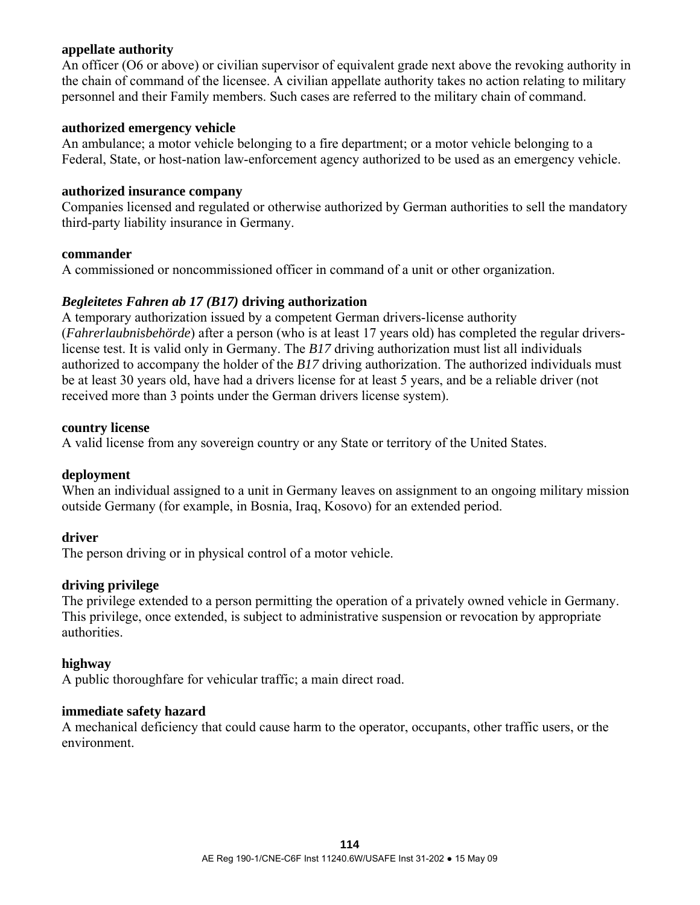**appellate authority**
An officer (O6 or above) or civilian supervisor of equivalent grade next above the revoking authority in the chain of command of the licensee. A civilian appellate authority takes no action relating to military personnel and their Family members. Such cases are referred to the military chain of command.

**authorized emergency vehicle**
An ambulance; a motor vehicle belonging to a fire department; or a motor vehicle belonging to a Federal, State, or host-nation law-enforcement agency authorized to be used as an emergency vehicle.

**authorized insurance company**
Companies licensed and regulated or otherwise authorized by German authorities to sell the mandatory third-party liability insurance in Germany.

**commander**
A commissioned or noncommissioned officer in command of a unit or other organization.

***Begleitetes Fahren ab 17 (B17)* driving authorization**
A temporary authorization issued by a competent German drivers-license authority (*Fahrerlaubnisbehörde*) after a person (who is at least 17 years old) has completed the regular drivers-license test. It is valid only in Germany. The *B17* driving authorization must list all individuals authorized to accompany the holder of the *B17* driving authorization. The authorized individuals must be at least 30 years old, have had a drivers license for at least 5 years, and be a reliable driver (not received more than 3 points under the German drivers license system).

**country license**
A valid license from any sovereign country or any State or territory of the United States.

**deployment**
When an individual assigned to a unit in Germany leaves on assignment to an ongoing military mission outside Germany (for example, in Bosnia, Iraq, Kosovo) for an extended period.

**driver**
The person driving or in physical control of a motor vehicle.

**driving privilege**
The privilege extended to a person permitting the operation of a privately owned vehicle in Germany. This privilege, once extended, is subject to administrative suspension or revocation by appropriate authorities.

**highway**
A public thoroughfare for vehicular traffic; a main direct road.

**immediate safety hazard**
A mechanical deficiency that could cause harm to the operator, occupants, other traffic users, or the environment.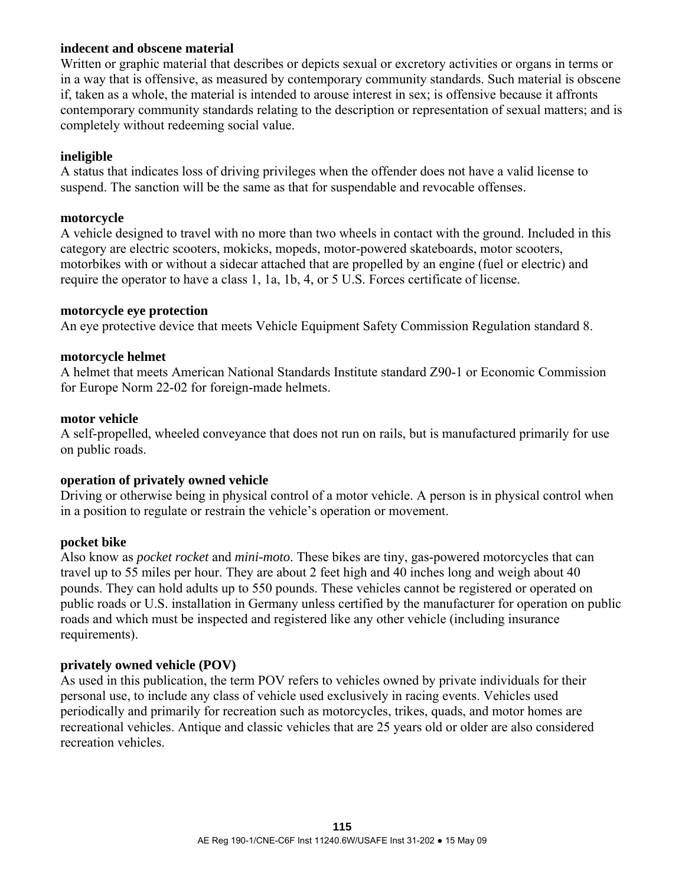**indecent and obscene material**
Written or graphic material that describes or depicts sexual or excretory activities or organs in terms or in a way that is offensive, as measured by contemporary community standards. Such material is obscene if, taken as a whole, the material is intended to arouse interest in sex; is offensive because it affronts contemporary community standards relating to the description or representation of sexual matters; and is completely without redeeming social value.

**ineligible**
A status that indicates loss of driving privileges when the offender does not have a valid license to suspend. The sanction will be the same as that for suspendable and revocable offenses.

**motorcycle**
A vehicle designed to travel with no more than two wheels in contact with the ground. Included in this category are electric scooters, mokicks, mopeds, motor-powered skateboards, motor scooters, motorbikes with or without a sidecar attached that are propelled by an engine (fuel or electric) and require the operator to have a class 1, 1a, 1b, 4, or 5 U.S. Forces certificate of license.

**motorcycle eye protection**
An eye protective device that meets Vehicle Equipment Safety Commission Regulation standard 8.

**motorcycle helmet**
A helmet that meets American National Standards Institute standard Z90-1 or Economic Commission for Europe Norm 22-02 for foreign-made helmets.

**motor vehicle**
A self-propelled, wheeled conveyance that does not run on rails, but is manufactured primarily for use on public roads.

**operation of privately owned vehicle**
Driving or otherwise being in physical control of a motor vehicle. A person is in physical control when in a position to regulate or restrain the vehicle's operation or movement.

**pocket bike**
Also know as *pocket rocket* and *mini-moto*. These bikes are tiny, gas-powered motorcycles that can travel up to 55 miles per hour. They are about 2 feet high and 40 inches long and weigh about 40 pounds. They can hold adults up to 550 pounds. These vehicles cannot be registered or operated on public roads or U.S. installation in Germany unless certified by the manufacturer for operation on public roads and which must be inspected and registered like any other vehicle (including insurance requirements).

**privately owned vehicle (POV)**
As used in this publication, the term POV refers to vehicles owned by private individuals for their personal use, to include any class of vehicle used exclusively in racing events. Vehicles used periodically and primarily for recreation such as motorcycles, trikes, quads, and motor homes are recreational vehicles. Antique and classic vehicles that are 25 years old or older are also considered recreation vehicles.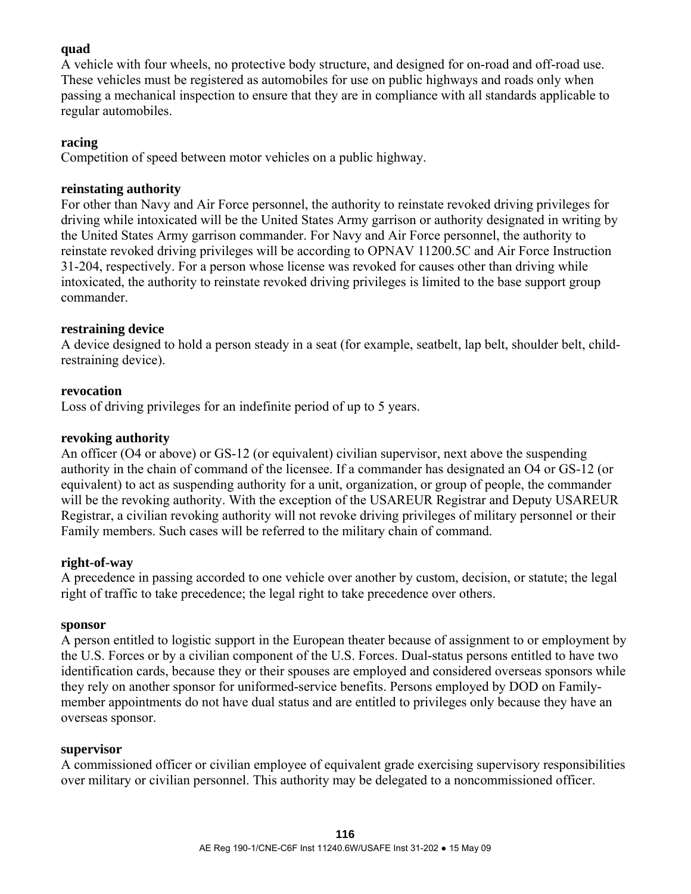**quad**
A vehicle with four wheels, no protective body structure, and designed for on-road and off-road use. These vehicles must be registered as automobiles for use on public highways and roads only when passing a mechanical inspection to ensure that they are in compliance with all standards applicable to regular automobiles.

**racing**
Competition of speed between motor vehicles on a public highway.

**reinstating authority**
For other than Navy and Air Force personnel, the authority to reinstate revoked driving privileges for driving while intoxicated will be the United States Army garrison or authority designated in writing by the United States Army garrison commander. For Navy and Air Force personnel, the authority to reinstate revoked driving privileges will be according to OPNAV 11200.5C and Air Force Instruction 31-204, respectively. For a person whose license was revoked for causes other than driving while intoxicated, the authority to reinstate revoked driving privileges is limited to the base support group commander.

**restraining device**
A device designed to hold a person steady in a seat (for example, seatbelt, lap belt, shoulder belt, child-restraining device).

**revocation**
Loss of driving privileges for an indefinite period of up to 5 years.

**revoking authority**
An officer (O4 or above) or GS-12 (or equivalent) civilian supervisor, next above the suspending authority in the chain of command of the licensee. If a commander has designated an O4 or GS-12 (or equivalent) to act as suspending authority for a unit, organization, or group of people, the commander will be the revoking authority. With the exception of the USAREUR Registrar and Deputy USAREUR Registrar, a civilian revoking authority will not revoke driving privileges of military personnel or their Family members. Such cases will be referred to the military chain of command.

**right-of-way**
A precedence in passing accorded to one vehicle over another by custom, decision, or statute; the legal right of traffic to take precedence; the legal right to take precedence over others.

**sponsor**
A person entitled to logistic support in the European theater because of assignment to or employment by the U.S. Forces or by a civilian component of the U.S. Forces. Dual-status persons entitled to have two identification cards, because they or their spouses are employed and considered overseas sponsors while they rely on another sponsor for uniformed-service benefits. Persons employed by DOD on Family-member appointments do not have dual status and are entitled to privileges only because they have an overseas sponsor.

**supervisor**
A commissioned officer or civilian employee of equivalent grade exercising supervisory responsibilities over military or civilian personnel. This authority may be delegated to a noncommissioned officer.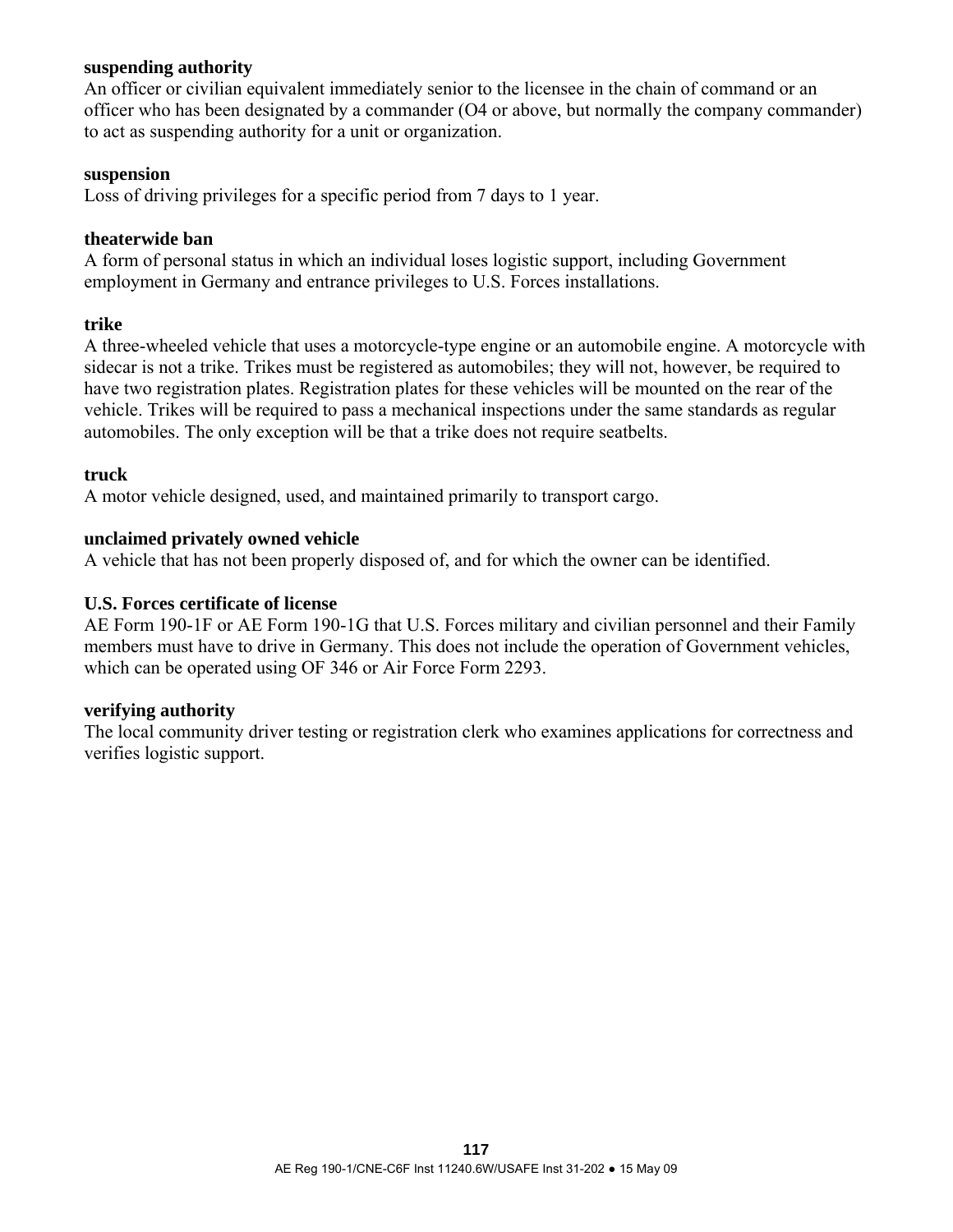**suspending authority**
An officer or civilian equivalent immediately senior to the licensee in the chain of command or an officer who has been designated by a commander (O4 or above, but normally the company commander) to act as suspending authority for a unit or organization.

**suspension**
Loss of driving privileges for a specific period from 7 days to 1 year.

**theaterwide ban**
A form of personal status in which an individual loses logistic support, including Government employment in Germany and entrance privileges to U.S. Forces installations.

**trike**
A three-wheeled vehicle that uses a motorcycle-type engine or an automobile engine. A motorcycle with sidecar is not a trike. Trikes must be registered as automobiles; they will not, however, be required to have two registration plates. Registration plates for these vehicles will be mounted on the rear of the vehicle. Trikes will be required to pass a mechanical inspections under the same standards as regular automobiles. The only exception will be that a trike does not require seatbelts.

**truck**
A motor vehicle designed, used, and maintained primarily to transport cargo.

**unclaimed privately owned vehicle**
A vehicle that has not been properly disposed of, and for which the owner can be identified.

**U.S. Forces certificate of license**
AE Form 190-1F or AE Form 190-1G that U.S. Forces military and civilian personnel and their Family members must have to drive in Germany. This does not include the operation of Government vehicles, which can be operated using OF 346 or Air Force Form 2293.

**verifying authority**
The local community driver testing or registration clerk who examines applications for correctness and verifies logistic support.